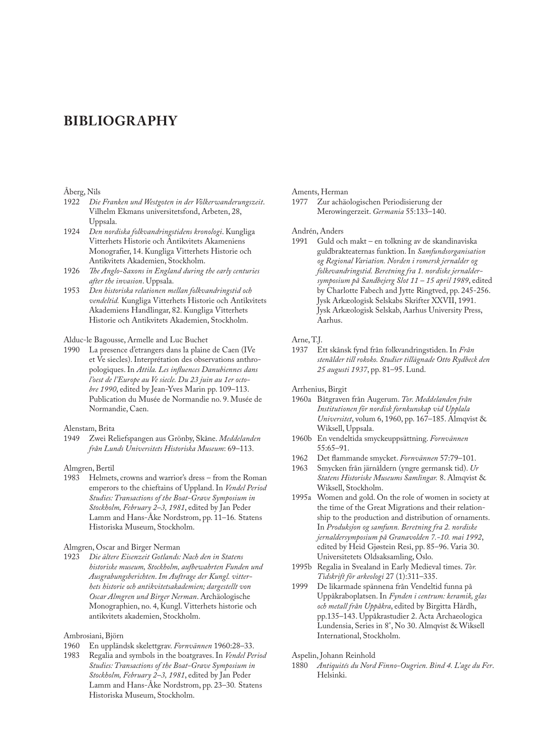# BIBLIOGRAPHY

Åberg, Nils

1922 *Die Franken und Westgoten in der Völkerwanderungszeit*. Vilhelm Ekmans universitetsfond, Arbeten, 28, Uppsala.

1924 *Den nordiska folkvandringstidens kronologi*. Kungliga Vitterhets Historie och Antikvitets Akameniens Monografier, 14. Kungliga Vitterhets Historie och Antikvitets Akademien, Stockholm.

1926 *The Anglo-Saxons in England during the early centuries after the invasion*. Uppsala.

1953 *Den historiska relationen mellan folkvandringstid och vendeltid.* Kungliga Vitterhets Historie och Antikvitets Akademiens Handlingar, 82. Kungliga Vitterhets Historie och Antikvitets Akademien, Stockholm.

Alduc-le Bagousse, Armelle and Luc Buchet

1990 La presence d'etrangers dans la plaine de Caen (IVe et Ve siecles). Interprétation des observations anthropologiques. In *Attila. Les influences Danubiennes dans l'oest de l'Europe au Ve siecle. Du 23 juin au 1er octobre 1990*, edited by Jean-Yves Marin pp. 109–113. Publication du Musée de Normandie no. 9. Musée de Normandie, Caen.

Alenstam, Brita

1949 Zwei Reliefspangen aus Grönby, Skåne. *Meddelanden från Lunds Universitets Historiska Museum*: 69–113.

Almgren, Bertil

1983 Helmets, crowns and warrior's dress – from the Roman emperors to the chieftains of Uppland. In *Vendel Period Studies: Transactions of the Boat-Grave Symposium in Stockholm, February 2–3, 1981*, edited by Jan Peder Lamm and Hans-Åke Nordstrom, pp. 11–16. Statens Historiska Museum, Stockholm.

Almgren, Oscar and Birger Nerman

1923 *Die ältere Eisenzeit Gotlands: Nach den in Statens historiske museum, Stockholm, aufbewahrten Funden und Ausgrabungsberichten. Im Auftrage der Kungl. vitterhets historie och antikvitetsakademien; dargestellt von Oscar Almgren und Birger Nerman*. Archäologische Monographien, no. 4, Kungl. Vitterhets historie och antikvitets akademien, Stockholm.

Ambrosiani, Björn

1960 En uppländsk skelettgrav. *Fornvännen* 1960:28–33.

1983 Regalia and symbols in the boatgraves. In *Vendel Period Studies: Transactions of the Boat-Grave Symposium in Stockholm, February 2–3, 1981*, edited by Jan Peder Lamm and Hans-Åke Nordstrom, pp. 23–30. Statens Historiska Museum, Stockholm.

Aments, Herman

1977 Zur achäologischen Periodisierung der Merowingerzeit. *Germania* 55:133–140.

Andrén, Anders

1991 Guld och makt – en tolkning av de skandinaviska guldbrakteaternas funktion. In *Samfundsorganisation og Regional Variation. Norden i romersk jernalder og folkevandringstid. Beretning fra 1. nordiske jernaldersymposium på Sandbejerg Slot 11 – 15 april 1989*, edited by Charlotte Fabech and Jytte Ringtved, pp. 245-256. Jysk Arkæologisk Selskabs Skrifter XXVII, 1991. Jysk Arkæologisk Selskab, Aarhus University Press, Aarhus.

Arne, T.J.

1937 Ett skånsk fynd från folkvandringstiden. In *Från stenålder till rokoko. Studier tillägnade Otto Rydbeck den 25 augusti 1937*, pp. 81–95. Lund.

Arrhenius, Birgit

1960a Båtgraven från Augerum. *Tor. Meddelanden från Institutionen för nordisk fornkunskap vid Upplala Universitet*, volum 6, 1960, pp. 167–185. Almqvist & Wiksell, Uppsala.

1960b En vendeltida smyckeuppsättning. *Fornvännen* 55:65–91.

1962 Det flammande smycket. *Fornvännen* 57:79–101.

1963 Smycken från järnåldern (yngre germansk tid). *Ur Statens Historiske Museums Samlingar.* 8. Almqvist & Wiksell, Stockholm.

1995a Women and gold. On the role of women in society at the time of the Great Migrations and their relationship to the production and distribution of ornaments. In *Produksjon og samfunn. Beretning fra 2. nordiske jernaldersymposium på Granavolden 7.-10. mai 1992*, edited by Heid Gjøstein Resi, pp. 85–96. Varia 30. Universitetets Oldsaksamling, Oslo.

1995b Regalia in Svealand in Early Medieval times. *Tor. Tidskrift för arkeologi* 27 (1):311–335.

1999 De likarmade spännena från Vendeltid funna på Uppåkraboplatsen. In *Fynden i centrum: keramik, glas och metall från Uppåkra*, edited by Birgitta Hårdh, pp.135–143. Uppåkrastudier 2. Acta Archaeologica Lundensia, Series in 8°, No 30. Almqvist & Wiksell International, Stockholm.

Aspelin, Johann Reinhold

1880 *Antiquités du Nord Finno-Ougrien. Bind 4. L'age du Fer*. Helsinki.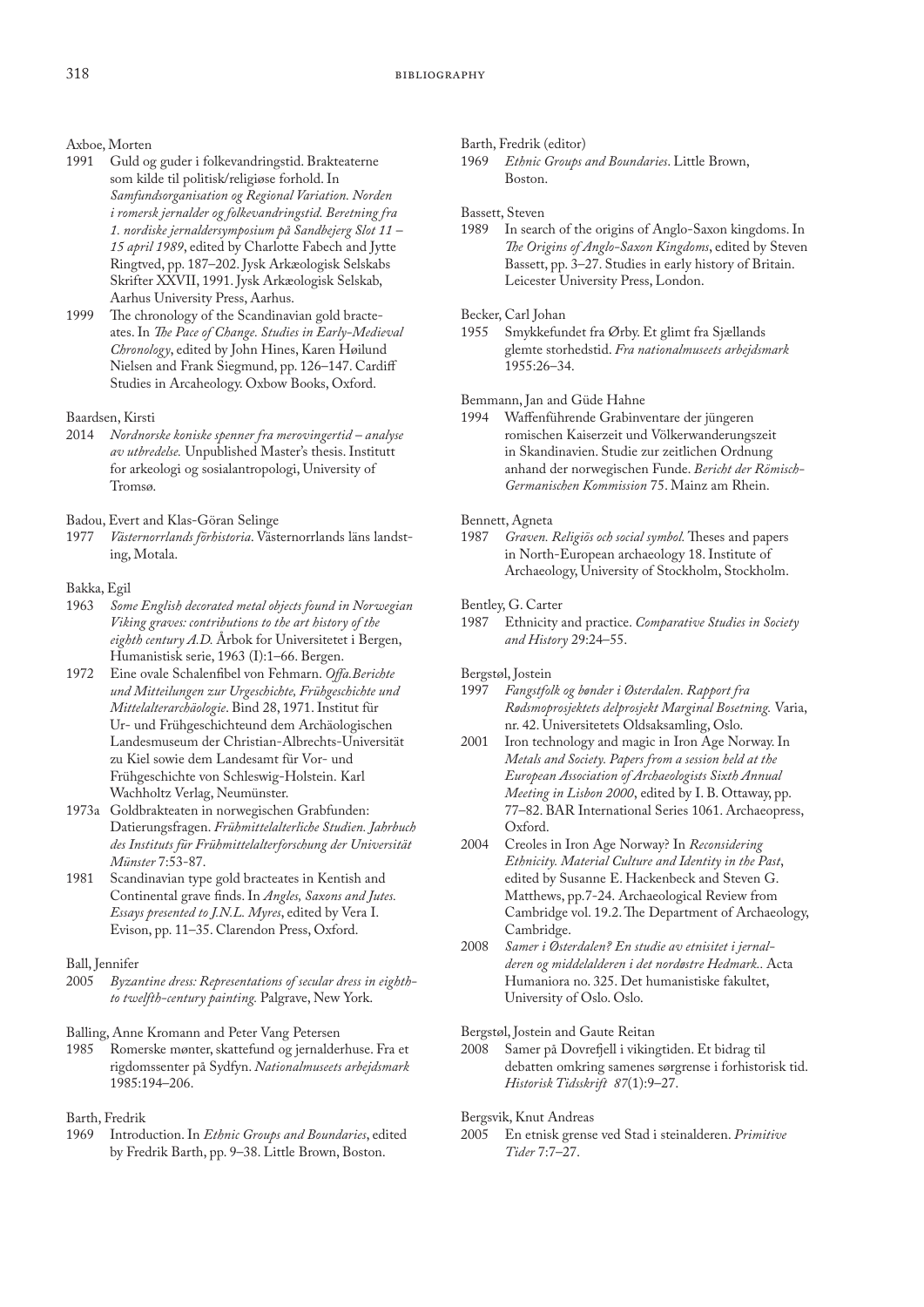Axboe, Morten

1991 Guld og guder i folkevandringstid. Brakteaterne som kilde til politisk/religiøse forhold. In *Samfundsorganisation og Regional Variation. Norden i romersk jernalder og folkevandringstid. Beretning fra 1. nordiske jernaldersymposium på Sandbejerg Slot 11 – 15 april 1989*, edited by Charlotte Fabech and Jytte Ringtved, pp. 187–202. Jysk Arkæologisk Selskabs Skrifter XXVII, 1991. Jysk Arkæologisk Selskab, Aarhus University Press, Aarhus.

1999 The chronology of the Scandinavian gold bracteates. In *The Pace of Change. Studies in Early-Medieval Chronology*, edited by John Hines, Karen Høilund Nielsen and Frank Siegmund, pp. 126–147. Cardiff Studies in Arcaheology. Oxbow Books, Oxford.

Baardsen, Kirsti

2014 *Nordnorske koniske spenner fra merovingertid – analyse av utbredelse.* Unpublished Master's thesis. Institutt for arkeologi og sosialantropologi, University of Tromsø.

Badou, Evert and Klas-Göran Selinge

1977 *Västernorrlands förhistoria*. Västernorrlands läns landsting, Motala.

Bakka, Egil

1963 *Some English decorated metal objects found in Norwegian Viking graves: contributions to the art history of the eighth century A.D.* Årbok for Universitetet i Bergen, Humanistisk serie, 1963 (I):1–66. Bergen.

1972 Eine ovale Schalenfibel von Fehmarn. *Offa.Berichte und Mitteilungen zur Urgeschichte, Frühgeschichte und Mittelalterarchäologie*. Bind 28, 1971. Institut für Ur- und Frühgeschichteund dem Archäologischen Landesmuseum der Christian-Albrechts-Universität zu Kiel sowie dem Landesamt für Vor- und Frühgeschichte von Schleswig-Holstein. Karl Wachholtz Verlag, Neumünster.

1973a Goldbrakteaten in norwegischen Grabfunden: Datierungsfragen. *Frühmittelalterliche Studien. Jahrbuch des Instituts für Frühmittelalterforschung der Universität Münster* 7:53-87.

1981 Scandinavian type gold bracteates in Kentish and Continental grave finds. In *Angles, Saxons and Jutes. Essays presented to J.N.L. Myres*, edited by Vera I. Evison, pp. 11–35. Clarendon Press, Oxford.

Ball, Jennifer

2005 *Byzantine dress: Representations of secular dress in eighth- to twelfth-century painting.* Palgrave, New York.

Balling, Anne Kromann and Peter Vang Petersen

1985 Romerske mønter, skattefund og jernalderhuse. Fra et rigdomssenter på Sydfyn. *Nationalmuseets arbejdsmark* 1985:194–206.

Barth, Fredrik

1969 Introduction. In *Ethnic Groups and Boundaries*, edited by Fredrik Barth, pp. 9–38. Little Brown, Boston.

Barth, Fredrik (editor)

1969 *Ethnic Groups and Boundaries*. Little Brown, Boston.

Bassett, Steven

1989 In search of the origins of Anglo-Saxon kingdoms. In *The Origins of Anglo-Saxon Kingdoms*, edited by Steven Bassett, pp. 3–27. Studies in early history of Britain. Leicester University Press, London.

Becker, Carl Johan

1955 Smykkefundet fra Ørby. Et glimt fra Sjællands glemte storhedstid. *Fra nationalmuseets arbejdsmark* 1955:26–34.

Bemmann, Jan and Güde Hahne

1994 Waffenführende Grabinventare der jüngeren romischen Kaiserzeit und Völkerwanderungszeit in Skandinavien. Studie zur zeitlichen Ordnung anhand der norwegischen Funde. *Bericht der Römisch-Germanischen Kommission* 75. Mainz am Rhein.

Bennett, Agneta

1987 *Graven. Religiös och social symbol.* Theses and papers in North-European archaeology 18. Institute of Archaeology, University of Stockholm, Stockholm.

Bentley, G. Carter

1987 Ethnicity and practice. *Comparative Studies in Society and History* 29:24–55.

Bergstøl, Jostein

1997 *Fangstfolk og bønder i Østerdalen. Rapport fra Rødsmoprosjektets delprosjekt Marginal Bosetning.* Varia, nr. 42. Universitetets Oldsaksamling, Oslo.

2001 Iron technology and magic in Iron Age Norway. In *Metals and Society. Papers from a session held at the European Association of Archaeologists Sixth Annual Meeting in Lisbon 2000*, edited by I. B. Ottaway, pp. 77–82. BAR International Series 1061. Archaeopress, Oxford.

2004 Creoles in Iron Age Norway? In *Reconsidering Ethnicity. Material Culture and Identity in the Past*, edited by Susanne E. Hackenbeck and Steven G. Matthews, pp.7-24. Archaeological Review from Cambridge vol. 19.2. The Department of Archaeology, Cambridge.

2008 *Samer i Østerdalen? En studie av etnisitet i jernalderen og middelalderen i det nordøstre Hedmark..* Acta Humaniora no. 325. Det humanistiske fakultet, University of Oslo. Oslo.

Bergstøl, Jostein and Gaute Reitan

2008 Samer på Dovrefjell i vikingtiden. Et bidrag til debatten omkring samenes sørgrense i forhistorisk tid. *Historisk Tidsskrift 87*(1):9–27.

Bergsvik, Knut Andreas

2005 En etnisk grense ved Stad i steinalderen. *Primitive Tider* 7:7–27.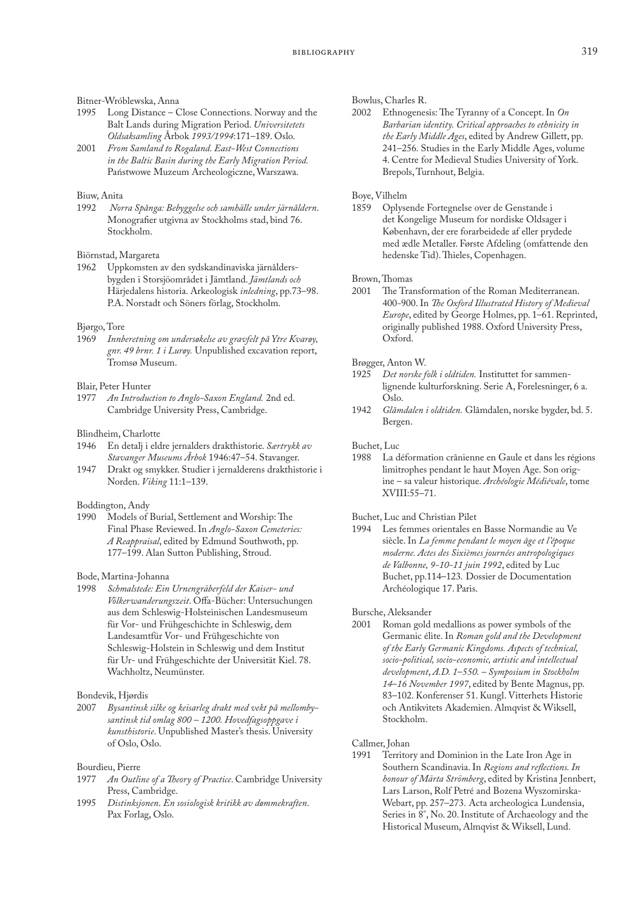Bitner-Wróblewska, Anna

1995 Long Distance – Close Connections. Norway and the Balt Lands during Migration Period. *Universitetets Oldsaksamling* Årbok *1993/1994*:171–189. Oslo.

2001 *From Samland to Rogaland. East-West Connections in the Baltic Basin during the Early Migration Period.* Państwowe Muzeum Archeologiczne, Warszawa.

Biuw, Anita

1992 *Norra Spånga: Bebyggelse och samhälle under järnåldern*. Monografier utgivna av Stockholms stad, bind 76. Stockholm.

Biörnstad, Margareta

1962 Uppkomsten av den sydskandinaviska järnåldersbygden i Storsjöområdet i Jämtland. *Jämtlands och* Härjedalens historia. Arkeologisk *inledning*, pp.73–98. P.A. Norstadt och Söners förlag, Stockholm.

Bjørgo, Tore

1969 *Innberetning om undersøkelse av gravfelt på Ytre Kvarøy, gnr. 49 brnr. 1 i Lurøy.* Unpublished excavation report, Tromsø Museum.

Blair, Peter Hunter

1977 *An Introduction to Anglo-Saxon England.* 2nd ed. Cambridge University Press, Cambridge.

Blindheim, Charlotte

1946 En detalj i eldre jernalders drakthistorie. *Særtrykk av Stavanger Museums Årbok* 1946:47–54. Stavanger.

1947 Drakt og smykker. Studier i jernalderens drakthistorie i Norden. *Viking* 11:1–139.

Boddington, Andy

1990 Models of Burial, Settlement and Worship: The Final Phase Reviewed. In *Anglo-Saxon Cemeteries: A Reappraisal*, edited by Edmund Southwoth, pp. 177–199. Alan Sutton Publishing, Stroud.

Bode, Martina-Johanna

1998 *Schmalstede: Ein Urnengräberfeld der Kaiser- und Völkerwanderungszeit*. Offa-Bücher: Untersuchungen aus dem Schleswig-Holsteinischen Landesmuseum für Vor- und Frühgeschichte in Schleswig, dem Landesamtfür Vor- und Frühgeschichte von Schleswig-Holstein in Schleswig und dem Institut für Ur- und Frühgeschichte der Universität Kiel. 78. Wachholtz, Neumünster.

Bondevik, Hjørdis

2007 *Bysantinsk silke og keisarleg drakt med vekt på mellombysantinsk tid omlag 800 – 1200. Hovedfagsoppgave i kunsthistorie*. Unpublished Master's thesis. University of Oslo, Oslo.

Bourdieu, Pierre

1977 *An Outline of a Theory of Practice*. Cambridge University Press, Cambridge.

1995 *Distinksjonen. En sosiologisk kritikk av dømmekraften*. Pax Forlag, Oslo.

Bowlus, Charles R.

2002 Ethnogenesis: The Tyranny of a Concept. In *On Barbarian identity. Critical approaches to ethnicity in the Early Middle Ages*, edited by Andrew Gillett, pp. 241–256. Studies in the Early Middle Ages, volume 4. Centre for Medieval Studies University of York. Brepols, Turnhout, Belgia.

Boye, Vilhelm

1859 Oplysende Fortegnelse over de Genstande i det Kongelige Museum for nordiske Oldsager i København, der ere forarbeidede af eller prydede med ædle Metaller. Første Afdeling (omfattende den hedenske Tid). Thieles, Copenhagen.

Brown, Thomas

2001 The Transformation of the Roman Mediterranean. 400-900. In *The Oxford Illustrated History of Medieval Europe*, edited by George Holmes, pp. 1–61. Reprinted, originally published 1988. Oxford University Press, Oxford.

Brøgger, Anton W.

1925 *Det norske folk i oldtiden.* Instituttet for sammenlignende kulturforskning. Serie A, Forelesninger, 6 a. Oslo.

1942 *Glåmdalen i oldtiden.* Glåmdalen, norske bygder, bd. 5. Bergen.

Buchet, Luc

1988 La déformation crânienne en Gaule et dans les régions limitrophes pendant le haut Moyen Age. Son origine – sa valeur historique. *Archéologie Médiévale*, tome XVIII:55–71.

Buchet, Luc and Christian Pilet

1994 Les femmes orientales en Basse Normandie au Ve siècle. In *La femme pendant le moyen âge et l'époque moderne. Actes des Sixièmes journées antropologiques de Valbonne, 9-10-11 juin 1992*, edited by Luc Buchet, pp.114–123. Dossier de Documentation Archéologique 17. Paris.

Bursche, Aleksander

2001 Roman gold medallions as power symbols of the Germanic élite. In *Roman gold and the Development of the Early Germanic Kingdoms. Aspects of technical, socio-political, socio-economic, artistic and intellectual development, A.D. 1–550. – Symposium in Stockholm 14–16 November 1997*, edited by Bente Magnus, pp. 83–102. Konferenser 51. Kungl. Vitterhets Historie och Antikvitets Akademien. Almqvist & Wiksell, Stockholm.

Callmer, Johan

1991 Territory and Dominion in the Late Iron Age in Southern Scandinavia. In *Regions and reflections. In honour of Märta Strömberg*, edited by Kristina Jennbert, Lars Larson, Rolf Petré and Bozena Wyszomirska-Webart, pp. 257–273. Acta archeologica Lundensia, Series in 8°, No. 20. Institute of Archaeology and the Historical Museum, Almqvist & Wiksell, Lund.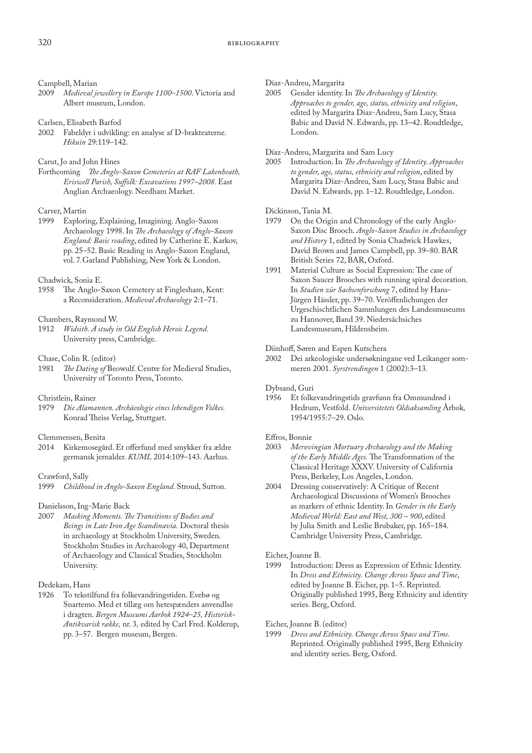Campbell, Marian

2009 *Medieval jewellery in Europe 1100–1500*. Victoria and Albert museum, London.

Carlsen, Elisabeth Barfod

2002 Fabeldyr i udvikling: en analyse af D-brakteaterne. *Hikuin* 29:119–142.

Carut, Jo and John Hines

Forthcoming *The Anglo-Saxon Cemeteries at RAF Lakenheath, Eriswell Parish, Suffolk: Excavations 1997–2008.* East Anglian Archaeology. Needham Market.

Carver, Martin

1999 Exploring, Explaining, Imagining. Anglo-Saxon Archaeology 1998. In *The Archaeology of Anglo-Saxon England: Basic reading*, edited by Catherine E. Karkov, pp. 25–52. Basic Reading in Anglo-Saxon England, vol. 7. Garland Publishing, New York & London.

Chadwick, Sonia E.

1958 The Anglo-Saxon Cemetery at Finglesham, Kent: a Reconsideration. *Medieval Archaeology* 2:1–71.

Chambers, Raymond W.

1912 *Widsith. A study in Old English Heroic Legend.* University press, Cambridge.

Chase, Colin R. (editor)

1981 *The Dating of* Beowulf. Centre for Medieval Studies, University of Toronto Press, Toronto.

Christlein, Rainer

1979 *Die Alamannen. Archäeologie eines lebendigen Volkes.* Konrad Theiss Verlag, Stuttgart.

Clemmensen, Benita

2014 Kirkemosegård. Et offerfund med smykker fra ældre germansk jernalder. *KUML* 2014:109–143. Aarhus.

Crawford, Sally

1999 *Childhood in Anglo-Saxon England*. Stroud, Sutton.

Danielsson, Ing-Marie Back

2007 *Masking Moments. The Transitions of Bodies and Beings in Late Iron Age Scandinavia.* Doctoral thesis in archaeology at Stockholm University, Sweden. Stockholm Studies in Archaeology 40, Department of Archaeology and Classical Studies, Stockholm University.

Dedekam, Hans

1926 To tekstilfund fra folkevandringstiden. Evebø og Snartemo. Med et tillæg om hetespænders anvendlse i dragten. *Bergen Museums Aarbok 1924–25, Historisk-Antikvarisk række,* nr. 3*,* edited by Carl Fred. Kolderup, pp. 3–57. Bergen museum, Bergen.

Díaz-Andreu, Margarita

2005 Gender identity. In *The Archaeology of Identity. Approaches to gender, age, status, ethnicity and religion*, edited by Margarita Díaz-Andreu, Sam Lucy, Stasa Babic and David N. Edwards, pp. 13–42. Roudtledge, London.

Díaz-Andreu, Margarita and Sam Lucy

2005 Introduction. In *The Archaeology of Identity. Approaches to gender, age, status, ethnicity and religion*, edited by Margarita Díaz-Andreu, Sam Lucy, Stasa Babic and David N. Edwards, pp. 1–12. Roudtledge, London.

Dickinson, Tania M.

1979 On the Origin and Chronology of the early Anglo-Saxon Disc Brooch. *Anglo-Saxon Studies in Archaeology and History* 1, edited by Sonia Chadwick Hawkes, David Brown and James Campbell, pp. 39–80. BAR British Series 72, BAR, Oxford.

1991 Material Culture as Social Expression: The case of Saxon Saucer Brooches with running spiral decoration. In *Studien zür Sachsenforschung* 7, edited by Hans-Jürgen Hässler, pp. 39–70. Veröffenlichungen der Urgeschichtlichen Sammlungen des Landesmuseums zu Hannover, Band 39. Niedersächsiches Landesmuseum, Hildensheim.

Diinhoff, Søren and Espen Kutschera

2002 Dei arkeologiske undersøkningane ved Leikanger sommeren 2001. *Syrstrendingen* 1 (2002):3–13*.*

Dybsand, Guri

1956 Et folkevandringstids gravfunn fra Ommundrød i Hedrum, Vestfold. *Universitetets Oldsaksamling* Årbok*,* 1954/1955:7–29. Oslo.

Effros, Bonnie

2003 *Merovingian Mortuary Archaeology and the Making of the Early Middle Ages.* The Transformation of the Classical Heritage XXXV. University of California Press, Berkeley, Los Angeles, London.

2004 Dressing conservatively: A Critique of Recent Archaeological Discussions of Women's Brooches as markers of ethnic Identity. In *Gender in the Early Medieval World: East and West, 300 – 900*, edited by Julia Smith and Leslie Brubaker, pp. 165–184. Cambridge University Press, Cambridge.

Eicher, Joanne B.

1999 Introduction: Dress as Expression of Ethnic Identity. In *Dress and Ethnicity. Change Across Space and Time*, edited by Joanne B. Eicher, pp. 1–5. Reprinted. Originally published 1995, Berg Ethnicity and identity series. Berg, Oxford.

Eicher, Joanne B. (editor)

1999 *Dress and Ethnicity. Change Across Space and Time.* Reprinted. Originally published 1995, Berg Ethnicity and identity series. Berg, Oxford.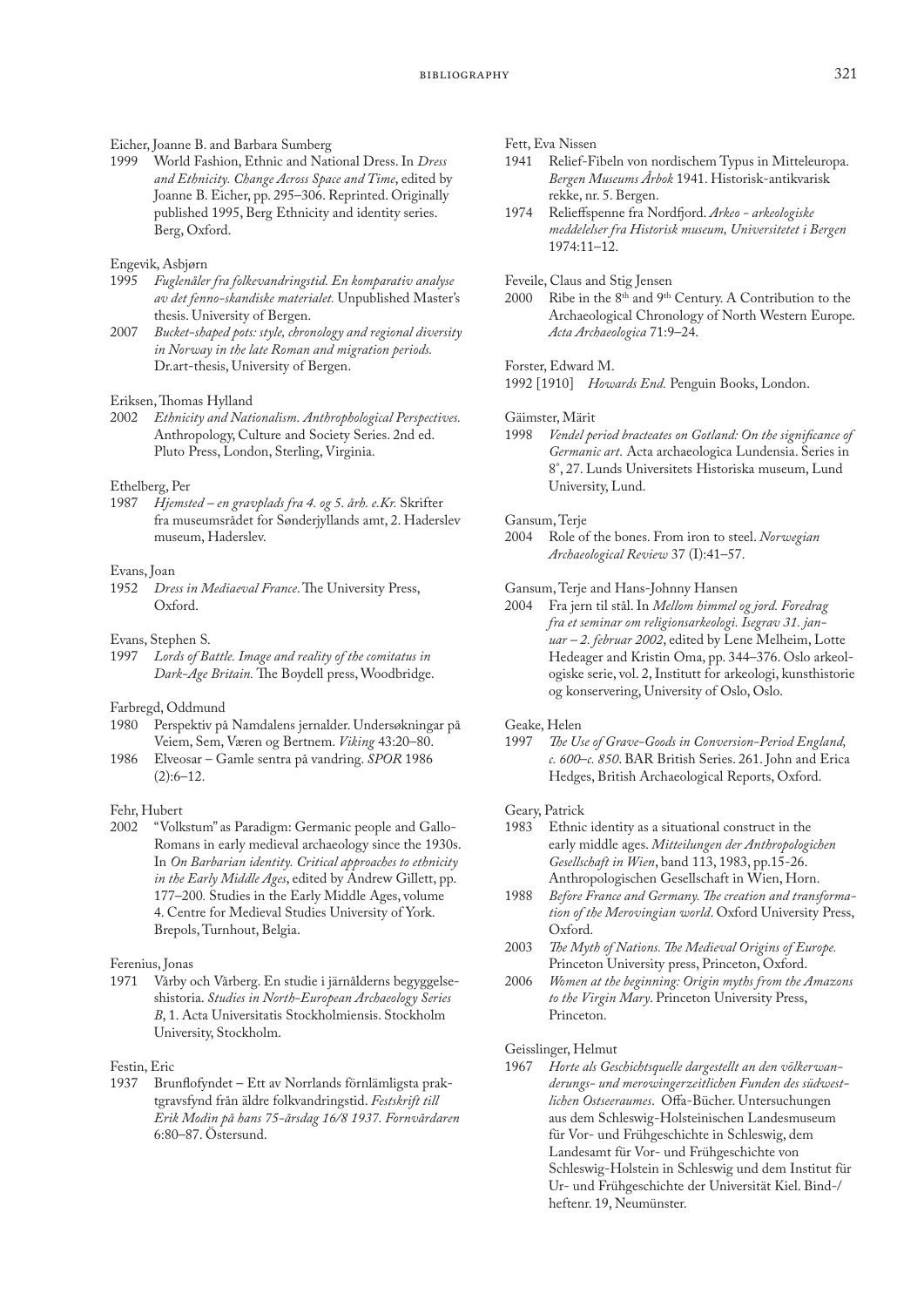Eicher, Joanne B. and Barbara Sumberg

1999 World Fashion, Ethnic and National Dress. In *Dress and Ethnicity. Change Across Space and Time*, edited by Joanne B. Eicher, pp. 295–306. Reprinted. Originally published 1995, Berg Ethnicity and identity series. Berg, Oxford.

Engevik, Asbjørn

1995 *Fuglenåler fra folkevandringstid. En komparativ analyse av det fenno-skandiske materialet.* Unpublished Master's thesis. University of Bergen.

2007 *Bucket-shaped pots: style, chronology and regional diversity in Norway in the late Roman and migration periods.* Dr.art-thesis, University of Bergen.

Eriksen, Thomas Hylland

2002 *Ethnicity and Nationalism. Anthropological Perspectives.* Anthropology, Culture and Society Series. 2nd ed. Pluto Press, London, Sterling, Virginia.

Ethelberg, Per

1987 *Hjemsted – en gravplads fra 4. og 5. årh. e.Kr.* Skrifter fra museumsrådet for Sønderjyllands amt, 2. Haderslev museum, Haderslev.

Evans, Joan

1952 *Dress in Mediaeval France*. The University Press, Oxford.

Evans, Stephen S.

1997 *Lords of Battle. Image and reality of the comitatus in Dark-Age Britain.* The Boydell press, Woodbridge.

Farbregd, Oddmund

1980 Perspektiv på Namdalens jernalder. Undersøkningar på Veiem, Sem, Væren og Bertnem. *Viking* 43:20–80.

1986 Elveosar – Gamle sentra på vandring. *SPOR* 1986 (2):6–12.

Fehr, Hubert

2002 "Volkstum" as Paradigm: Germanic people and Gallo-Romans in early medieval archaeology since the 1930s. In *On Barbarian identity. Critical approaches to ethnicity in the Early Middle Ages*, edited by Andrew Gillett, pp. 177–200. Studies in the Early Middle Ages, volume 4. Centre for Medieval Studies University of York. Brepols, Turnhout, Belgia.

Ferenius, Jonas

1971 Vårby och Vårberg. En studie i järnålderns begyggelseshistoria. *Studies in North-European Archaeology Series B*, 1. Acta Universitatis Stockholmiensis. Stockholm University, Stockholm.

Festin, Eric

1937 Brunflofyndet – Ett av Norrlands förnlämligsta praktgravsfynd från äldre folkvandringstid. *Festskrift till Erik Modin på hans 75-årsdag 16/8 1937. Fornvårdaren* 6:80–87. Östersund.

Fett, Eva Nissen

1941 Relief-Fibeln von nordischem Typus in Mitteleuropa. *Bergen Museums Årbok* 1941. Historisk-antikvarisk rekke, nr. 5. Bergen.

1974 Relieffspenne fra Nordfjord. *Arkeo - arkeologiske meddelelser fra Historisk museum, Universitetet i Bergen* 1974:11–12.

Feveile, Claus and Stig Jensen

2000 Ribe in the 8th and 9th Century. A Contribution to the Archaeological Chronology of North Western Europe. *Acta Archaeologica* 71:9–24.

Forster, Edward M.

1992 [1910] *Howards End.* Penguin Books, London.

Gäimster, Märit

1998 *Vendel period bracteates on Gotland: On the significance of Germanic art.* Acta archaeologica Lundensia. Series in 8°, 27. Lunds Universitets Historiska museum, Lund University, Lund.

Gansum, Terje

2004 Role of the bones. From iron to steel. *Norwegian Archaeological Review* 37 (I):41–57.

Gansum, Terje and Hans-Johnny Hansen

2004 Fra jern til stål. In *Mellom himmel og jord. Foredrag fra et seminar om religionsarkeologi. Isegrav 31. januar – 2. februar 2002*, edited by Lene Melheim, Lotte Hedeager and Kristin Oma, pp. 344–376. Oslo arkeologiske serie, vol. 2, Institutt for arkeologi, kunsthistorie og konservering, University of Oslo, Oslo.

Geake, Helen

1997 *The Use of Grave-Goods in Conversion-Period England, c. 600–c. 850.* BAR British Series. 261. John and Erica Hedges, British Archaeological Reports, Oxford.

Geary, Patrick

1983 Ethnic identity as a situational construct in the early middle ages. *Mitteilungen der Anthropologichen Gesellschaft in Wien*, band 113, 1983, pp.15-26. Anthropologischen Gesellschaft in Wien, Horn.

1988 *Before France and Germany. The creation and transformation of the Merovingian world*. Oxford University Press, Oxford.

2003 *The Myth of Nations. The Medieval Origins of Europe.* Princeton University press, Princeton, Oxford.

2006 *Women at the beginning: Origin myths from the Amazons to the Virgin Mary*. Princeton University Press, Princeton.

Geisslinger, Helmut

1967 *Horte als Geschichtsquelle dargestellt an den völkerwanderungs- und merowingerzeitlichen Funden des südwestlichen Ostseeraumes*. Offa-Bücher. Untersuchungen aus dem Schleswig-Holsteinischen Landesmuseum für Vor- und Frühgeschichte in Schleswig, dem Landesamt für Vor- und Frühgeschichte von Schleswig-Holstein in Schleswig und dem Institut für Ur- und Frühgeschichte der Universität Kiel. Bind-/heftenr. 19, Neumünster.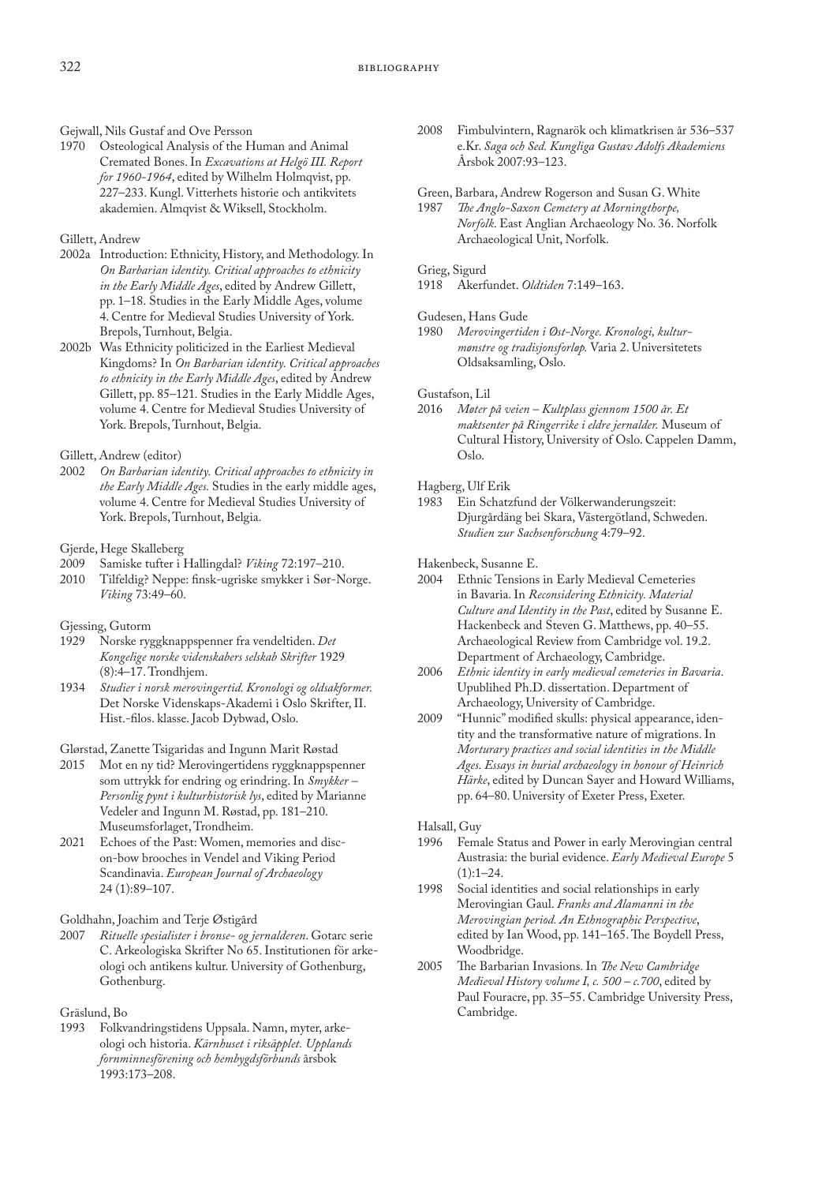Gejwall, Nils Gustaf and Ove Persson

1970 Osteological Analysis of the Human and Animal Cremated Bones. In *Excavations at Helgö III. Report for 1960-1964*, edited by Wilhelm Holmqvist, pp. 227–233. Kungl. Vitterhets historie och antikvitets akademien. Almqvist & Wiksell, Stockholm.

Gillett, Andrew

2002a Introduction: Ethnicity, History, and Methodology. In *On Barbarian identity. Critical approaches to ethnicity in the Early Middle Ages*, edited by Andrew Gillett, pp. 1–18. Studies in the Early Middle Ages, volume 4. Centre for Medieval Studies University of York. Brepols, Turnhout, Belgia.

2002b Was Ethnicity politicized in the Earliest Medieval Kingdoms? In *On Barbarian identity. Critical approaches to ethnicity in the Early Middle Ages*, edited by Andrew Gillett, pp. 85–121. Studies in the Early Middle Ages, volume 4. Centre for Medieval Studies University of York. Brepols, Turnhout, Belgia.

Gillett, Andrew (editor)

2002 *On Barbarian identity. Critical approaches to ethnicity in the Early Middle Ages.* Studies in the early middle ages, volume 4. Centre for Medieval Studies University of York. Brepols, Turnhout, Belgia.

Gjerde, Hege Skalleberg

2009 Samiske tufter i Hallingdal? *Viking* 72:197–210.

2010 Tilfeldig? Neppe: finsk-ugriske smykker i Sør-Norge. *Viking* 73:49–60.

Gjessing, Gutorm

1929 Norske ryggknappspenner fra vendeltiden. *Det Kongelige norske videnskabers selskab Skrifter* 1929 (8):4–17. Trondhjem.

1934 *Studier i norsk merovingertid. Kronologi og oldsakformer.* Det Norske Videnskaps-Akademi i Oslo Skrifter, II. Hist.-filos. klasse. Jacob Dybwad, Oslo.

Glørstad, Zanette Tsigaridas and Ingunn Marit Røstad

2015 Mot en ny tid? Merovingertidens ryggknappspenner som uttrykk for endring og erindring. In *Smykker – Personlig pynt i kulturhistorisk lys*, edited by Marianne Vedeler and Ingunn M. Røstad, pp. 181–210. Museumsforlaget, Trondheim.

2021 Echoes of the Past: Women, memories and disc-on-bow brooches in Vendel and Viking Period Scandinavia. *European Journal of Archaeology* 24 (1):89–107.

Goldhahn, Joachim and Terje Østigård

2007 *Rituelle spesialister i bronse- og jernalderen.* Gotarc serie C. Arkeologiska Skrifter No 65. Institutionen för arkeologi och antikens kultur. University of Gothenburg, Gothenburg.

Gräslund, Bo

1993 Folkvandringstidens Uppsala. Namn, myter, arkeologi och historia. *Kärnhuset i riksäpplet. Upplands fornminnesförening och hembygdsförbunds* årsbok 1993:173–208.

2008 Fimbulvintern, Ragnarök och klimatkrisen år 536–537 e.Kr. *Saga och Sed. Kungliga Gustav Adolfs Akademiens* Årsbok 2007:93–123.

Green, Barbara, Andrew Rogerson and Susan G. White

1987 *The Anglo-Saxon Cemetery at Morningthorpe, Norfolk.* East Anglian Archaeology No. 36. Norfolk Archaeological Unit, Norfolk.

Grieg, Sigurd

1918 Akerfundet. *Oldtiden* 7:149–163.

Gudesen, Hans Gude

1980 *Merovingertiden i Øst-Norge. Kronologi, kulturmønstre og tradisjonsforløp.* Varia 2. Universitetets Oldsaksamling, Oslo.

Gustafson, Lil

2016 *Møter på veien – Kultplass gjennom 1500 år. Et maktsenter på Ringerrike i eldre jernalder.* Museum of Cultural History, University of Oslo. Cappelen Damm, Oslo.

Hagberg, Ulf Erik

1983 Ein Schatzfund der Völkerwanderungszeit: Djurgårdäng bei Skara, Västergötland, Schweden. *Studien zur Sachsenforschung* 4:79–92.

Hakenbeck, Susanne E.

2004 Ethnic Tensions in Early Medieval Cemeteries in Bavaria. In *Reconsidering Ethnicity. Material Culture and Identity in the Past*, edited by Susanne E. Hackenbeck and Steven G. Matthews, pp. 40–55. Archaeological Review from Cambridge vol. 19.2. Department of Archaeology, Cambridge.

2006 *Ethnic identity in early medieval cemeteries in Bavaria*. Upublihed Ph.D. dissertation. Department of Archaeology, University of Cambridge.

2009 "Hunnic" modified skulls: physical appearance, identity and the transformative nature of migrations. In *Morturary practices and social identities in the Middle Ages. Essays in burial archaeology in honour of Heinrich Härke*, edited by Duncan Sayer and Howard Williams, pp. 64–80. University of Exeter Press, Exeter.

Halsall, Guy

1996 Female Status and Power in early Merovingian central Austrasia: the burial evidence. *Early Medieval Europe* 5 (1):1–24.

1998 Social identities and social relationships in early Merovingian Gaul. *Franks and Alamanni in the Merovingian period. An Ethnographic Perspective*, edited by Ian Wood, pp. 141–165. The Boydell Press, Woodbridge.

2005 The Barbarian Invasions. In *The New Cambridge Medieval History volume I, c. 500 – c.700*, edited by Paul Fouracre, pp. 35–55. Cambridge University Press, Cambridge.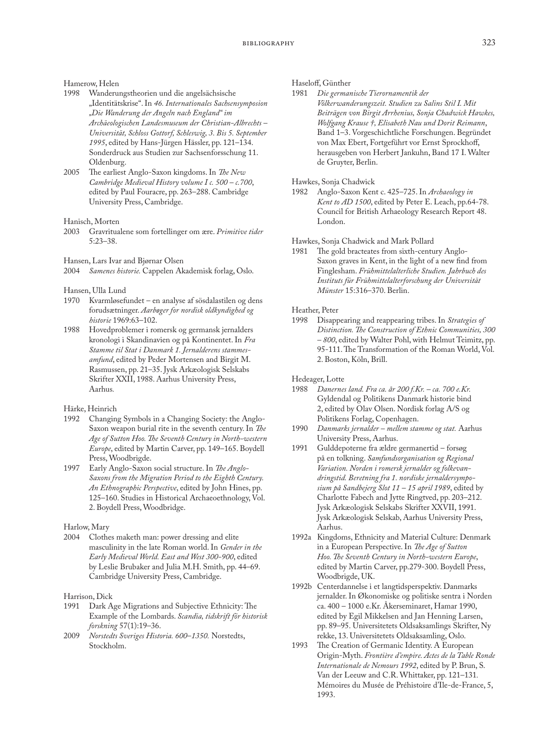Hamerow, Helen

1998 Wanderungstheorien und die angelsächsische „Identitätskrise". In *46. Internationales Sachsensymposion „Die Wanderung der Angeln nach England" im Archäologischen Landesmuseum der Christian-Albrechts – Universität, Schloss Gottorf, Schleswig, 3. Bis 5. September 1995*, edited by Hans-Jürgen Hässler, pp. 121–134. Sonderdruck aus Studien zur Sachsenforsschung 11. Oldenburg.

2005 The earliest Anglo-Saxon kingdoms. In *The New Cambridge Medieval History volume I c. 500 – c.700*, edited by Paul Fouracre, pp. 263–288. Cambridge University Press, Cambridge.

Hanisch, Morten

2003 Gravritualene som fortellinger om ære. *Primitive tider* 5:23–38.

Hansen, Lars Ivar and Bjørnar Olsen

2004 *Samenes historie.* Cappelen Akademisk forlag, Oslo.

Hansen, Ulla Lund

1970 Kvarmløsefundet – en analyse af sösdalastilen og dens forudsætninger. *Aarbøger for nordisk oldkyndighed og historie* 1969:63–102.

1988 Hovedproblemer i romersk og germansk jernalders kronologi i Skandinavien og på Kontinentet. In *Fra Stamme til Stat i Danmark 1. Jernalderens stammesamfund*, edited by Peder Mortensen and Birgit M. Rasmussen, pp. 21–35. Jysk Arkæologisk Selskabs Skrifter XXII, 1988. Aarhus University Press, Aarhus.

Härke, Heinrich

1992 Changing Symbols in a Changing Society: the Anglo-Saxon weapon burial rite in the seventh century. In *The Age of Sutton Hoo. The Seventh Century in North-western Europe*, edited by Martin Carver, pp. 149–165. Boydell Press, Woodbrigde.

1997 Early Anglo-Saxon social structure. In *The Anglo-Saxons from the Migration Period to the Eighth Century. An Ethnographic Perspective*, edited by John Hines, pp. 125–160. Studies in Historical Archaeoethnology, Vol. 2. Boydell Press, Woodbridge.

Harlow, Mary

2004 Clothes maketh man: power dressing and elite masculinity in the late Roman world. In *Gender in the Early Medieval World. East and West 300-900*, edited by Leslie Brubaker and Julia M.H. Smith, pp. 44–69. Cambridge University Press, Cambridge.

Harrison, Dick

1991 Dark Age Migrations and Subjective Ethnicity: The Example of the Lombards. *Scandia, tidskrift för historisk forskning* 57(1):19–36.

2009 *Norstedts Sveriges Historia. 600–1350.* Norstedts, Stockholm.

Haseloff, Günther

1981 *Die germanische Tierornamentik der Völkerwanderungszeit. Studien zu Salins Stil I. Mit Beiträgen von Birgit Arrhenius, Sonja Chadwick Hawkes, Wolfgang Krause †, Elisabeth Nau und Dorit Reimann*, Band 1–3. Vorgeschichtliche Forschungen. Begründet von Max Ebert, Fortgeführt vor Ernst Sprockhoff, herausgeben von Herbert Jankuhn, Band 17 I. Walter de Gruyter, Berlin.

Hawkes, Sonja Chadwick

1982 Anglo-Saxon Kent c. 425–725. In *Archaeology in Kent to AD 1500*, edited by Peter E. Leach, pp.64-78. Council for British Arhaeology Research Report 48. London.

Hawkes, Sonja Chadwick and Mark Pollard

1981 The gold bracteates from sixth-century Anglo-Saxon graves in Kent, in the light of a new find from Finglesham. *Frühmittelalterliche Studien. Jahrbuch des Instituts für Frühmittelalterforschung der Universität Münster* 15:316–370. Berlin.

Heather, Peter

1998 Disappearing and reappearing tribes. In *Strategies of Distinction. The Construction of Ethnic Communities, 300 – 800*, edited by Walter Pohl, with Helmut Teimitz, pp. 95-111. The Transformation of the Roman World, Vol. 2. Boston, Köln, Brill.

Hedeager, Lotte

1988 *Danernes land. Fra ca. år 200 f.Kr. – ca. 700 e.Kr.* Gyldendal og Politikens Danmark historie bind 2, edited by Olav Olsen. Nordisk forlag A/S og Politikens Forlag, Copenhagen.

1990 *Danmarks jernalder – mellem stamme og stat.* Aarhus University Press, Aarhus.

1991 Gulddepoterne fra ældre germanertid – forsøg på en tolkning. *Samfundsorganisation og Regional Variation. Norden i romersk jernalder og folkevandringstid. Beretning fra 1. nordiske jernaldersymposium på Sandbejerg Slot 11 – 15 april 1989*, edited by Charlotte Fabech and Jytte Ringtved, pp. 203–212. Jysk Arkæologisk Selskabs Skrifter XXVII, 1991. Jysk Arkæologisk Selskab, Aarhus University Press, Aarhus.

1992a Kingdoms, Ethnicity and Material Culture: Denmark in a European Perspective. In *The Age of Sutton Hoo. The Seventh Century in North-western Europe*, edited by Martin Carver, pp.279-300. Boydell Press, Woodbrigde, UK.

1992b Centerdannelse i et langtidsperspektiv. Danmarks jernalder. In Økonomiske og politiske sentra i Norden ca. 400 – 1000 e.Kr. Åkerseminaret, Hamar 1990, edited by Egil Mikkelsen and Jan Henning Larsen, pp. 89–95. Universitetets Oldsaksamlings Skrifter, Ny rekke, 13. Universitetets Oldsaksamling, Oslo.

1993 The Creation of Germanic Identity. A European Origin-Myth. *Frontière d'empire. Actes de la Table Ronde Internationale de Nemours 1992*, edited by P. Brun, S. Van der Leeuw and C.R. Whittaker, pp. 121–131. Mémoires du Musée de Préhistoire d'Ile-de-France, 5, 1993.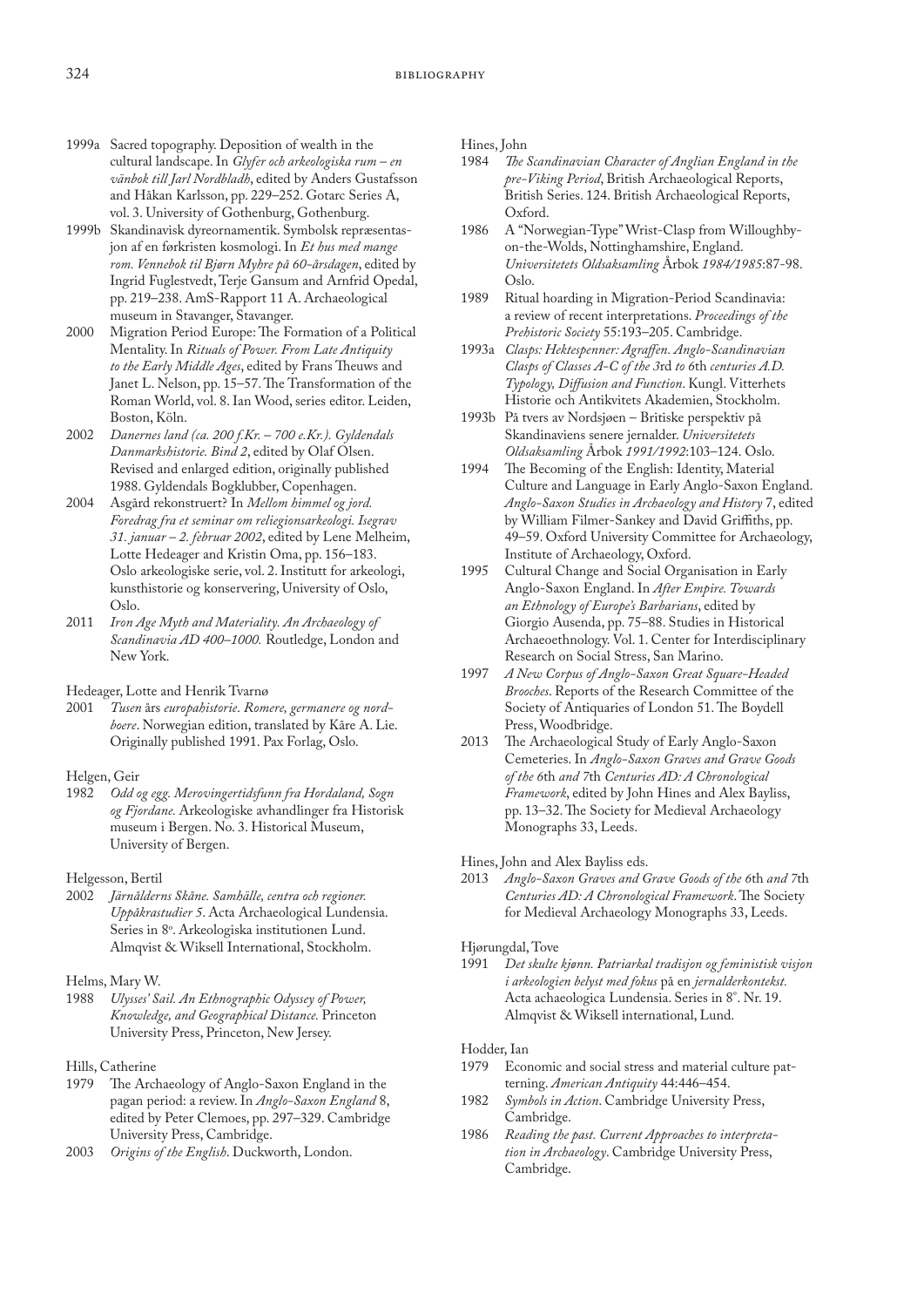1999a Sacred topography. Deposition of wealth in the cultural landscape. In *Glyfer och arkeologiska rum – en vänbok till Jarl Nordbladh*, edited by Anders Gustafsson and Håkan Karlsson, pp. 229–252. Gotarc Series A, vol. 3. University of Gothenburg, Gothenburg.

1999b Skandinavisk dyreornamentik. Symbolsk repræsentasjon af en førkristen kosmologi. In *Et hus med mange rom. Vennebok til Bjørn Myhre på 60-årsdagen*, edited by Ingrid Fuglestvedt, Terje Gansum and Arnfrid Opedal, pp. 219–238. AmS-Rapport 11 A. Archaeological museum in Stavanger, Stavanger.

2000 Migration Period Europe: The Formation of a Political Mentality. In *Rituals of Power. From Late Antiquity to the Early Middle Ages*, edited by Frans Theuws and Janet L. Nelson, pp. 15–57. The Transformation of the Roman World, vol. 8. Ian Wood, series editor. Leiden, Boston, Köln.

2002 *Danernes land (ca. 200 f.Kr. – 700 e.Kr.). Gyldendals Danmarkshistorie. Bind 2*, edited by Olaf Olsen. Revised and enlarged edition, originally published 1988. Gyldendals Bogklubber, Copenhagen.

2004 Asgård rekonstruert? In *Mellom himmel og jord. Foredrag fra et seminar om religionsarkeologi. Isegrav 31. januar – 2. februar 2002*, edited by Lene Melheim, Lotte Hedeager and Kristin Oma, pp. 156–183. Oslo arkeologiske serie, vol. 2. Institutt for arkeologi, kunsthistorie og konservering, University of Oslo, Oslo.

2011 *Iron Age Myth and Materiality. An Archaeology of Scandinavia AD 400–1000.* Routledge, London and New York.

Hedeager, Lotte and Henrik Tvarnø

2001 *Tusen* års *europahistorie. Romere, germanere og nordboere*. Norwegian edition, translated by Kåre A. Lie. Originally published 1991. Pax Forlag, Oslo.

Helgen, Geir

1982 *Odd og egg. Merovingertidsfunn fra Hordaland, Sogn og Fjordane.* Arkeologiske avhandlinger fra Historisk museum i Bergen. No. 3. Historical Museum, University of Bergen.

Helgesson, Bertil

2002 *Järnålderns Skåne. Samhälle, centra och regioner. Uppåkrastudier 5*. Acta Archaeological Lundensia. Series in 8º. Arkeologiska institutionen Lund. Almqvist & Wiksell International, Stockholm.

Helms, Mary W.

1988 *Ulysses' Sail. An Ethnographic Odyssey of Power, Knowledge, and Geographical Distance.* Princeton University Press, Princeton, New Jersey.

Hills, Catherine

1979 The Archaeology of Anglo-Saxon England in the pagan period: a review. In *Anglo-Saxon England* 8, edited by Peter Clemoes, pp. 297–329. Cambridge University Press, Cambridge.

2003 *Origins of the English*. Duckworth, London.

Hines, John

1984 *The Scandinavian Character of Anglian England in the pre-Viking Period*, British Archaeological Reports, British Series. 124. British Archaeological Reports, Oxford.

1986 A "Norwegian-Type" Wrist-Clasp from Willoughby-on-the-Wolds, Nottinghamshire, England. *Universitetets Oldsaksamling* Årbok *1984/1985*:87-98. Oslo.

1989 Ritual hoarding in Migration-Period Scandinavia: a review of recent interpretations. *Proceedings of the Prehistoric Society* 55:193–205. Cambridge.

1993a *Clasps: Hektespenner: Agraffen. Anglo-Scandinavian Clasps of Classes A-C of the 3*rd *to 6*th *centuries A.D. Typology, Diffusion and Function.* Kungl. Vitterhets Historie och Antikvitets Akademien, Stockholm.

1993b På tvers av Nordsjøen – Britiske perspektiv på Skandinaviens senere jernalder. *Universitetets Oldsaksamling* Årbok *1991/1992*:103–124. Oslo.

1994 The Becoming of the English: Identity, Material Culture and Language in Early Anglo-Saxon England. *Anglo-Saxon Studies in Archaeology and History* 7, edited by William Filmer-Sankey and David Griffiths, pp. 49–59. Oxford University Committee for Archaeology, Institute of Archaeology, Oxford.

1995 Cultural Change and Social Organisation in Early Anglo-Saxon England. In *After Empire. Towards an Ethnology of Europe's Barbarians*, edited by Giorgio Ausenda, pp. 75–88. Studies in Historical Archaeoethnology. Vol. 1. Center for Interdisciplinary Research on Social Stress, San Marino.

1997 *A New Corpus of Anglo-Saxon Great Square-Headed Brooches*. Reports of the Research Committee of the Society of Antiquaries of London 51. The Boydell Press, Woodbridge.

2013 The Archaeological Study of Early Anglo-Saxon Cemeteries. In *Anglo-Saxon Graves and Grave Goods of the 6*th *and 7*th *Centuries AD: A Chronological Framework*, edited by John Hines and Alex Bayliss, pp. 13–32. The Society for Medieval Archaeology Monographs 33, Leeds.

Hines, John and Alex Bayliss eds.

2013 *Anglo-Saxon Graves and Grave Goods of the 6*th *and 7*th *Centuries AD: A Chronological Framework*. The Society for Medieval Archaeology Monographs 33, Leeds.

Hjørungdal, Tove

1991 *Det skulte kjønn. Patriarkal tradisjon og feministisk visjon i arkeologien belyst med fokus* på en *jernalderkontekst.* Acta achaeologica Lundensia. Series in 8°. Nr. 19. Almqvist & Wiksell international, Lund.

Hodder, Ian

1979 Economic and social stress and material culture patterning. *American Antiquity* 44:446–454.

1982 *Symbols in Action*. Cambridge University Press, Cambridge.

1986 *Reading the past. Current Approaches to interpretation in Archaeology*. Cambridge University Press, Cambridge.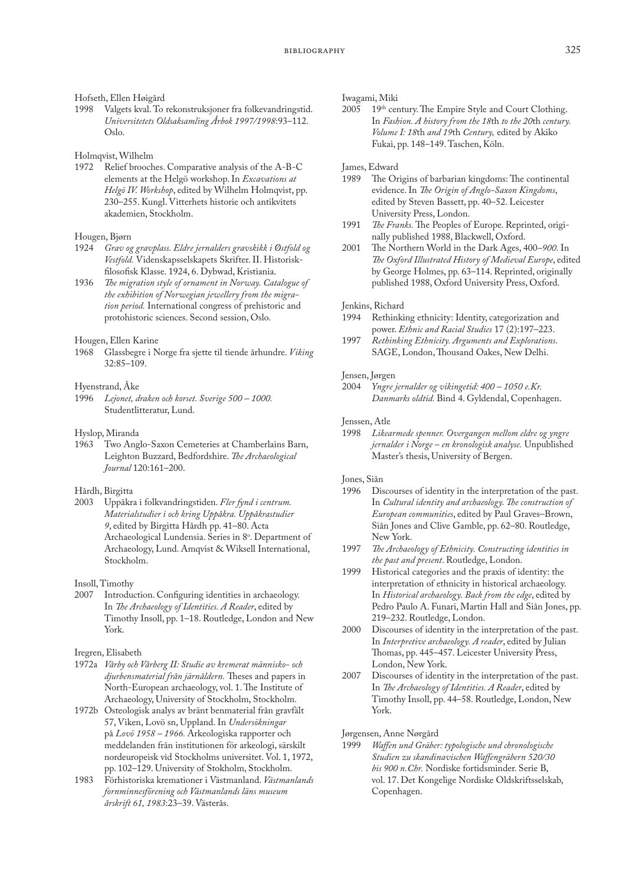Hofseth, Ellen Høigård

1998 Valgets kval. To rekonstruksjoner fra folkevandringstid. *Universitetets Oldsaksamling Årbok 1997/1998*:93–112. Oslo.

Holmqvist, Wilhelm

1972 Relief brooches. Comparative analysis of the A-B-C elements at the Helgö workshop. In *Excavations at Helgö IV. Workshop*, edited by Wilhelm Holmqvist, pp. 230–255. Kungl. Vitterhets historie och antikvitets akademien, Stockholm.

Hougen, Bjørn

1924 *Grav og gravplass. Eldre jernalders gravskikk i Østfold og Vestfold.* Videnskapsselskapets Skrifter. II. Historisk-filosofisk Klasse. 1924, 6. Dybwad, Kristiania.

1936 *The migration style of ornament in Norway. Catalogue of the exhibition of Norwegian jewellery from the migration period.* International congress of prehistoric and protohistoric sciences. Second session, Oslo.

Hougen, Ellen Karine

1968 Glassbegre i Norge fra sjette til tiende århundre. *Viking* 32:85–109.

Hyenstrand, Åke

1996 *Lejonet, draken och korset. Sverige 500 – 1000.* Studentlitteratur, Lund.

Hyslop, Miranda

1963 Two Anglo-Saxon Cemeteries at Chamberlains Barn, Leighton Buzzard, Bedfordshire. *The Archaeological Journal* 120:161–200.

Hårdh, Birgitta

2003 Uppåkra i folkvandringstiden. *Fler fynd i centrum. Materialstudier i och kring Uppåkra. Uppåkrastudier 9*, edited by Birgitta Hårdh pp. 41–80. Acta Archaeological Lundensia. Series in 8°. Department of Archaeology, Lund. Amqvist & Wiksell International, Stockholm.

Insoll, Timothy

2007 Introduction. Configuring identities in archaeology. In *The Archaeology of Identities. A Reader*, edited by Timothy Insoll, pp. 1–18. Routledge, London and New York.

Iregren, Elisabeth

1972a *Vårby och Vårberg II: Studie av kremerat människo- och djurbensmaterial från järnåldern.* Theses and papers in North-European archaeology, vol. 1. The Institute of Archaeology, University of Stockholm, Stockholm.

1972b Osteologisk analys av bränt benmaterial från gravfält 57, Viken, Lovö sn, Uppland. In *Undersökningar på Lovö 1958 – 1966.* Arkeologiska rapporter och meddelanden från institutionen för arkeologi, särskilt nordeuropeisk vid Stockholms universitet. Vol. 1, 1972, pp. 102–129. University of Stokholm, Stockholm.

1983 Förhistoriska kremationer i Västmanland. *Västmanlands fornminnesförening och Västmanlands läns museum årskrift 61, 1983*:23–39. Västerås.

Iwagami, Miki

2005 19th century. The Empire Style and Court Clothing. In *Fashion. A history from the 18*th *to the 20*th *century. Volume I: 18*th *and 19*th *Century,* edited by Akiko Fukai, pp. 148–149. Taschen, Köln.

James, Edward

1989 The Origins of barbarian kingdoms: The continental evidence. In *The Origin of Anglo-Saxon Kingdoms*, edited by Steven Bassett, pp. 40–52. Leicester University Press, London.

1991 *The Franks.* The Peoples of Europe. Reprinted, originally published 1988, Blackwell, Oxford.

2001 The Northern World in the Dark Ages, 400–*900.* In *The Oxford Illustrated History of Medieval Europe*, edited by George Holmes, pp. 63–114. Reprinted, originally published 1988, Oxford University Press, Oxford.

Jenkins, Richard

1994 Rethinking ethnicity: Identity, categorization and power. *Ethnic and Racial Studies* 17 (2):197–223.

1997 *Rethinking Ethnicity. Arguments and Explorations.* SAGE, London, Thousand Oakes, New Delhi.

Jensen, Jørgen

2004 *Yngre jernalder og vikingetid: 400 – 1050 e.Kr. Danmarks oldtid.* Bind 4. Gyldendal, Copenhagen.

Jenssen, Atle

1998 *Likearmede spenner. Overgangen mellom eldre og yngre jernalder i Norge – en kronologisk analyse.* Unpublished Master's thesis, University of Bergen.

Jones, Siân

1996 Discourses of identity in the interpretation of the past. In *Cultural identity and archaeology. The construction of European communities*, edited by Paul Graves–Brown, Siân Jones and Clive Gamble, pp. 62–80. Routledge, New York.

1997 *The Archaeology of Ethnicity. Constructing identities in the past and present*. Routledge, London.

1999 Historical categories and the praxis of identity: the interpretation of ethnicity in historical archaeology. In *Historical archaeology. Back from the edge*, edited by Pedro Paulo A. Funari, Martin Hall and Siân Jones, pp. 219–232. Routledge, London.

2000 Discourses of identity in the interpretation of the past. In *Interpretive archaeology. A reader*, edited by Julian Thomas, pp. 445–457. Leicester University Press, London, New York.

2007 Discourses of identity in the interpretation of the past. In *The Archaeology of Identities. A Reader*, edited by Timothy Insoll, pp. 44–58. Routledge, London, New York.

Jørgensen, Anne Nørgård

1999 *Waffen und Gräber: typologische und chronologische Studien zu skandinavischen Waffengräbern 520/30 bis 900 n.Chr.* Nordiske fortidsminder. Serie B, vol. 17. Det Kongelige Nordiske Oldskriftsselskab, Copenhagen.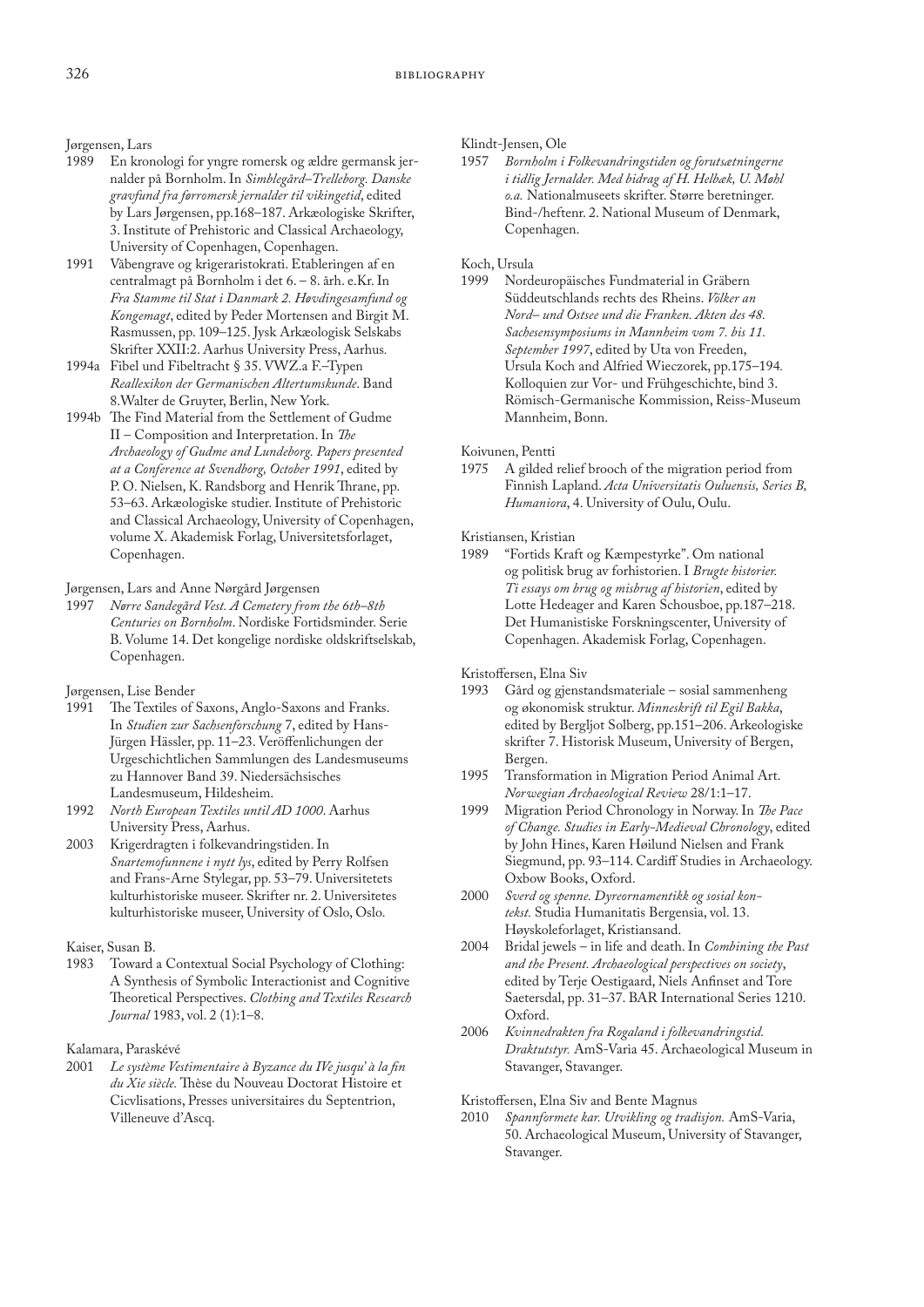Jørgensen, Lars

1989 En kronologi for yngre romersk og ældre germansk jernalder på Bornholm. In *Simblegård–Trelleborg. Danske gravfund fra førromersk jernalder til vikingetid*, edited by Lars Jørgensen, pp.168–187. Arkæologiske Skrifter, 3. Institute of Prehistoric and Classical Archaeology, University of Copenhagen, Copenhagen.

1991 Våbengrave og krigeraristokrati. Etableringen af en centralmagt på Bornholm i det 6. – 8. årh. e.Kr. In *Fra Stamme til Stat i Danmark 2. Høvdingesamfund og Kongemagt*, edited by Peder Mortensen and Birgit M. Rasmussen, pp. 109–125. Jysk Arkæologisk Selskabs Skrifter XXII:2. Aarhus University Press, Aarhus.

1994a Fibel und Fibeltracht § 35. VWZ.a F.–Typen *Reallexikon der Germanischen Altertumskunde*. Band 8.Walter de Gruyter, Berlin, New York.

1994b The Find Material from the Settlement of Gudme II – Composition and Interpretation. In *The Archaeology of Gudme and Lundeborg. Papers presented at a Conference at Svendborg, October 1991*, edited by P. O. Nielsen, K. Randsborg and Henrik Thrane, pp. 53–63. Arkæologiske studier. Institute of Prehistoric and Classical Archaeology, University of Copenhagen, volume X. Akademisk Forlag, Universitetsforlaget, Copenhagen.

Jørgensen, Lars and Anne Nørgård Jørgensen

1997 *Nørre Sandegård Vest. A Cemetery from the 6th–8th Centuries on Bornholm*. Nordiske Fortidsminder. Serie B. Volume 14. Det kongelige nordiske oldskriftselskab, Copenhagen.

Jørgensen, Lise Bender

1991 The Textiles of Saxons, Anglo-Saxons and Franks. In *Studien zur Sachsenforschung* 7, edited by Hans-Jürgen Hässler, pp. 11–23. Veröffenlichungen der Urgeschichtlichen Sammlungen des Landesmuseums zu Hannover Band 39. Niedersächsisches Landesmuseum, Hildesheim.

1992 *North European Textiles until AD 1000*. Aarhus University Press, Aarhus.

2003 Krigerdragten i folkevandringstiden. In *Snartemofunnene i nytt lys*, edited by Perry Rolfsen and Frans-Arne Stylegar, pp. 53–79. Universitetets kulturhistoriske museer. Skrifter nr. 2. Universitetes kulturhistoriske museer, University of Oslo, Oslo.

Kaiser, Susan B.

1983 Toward a Contextual Social Psychology of Clothing: A Synthesis of Symbolic Interactionist and Cognitive Theoretical Perspectives. *Clothing and Textiles Research Journal* 1983, vol. 2 (1):1–8.

Kalamara, Paraskévé

2001 *Le système Vestimentaire à Byzance du IVe jusqu' à la fin du Xie siècle.* Thèse du Nouveau Doctorat Histoire et Cicvlisations, Presses universitaires du Septentrion, Villeneuve d'Ascq.

Klindt-Jensen, Ole

1957 *Bornholm i Folkevandringstiden og forutsætningerne i tidlig Jernalder. Med bidrag af H. Helbæk, U. Møhl o.a.* Nationalmuseets skrifter. Større beretninger. Bind-/heftenr. 2. National Museum of Denmark, Copenhagen.

Koch, Ursula

1999 Nordeuropäisches Fundmaterial in Gräbern Süddeutschlands rechts des Rheins. *Völker an Nord– und Ostsee und die Franken. Akten des 48. Sachesensymposiums in Mannheim vom 7. bis 11. September 1997*, edited by Uta von Freeden, Ursula Koch and Alfried Wieczorek, pp.175–194. Kolloquien zur Vor- und Frühgeschichte, bind 3. Römisch-Germanische Kommission, Reiss-Museum Mannheim, Bonn.

Koivunen, Pentti

1975 A gilded relief brooch of the migration period from Finnish Lapland. *Acta Universitatis Ouluensis, Series B, Humaniora*, 4. University of Oulu, Oulu.

Kristiansen, Kristian

1989 "Fortids Kraft og Kæmpestyrke". Om national og politisk brug av forhistorien. I *Brugte historier. Ti essays om brug og misbrug af historien*, edited by Lotte Hedeager and Karen Schousboe, pp.187–218. Det Humanistiske Forskningscenter, University of Copenhagen. Akademisk Forlag, Copenhagen.

Kristoffersen, Elna Siv

1993 Gård og gjenstandsmateriale – sosial sammenheng og økonomisk struktur. *Minneskrift til Egil Bakka*, edited by Bergljot Solberg, pp.151–206. Arkeologiske skrifter 7. Historisk Museum, University of Bergen, Bergen.

1995 Transformation in Migration Period Animal Art. *Norwegian Archaeological Review* 28/1:1–17.

1999 Migration Period Chronology in Norway. In *The Pace of Change. Studies in Early-Medieval Chronology*, edited by John Hines, Karen Høilund Nielsen and Frank Siegmund, pp. 93–114. Cardiff Studies in Archaeology. Oxbow Books, Oxford.

2000 *Sverd og spenne. Dyreornamentikk og sosial kontekst.* Studia Humanitatis Bergensia, vol. 13. Høyskoleforlaget, Kristiansand.

2004 Bridal jewels – in life and death. In *Combining the Past and the Present. Archaeological perspectives on society*, edited by Terje Oestigaard, Niels Anfinset and Tore Saetersdal, pp. 31–37. BAR International Series 1210. Oxford.

2006 *Kvinnedrakten fra Rogaland i folkevandringstid. Draktutstyr.* AmS-Varia 45. Archaeological Museum in Stavanger, Stavanger.

Kristoffersen, Elna Siv and Bente Magnus

2010 *Spannformete kar. Utvikling og tradisjon.* AmS-Varia, 50. Archaeological Museum, University of Stavanger, Stavanger.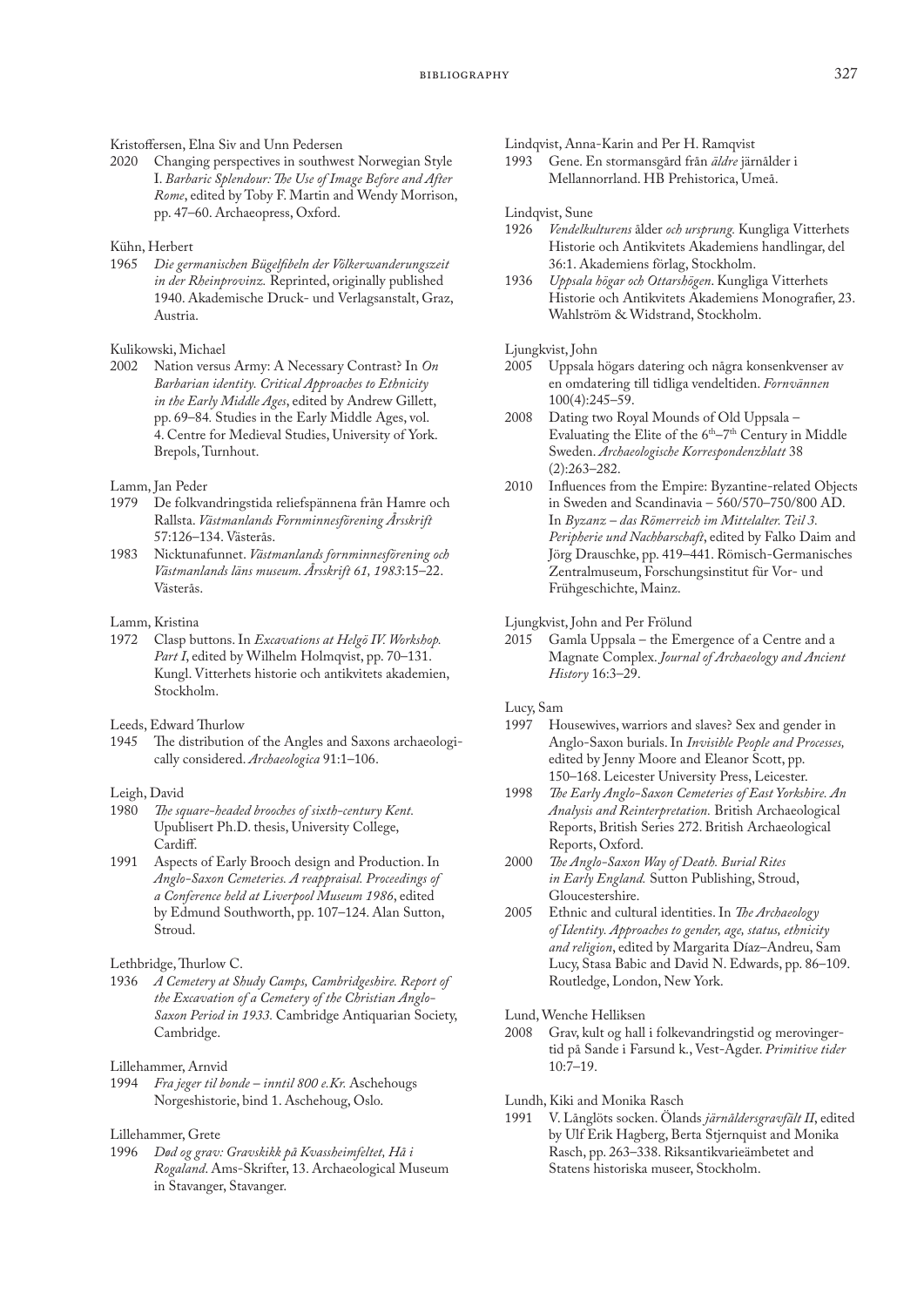Kristoffersen, Elna Siv and Unn Pedersen

2020 Changing perspectives in southwest Norwegian Style I. *Barbaric Splendour: The Use of Image Before and After Rome*, edited by Toby F. Martin and Wendy Morrison, pp. 47–60. Archaeopress, Oxford.

Kühn, Herbert

1965 *Die germanischen Bügelfibeln der Völkerwanderungszeit in der Rheinprovinz.* Reprinted, originally published 1940. Akademische Druck- und Verlagsanstalt, Graz, Austria.

Kulikowski, Michael

2002 Nation versus Army: A Necessary Contrast? In *On Barbarian identity. Critical Approaches to Ethnicity in the Early Middle Ages*, edited by Andrew Gillett, pp. 69–84. Studies in the Early Middle Ages, vol. 4. Centre for Medieval Studies, University of York. Brepols, Turnhout.

Lamm, Jan Peder

1979 De folkvandringstida reliefspännena från Hamre och Rallsta. *Västmanlands Fornminnesförening Årsskrift* 57:126–134. Västerås.

1983 Nicktunafunnet. *Västmanlands fornminnesförening och Västmanlands läns museum. Årsskrift 61, 1983*:15–22. Västerås.

Lamm, Kristina

1972 Clasp buttons. In *Excavations at Helgö IV. Workshop. Part I*, edited by Wilhelm Holmqvist, pp. 70–131. Kungl. Vitterhets historie och antikvitets akademien, Stockholm.

Leeds, Edward Thurlow

1945 The distribution of the Angles and Saxons archaeologically considered. *Archaeologica* 91:1–106.

Leigh, David

1980 *The square-headed brooches of sixth-century Kent.* Upublisert Ph.D. thesis, University College, Cardiff.

1991 Aspects of Early Brooch design and Production. In *Anglo-Saxon Cemeteries. A reappraisal. Proceedings of a Conference held at Liverpool Museum 1986*, edited by Edmund Southworth, pp. 107–124. Alan Sutton, Stroud.

Lethbridge, Thurlow C.

1936 *A Cemetery at Shudy Camps, Cambridgeshire. Report of the Excavation of a Cemetery of the Christian Anglo-Saxon Period in 1933.* Cambridge Antiquarian Society, Cambridge.

Lillehammer, Arnvid

1994 *Fra jeger til bonde – inntil 800 e.Kr.* Aschehougs Norgeshistorie, bind 1. Aschehoug, Oslo.

Lillehammer, Grete

1996 *Død og grav: Gravskikk på Kvassheimfeltet, Hå i Rogaland.* Ams-Skrifter, 13. Archaeological Museum in Stavanger, Stavanger.

Lindqvist, Anna-Karin and Per H. Ramqvist

1993 Gene. En stormansgård från *äldre* järnålder i Mellannorrland. HB Prehistorica, Umeå.

Lindqvist, Sune

1926 *Vendelkulturens* ålder *och ursprung.* Kungliga Vitterhets Historie och Antikvitets Akademiens handlingar, del 36:1. Akademiens förlag, Stockholm.

1936 *Uppsala högar och Ottarshögen*. Kungliga Vitterhets Historie och Antikvitets Akademiens Monografier, 23. Wahlström & Widstrand, Stockholm.

Ljungkvist, John

2005 Uppsala högars datering och några konsenkvenser av en omdatering till tidliga vendeltiden. *Fornvännen* 100(4):245–59.

2008 Dating two Royal Mounds of Old Uppsala – Evaluating the Elite of the 6th–7th Century in Middle Sweden. *Archaeologische Korrespondenzblatt* 38 (2):263–282.

2010 Influences from the Empire: Byzantine-related Objects in Sweden and Scandinavia – 560/570–750/800 AD. In *Byzanz – das Römerreich im Mittelalter. Teil 3. Peripherie und Nachbarschaft*, edited by Falko Daim and Jörg Drauschke, pp. 419–441. Römisch-Germanisches Zentralmuseum, Forschungsinstitut für Vor- und Frühgeschichte, Mainz.

Ljungkvist, John and Per Frölund

2015 Gamla Uppsala – the Emergence of a Centre and a Magnate Complex. *Journal of Archaeology and Ancient History* 16:3–29.

Lucy, Sam

1997 Housewives, warriors and slaves? Sex and gender in Anglo-Saxon burials. In *Invisible People and Processes,* edited by Jenny Moore and Eleanor Scott, pp. 150–168. Leicester University Press, Leicester.

1998 *The Early Anglo-Saxon Cemeteries of East Yorkshire. An Analysis and Reinterpretation.* British Archaeological Reports, British Series 272. British Archaeological Reports, Oxford.

2000 *The Anglo-Saxon Way of Death. Burial Rites in Early England.* Sutton Publishing, Stroud, Gloucestershire.

2005 Ethnic and cultural identities. In *The Archaeology of Identity. Approaches to gender, age, status, ethnicity and religion*, edited by Margarita Díaz–Andreu, Sam Lucy, Stasa Babic and David N. Edwards, pp. 86–109. Routledge, London, New York.

Lund, Wenche Helliksen

2008 Grav, kult og hall i folkevandringstid og merovingertid på Sande i Farsund k., Vest-Agder. *Primitive tider* 10:7–19.

Lundh, Kiki and Monika Rasch

1991 V. Långlöts socken. Ölands *järnåldersgravfält II*, edited by Ulf Erik Hagberg, Berta Stjernquist and Monika Rasch, pp. 263–338. Riksantikvarieämbetet and Statens historiska museer, Stockholm.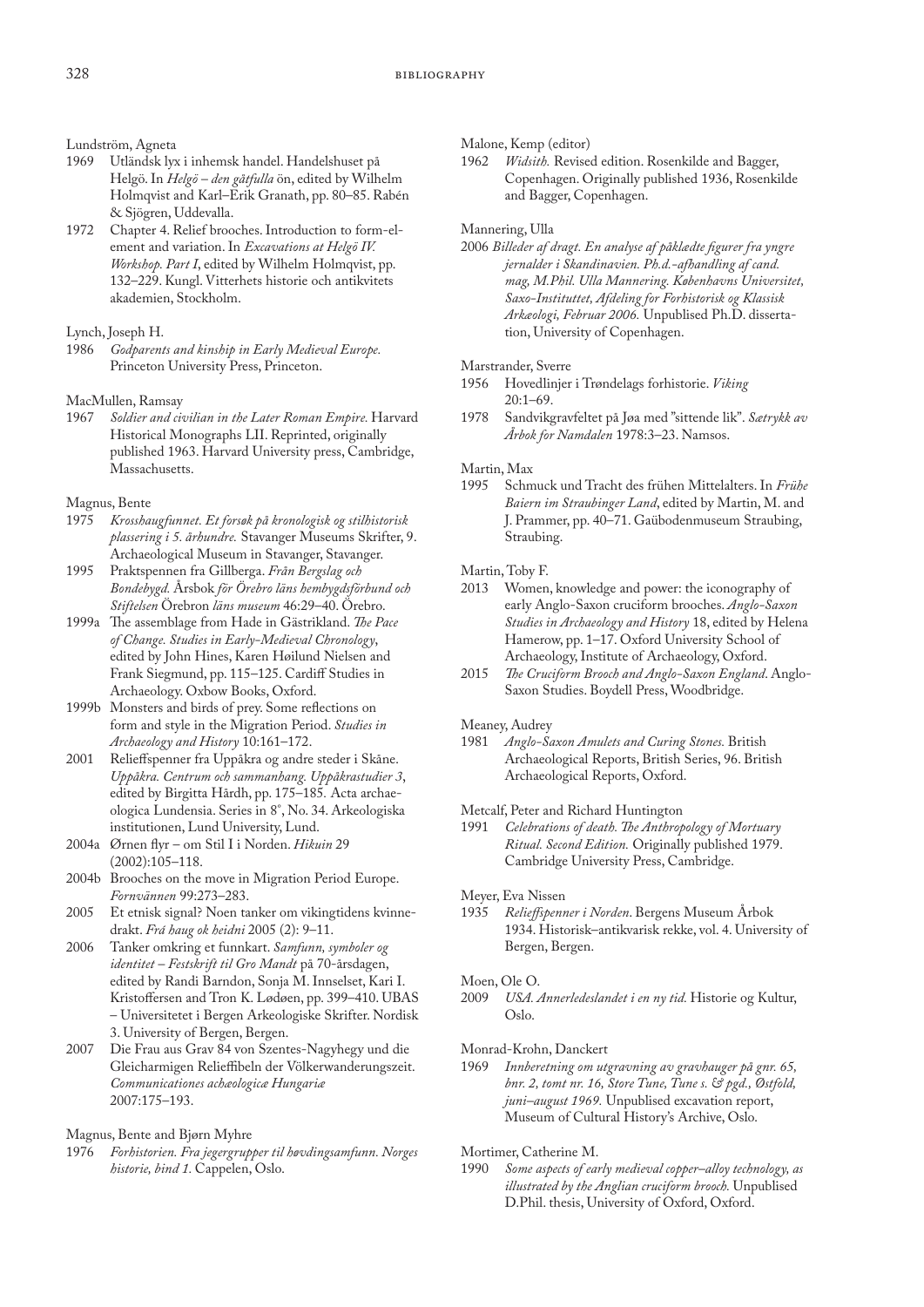Lundström, Agneta

1969 Utländsk lyx i inhemsk handel. Handelshuset på Helgö. In *Helgö – den gåtfulla* ön, edited by Wilhelm Holmqvist and Karl–Erik Granath, pp. 80–85. Rabén & Sjögren, Uddevalla.

1972 Chapter 4. Relief brooches. Introduction to form-element and variation. In *Excavations at Helgö IV. Workshop. Part I*, edited by Wilhelm Holmqvist, pp. 132–229. Kungl. Vitterhets historie och antikvitets akademien, Stockholm.

Lynch, Joseph H.

1986 *Godparents and kinship in Early Medieval Europe.* Princeton University Press, Princeton.

MacMullen, Ramsay

1967 *Soldier and civilian in the Later Roman Empire.* Harvard Historical Monographs LII. Reprinted, originally published 1963. Harvard University press, Cambridge, Massachusetts.

Magnus, Bente

1975 *Krosshaugfunnet. Et forsøk på kronologisk og stilhistorisk plassering i 5. århundre.* Stavanger Museums Skrifter, 9. Archaeological Museum in Stavanger, Stavanger.

1995 Praktspennen fra Gillberga. *Från Bergslag och Bondebygd.* Årsbok *för Örebro läns hembygdsförbund och Stiftelsen* Örebron *läns museum* 46:29–40. Örebro.

1999a The assemblage from Hade in Gästrikland. *The Pace of Change. Studies in Early-Medieval Chronology*, edited by John Hines, Karen Høilund Nielsen and Frank Siegmund, pp. 115–125. Cardiff Studies in Archaeology. Oxbow Books, Oxford.

1999b Monsters and birds of prey. Some reflections on form and style in the Migration Period. *Studies in Archaeology and History* 10:161–172.

2001 Relieffspenner fra Uppåkra og andre steder i Skåne. *Uppåkra. Centrum och sammanhang. Uppåkrastudier 3*, edited by Birgitta Hårdh, pp. 175–185. Acta archaeologica Lundensia. Series in 8°, No. 34. Arkeologiska institutionen, Lund University, Lund.

2004a Ørnen flyr – om Stil I i Norden. *Hikuin* 29 (2002):105–118.

2004b Brooches on the move in Migration Period Europe. *Fornvännen* 99:273–283.

2005 Et etnisk signal? Noen tanker om vikingtidens kvinnedrakt. *Frá haug ok heiðni* 2005 (2): 9–11.

2006 Tanker omkring et funnkart. *Samfunn, symboler og identitet – Festskrift til Gro Mandt* på 70-årsdagen, edited by Randi Barndon, Sonja M. Innselset, Kari I. Kristoffersen and Tron K. Lødøen, pp. 399–410. UBAS – Universitetet i Bergen Arkeologiske Skrifter. Nordisk 3. University of Bergen, Bergen.

2007 Die Frau aus Grav 84 von Szentes-Nagyhegy und die Gleicharmigen Relieffibeln der Völkerwanderungszeit. *Communicationes achæologicæ Hungariæ* 2007:175–193.

Magnus, Bente and Bjørn Myhre

1976 *Forhistorien. Fra jegergrupper til høvdingsamfunn. Norges historie, bind 1.* Cappelen, Oslo.

Malone, Kemp (editor)

1962 *Widsith.* Revised edition. Rosenkilde and Bagger, Copenhagen. Originally published 1936, Rosenkilde and Bagger, Copenhagen.

Mannering, Ulla

2006 *Billeder af dragt. En analyse af påklædte figurer fra yngre jernalder i Skandinavien. Ph.d.-afhandling af cand. mag, M.Phil. Ulla Mannering. Københavns Universitet, Saxo-Instituttet, Afdeling for Forhistorisk og Klassisk Arkæologi, Februar 2006.* Unpublised Ph.D. dissertation, University of Copenhagen.

Marstrander, Sverre

1956 Hovedlinjer i Trøndelags forhistorie. *Viking* 20:1–69.

1978 Sandvikgravfeltet på Jøa med "sittende lik". *Særtrykk av Årbok for Namdalen* 1978:3–23. Namsos.

Martin, Max

1995 Schmuck und Tracht des frühen Mittelalters. In *Frühe Baiern im Straubinger Land*, edited by Martin, M. and J. Prammer, pp. 40–71. Gaübodenmuseum Straubing, Straubing.

Martin, Toby F.

2013 Women, knowledge and power: the iconography of early Anglo-Saxon cruciform brooches. *Anglo-Saxon Studies in Archaeology and History* 18, edited by Helena Hamerow, pp. 1–17. Oxford University School of Archaeology, Institute of Archaeology, Oxford.

2015 *The Cruciform Brooch and Anglo-Saxon England*. Anglo-Saxon Studies. Boydell Press, Woodbridge.

Meaney, Audrey

1981 *Anglo-Saxon Amulets and Curing Stones.* British Archaeological Reports, British Series, 96. British Archaeological Reports, Oxford.

Metcalf, Peter and Richard Huntington

1991 *Celebrations of death. The Anthropology of Mortuary Ritual. Second Edition.* Originally published 1979. Cambridge University Press, Cambridge.

Meyer, Eva Nissen

1935 *Relieffspenner i Norden*. Bergens Museum Årbok 1934. Historisk–antikvarisk rekke, vol. 4. University of Bergen, Bergen.

Moen, Ole O.

2009 *USA. Annerledeslandet i en ny tid.* Historie og Kultur, Oslo.

Monrad-Krohn, Danckert

1969 *Innberetning om utgravning av gravhauger på gnr. 65, bnr. 2, tomt nr. 16, Store Tune, Tune s. & pgd., Østfold, juni–august 1969.* Unpublised excavation report, Museum of Cultural History's Archive, Oslo.

Mortimer, Catherine M.

1990 *Some aspects of early medieval copper–alloy technology, as illustrated by the Anglian cruciform brooch.* Unpublised D.Phil. thesis, University of Oxford, Oxford.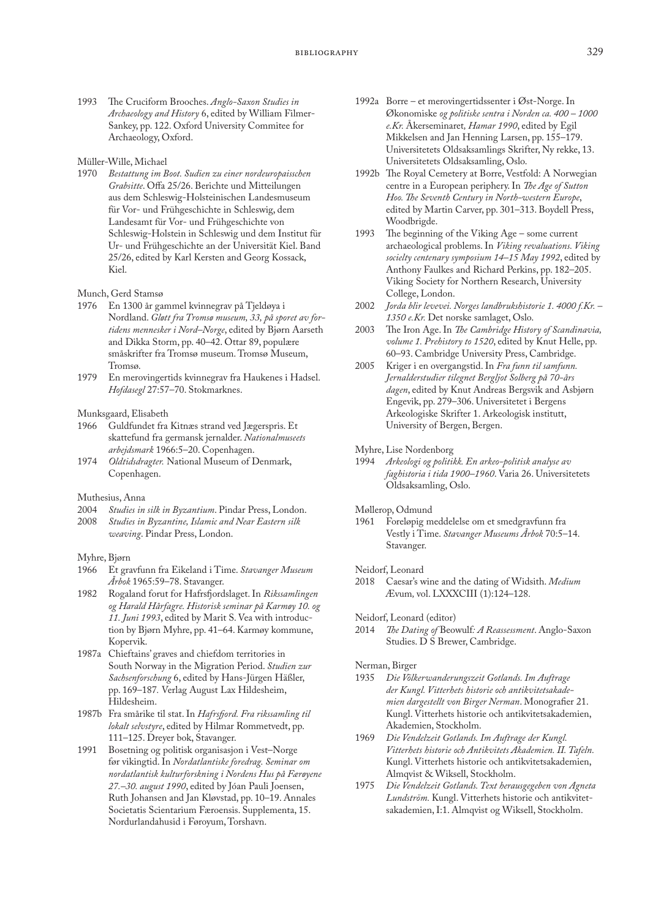1993 The Cruciform Brooches. *Anglo-Saxon Studies in Archaeology and History* 6, edited by William Filmer-Sankey, pp. 122. Oxford University Commitee for Archaeology, Oxford.

Müller-Wille, Michael

1970 *Bestattung im Boot. Sudien zu einer nordeuropaisschen Grabsitte*. Offa 25/26. Berichte und Mitteilungen aus dem Schleswig-Holsteinischen Landesmuseum für Vor- und Frühgeschichte in Schleswig, dem Landesamt für Vor- und Frühgeschichte von Schleswig-Holstein in Schleswig und dem Institut für Ur- und Frühgeschichte an der Universität Kiel. Band 25/26, edited by Karl Kersten and Georg Kossack, Kiel.

Munch, Gerd Stamsø

1976 En 1300 år gammel kvinnegrav på Tjeldøya i Nordland. *Gløtt fra Tromsø museum, 33, på sporet av fortidens mennesker i Nord–Norge*, edited by Bjørn Aarseth and Dikka Storm, pp. 40–42. Ottar 89, populære småskrifter fra Tromsø museum. Tromsø Museum, Tromsø.

1979 En merovingertids kvinnegrav fra Haukenes i Hadsel. *Hofdasegl* 27:57–70. Stokmarknes.

Munksgaard, Elisabeth

1966 Guldfundet fra Kitnæs strand ved Jægerspris. Et skattefund fra germansk jernalder. *Nationalmuseets arbejdsmark* 1966:5–20. Copenhagen.

1974 *Oldtidsdragter.* National Museum of Denmark, Copenhagen.

Muthesius, Anna

2004 *Studies in silk in Byzantium*. Pindar Press, London.

2008 *Studies in Byzantine, Islamic and Near Eastern silk weaving*. Pindar Press, London.

Myhre, Bjørn

1966 Et gravfunn fra Eikeland i Time. *Stavanger Museum Årbok* 1965:59–78. Stavanger.

1982 Rogaland forut for Hafrsfjordslaget. In *Rikssamlingen og Harald Hårfagre. Historisk seminar på Karmøy 10. og 11. Juni 1993*, edited by Marit S. Vea with introduction by Bjørn Myhre, pp. 41–64. Karmøy kommune, Kopervik.

1987a Chieftains' graves and chiefdom territories in South Norway in the Migration Period. *Studien zur Sachsenforschung* 6, edited by Hans-Jürgen Häßler, pp. 169–187. Verlag August Lax Hildesheim, Hildesheim.

1987b Fra smårike til stat. In *Hafrsfjord. Fra rikssamling til lokalt selvstyre*, edited by Hilmar Rommetvedt, pp. 111–125. Dreyer bok, Stavanger.

1991 Bosetning og politisk organisasjon i Vest–Norge før vikingtid. In *Nordatlantiske foredrag. Seminar om nordatlantisk kulturforskning i Nordens Hus på Færøyene 27.–30. august 1990*, edited by Jóan Pauli Joensen, Ruth Johansen and Jan Kløvstad, pp. 10–19. Annales Societatis Scientarium Færoensis. Supplementa, 15. Nordurlandahusid i Føroyum, Torshavn.

1992a Borre – et merovingertidssenter i Øst-Norge. In Økonomiske *og politiske sentra i Norden ca. 400 – 1000 e.Kr.* Åkerseminaret*, Hamar 1990*, edited by Egil Mikkelsen and Jan Henning Larsen, pp. 155–179. Universitetets Oldsaksamlings Skrifter, Ny rekke, 13. Universitetets Oldsaksamling, Oslo.

1992b The Royal Cemetery at Borre, Vestfold: A Norwegian centre in a European periphery. In *The Age of Sutton Hoo. The Seventh Century in North-western Europe*, edited by Martin Carver, pp. 301–313. Boydell Press, Woodbrigde.

1993 The beginning of the Viking Age – some current archaeological problems. In *Viking revaluations. Viking socielty centenary symposium 14–15 May 1992*, edited by Anthony Faulkes and Richard Perkins, pp. 182–205. Viking Society for Northern Research, University College, London.

2002 *Jorda blir levevei. Norges landbrukshistorie 1. 4000 f.Kr. – 1350 e.Kr.* Det norske samlaget, Oslo.

2003 The Iron Age. In *The Cambridge History of Scandinavia, volume 1. Prehistory to 1520*, edited by Knut Helle, pp. 60–93. Cambridge University Press, Cambridge.

2005 Kriger i en overgangstid. In *Fra funn til samfunn. Jernalderstudier tilegnet Bergljot Solberg på 70-års dagen*, edited by Knut Andreas Bergsvik and Asbjørn Engevik, pp. 279–306. Universitetet i Bergens Arkeologiske Skrifter 1. Arkeologisk institutt, University of Bergen, Bergen.

Myhre, Lise Nordenborg

1994 *Arkeologi og politikk. En arkeo-politisk analyse av faghistoria i tida 1900–1960*. Varia 26. Universitetets Oldsaksamling, Oslo.

Møllerop, Odmund

1961 Foreløpig meddelelse om et smedgravfunn fra Vestly i Time. *Stavanger Museums Årbok* 70:5–14. Stavanger.

Neidorf, Leonard

2018 Caesar's wine and the dating of Widsith. *Medium Ævum,* vol. LXXXCIII (1):124–128.

Neidorf, Leonard (editor)

2014 *The Dating of* Beowulf*: A Reassessment*. Anglo-Saxon Studies. D S Brewer, Cambridge.

Nerman, Birger

1935 *Die Völkerwanderungszeit Gotlands. Im Auftrage der Kungl. Vitterhets historie och antikvitetsakademien dargestellt von Birger Nerman*. Monografier 21. Kungl. Vitterhets historie och antikvitetsakademien, Akademien, Stockholm.

1969 *Die Vendelzeit Gotlands. Im Auftrage der Kungl. Vitterhets historie och Antikvitets Akademien. II. Tafeln.* Kungl. Vitterhets historie och antikvitetsakademien, Almqvist & Wiksell, Stockholm.

1975 *Die Vendelzeit Gotlands. Text herausgegeben von Agneta Lundström.* Kungl. Vitterhets historie och antikvitetsakademien, I:1. Almqvist og Wiksell, Stockholm.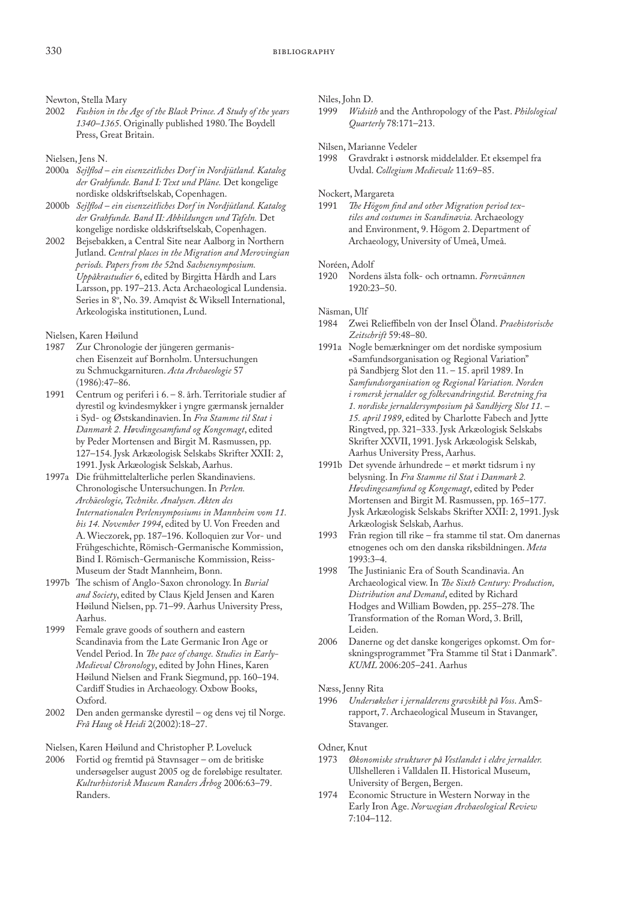Newton, Stella Mary

2002 *Fashion in the Age of the Black Prince. A Study of the years 1340–1365*. Originally published 1980. The Boydell Press, Great Britain.

Nielsen, Jens N.

2000a *Sejlflod – ein eisenzeitliches Dorf in Nordjütland. Katalog der Grabfunde. Band I: Text und Pläne.* Det kongelige nordiske oldskriftselskab, Copenhagen.

2000b *Sejlflod – ein eisenzeitliches Dorf in Nordjütland. Katalog der Grabfunde. Band II: Abbildungen und Tafeln.* Det kongelige nordiske oldskriftselskab, Copenhagen.

2002 Bejsebakken, a Central Site near Aalborg in Northern Jutland. *Central places in the Migration and Merovingian periods. Papers from the 52nd Sachsensymposium. Uppåkrastudier 6*, edited by Birgitta Hårdh and Lars Larsson, pp. 197–213. Acta Archaeological Lundensia. Series in 8°, No. 39. Amqvist & Wiksell International, Arkeologiska institutionen, Lund.

Nielsen, Karen Høilund

1987 Zur Chronologie der jüngeren germanischen Eisenzeit auf Bornholm. Untersuchungen zu Schmuckgarnituren. *Acta Archaeologie* 57 (1986):47–86.

1991 Centrum og periferi i 6. – 8. årh. Territoriale studier af dyrestil og kvindesmykker i yngre gærmansk jernalder i Syd- og Østskandinavien. In *Fra Stamme til Stat i Danmark 2. Høvdingesamfund og Kongemagt*, edited by Peder Mortensen and Birgit M. Rasmussen, pp. 127–154. Jysk Arkæologisk Selskabs Skrifter XXII: 2, 1991. Jysk Arkæologisk Selskab, Aarhus.

1997a Die frühmittelalterliche perlen Skandinaviens. Chronologische Untersuchungen. In *Perlen. Archäeologie, Technike. Analysen. Akten des Internationalen Perlensymposiums in Mannheim vom 11. bis 14. November 1994*, edited by U. Von Freeden and A. Wieczorek, pp. 187–196. Kolloquien zur Vor- und Frühgeschichte, Römisch-Germanische Kommission, Bind I. Römisch-Germanische Kommission, Reiss-Museum der Stadt Mannheim, Bonn.

1997b The schism of Anglo-Saxon chronology. In *Burial and Society*, edited by Claus Kjeld Jensen and Karen Høilund Nielsen, pp. 71–99. Aarhus University Press, Aarhus.

1999 Female grave goods of southern and eastern Scandinavia from the Late Germanic Iron Age or Vendel Period. In *The pace of change. Studies in Early-Medieval Chronology*, edited by John Hines, Karen Høilund Nielsen and Frank Siegmund, pp. 160–194. Cardiff Studies in Archaeology. Oxbow Books, Oxford.

2002 Den anden germanske dyrestil – og dens vej til Norge. *Frå Haug ok Heidi* 2(2002):18–27.

Nielsen, Karen Høilund and Christopher P. Loveluck

2006 Fortid og fremtid på Stavnsager – om de britiske undersøgelser august 2005 og de foreløbige resultater. *Kulturhistorisk Museum Randers Årbog* 2006:63–79. Randers.

Niles, John D.

1999 *Widsith* and the Anthropology of the Past. *Philological Quarterly* 78:171–213.

Nilsen, Marianne Vedeler

1998 Gravdrakt i østnorsk middelalder. Et eksempel fra Uvdal. *Collegium Medievale* 11:69–85.

Nockert, Margareta

1991 *The Högom find and other Migration period textiles and costumes in Scandinavia.* Archaeology and Environment, 9. Högom 2. Department of Archaeology, University of Umeå, Umeå.

Noréen, Adolf

1920 Nordens älsta folk- och ortnamn. *Fornvännen* 1920:23–50.

Näsman, Ulf

1984 Zwei Relieffibeln von der Insel Öland. *Praehistorische Zeitschrift* 59:48–80.

1991a Nogle bemærkninger om det nordiske symposium «Samfundsorganisation og Regional Variation" på Sandbjerg Slot den 11. – 15. april 1989. In *Samfundsorganisation og Regional Variation. Norden i romersk jernalder og folkevandringstid. Beretning fra 1. nordiske jernaldersymposium på Sandbjerg Slot 11. – 15. april 1989*, edited by Charlotte Fabech and Jytte Ringtved, pp. 321–333. Jysk Arkæologisk Selskabs Skrifter XXVII, 1991. Jysk Arkæologisk Selskab, Aarhus University Press, Aarhus.

1991b Det syvende århundrede – et mørkt tidsrum i ny belysning. In *Fra Stamme til Stat i Danmark 2. Høvdingesamfund og Kongemagt*, edited by Peder Mortensen and Birgit M. Rasmussen, pp. 165–177. Jysk Arkæologisk Selskabs Skrifter XXII: 2, 1991. Jysk Arkæologisk Selskab, Aarhus.

1993 Från region till rike – fra stamme til stat. Om danernas etnogenes och om den danska riksbildningen. *Meta* 1993:3–4.

1998 The Justinianic Era of South Scandinavia. An Archaeological view. In *The Sixth Century: Production, Distribution and Demand*, edited by Richard Hodges and William Bowden, pp. 255–278. The Transformation of the Roman Word, 3. Brill, Leiden.

2006 Danerne og det danske kongeriges opkomst. Om forskningsprogrammet "Fra Stamme til Stat i Danmark". *KUML* 2006:205–241. Aarhus

Næss, Jenny Rita

1996 *Undersøkelser i jernalderens gravskikk på Voss*. AmS-rapport, 7. Archaeological Museum in Stavanger, Stavanger.

Odner, Knut

1973 *Økonomiske strukturer på Vestlandet i eldre jernalder.* Ullshelleren i Valldalen II. Historical Museum, University of Bergen, Bergen.

1974 Economic Structure in Western Norway in the Early Iron Age. *Norwegian Archaeological Review* 7:104–112.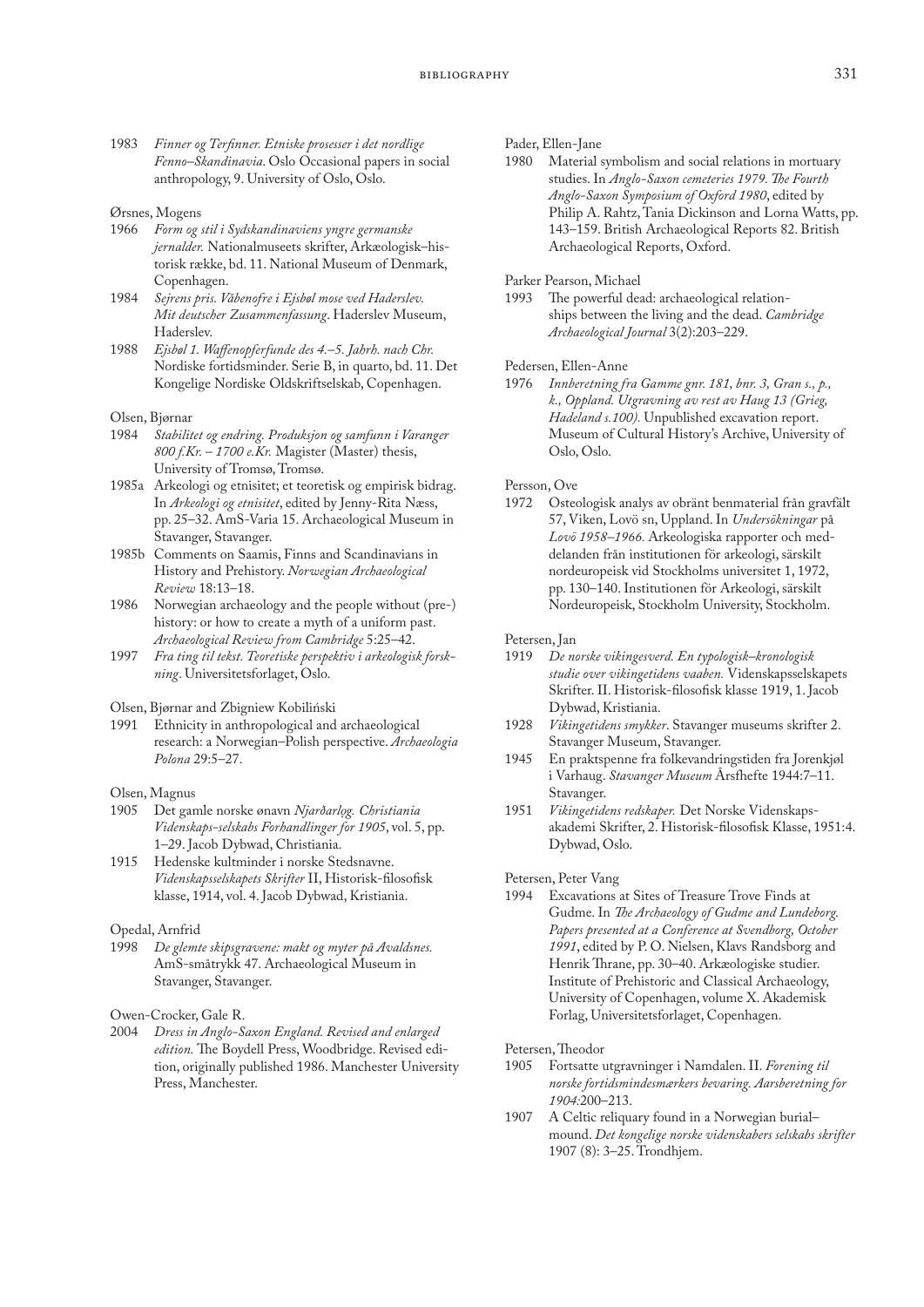1983 *Finner og Terfinner. Etniske prosesser i det nordlige Fenno–Skandinavia*. Oslo Occasional papers in social anthropology, 9. University of Oslo, Oslo.

Ørsnes, Mogens

1966 *Form og stil i Sydskandinaviens yngre germanske jernalder.* Nationalmuseets skrifter, Arkæologisk–historisk række, bd. 11. National Museum of Denmark, Copenhagen.

1984 *Sejrens pris. Våbenofre i Ejsbøl mose ved Haderslev. Mit deutscher Zusammenfassung*. Haderslev Museum, Haderslev.

1988 *Ejsbøl 1. Waffenopferfunde des 4.–5. Jahrh. nach Chr.* Nordiske fortidsminder. Serie B, in quarto, bd. 11. Det Kongelige Nordiske Oldskriftselskab, Copenhagen.

Olsen, Bjørnar

1984 *Stabilitet og endring. Produksjon og samfunn i Varanger 800 f.Kr. – 1700 e.Kr.* Magister (Master) thesis, University of Tromsø, Tromsø.

1985a Arkeologi og etnisitet; et teoretisk og empirisk bidrag. In *Arkeologi og etnisitet*, edited by Jenny-Rita Næss, pp. 25–32. AmS-Varia 15. Archaeological Museum in Stavanger, Stavanger.

1985b Comments on Saamis, Finns and Scandinavians in History and Prehistory. *Norwegian Archaeological Review* 18:13–18.

1986 Norwegian archaeology and the people without (pre-) history: or how to create a myth of a uniform past. *Archaeological Review from Cambridge* 5:25–42.

1997 *Fra ting til tekst. Teoretiske perspektiv i arkeologisk forskning*. Universitetsforlaget, Oslo.

Olsen, Bjørnar and Zbigniew Kobiliński

1991 Ethnicity in anthropological and archaeological research: a Norwegian–Polish perspective. *Archaeologia Polona* 29:5–27.

Olsen, Magnus

1905 Det gamle norske ønavn *Njarðarlog. Christiania Videnskaps-selskabs Forhandlinger for 1905*, vol. 5, pp. 1–29. Jacob Dybwad, Christiania.

1915 Hedenske kultminder i norske Stedsnavne. *Videnskapsselskapets Skrifter* II, Historisk-filosofisk klasse, 1914, vol. 4. Jacob Dybwad, Kristiania.

Opedal, Arnfrid

1998 *De glemte skipsgravene: makt og myter på Avaldsnes.* AmS-småtrykk 47. Archaeological Museum in Stavanger, Stavanger.

Owen-Crocker, Gale R.

2004 *Dress in Anglo-Saxon England. Revised and enlarged edition.* The Boydell Press, Woodbridge. Revised edition, originally published 1986. Manchester University Press, Manchester.

Pader, Ellen-Jane

1980 Material symbolism and social relations in mortuary studies. In *Anglo-Saxon cemeteries 1979. The Fourth Anglo-Saxon Symposium of Oxford 1980*, edited by Philip A. Rahtz, Tania Dickinson and Lorna Watts, pp. 143–159. British Archaeological Reports 82. British Archaeological Reports, Oxford.

Parker Pearson, Michael

1993 The powerful dead: archaeological relationships between the living and the dead. *Cambridge Archaeological Journal* 3(2):203–229.

Pedersen, Ellen-Anne

1976 *Innberetning fra Gamme gnr. 181, bnr. 3, Gran s., p., k., Oppland. Utgravning av rest av Haug 13 (Grieg, Hadeland s.100).* Unpublished excavation report. Museum of Cultural History's Archive, University of Oslo, Oslo.

Persson, Ove

1972 Osteologisk analys av obränt benmaterial från gravfält 57, Viken, Lovö sn, Uppland. In *Undersökningar* på *Lovö 1958–1966.* Arkeologiska rapporter och meddelanden från institutionen för arkeologi, särskilt nordeuropeisk vid Stockholms universitet 1, 1972, pp. 130–140. Institutionen för Arkeologi, särskilt Nordeuropeisk, Stockholm University, Stockholm.

Petersen, Jan

1919 *De norske vikingesverd. En typologisk–kronologisk studie over vikingetidens vaaben.* Videnskapsselskapets Skrifter. II. Historisk-filosofisk klasse 1919, 1. Jacob Dybwad, Kristiania.

1928 *Vikingetidens smykker*. Stavanger museums skrifter 2. Stavanger Museum, Stavanger.

1945 En praktspenne fra folkevandringstiden fra Jorenkjøl i Varhaug. *Stavanger Museum* Årsfhefte 1944:7–11. Stavanger.

1951 *Vikingetidens redskaper.* Det Norske Videnskaps-akademi Skrifter, 2. Historisk-filosofisk Klasse, 1951:4. Dybwad, Oslo.

Petersen, Peter Vang

1994 Excavations at Sites of Treasure Trove Finds at Gudme. In *The Archaeology of Gudme and Lundeborg. Papers presented at a Conference at Svendborg, October 1991*, edited by P. O. Nielsen, Klavs Randsborg and Henrik Thrane, pp. 30–40. Arkæologiske studier. Institute of Prehistoric and Classical Archaeology, University of Copenhagen, volume X. Akademisk Forlag, Universitetsforlaget, Copenhagen.

Petersen, Theodor

1905 Fortsatte utgravninger i Namdalen. II. *Forening til norske fortidsmindesmærkers bevaring. Aarsberetning for 1904:*200–213.

1907 A Celtic reliquary found in a Norwegian burial–mound. *Det kongelige norske videnskabers selskabs skrifter* 1907 (8): 3–25. Trondhjem.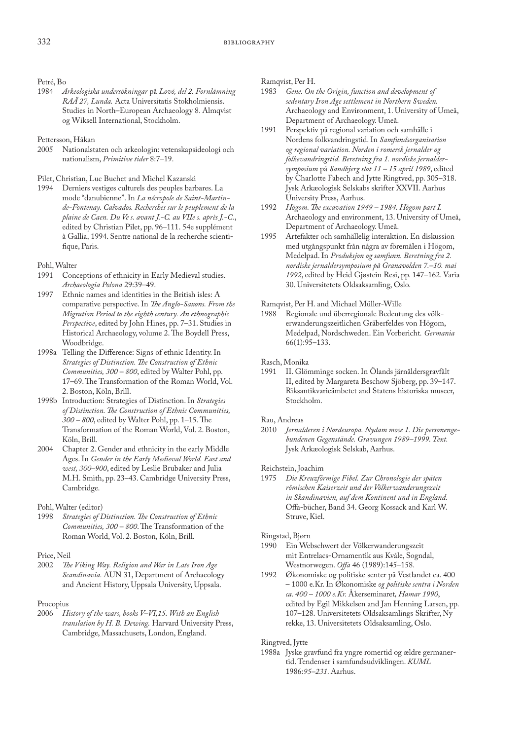Petré, Bo

1984 *Arkeologiska undersökningar* på *Lovö, del 2. Fornlämning RAÄ 27, Lunda.* Acta Universitatis Stokholmiensis. Studies in North–European Archaeology 8. Almqvist og Wiksell International, Stockholm.

Pettersson, Håkan

2005 Nationalstaten och arkeologin: vetenskapsideologi och nationalism, *Primitive tider* 8:7–19.

Pilet, Christian, Luc Buchet and Michel Kazanski

1994 Derniers vestiges culturels des peuples barbares. La mode "danubienne". In *La nécropole de Saint-Martin-de-Fontenay. Calvados. Recherches sur le peuplement de la plaine de Caen. Du Ve s. avant J.-C. au VIIe s. après J.-C.*, edited by Christian Pilet, pp. 96–111. 54e supplément à Gallia, 1994. Sentre national de la recherche scientifique, Paris.

Pohl, Walter

1991 Conceptions of ethnicity in Early Medieval studies. *Archaeologia Polona* 29:39–49.

1997 Ethnic names and identities in the British isles: A comparative perspective. In *The Anglo-Saxons. From the Migration Period to the eighth century. An ethnographic Perspective*, edited by John Hines, pp. 7–31. Studies in Historical Archaeology, volume 2. The Boydell Press, Woodbridge.

1998a Telling the Difference: Signs of ethnic Identity. In *Strategies of Distinction. The Construction of Ethnic Communities, 300 – 800*, edited by Walter Pohl, pp. 17–69. The Transformation of the Roman World, Vol. 2. Boston, Köln, Brill.

1998b Introduction: Strategies of Distinction. In *Strategies of Distinction. The Construction of Ethnic Communities, 300 – 800*, edited by Walter Pohl, pp. 1–15. The Transformation of the Roman World, Vol. 2. Boston, Köln, Brill.

2004 Chapter 2. Gender and ethnicity in the early Middle Ages. In *Gender in the Early Medieval World. East and west, 300–900*, edited by Leslie Brubaker and Julia M.H. Smith, pp. 23–43. Cambridge University Press, Cambridge.

Pohl, Walter (editor)

1998 *Strategies of Distinction. The Construction of Ethnic Communities, 300 – 800*. The Transformation of the Roman World, Vol. 2. Boston, Köln, Brill.

Price, Neil

2002 *The Viking Way. Religion and War in Late Iron Age Scandinavia.* AUN 31, Department of Archaeology and Ancient History, Uppsala University, Uppsala.

Procopius

2006 *History of the wars, books V–VI,15. With an English translation by H. B. Dewing.* Harvard University Press, Cambridge, Massachusets, London, England.

Ramqvist, Per H.

1983 *Gene. On the Origin, function and development of sedentary Iron Age settlement in Northern Sweden.* Archaeology and Environment, 1. University of Umeå, Department of Archaeology. Umeå.

1991 Perspektiv på regional variation och samhälle i Nordens folkvandringstid. In *Samfundsorganisation og regional variation. Norden i romersk jernalder og folkevandringstid. Beretning fra 1. nordiske jernaldersymposium* på *Sandbjerg slot 11 – 15 april 1989*, edited by Charlotte Fabech and Jytte Ringtved, pp. 305–318. Jysk Arkæologisk Selskabs skrifter XXVII. Aarhus University Press, Aarhus.

1992 *Högom. The excavation 1949 – 1984. Högom part I.* Archaeology and environment, 13. University of Umeå, Department of Archaeology. Umeå.

1995 Artefakter och samhällelig interaktion. En diskussion med utgångspunkt från några av föremålen i Högom, Medelpad. In *Produksjon og samfunn. Beretning fra 2. nordiske jernaldersymposium på Granavolden 7.–10. mai 1992*, edited by Heid Gjøstein Resi, pp. 147–162. Varia 30. Universitetets Oldsaksamling, Oslo.

Ramqvist, Per H. and Michael Müller-Wille

1988 Regionale und überregionale Bedeutung des völkerwanderungszeitlichen Gräberfeldes von Högom, Medelpad, Nordschweden. Ein Vorbericht. *Germania* 66(1):95–133.

Rasch, Monika

1991 II. Glömminge socken. In Ölands järnåldersgravfält II, edited by Margareta Beschow Sjöberg, pp. 39–147. Riksantikvarieämbetet and Statens historiska museer, Stockholm.

Rau, Andreas

2010 *Jernalderen i Nordeuropa. Nydam mose 1. Die personengebundenen Gegenstände. Gravungen 1989–1999. Text.* Jysk Arkæologisk Selskab, Aarhus.

Reichstein, Joachim

1975 *Die Kreuzförmige Fibel. Zur Chronologie der späten römischen Kaiserzeit und der Völkerwanderungszeit in Skandinavien, auf dem Kontinent und in England.* Offa-bücher, Band 34. Georg Kossack and Karl W. Struve, Kiel.

Ringstad, Bjørn

1990 Ein Webschwert der Völkerwanderungszeit mit Entrelacs-Ornamentik aus Kvåle, Sogndal, Westnorwegen. *Offa* 46 (1989):145–158.

1992 Økonomiske og politiske senter på Vestlandet ca. 400 – 1000 e.Kr. In Økonomiske *og politiske sentra i Norden ca. 400 – 1000 e.Kr.* Åkerseminaret*, Hamar 1990*, edited by Egil Mikkelsen and Jan Henning Larsen, pp. 107–128. Universitetets Oldsaksamlings Skrifter, Ny rekke, 13. Universitetets Oldsaksamling, Oslo.

Ringtved, Jytte

1988a Jyske gravfund fra yngre romertid og ældre germanertid. Tendenser i samfundsudviklingen. *KUML* 1986:*95–231*. Aarhus.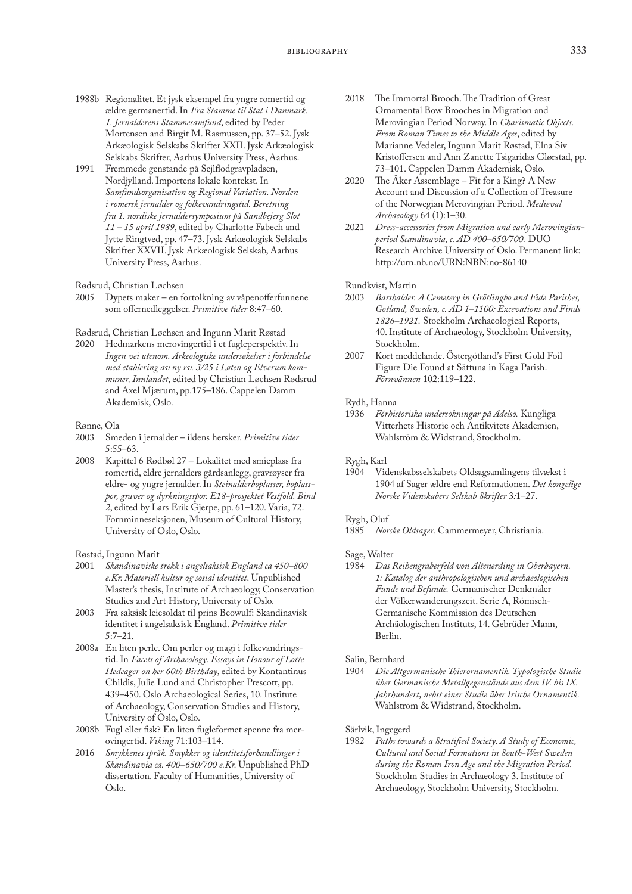1988b Regionalitet. Et jysk eksempel fra yngre romertid og ældre germanertid. In *Fra Stamme til Stat i Danmark. 1. Jernalderens Stammesamfund*, edited by Peder Mortensen and Birgit M. Rasmussen, pp. 37–52. Jysk Arkæologisk Selskabs Skrifter XXII. Jysk Arkæologisk Selskabs Skrifter, Aarhus University Press, Aarhus.

1991 Fremmede genstande på Sejlflodgravpladsen, Nordjylland. Importens lokale kontekst. In *Samfundsorganisation og Regional Variation. Norden i romersk jernalder og folkevandringstid. Beretning fra 1. nordiske jernaldersymposium på Sandbejerg Slot 11 – 15 april 1989*, edited by Charlotte Fabech and Jytte Ringtved, pp. 47–73. Jysk Arkæologisk Selskabs Skrifter XXVII. Jysk Arkæologisk Selskab, Aarhus University Press, Aarhus.

Rødsrud, Christian Løchsen

2005 Dypets maker – en fortolkning av våpenofferfunnene som offernedleggelser. *Primitive tider* 8:47–60.

Rødsrud, Christian Løchsen and Ingunn Marit Røstad

2020 Hedmarkens merovingertid i et fugleperspektiv. In *Ingen vei utenom. Arkeologiske undersøkelser i forbindelse med etablering av ny rv. 3/25 i Løten og Elverum kommuner, Innlandet*, edited by Christian Løchsen Rødsrud and Axel Mjærum, pp.175–186. Cappelen Damm Akademisk, Oslo.

Rønne, Ola

2003 Smeden i jernalder – ildens hersker. *Primitive tider* 5:55–63.

2008 Kapittel 6 Rødbøl 27 – Lokalitet med smieplass fra romertid, eldre jernalders gårdsanlegg, gravrøyser fra eldre- og yngre jernalder. In *Steinalderboplasser, boplasspor, graver og dyrkningsspor. E18-prosjektet Vestfold. Bind 2*, edited by Lars Erik Gjerpe, pp. 61–120. Varia, 72. Fornminneseksjonen, Museum of Cultural History, University of Oslo, Oslo.

Røstad, Ingunn Marit

2001 *Skandinaviske trekk i angelsaksisk England ca 450–800 e.Kr. Materiell kultur og sosial identitet*. Unpublished Master's thesis, Institute of Archaeology, Conservation Studies and Art History, University of Oslo.

2003 Fra saksisk leiesoldat til prins Beowulf: Skandinavisk identitet i angelsaksisk England. *Primitive tider* 5:7–21.

2008a En liten perle. Om perler og magi i folkevandringstid. In *Facets of Archaeology. Essays in Honour of Lotte Hedeager on her 60th Birthday*, edited by Kontantinus Childis, Julie Lund and Christopher Prescott, pp. 439–450. Oslo Archaeological Series, 10. Institute of Archaeology, Conservation Studies and History, University of Oslo, Oslo.

2008b Fugl eller fisk? En liten fugleformet spenne fra merovingertid. *Viking* 71:103–114.

2016 *Smykkenes språk. Smykker og identitetsforhandlinger i Skandinavia ca. 400–650/700 e.Kr.* Unpublished PhD dissertation. Faculty of Humanities, University of Oslo.

2018 The Immortal Brooch. The Tradition of Great Ornamental Bow Brooches in Migration and Merovingian Period Norway. In *Charismatic Objects. From Roman Times to the Middle Ages*, edited by Marianne Vedeler, Ingunn Marit Røstad, Elna Siv Kristoffersen and Ann Zanette Tsigaridas Glørstad, pp. 73–101. Cappelen Damm Akademisk, Oslo.

2020 The Åker Assemblage – Fit for a King? A New Account and Discussion of a Collection of Treasure of the Norwegian Merovingian Period. *Medieval Archaeology* 64 (1):1–30.

2021 *Dress-accessories from Migration and early Merovingian-period Scandinavia, c. AD 400–650/700.* DUO Research Archive University of Oslo. Permanent link: http://urn.nb.no/URN:NBN:no-86140

Rundkvist, Martin

2003 *Barshalder. A Cemetery in Grötlingbo and Fide Parishes, Gotland, Sweden, c. AD 1–1100: Excevations and Finds 1826–1921.* Stockholm Archaeological Reports, 40. Institute of Archaeology, Stockholm University, Stockholm.

2007 Kort meddelande. Östergötland's First Gold Foil Figure Die Found at Sättuna in Kaga Parish. *Förnvännen* 102:119–122.

Rydh, Hanna

1936 *Förhistoriska undersökningar på Adelsö.* Kungliga Vitterhets Historie och Antikvitets Akademien, Wahlström & Widstrand, Stockholm.

Rygh, Karl

1904 Videnskabsselskabets Oldsagsamlingens tilvækst i 1904 af Sager ældre end Reformationen. *Det kongelige Norske Videnskabers Selskab Skrifter* 3:1–27.

Rygh, Oluf

1885 *Norske Oldsager*. Cammermeyer, Christiania.

Sage, Walter

1984 *Das Reihengräberfeld von Altenerding in Oberbayern. 1: Katalog der anthropologischen und archäeologischen Funde und Befunde.* Germanischer Denkmäler der Völkerwanderungszeit. Serie A, Römisch-Germanische Kommission des Deutschen Archäologischen Instituts, 14. Gebrüder Mann, Berlin.

Salin, Bernhard

1904 *Die Altgermanische Thierornamentik. Typologische Studie über Germanische Metallgegenstände aus dem IV. bis IX. Jahrhundert, nebst einer Studie über Irische Ornamentik.* Wahlström & Widstrand, Stockholm.

Särlvik, Ingegerd

1982 *Paths towards a Stratified Society. A Study of Economic, Cultural and Social Formations in South-West Sweden during the Roman Iron Age and the Migration Period.* Stockholm Studies in Archaeology 3. Institute of Archaeology, Stockholm University, Stockholm.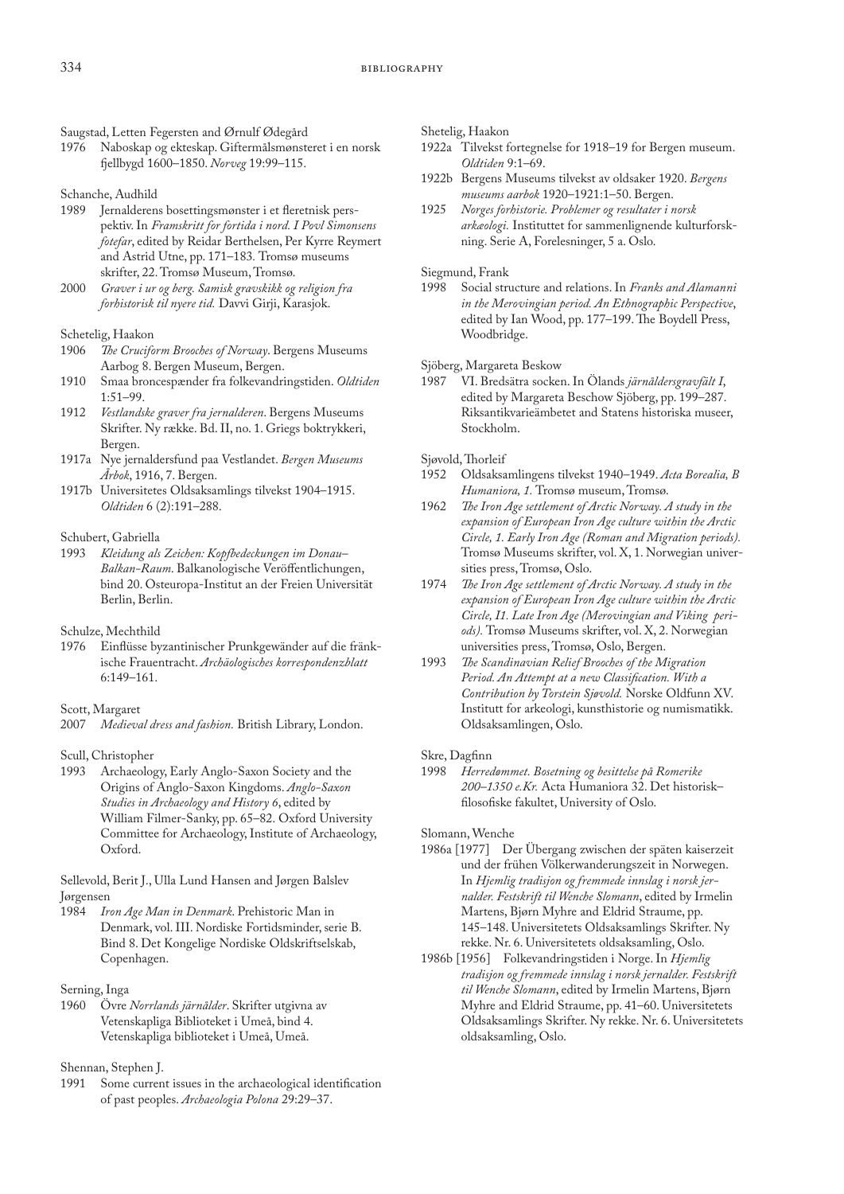Saugstad, Letten Fegersten and Ørnulf Ødegård

1976 Naboskap og ekteskap. Giftermålsmønsteret i en norsk fjellbygd 1600–1850. *Norveg* 19:99–115.

Schanche, Audhild

1989 Jernalderens bosettingsmønster i et fleretnisk perspektiv. In *Framskritt for fortida i nord. I Povl Simonsens fotefar*, edited by Reidar Berthelsen, Per Kyrre Reymert and Astrid Utne, pp. 171–183. Tromsø museums skrifter, 22. Tromsø Museum, Tromsø.

2000 *Graver i ur og berg. Samisk gravskikk og religion fra forhistorisk til nyere tid.* Davvi Girji, Karasjok.

Schetelig, Haakon

1906 *The Cruciform Brooches of Norway*. Bergens Museums Aarbog 8. Bergen Museum, Bergen.

1910 Smaa broncespænder fra folkevandringstiden. *Oldtiden* 1:51–99.

1912 *Vestlandske graver fra jernalderen.* Bergens Museums Skrifter. Ny række. Bd. II, no. 1. Griegs boktrykkeri, Bergen.

1917a Nye jernaldersfund paa Vestlandet. *Bergen Museums Årbok*, 1916, 7. Bergen.

1917b Universitetes Oldsaksamlings tilvekst 1904–1915. *Oldtiden* 6 (2):191–288.

Schubert, Gabriella

1993 *Kleidung als Zeichen: Kopfbedeckungen im Donau–Balkan-Raum.* Balkanologische Veröffentlichungen, bind 20. Osteuropa-Institut an der Freien Universität Berlin, Berlin.

Schulze, Mechthild

1976 Einflüsse byzantinischer Prunkgewänder auf die fränkische Frauentracht. *Archäologisches korrespondenzblatt* 6:149–161.

Scott, Margaret

2007 *Medieval dress and fashion.* British Library, London.

Scull, Christopher

1993 Archaeology, Early Anglo-Saxon Society and the Origins of Anglo-Saxon Kingdoms. *Anglo-Saxon Studies in Archaeology and History 6*, edited by William Filmer-Sankey, pp. 65–82. Oxford University Committee for Archaeology, Institute of Archaeology, Oxford.

Sellevold, Berit J., Ulla Lund Hansen and Jørgen Balslev Jørgensen

1984 *Iron Age Man in Denmark*. Prehistoric Man in Denmark, vol. III. Nordiske Fortidsminder, serie B. Bind 8. Det Kongelige Nordiske Oldskriftselskab, Copenhagen.

Serning, Inga

1960 Övre *Norrlands järnålder*. Skrifter utgivna av Vetenskapliga Biblioteket i Umeå, bind 4. Vetenskapliga biblioteket i Umeå, Umeå.

Shennan, Stephen J.

1991 Some current issues in the archaeological identification of past peoples. *Archaeologia Polona* 29:29–37.

Shetelig, Haakon

1922a Tilvekst fortegnelse for 1918–19 for Bergen museum. *Oldtiden* 9:1–69.

1922b Bergens Museums tilvekst av oldsaker 1920. *Bergens museums aarbok* 1920–1921:1–50. Bergen.

1925 *Norges forhistorie. Problemer og resultater i norsk arkæologi.* Instituttet for sammenlignende kulturforskning. Serie A, Forelesninger, 5 a. Oslo.

Siegmund, Frank

1998 Social structure and relations. In *Franks and Alamanni in the Merovingian period. An Ethnographic Perspective*, edited by Ian Wood, pp. 177–199. The Boydell Press, Woodbridge.

Sjöberg, Margareta Beskow

1987 VI. Bredsätra socken. In Ölands *järnåldersgravfält I*, edited by Margareta Beschow Sjöberg, pp. 199–287. Riksantikvarieämbetet and Statens historiska museer, Stockholm.

Sjøvold, Thorleif

1952 Oldsaksamlingens tilvekst 1940–1949. *Acta Borealia, B Humaniora, 1.* Tromsø museum, Tromsø.

1962 *The Iron Age settlement of Arctic Norway. A study in the expansion of European Iron Age culture within the Arctic Circle, 1. Early Iron Age (Roman and Migration periods).* Tromsø Museums skrifter, vol. X, 1. Norwegian universities press, Tromsø, Oslo.

1974 *The Iron Age settlement of Arctic Norway. A study in the expansion of European Iron Age culture within the Arctic Circle, I1. Late Iron Age (Merovingian and Viking periods).* Tromsø Museums skrifter, vol. X, 2. Norwegian universities press, Tromsø, Oslo, Bergen.

1993 *The Scandinavian Relief Brooches of the Migration Period. An Attempt at a new Classification. With a Contribution by Torstein Sjøvold.* Norske Oldfunn XV. Institutt for arkeologi, kunsthistorie og numismatikk. Oldsaksamlingen, Oslo.

Skre, Dagfinn

1998 *Herredømmet. Bosetning og besittelse på Romerike 200–1350 e.Kr.* Acta Humaniora 32. Det historisk–filosofiske fakultet, University of Oslo.

Slomann, Wenche

1986a [1977] Der Übergang zwischen der späten kaiserzeit und der frühen Völkerwanderungszeit in Norwegen. In *Hjemlig tradisjon og fremmede innslag i norsk jernalder. Festskrift til Wenche Slomann*, edited by Irmelin Martens, Bjørn Myhre and Eldrid Straume, pp. 145–148. Universitetets Oldsaksamlings Skrifter. Ny rekke. Nr. 6. Universitetets oldsaksamling, Oslo.

1986b [1956] Folkevandringstiden i Norge. In *Hjemlig tradisjon og fremmede innslag i norsk jernalder. Festskrift til Wenche Slomann*, edited by Irmelin Martens, Bjørn Myhre and Eldrid Straume, pp. 41–60. Universitetets Oldsaksamlings Skrifter. Ny rekke. Nr. 6. Universitetets oldsaksamling, Oslo.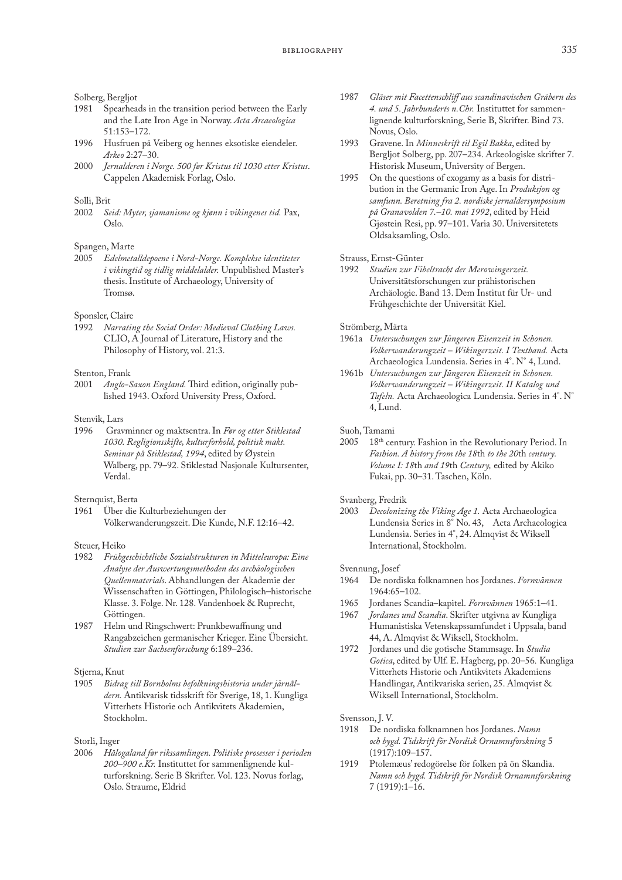Solberg, Bergljot

1981 Spearheads in the transition period between the Early and the Late Iron Age in Norway. *Acta Arcaeologica* 51:153–172.

1996 Husfruen på Veiberg og hennes eksotiske eiendeler. *Arkeo* 2:27–30.

2000 *Jernalderen i Norge. 500 før Kristus til 1030 etter Kristus.* Cappelen Akademisk Forlag, Oslo.

Solli, Brit

2002 *Seid: Myter, sjamanisme og kjønn i vikingenes tid.* Pax, Oslo.

Spangen, Marte

2005 *Edelmetalldepoene i Nord-Norge. Komplekse identiteter i vikingtid og tidlig middelalder.* Unpublished Master's thesis. Institute of Archaeology, University of Tromsø.

Sponsler, Claire

1992 *Narrating the Social Order: Medieval Clothing Laws.* CLIO, A Journal of Literature, History and the Philosophy of History, vol. 21:3.

Stenton, Frank

2001 *Anglo-Saxon England.* Third edition, originally published 1943. Oxford University Press, Oxford.

Stenvik, Lars

1996 Gravminner og maktsentra. In *Før og etter Stiklestad 1030. Regligionsskifte, kulturforhold, politisk makt. Seminar på Stiklestad, 1994*, edited by Øystein Walberg, pp. 79–92. Stiklestad Nasjonale Kultursenter, Verdal.

Sternquist, Berta

1961 Über die Kulturbeziehungen der Völkerwanderungszeit. Die Kunde, N.F. 12:16–42.

Steuer, Heiko

1982 *Frühgeschichtliche Sozialstrukturen in Mitteleuropa: Eine Analyse der Auswertungsmethoden des archäologischen Quellenmaterials*. Abhandlungen der Akademie der Wissenschaften in Göttingen, Philologisch–historische Klasse. 3. Folge. Nr. 128. Vandenhoek & Ruprecht, Göttingen.

1987 Helm und Ringschwert: Prunkbewaffnung und Rangabzeichen germanischer Krieger. Eine Übersicht. *Studien zur Sachsenforschung* 6:189–236.

Stjerna, Knut

1905 *Bidrag till Bornholms befolkningshistoria under järnåldern.* Antikvarisk tidsskrift för Sverige, 18, 1. Kungliga Vitterhets Historie och Antikvitets Akademien, Stockholm.

Storli, Inger

2006 *Hålogaland før rikssamlingen. Politiske prosesser i perioden 200–900 e.Kr.* Instituttet for sammenlignende kulturforskning. Serie B Skrifter. Vol. 123. Novus forlag, Oslo. Straume, Eldrid

1987 *Gläser mit Facettenschliff aus scandinavischen Gräbern des 4. und 5. Jahrhunderts n.Chr.* Instituttet for sammenlignende kulturforskning, Serie B, Skrifter. Bind 73. Novus, Oslo.

1993 Gravene. In *Minneskrift til Egil Bakka*, edited by Bergljot Solberg, pp. 207–234. Arkeologiske skrifter 7. Historisk Museum, University of Bergen.

1995 On the questions of exogamy as a basis for distribution in the Germanic Iron Age. In *Produksjon og samfunn. Beretning fra 2. nordiske jernaldersymposium på Granavolden 7.–10. mai 1992*, edited by Heid Gjøstein Resi, pp. 97–101. Varia 30. Universitetets Oldsaksamling, Oslo.

Strauss, Ernst-Günter

1992 *Studien zur Fibeltracht der Merowingerzeit.* Universitätsforschungen zur prähistorischen Archäologie. Band 13. Dem Institut für Ur- und Frühgeschichte der Universität Kiel.

Strömberg, Märta

1961a *Untersuchungen zur Jüngeren Eisenzeit in Schonen. Volkerwanderungzeit – Wikingerzeit. I Textband.* Acta Archaeologica Lundensia. Series in 4°. N° 4, Lund.

1961b *Untersuchungen zur Jüngeren Eisenzeit in Schonen. Volkerwanderungzeit – Wikingerzeit. II Katalog und Tafeln.* Acta Archaeologica Lundensia. Series in 4°. N° 4, Lund.

Suoh, Tamami

2005 18th century. Fashion in the Revolutionary Period. In *Fashion. A history from the 18th to the 20th century. Volume I: 18th and 19th Century,* edited by Akiko Fukai, pp. 30–31. Taschen, Köln.

Svanberg, Fredrik

2003 *Decolonizing the Viking Age 1.* Acta Archaeologica Lundensia Series in 8° No. 43, Acta Archaeologica Lundensia. Series in 4°, 24. Almqvist & Wiksell International, Stockholm.

Svennung, Josef

1964 De nordiska folknamnen hos Jordanes. *Fornvännen* 1964:65–102.

1965 Jordanes Scandia–kapitel. *Fornvännen* 1965:1–41.

1967 *Jordanes und Scandia*. Skrifter utgivna av Kungliga Humanistiska Vetenskapssamfundet i Uppsala, band 44, A. Almqvist & Wiksell, Stockholm.

1972 Jordanes und die gotische Stammsage. In *Studia Gotica*, edited by Ulf. E. Hagberg, pp. 20–56. Kungliga Vitterhets Historie och Antikvitets Akademiens Handlingar, Antikvariska serien, 25. Almqvist & Wiksell International, Stockholm.

Svensson, J. V.

1918 De nordiska folknamnen hos Jordanes. *Namn och bygd. Tidskrift för Nordisk Ornamnsforskning* 5 (1917):109–157.

1919 Ptolemæus' redogörelse för folken på ön Skandia. *Namn och bygd. Tidskrift för Nordisk Ornamnsforskning* 7 (1919):1–16.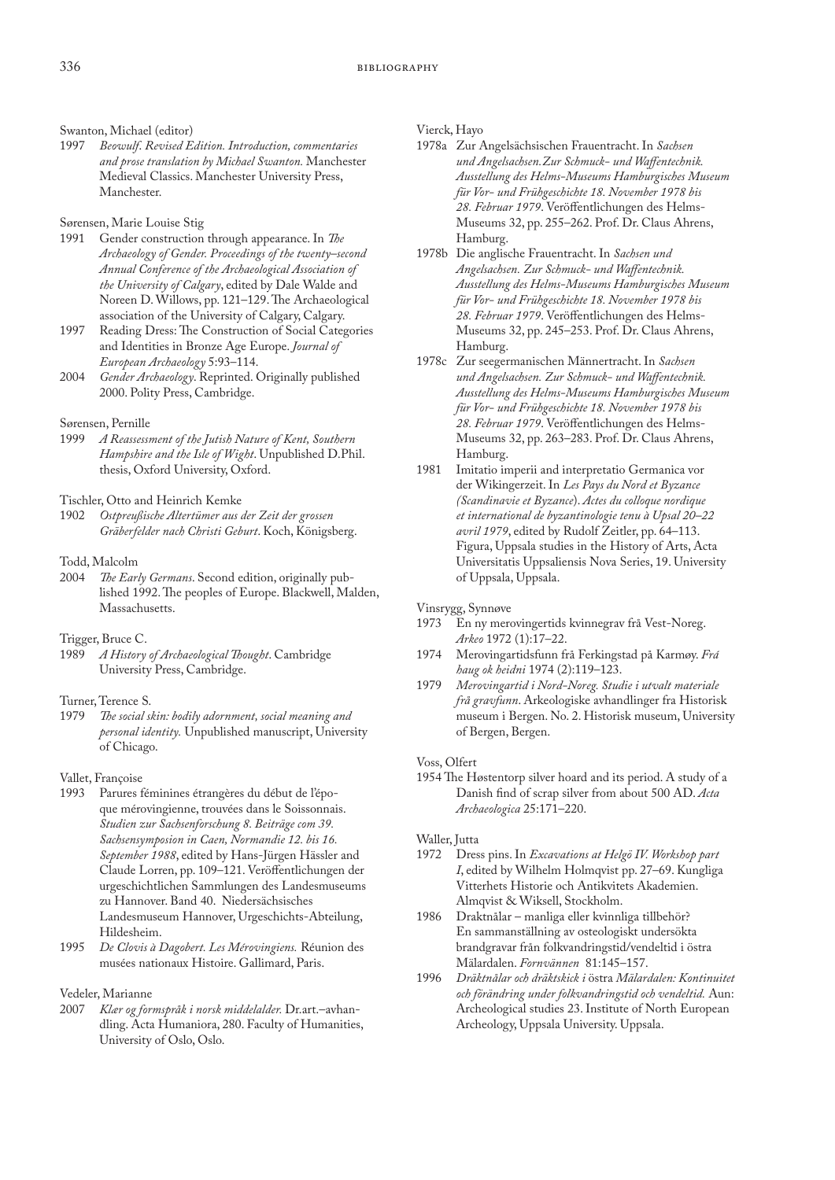Swanton, Michael (editor)

1997 *Beowulf. Revised Edition. Introduction, commentaries and prose translation by Michael Swanton.* Manchester Medieval Classics. Manchester University Press, Manchester.

Sørensen, Marie Louise Stig

1991 Gender construction through appearance. In *The Archaeology of Gender. Proceedings of the twenty–second Annual Conference of the Archaeological Association of the University of Calgary*, edited by Dale Walde and Noreen D. Willows, pp. 121–129. The Archaeological association of the University of Calgary, Calgary.

1997 Reading Dress: The Construction of Social Categories and Identities in Bronze Age Europe. *Journal of European Archaeology* 5:93–114.

2004 *Gender Archaeology*. Reprinted. Originally published 2000. Polity Press, Cambridge.

Sørensen, Pernille

1999 *A Reassessment of the Jutish Nature of Kent, Southern Hampshire and the Isle of Wight*. Unpublished D.Phil. thesis, Oxford University, Oxford.

Tischler, Otto and Heinrich Kemke

1902 *Ostpreußische Altertümer aus der Zeit der grossen Gräberfelder nach Christi Geburt*. Koch, Königsberg.

Todd, Malcolm

2004 *The Early Germans*. Second edition, originally published 1992. The peoples of Europe. Blackwell, Malden, Massachusetts.

Trigger, Bruce C.

1989 *A History of Archaeological Thought*. Cambridge University Press, Cambridge.

Turner, Terence S.

1979 *The social skin: bodily adornment, social meaning and personal identity.* Unpublished manuscript, University of Chicago.

Vallet, Françoise

1993 Parures féminines étrangères du début de l'époque mérovingienne, trouvées dans le Soissonnais. *Studien zur Sachsenforschung 8. Beiträge com 39. Sachsensymposion in Caen, Normandie 12. bis 16. September 1988*, edited by Hans-Jürgen Hässler and Claude Lorren, pp. 109–121. Veröffentlichungen der urgeschichtlichen Sammlungen des Landesmuseums zu Hannover. Band 40. Niedersächsisches Landesmuseum Hannover, Urgeschichts-Abteilung, Hildesheim.

1995 *De Clovis à Dagobert. Les Mérovingiens.* Réunion des musées nationaux Histoire. Gallimard, Paris.

Vedeler, Marianne

2007 *Klær og formspråk i norsk middelalder.* Dr.art.–avhandling. Acta Humaniora, 280. Faculty of Humanities, University of Oslo, Oslo.

Vierck, Hayo

1978a Zur Angelsächsischen Frauentracht. In *Sachsen und Angelsachsen. Zur Schmuck- und Waffentechnik. Ausstellung des Helms-Museums Hamburgisches Museum für Vor- und Frühgeschichte 18. November 1978 bis 28. Februar 1979*. Veröffentlichungen des Helms-Museums 32, pp. 255–262. Prof. Dr. Claus Ahrens, Hamburg.

1978b Die anglische Frauentracht. In *Sachsen und Angelsachsen. Zur Schmuck- und Waffentechnik. Ausstellung des Helms-Museums Hamburgisches Museum für Vor- und Frühgeschichte 18. November 1978 bis 28. Februar 1979*. Veröffentlichungen des Helms-Museums 32, pp. 245–253. Prof. Dr. Claus Ahrens, Hamburg.

1978c Zur seegermanischen Männertracht. In *Sachsen und Angelsachsen. Zur Schmuck- und Waffentechnik. Ausstellung des Helms-Museums Hamburgisches Museum für Vor- und Frühgeschichte 18. November 1978 bis 28. Februar 1979*. Veröffentlichungen des Helms-Museums 32, pp. 263–283. Prof. Dr. Claus Ahrens, Hamburg.

1981 Imitatio imperii and interpretatio Germanica vor der Wikingerzeit. In *Les Pays du Nord et Byzance (Scandinavie et Byzance). Actes du colloque nordique et international de byzantinologie tenu à Upsal 20–22 avril 1979*, edited by Rudolf Zeitler, pp. 64–113. Figura, Uppsala studies in the History of Arts, Acta Universitatis Uppsaliensis Nova Series, 19. University of Uppsala, Uppsala.

Vinsrygg, Synnøve

1973 En ny merovingertids kvinnegrav frå Vest-Noreg. *Arkeo* 1972 (1):17–22.

1974 Merovingartidsfunn frå Ferkingstad på Karmøy. *Frå haug ok heidni* 1974 (2):119–123.

1979 *Merovingartid i Nord-Noreg. Studie i utvalt materiale frå gravfunn*. Arkeologiske avhandlinger fra Historisk museum i Bergen. No. 2. Historisk museum, University of Bergen, Bergen.

Voss, Olfert

1954 The Høstentorp silver hoard and its period. A study of a Danish find of scrap silver from about 500 AD. *Acta Archaeologica* 25:171–220.

Waller, Jutta

1972 Dress pins. In *Excavations at Helgö IV. Workshop part I*, edited by Wilhelm Holmqvist pp. 27–69. Kungliga Vitterhets Historie och Antikvitets Akademien. Almqvist & Wiksell, Stockholm.

1986 Dräktnålar – manliga eller kvinnliga tillbehör? En sammanställning av osteologiskt undersökta brandgravar från folkvandringstid/vendeltid i östra Mälardalen. *Fornvännen* 81:145–157.

1996 *Dräktnålar och dräktskick i* östra *Mälardalen: Kontinuitet och förändring under folkvandringstid och vendeltid.* Aun: Archeological studies 23. Institute of North European Archeology, Uppsala University. Uppsala.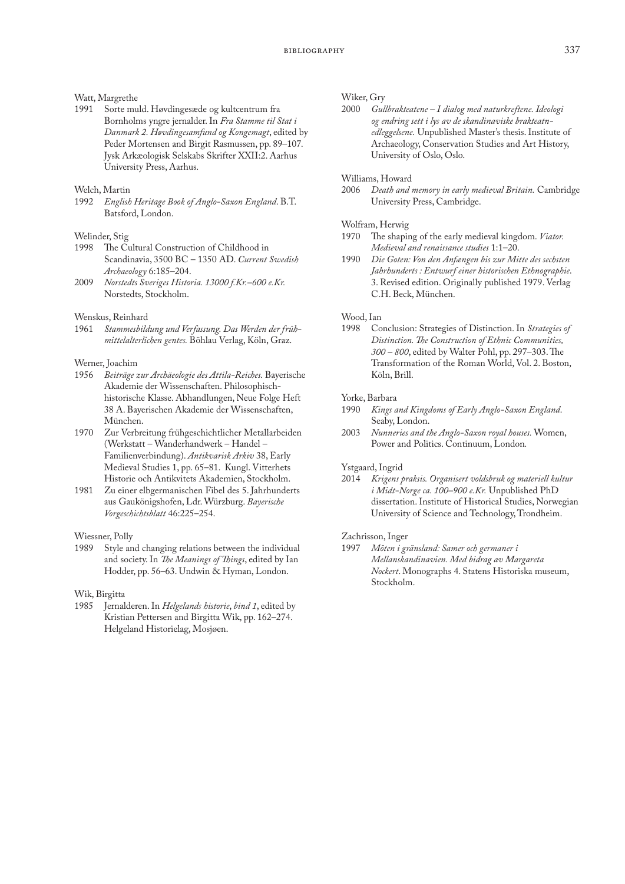Watt, Margrethe

1991 Sorte muld. Høvdingesæde og kultcentrum fra Bornholms yngre jernalder. In *Fra Stamme til Stat i Danmark 2. Høvdingesamfund og Kongemagt*, edited by Peder Mortensen and Birgit Rasmussen, pp. 89–107. Jysk Arkæologisk Selskabs Skrifter XXII:2. Aarhus University Press, Aarhus.

Welch, Martin

1992 *English Heritage Book of Anglo-Saxon England*. B.T. Batsford, London.

Welinder, Stig

1998 The Cultural Construction of Childhood in Scandinavia, 3500 BC – 1350 AD. *Current Swedish Archaeology* 6:185–204.

2009 *Norstedts Sveriges Historia. 13000 f.Kr.–600 e.Kr.* Norstedts, Stockholm.

Wenskus, Reinhard

1961 *Stammesbildung und Verfassung. Das Werden der früh-mittelalterlichen gentes.* Böhlau Verlag, Köln, Graz.

Werner, Joachim

1956 *Beiträge zur Archäeologie des Attila-Reiches.* Bayerische Akademie der Wissenschaften. Philosophisch-historische Klasse. Abhandlungen, Neue Folge Heft 38 A. Bayerischen Akademie der Wissenschaften, München.

1970 Zur Verbreitung frühgeschichtlicher Metallarbeiden (Werkstatt – Wanderhandwerk – Handel – Familienverbindung). *Antikvarisk Arkiv* 38, Early Medieval Studies 1, pp. 65–81. Kungl. Vitterhets Historie och Antikvitets Akademien, Stockholm.

1981 Zu einer elbgermanischen Fibel des 5. Jahrhunderts aus Gaukönigshofen, Ldr. Würzburg. *Bayerische Vorgeschichtsblatt* 46:225–254.

Wiessner, Polly

1989 Style and changing relations between the individual and society. In *The Meanings of Things*, edited by Ian Hodder, pp. 56–63. Undwin & Hyman, London.

Wik, Birgitta

1985 Jernalderen. In *Helgelands historie*, *bind 1*, edited by Kristian Pettersen and Birgitta Wik, pp. 162–274. Helgeland Historielag, Mosjøen.

Wiker, Gry

2000 *Gullbrakteatene – I dialog med naturkreftene. Ideologi og endring sett i lys av de skandinaviske brakteatn-edleggelsene.* Unpublished Master's thesis. Institute of Archaeology, Conservation Studies and Art History, University of Oslo, Oslo.

Williams, Howard

2006 *Death and memory in early medieval Britain.* Cambridge University Press, Cambridge.

Wolfram, Herwig

1970 The shaping of the early medieval kingdom. *Viator. Medieval and renaissance studies* 1:1–20.

1990 *Die Goten: Von den Anfængen bis zur Mitte des sechsten Jahrhunderts : Entwurf einer historischen Ethnographie*. 3. Revised edition. Originally published 1979. Verlag C.H. Beck, München.

Wood, Ian

1998 Conclusion: Strategies of Distinction. In *Strategies of Distinction. The Construction of Ethnic Communities, 300 – 800*, edited by Walter Pohl, pp. 297–303. The Transformation of the Roman World, Vol. 2. Boston, Köln, Brill.

Yorke, Barbara

1990 *Kings and Kingdoms of Early Anglo-Saxon England.* Seaby, London.

2003 *Nunneries and the Anglo-Saxon royal houses.* Women, Power and Politics. Continuum, London.

Ystgaard, Ingrid

2014 *Krigens praksis. Organisert voldsbruk og materiell kultur i Midt-Norge ca. 100–900 e.Kr.* Unpublished PhD dissertation. Institute of Historical Studies, Norwegian University of Science and Technology, Trondheim.

Zachrisson, Inger

1997 *Möten i gränsland: Samer och germaner i Mellanskandinavien. Med bidrag av Margareta Nockert*. Monographs 4. Statens Historiska museum, Stockholm.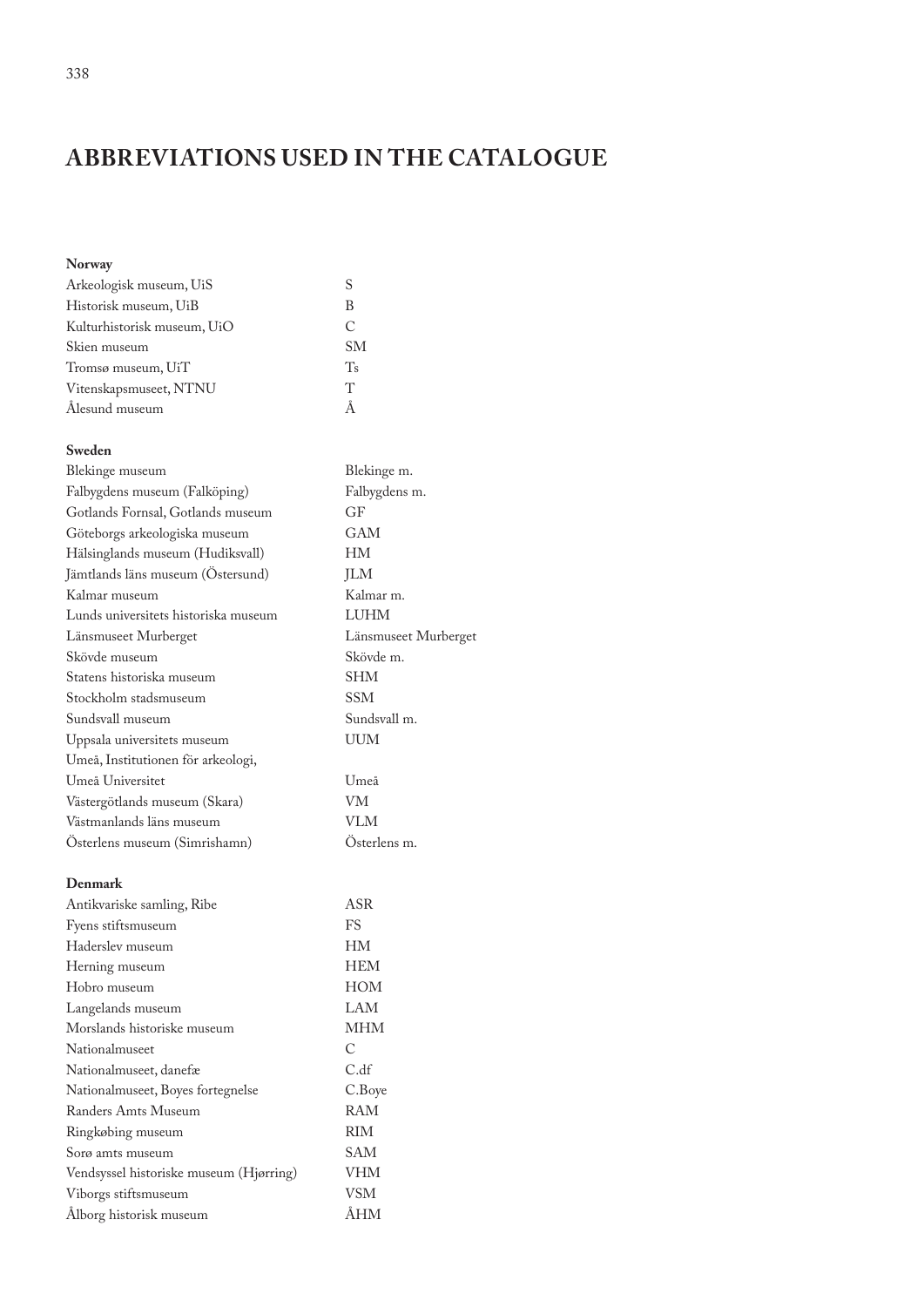# ABBREVIATIONS USED IN THE CATALOGUE

**Norway**

| | |
|---|---|
| Arkeologisk museum, UiS | S |
| Historisk museum, UiB | B |
| Kulturhistorisk museum, UiO | C |
| Skien museum | SM |
| Tromsø museum, UiT | Ts |
| Vitenskapsmuseet, NTNU | T |
| Ålesund museum | Å |

**Sweden**

| | |
|---|---|
| Blekinge museum | Blekinge m. |
| Falbygdens museum (Falköping) | Falbygdens m. |
| Gotlands Fornsal, Gotlands museum | GF |
| Göteborgs arkeologiska museum | GAM |
| Hälsinglands museum (Hudiksvall) | HM |
| Jämtlands läns museum (Östersund) | JLM |
| Kalmar museum | Kalmar m. |
| Lunds universitets historiska museum | LUHM |
| Länsmuseet Murberget | Länsmuseet Murberget |
| Skövde museum | Skövde m. |
| Statens historiska museum | SHM |
| Stockholm stadsmuseum | SSM |
| Sundsvall museum | Sundsvall m. |
| Uppsala universitets museum | UUM |
| Umeå, Institutionen för arkeologi, Umeå Universitet | Umeå |
| Västergötlands museum (Skara) | VM |
| Västmanlands läns museum | VLM |
| Österlens museum (Simrishamn) | Österlens m. |

**Denmark**

| | |
|---|---|
| Antikvariske samling, Ribe | ASR |
| Fyens stiftsmuseum | FS |
| Haderslev museum | HM |
| Herning museum | HEM |
| Hobro museum | HOM |
| Langelands museum | LAM |
| Morslands historiske museum | MHM |
| Nationalmuseet | C |
| Nationalmuseet, danefæ | C.df |
| Nationalmuseet, Boyes fortegnelse | C.Boye |
| Randers Amts Museum | RAM |
| Ringkøbing museum | RIM |
| Sorø amts museum | SAM |
| Vendsyssel historiske museum (Hjørring) | VHM |
| Viborgs stiftsmuseum | VSM |
| Ålborg historisk museum | ÅHM |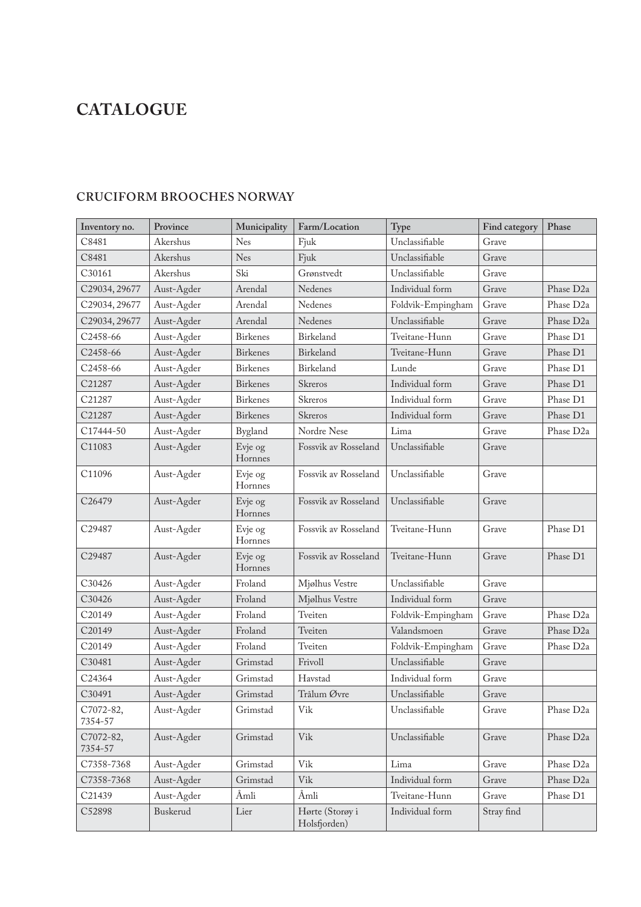# CATALOGUE

## CRUCIFORM BROOCHES NORWAY

| Inventory no. | Province | Municipality | Farm/Location | Type | Find category | Phase |
|---|---|---|---|---|---|---|
| C8481 | Akershus | Nes | Fjuk | Unclassifiable | Grave | |
| C8481 | Akershus | Nes | Fjuk | Unclassifiable | Grave | |
| C30161 | Akershus | Ski | Grønstvedt | Unclassifiable | Grave | |
| C29034, 29677 | Aust-Agder | Arendal | Nedenes | Individual form | Grave | Phase D2a |
| C29034, 29677 | Aust-Agder | Arendal | Nedenes | Foldvik-Empingham | Grave | Phase D2a |
| C29034, 29677 | Aust-Agder | Arendal | Nedenes | Unclassifiable | Grave | Phase D2a |
| C2458-66 | Aust-Agder | Birkenes | Birkeland | Tveitane-Hunn | Grave | Phase D1 |
| C2458-66 | Aust-Agder | Birkenes | Birkeland | Tveitane-Hunn | Grave | Phase D1 |
| C2458-66 | Aust-Agder | Birkenes | Birkeland | Lunde | Grave | Phase D1 |
| C21287 | Aust-Agder | Birkenes | Skreros | Individual form | Grave | Phase D1 |
| C21287 | Aust-Agder | Birkenes | Skreros | Individual form | Grave | Phase D1 |
| C21287 | Aust-Agder | Birkenes | Skreros | Individual form | Grave | Phase D1 |
| C17444-50 | Aust-Agder | Bygland | Nordre Nese | Lima | Grave | Phase D2a |
| C11083 | Aust-Agder | Evje og Hornnes | Fossvik av Rosseland | Unclassifiable | Grave | |
| C11096 | Aust-Agder | Evje og Hornnes | Fossvik av Rosseland | Unclassifiable | Grave | |
| C26479 | Aust-Agder | Evje og Hornnes | Fossvik av Rosseland | Unclassifiable | Grave | |
| C29487 | Aust-Agder | Evje og Hornnes | Fossvik av Rosseland | Tveitane-Hunn | Grave | Phase D1 |
| C29487 | Aust-Agder | Evje og Hornnes | Fossvik av Rosseland | Tveitane-Hunn | Grave | Phase D1 |
| C30426 | Aust-Agder | Froland | Mjølhus Vestre | Unclassifiable | Grave | |
| C30426 | Aust-Agder | Froland | Mjølhus Vestre | Individual form | Grave | |
| C20149 | Aust-Agder | Froland | Tveiten | Foldvik-Empingham | Grave | Phase D2a |
| C20149 | Aust-Agder | Froland | Tveiten | Valandsmoen | Grave | Phase D2a |
| C20149 | Aust-Agder | Froland | Tveiten | Foldvik-Empingham | Grave | Phase D2a |
| C30481 | Aust-Agder | Grimstad | Frivoll | Unclassifiable | Grave | |
| C24364 | Aust-Agder | Grimstad | Havstad | Individual form | Grave | |
| C30491 | Aust-Agder | Grimstad | Trålum Øvre | Unclassifiable | Grave | |
| C7072-82, 7354-57 | Aust-Agder | Grimstad | Vik | Unclassifiable | Grave | Phase D2a |
| C7072-82, 7354-57 | Aust-Agder | Grimstad | Vik | Unclassifiable | Grave | Phase D2a |
| C7358-7368 | Aust-Agder | Grimstad | Vik | Lima | Grave | Phase D2a |
| C7358-7368 | Aust-Agder | Grimstad | Vik | Individual form | Grave | Phase D2a |
| C21439 | Aust-Agder | Åmli | Åmli | Tveitane-Hunn | Grave | Phase D1 |
| C52898 | Buskerud | Lier | Hørte (Storøy i Holsfjorden) | Individual form | Stray find | |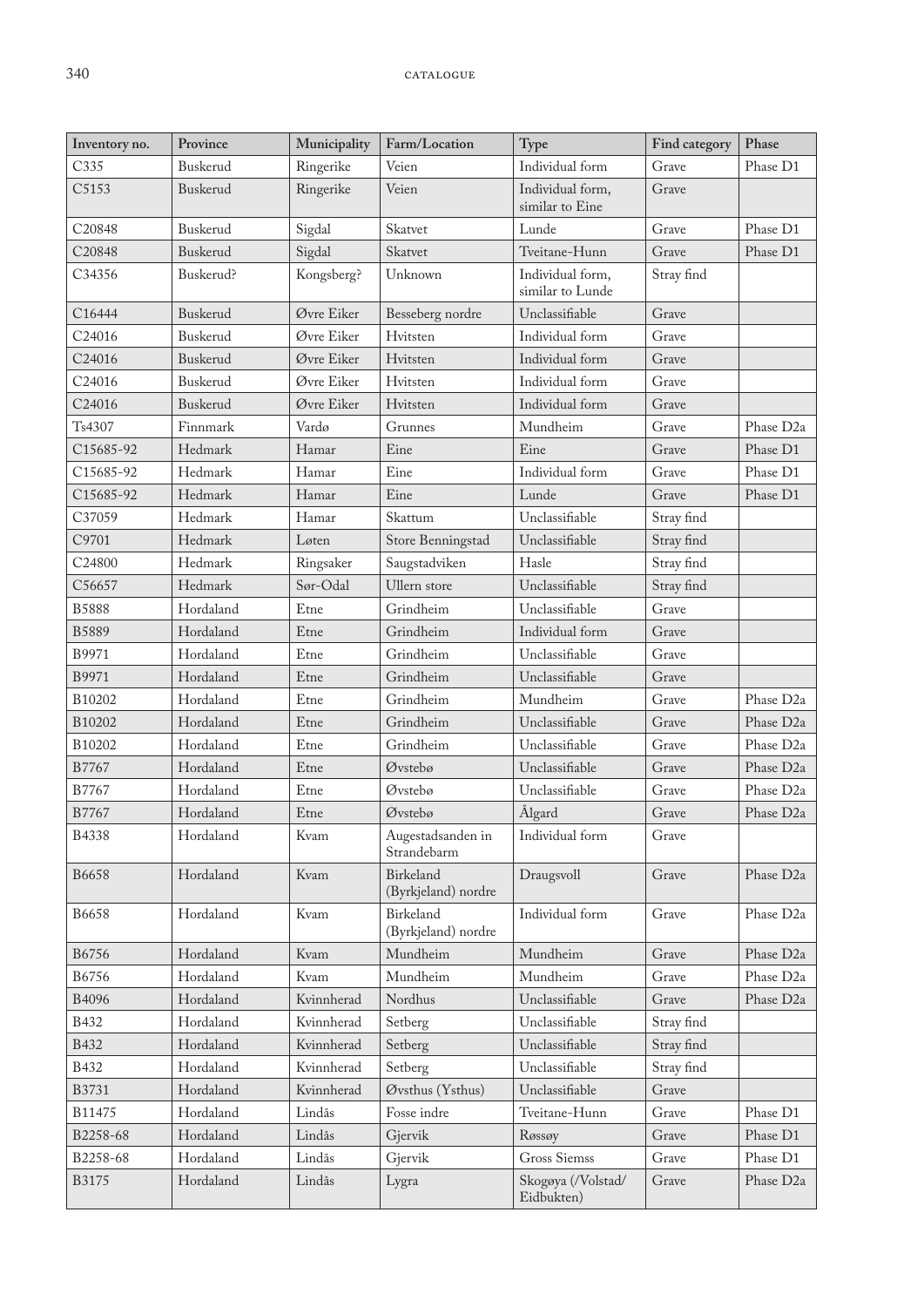| Inventory no. | Province | Municipality | Farm/Location | Type | Find category | Phase |
|---|---|---|---|---|---|---|
| C335 | Buskerud | Ringerike | Veien | Individual form | Grave | Phase D1 |
| C5153 | Buskerud | Ringerike | Veien | Individual form, similar to Eine | Grave | |
| C20848 | Buskerud | Sigdal | Skatvet | Lunde | Grave | Phase D1 |
| C20848 | Buskerud | Sigdal | Skatvet | Tveitane-Hunn | Grave | Phase D1 |
| C34356 | Buskerud? | Kongsberg? | Unknown | Individual form, similar to Lunde | Stray find | |
| C16444 | Buskerud | Øvre Eiker | Besseberg nordre | Unclassifiable | Grave | |
| C24016 | Buskerud | Øvre Eiker | Hvitsten | Individual form | Grave | |
| C24016 | Buskerud | Øvre Eiker | Hvitsten | Individual form | Grave | |
| C24016 | Buskerud | Øvre Eiker | Hvitsten | Individual form | Grave | |
| C24016 | Buskerud | Øvre Eiker | Hvitsten | Individual form | Grave | |
| Ts4307 | Finnmark | Vardø | Grunnes | Mundheim | Grave | Phase D2a |
| C15685-92 | Hedmark | Hamar | Eine | Eine | Grave | Phase D1 |
| C15685-92 | Hedmark | Hamar | Eine | Individual form | Grave | Phase D1 |
| C15685-92 | Hedmark | Hamar | Eine | Lunde | Grave | Phase D1 |
| C37059 | Hedmark | Hamar | Skattum | Unclassifiable | Stray find | |
| C9701 | Hedmark | Løten | Store Benningstad | Unclassifiable | Stray find | |
| C24800 | Hedmark | Ringsaker | Saugstadviken | Hasle | Stray find | |
| C56657 | Hedmark | Sør-Odal | Ullern store | Unclassifiable | Stray find | |
| B5888 | Hordaland | Etne | Grindheim | Unclassifiable | Grave | |
| B5889 | Hordaland | Etne | Grindheim | Individual form | Grave | |
| B9971 | Hordaland | Etne | Grindheim | Unclassifiable | Grave | |
| B9971 | Hordaland | Etne | Grindheim | Unclassifiable | Grave | |
| B10202 | Hordaland | Etne | Grindheim | Mundheim | Grave | Phase D2a |
| B10202 | Hordaland | Etne | Grindheim | Unclassifiable | Grave | Phase D2a |
| B10202 | Hordaland | Etne | Grindheim | Unclassifiable | Grave | Phase D2a |
| B7767 | Hordaland | Etne | Øvstebø | Unclassifiable | Grave | Phase D2a |
| B7767 | Hordaland | Etne | Øvstebø | Unclassifiable | Grave | Phase D2a |
| B7767 | Hordaland | Etne | Øvstebø | Ålgard | Grave | Phase D2a |
| B4338 | Hordaland | Kvam | Augestadsanden in Strandebarm | Individual form | Grave | |
| B6658 | Hordaland | Kvam | Birkeland (Byrkjeland) nordre | Draugsvoll | Grave | Phase D2a |
| B6658 | Hordaland | Kvam | Birkeland (Byrkjeland) nordre | Individual form | Grave | Phase D2a |
| B6756 | Hordaland | Kvam | Mundheim | Mundheim | Grave | Phase D2a |
| B6756 | Hordaland | Kvam | Mundheim | Mundheim | Grave | Phase D2a |
| B4096 | Hordaland | Kvinnherad | Nordhus | Unclassifiable | Grave | Phase D2a |
| B432 | Hordaland | Kvinnherad | Setberg | Unclassifiable | Stray find | |
| B432 | Hordaland | Kvinnherad | Setberg | Unclassifiable | Stray find | |
| B432 | Hordaland | Kvinnherad | Setberg | Unclassifiable | Stray find | |
| B3731 | Hordaland | Kvinnherad | Øvsthus (Ysthus) | Unclassifiable | Grave | |
| B11475 | Hordaland | Lindås | Fosse indre | Tveitane-Hunn | Grave | Phase D1 |
| B2258-68 | Hordaland | Lindås | Gjervik | Røssøy | Grave | Phase D1 |
| B2258-68 | Hordaland | Lindås | Gjervik | Gross Siemss | Grave | Phase D1 |
| B3175 | Hordaland | Lindås | Lygra | Skogøya (/Volstad/ Eidbukten) | Grave | Phase D2a |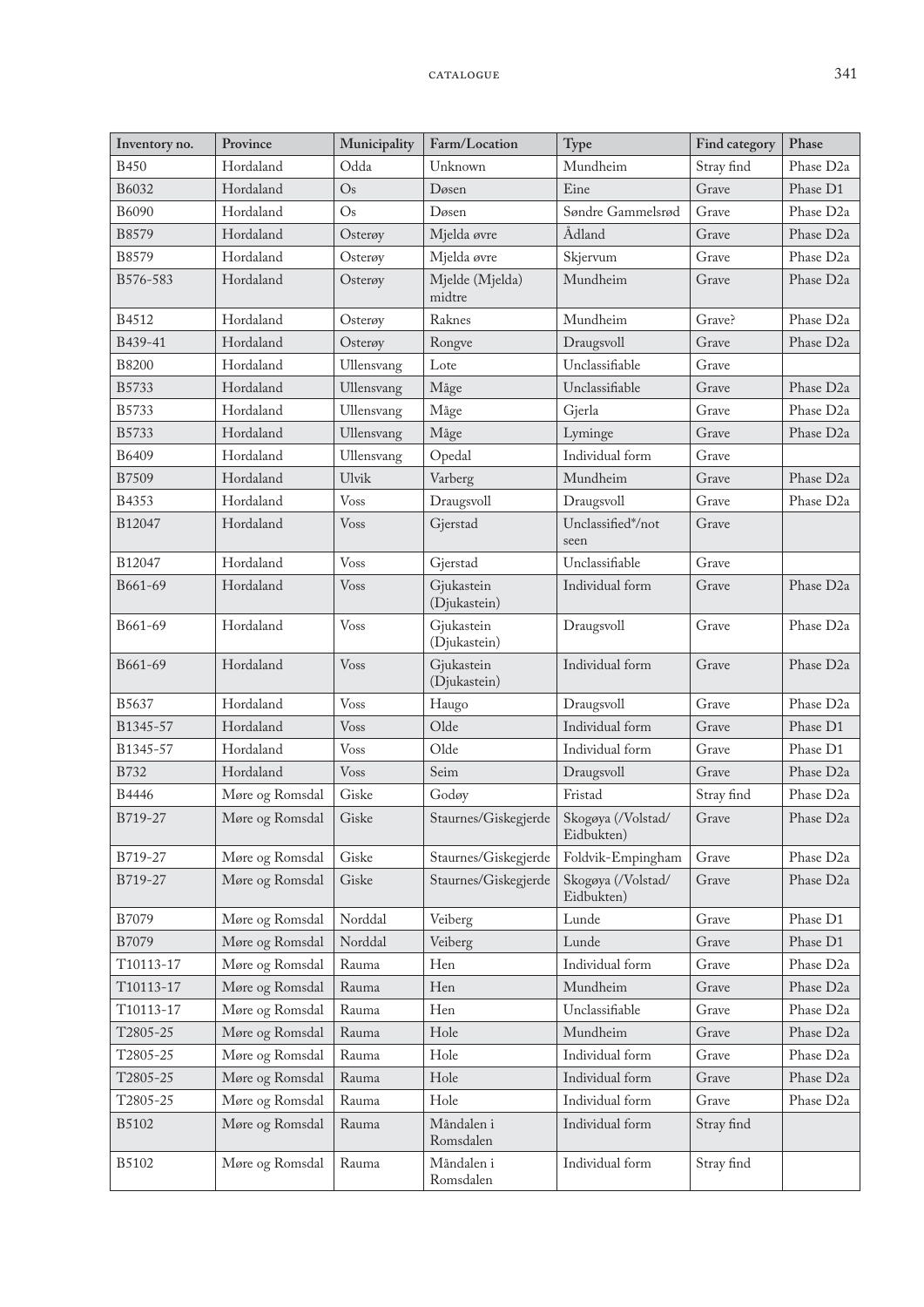| Inventory no. | Province | Municipality | Farm/Location | Type | Find category | Phase |
|---|---|---|---|---|---|---|
| B450 | Hordaland | Odda | Unknown | Mundheim | Stray find | Phase D2a |
| B6032 | Hordaland | Os | Døsen | Eine | Grave | Phase D1 |
| B6090 | Hordaland | Os | Døsen | Søndre Gammelsrød | Grave | Phase D2a |
| B8579 | Hordaland | Osterøy | Mjelda øvre | Ådland | Grave | Phase D2a |
| B8579 | Hordaland | Osterøy | Mjelda øvre | Skjervum | Grave | Phase D2a |
| B576-583 | Hordaland | Osterøy | Mjelde (Mjelda) midtre | Mundheim | Grave | Phase D2a |
| B4512 | Hordaland | Osterøy | Raknes | Mundheim | Grave? | Phase D2a |
| B439-41 | Hordaland | Osterøy | Rongve | Draugsvoll | Grave | Phase D2a |
| B8200 | Hordaland | Ullensvang | Lote | Unclassifiable | Grave | |
| B5733 | Hordaland | Ullensvang | Måge | Unclassifiable | Grave | Phase D2a |
| B5733 | Hordaland | Ullensvang | Måge | Gjerla | Grave | Phase D2a |
| B5733 | Hordaland | Ullensvang | Måge | Lyminge | Grave | Phase D2a |
| B6409 | Hordaland | Ullensvang | Opedal | Individual form | Grave | |
| B7509 | Hordaland | Ulvik | Varberg | Mundheim | Grave | Phase D2a |
| B4353 | Hordaland | Voss | Draugsvoll | Draugsvoll | Grave | Phase D2a |
| B12047 | Hordaland | Voss | Gjerstad | Unclassified*/not seen | Grave | |
| B12047 | Hordaland | Voss | Gjerstad | Unclassifiable | Grave | |
| B661-69 | Hordaland | Voss | Gjukastein (Djukastein) | Individual form | Grave | Phase D2a |
| B661-69 | Hordaland | Voss | Gjukastein (Djukastein) | Draugsvoll | Grave | Phase D2a |
| B661-69 | Hordaland | Voss | Gjukastein (Djukastein) | Individual form | Grave | Phase D2a |
| B5637 | Hordaland | Voss | Haugo | Draugsvoll | Grave | Phase D2a |
| B1345-57 | Hordaland | Voss | Olde | Individual form | Grave | Phase D1 |
| B1345-57 | Hordaland | Voss | Olde | Individual form | Grave | Phase D1 |
| B732 | Hordaland | Voss | Seim | Draugsvoll | Grave | Phase D2a |
| B4446 | Møre og Romsdal | Giske | Godøy | Fristad | Stray find | Phase D2a |
| B719-27 | Møre og Romsdal | Giske | Staurnes/Giskegjerde | Skogøya (/Volstad/ Eidbukten) | Grave | Phase D2a |
| B719-27 | Møre og Romsdal | Giske | Staurnes/Giskegjerde | Foldvik-Empingham | Grave | Phase D2a |
| B719-27 | Møre og Romsdal | Giske | Staurnes/Giskegjerde | Skogøya (/Volstad/ Eidbukten) | Grave | Phase D2a |
| B7079 | Møre og Romsdal | Norddal | Veiberg | Lunde | Grave | Phase D1 |
| B7079 | Møre og Romsdal | Norddal | Veiberg | Lunde | Grave | Phase D1 |
| T10113-17 | Møre og Romsdal | Rauma | Hen | Individual form | Grave | Phase D2a |
| T10113-17 | Møre og Romsdal | Rauma | Hen | Mundheim | Grave | Phase D2a |
| T10113-17 | Møre og Romsdal | Rauma | Hen | Unclassifiable | Grave | Phase D2a |
| T2805-25 | Møre og Romsdal | Rauma | Hole | Mundheim | Grave | Phase D2a |
| T2805-25 | Møre og Romsdal | Rauma | Hole | Individual form | Grave | Phase D2a |
| T2805-25 | Møre og Romsdal | Rauma | Hole | Individual form | Grave | Phase D2a |
| T2805-25 | Møre og Romsdal | Rauma | Hole | Individual form | Grave | Phase D2a |
| B5102 | Møre og Romsdal | Rauma | Måndalen i Romsdalen | Individual form | Stray find | |
| B5102 | Møre og Romsdal | Rauma | Måndalen i Romsdalen | Individual form | Stray find | |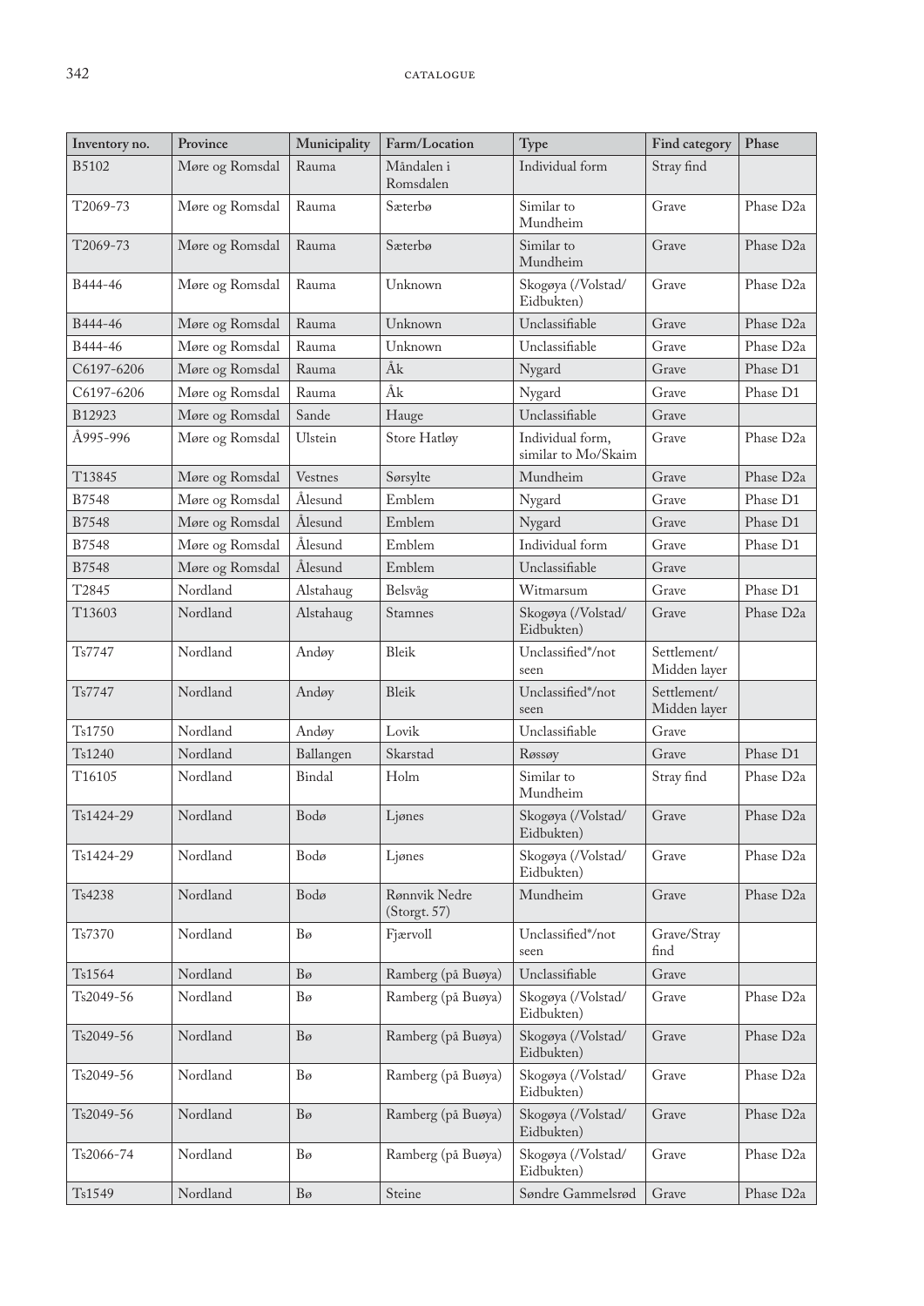| Inventory no. | Province | Municipality | Farm/Location | Type | Find category | Phase |
|---|---|---|---|---|---|---|
| B5102 | Møre og Romsdal | Rauma | Måndalen i Romsdalen | Individual form | Stray find | |
| T2069-73 | Møre og Romsdal | Rauma | Sæterbø | Similar to Mundheim | Grave | Phase D2a |
| T2069-73 | Møre og Romsdal | Rauma | Sæterbø | Similar to Mundheim | Grave | Phase D2a |
| B444-46 | Møre og Romsdal | Rauma | Unknown | Skogøya (/Volstad/ Eidbukten) | Grave | Phase D2a |
| B444-46 | Møre og Romsdal | Rauma | Unknown | Unclassifiable | Grave | Phase D2a |
| B444-46 | Møre og Romsdal | Rauma | Unknown | Unclassifiable | Grave | Phase D2a |
| C6197-6206 | Møre og Romsdal | Rauma | Åk | Nygard | Grave | Phase D1 |
| C6197-6206 | Møre og Romsdal | Rauma | Åk | Nygard | Grave | Phase D1 |
| B12923 | Møre og Romsdal | Sande | Hauge | Unclassifiable | Grave | |
| Å995-996 | Møre og Romsdal | Ulstein | Store Hatløy | Individual form, similar to Mo/Skaim | Grave | Phase D2a |
| T13845 | Møre og Romsdal | Vestnes | Sørsylte | Mundheim | Grave | Phase D2a |
| B7548 | Møre og Romsdal | Ålesund | Emblem | Nygard | Grave | Phase D1 |
| B7548 | Møre og Romsdal | Ålesund | Emblem | Nygard | Grave | Phase D1 |
| B7548 | Møre og Romsdal | Ålesund | Emblem | Individual form | Grave | Phase D1 |
| B7548 | Møre og Romsdal | Ålesund | Emblem | Unclassifiable | Grave | |
| T2845 | Nordland | Alstahaug | Belsvåg | Witmarsum | Grave | Phase D1 |
| T13603 | Nordland | Alstahaug | Stamnes | Skogøya (/Volstad/ Eidbukten) | Grave | Phase D2a |
| Ts7747 | Nordland | Andøy | Bleik | Unclassified*/not seen | Settlement/ Midden layer | |
| Ts7747 | Nordland | Andøy | Bleik | Unclassified*/not seen | Settlement/ Midden layer | |
| Ts1750 | Nordland | Andøy | Lovik | Unclassifiable | Grave | |
| Ts1240 | Nordland | Ballangen | Skarstad | Røssøy | Grave | Phase D1 |
| T16105 | Nordland | Bindal | Holm | Similar to Mundheim | Stray find | Phase D2a |
| Ts1424-29 | Nordland | Bodø | Ljønes | Skogøya (/Volstad/ Eidbukten) | Grave | Phase D2a |
| Ts1424-29 | Nordland | Bodø | Ljønes | Skogøya (/Volstad/ Eidbukten) | Grave | Phase D2a |
| Ts4238 | Nordland | Bodø | Rønnvik Nedre (Storgt. 57) | Mundheim | Grave | Phase D2a |
| Ts7370 | Nordland | Bø | Fjærvoll | Unclassified*/not seen | Grave/Stray find | |
| Ts1564 | Nordland | Bø | Ramberg (på Buøya) | Unclassifiable | Grave | |
| Ts2049-56 | Nordland | Bø | Ramberg (på Buøya) | Skogøya (/Volstad/ Eidbukten) | Grave | Phase D2a |
| Ts2049-56 | Nordland | Bø | Ramberg (på Buøya) | Skogøya (/Volstad/ Eidbukten) | Grave | Phase D2a |
| Ts2049-56 | Nordland | Bø | Ramberg (på Buøya) | Skogøya (/Volstad/ Eidbukten) | Grave | Phase D2a |
| Ts2049-56 | Nordland | Bø | Ramberg (på Buøya) | Skogøya (/Volstad/ Eidbukten) | Grave | Phase D2a |
| Ts2066-74 | Nordland | Bø | Ramberg (på Buøya) | Skogøya (/Volstad/ Eidbukten) | Grave | Phase D2a |
| Ts1549 | Nordland | Bø | Steine | Søndre Gammelsrød | Grave | Phase D2a |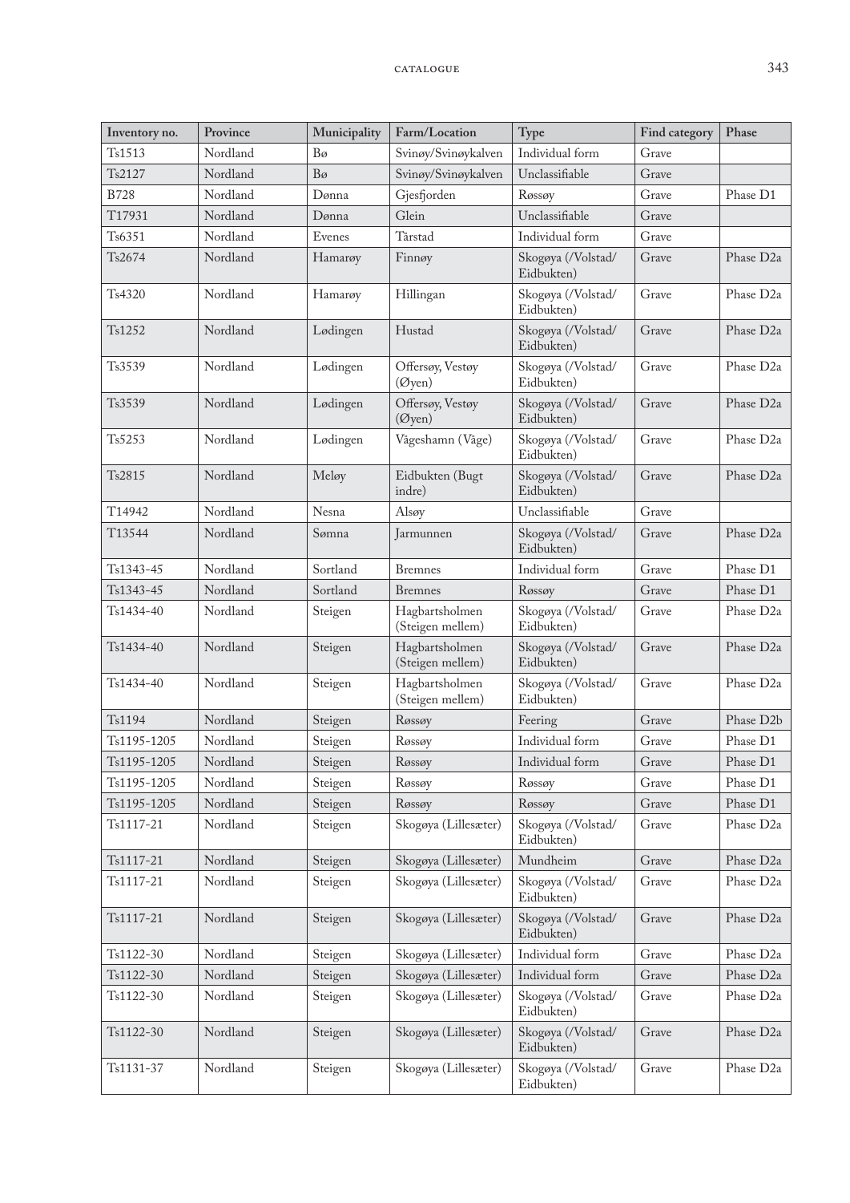| Inventory no. | Province | Municipality | Farm/Location | Type | Find category | Phase |
|---|---|---|---|---|---|---|
| Ts1513 | Nordland | Bø | Svinøy/Svinøykalven | Individual form | Grave | |
| Ts2127 | Nordland | Bø | Svinøy/Svinøykalven | Unclassifiable | Grave | |
| B728 | Nordland | Dønna | Gjesfjorden | Røssøy | Grave | Phase D1 |
| T17931 | Nordland | Dønna | Glein | Unclassifiable | Grave | |
| Ts6351 | Nordland | Evenes | Tårstad | Individual form | Grave | |
| Ts2674 | Nordland | Hamarøy | Finnøy | Skogøya (/Volstad/ Eidbukten) | Grave | Phase D2a |
| Ts4320 | Nordland | Hamarøy | Hillingan | Skogøya (/Volstad/ Eidbukten) | Grave | Phase D2a |
| Ts1252 | Nordland | Lødingen | Hustad | Skogøya (/Volstad/ Eidbukten) | Grave | Phase D2a |
| Ts3539 | Nordland | Lødingen | Offersøy, Vestøy (Øyen) | Skogøya (/Volstad/ Eidbukten) | Grave | Phase D2a |
| Ts3539 | Nordland | Lødingen | Offersøy, Vestøy (Øyen) | Skogøya (/Volstad/ Eidbukten) | Grave | Phase D2a |
| Ts5253 | Nordland | Lødingen | Vågeshamn (Våge) | Skogøya (/Volstad/ Eidbukten) | Grave | Phase D2a |
| Ts2815 | Nordland | Meløy | Eidbukten (Bugt indre) | Skogøya (/Volstad/ Eidbukten) | Grave | Phase D2a |
| T14942 | Nordland | Nesna | Alsøy | Unclassifiable | Grave | |
| T13544 | Nordland | Sømna | Jarmunnen | Skogøya (/Volstad/ Eidbukten) | Grave | Phase D2a |
| Ts1343-45 | Nordland | Sortland | Bremnes | Individual form | Grave | Phase D1 |
| Ts1343-45 | Nordland | Sortland | Bremnes | Røssøy | Grave | Phase D1 |
| Ts1434-40 | Nordland | Steigen | Hagbartsholmen (Steigen mellem) | Skogøya (/Volstad/ Eidbukten) | Grave | Phase D2a |
| Ts1434-40 | Nordland | Steigen | Hagbartsholmen (Steigen mellem) | Skogøya (/Volstad/ Eidbukten) | Grave | Phase D2a |
| Ts1434-40 | Nordland | Steigen | Hagbartsholmen (Steigen mellem) | Skogøya (/Volstad/ Eidbukten) | Grave | Phase D2a |
| Ts1194 | Nordland | Steigen | Røssøy | Feering | Grave | Phase D2b |
| Ts1195-1205 | Nordland | Steigen | Røssøy | Individual form | Grave | Phase D1 |
| Ts1195-1205 | Nordland | Steigen | Røssøy | Individual form | Grave | Phase D1 |
| Ts1195-1205 | Nordland | Steigen | Røssøy | Røssøy | Grave | Phase D1 |
| Ts1195-1205 | Nordland | Steigen | Røssøy | Røssøy | Grave | Phase D1 |
| Ts1117-21 | Nordland | Steigen | Skogøya (Lillesæter) | Skogøya (/Volstad/ Eidbukten) | Grave | Phase D2a |
| Ts1117-21 | Nordland | Steigen | Skogøya (Lillesæter) | Mundheim | Grave | Phase D2a |
| Ts1117-21 | Nordland | Steigen | Skogøya (Lillesæter) | Skogøya (/Volstad/ Eidbukten) | Grave | Phase D2a |
| Ts1117-21 | Nordland | Steigen | Skogøya (Lillesæter) | Skogøya (/Volstad/ Eidbukten) | Grave | Phase D2a |
| Ts1122-30 | Nordland | Steigen | Skogøya (Lillesæter) | Individual form | Grave | Phase D2a |
| Ts1122-30 | Nordland | Steigen | Skogøya (Lillesæter) | Individual form | Grave | Phase D2a |
| Ts1122-30 | Nordland | Steigen | Skogøya (Lillesæter) | Skogøya (/Volstad/ Eidbukten) | Grave | Phase D2a |
| Ts1122-30 | Nordland | Steigen | Skogøya (Lillesæter) | Skogøya (/Volstad/ Eidbukten) | Grave | Phase D2a |
| Ts1131-37 | Nordland | Steigen | Skogøya (Lillesæter) | Skogøya (/Volstad/ Eidbukten) | Grave | Phase D2a |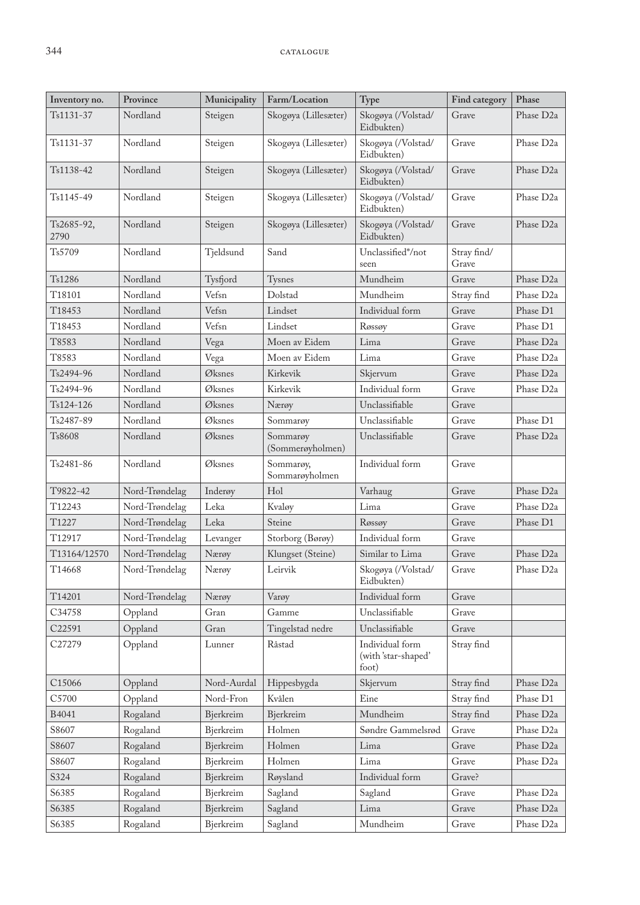| Inventory no. | Province | Municipality | Farm/Location | Type | Find category | Phase |
|---|---|---|---|---|---|---|
| Ts1131-37 | Nordland | Steigen | Skogøya (Lillesæter) | Skogøya (/Volstad/ Eidbukten) | Grave | Phase D2a |
| Ts1131-37 | Nordland | Steigen | Skogøya (Lillesæter) | Skogøya (/Volstad/ Eidbukten) | Grave | Phase D2a |
| Ts1138-42 | Nordland | Steigen | Skogøya (Lillesæter) | Skogøya (/Volstad/ Eidbukten) | Grave | Phase D2a |
| Ts1145-49 | Nordland | Steigen | Skogøya (Lillesæter) | Skogøya (/Volstad/ Eidbukten) | Grave | Phase D2a |
| Ts2685-92, 2790 | Nordland | Steigen | Skogøya (Lillesæter) | Skogøya (/Volstad/ Eidbukten) | Grave | Phase D2a |
| Ts5709 | Nordland | Tjeldsund | Sand | Unclassified*/not seen | Stray find/ Grave | |
| Ts1286 | Nordland | Tysfjord | Tysnes | Mundheim | Grave | Phase D2a |
| T18101 | Nordland | Vefsn | Dolstad | Mundheim | Stray find | Phase D2a |
| T18453 | Nordland | Vefsn | Lindset | Individual form | Grave | Phase D1 |
| T18453 | Nordland | Vefsn | Lindset | Røssøy | Grave | Phase D1 |
| T8583 | Nordland | Vega | Moen av Eidem | Lima | Grave | Phase D2a |
| T8583 | Nordland | Vega | Moen av Eidem | Lima | Grave | Phase D2a |
| Ts2494-96 | Nordland | Øksnes | Kirkevik | Skjervum | Grave | Phase D2a |
| Ts2494-96 | Nordland | Øksnes | Kirkevik | Individual form | Grave | Phase D2a |
| Ts124-126 | Nordland | Øksnes | Nærøy | Unclassifiable | Grave | |
| Ts2487-89 | Nordland | Øksnes | Sommarøy | Unclassifiable | Grave | Phase D1 |
| Ts8608 | Nordland | Øksnes | Sommarøy (Sommerøyholmen) | Unclassifiable | Grave | Phase D2a |
| Ts2481-86 | Nordland | Øksnes | Sommarøy, Sommarøyholmen | Individual form | Grave | |
| T9822-42 | Nord-Trøndelag | Inderøy | Hol | Varhaug | Grave | Phase D2a |
| T12243 | Nord-Trøndelag | Leka | Kvaløy | Lima | Grave | Phase D2a |
| T1227 | Nord-Trøndelag | Leka | Steine | Røssøy | Grave | Phase D1 |
| T12917 | Nord-Trøndelag | Levanger | Storborg (Børøy) | Individual form | Grave | |
| T13164/12570 | Nord-Trøndelag | Nærøy | Klungset (Steine) | Similar to Lima | Grave | Phase D2a |
| T14668 | Nord-Trøndelag | Nærøy | Leirvik | Skogøya (/Volstad/ Eidbukten) | Grave | Phase D2a |
| T14201 | Nord-Trøndelag | Nærøy | Varøy | Individual form | Grave | |
| C34758 | Oppland | Gran | Gamme | Unclassifiable | Grave | |
| C22591 | Oppland | Gran | Tingelstad nedre | Unclassifiable | Grave | |
| C27279 | Oppland | Lunner | Råstad | Individual form (with 'star-shaped' foot) | Stray find | |
| C15066 | Oppland | Nord-Aurdal | Hippesbygda | Skjervum | Stray find | Phase D2a |
| C5700 | Oppland | Nord-Fron | Kvålen | Eine | Stray find | Phase D1 |
| B4041 | Rogaland | Bjerkreim | Bjerkreim | Mundheim | Stray find | Phase D2a |
| S8607 | Rogaland | Bjerkreim | Holmen | Søndre Gammelsrød | Grave | Phase D2a |
| S8607 | Rogaland | Bjerkreim | Holmen | Lima | Grave | Phase D2a |
| S8607 | Rogaland | Bjerkreim | Holmen | Lima | Grave | Phase D2a |
| S324 | Rogaland | Bjerkreim | Røysland | Individual form | Grave? | |
| S6385 | Rogaland | Bjerkreim | Sagland | Sagland | Grave | Phase D2a |
| S6385 | Rogaland | Bjerkreim | Sagland | Lima | Grave | Phase D2a |
| S6385 | Rogaland | Bjerkreim | Sagland | Mundheim | Grave | Phase D2a |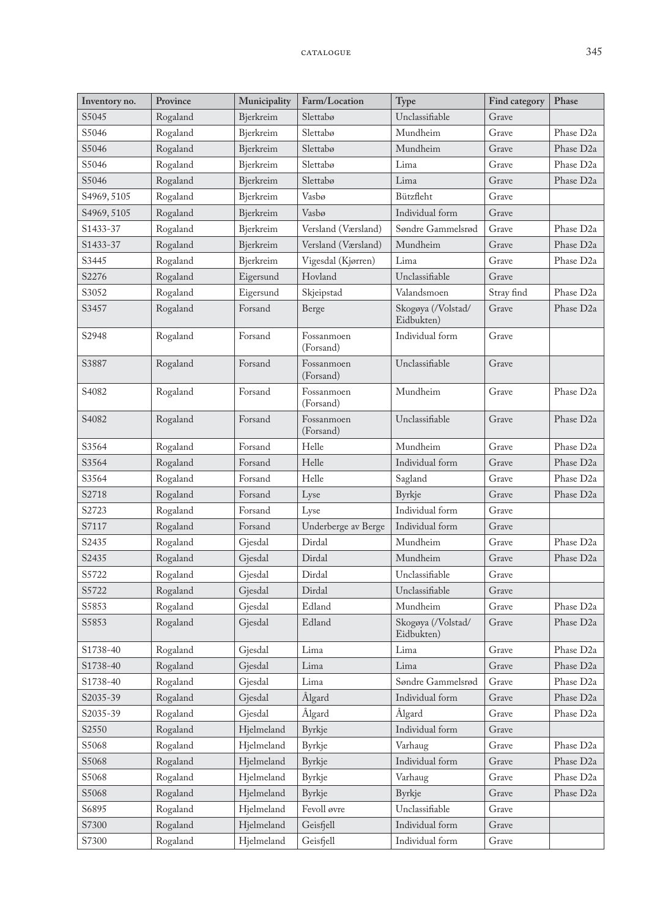| Inventory no. | Province | Municipality | Farm/Location | Type | Find category | Phase |
|---|---|---|---|---|---|---|
| S5045 | Rogaland | Bjerkreim | Slettabø | Unclassifiable | Grave | |
| S5046 | Rogaland | Bjerkreim | Slettabø | Mundheim | Grave | Phase D2a |
| S5046 | Rogaland | Bjerkreim | Slettabø | Mundheim | Grave | Phase D2a |
| S5046 | Rogaland | Bjerkreim | Slettabø | Lima | Grave | Phase D2a |
| S5046 | Rogaland | Bjerkreim | Slettabø | Lima | Grave | Phase D2a |
| S4969, 5105 | Rogaland | Bjerkreim | Vasbø | Bützfleht | Grave | |
| S4969, 5105 | Rogaland | Bjerkreim | Vasbø | Individual form | Grave | |
| S1433-37 | Rogaland | Bjerkreim | Versland (Værsland) | Søndre Gammelsrød | Grave | Phase D2a |
| S1433-37 | Rogaland | Bjerkreim | Versland (Værsland) | Mundheim | Grave | Phase D2a |
| S3445 | Rogaland | Bjerkreim | Vigesdal (Kjørren) | Lima | Grave | Phase D2a |
| S2276 | Rogaland | Eigersund | Hovland | Unclassifiable | Grave | |
| S3052 | Rogaland | Eigersund | Skjeipstad | Valandsmoen | Stray find | Phase D2a |
| S3457 | Rogaland | Forsand | Berge | Skogøya (/Volstad/ Eidbukten) | Grave | Phase D2a |
| S2948 | Rogaland | Forsand | Fossanmoen (Forsand) | Individual form | Grave | |
| S3887 | Rogaland | Forsand | Fossanmoen (Forsand) | Unclassifiable | Grave | |
| S4082 | Rogaland | Forsand | Fossanmoen (Forsand) | Mundheim | Grave | Phase D2a |
| S4082 | Rogaland | Forsand | Fossanmoen (Forsand) | Unclassifiable | Grave | Phase D2a |
| S3564 | Rogaland | Forsand | Helle | Mundheim | Grave | Phase D2a |
| S3564 | Rogaland | Forsand | Helle | Individual form | Grave | Phase D2a |
| S3564 | Rogaland | Forsand | Helle | Sagland | Grave | Phase D2a |
| S2718 | Rogaland | Forsand | Lyse | Byrkje | Grave | Phase D2a |
| S2723 | Rogaland | Forsand | Lyse | Individual form | Grave | |
| S7117 | Rogaland | Forsand | Underberge av Berge | Individual form | Grave | |
| S2435 | Rogaland | Gjesdal | Dirdal | Mundheim | Grave | Phase D2a |
| S2435 | Rogaland | Gjesdal | Dirdal | Mundheim | Grave | Phase D2a |
| S5722 | Rogaland | Gjesdal | Dirdal | Unclassifiable | Grave | |
| S5722 | Rogaland | Gjesdal | Dirdal | Unclassifiable | Grave | |
| S5853 | Rogaland | Gjesdal | Edland | Mundheim | Grave | Phase D2a |
| S5853 | Rogaland | Gjesdal | Edland | Skogøya (/Volstad/ Eidbukten) | Grave | Phase D2a |
| S1738-40 | Rogaland | Gjesdal | Lima | Lima | Grave | Phase D2a |
| S1738-40 | Rogaland | Gjesdal | Lima | Lima | Grave | Phase D2a |
| S1738-40 | Rogaland | Gjesdal | Lima | Søndre Gammelsrød | Grave | Phase D2a |
| S2035-39 | Rogaland | Gjesdal | Ålgard | Individual form | Grave | Phase D2a |
| S2035-39 | Rogaland | Gjesdal | Ålgard | Ålgard | Grave | Phase D2a |
| S2550 | Rogaland | Hjelmeland | Byrkje | Individual form | Grave | |
| S5068 | Rogaland | Hjelmeland | Byrkje | Varhaug | Grave | Phase D2a |
| S5068 | Rogaland | Hjelmeland | Byrkje | Individual form | Grave | Phase D2a |
| S5068 | Rogaland | Hjelmeland | Byrkje | Varhaug | Grave | Phase D2a |
| S5068 | Rogaland | Hjelmeland | Byrkje | Byrkje | Grave | Phase D2a |
| S6895 | Rogaland | Hjelmeland | Fevoll øvre | Unclassifiable | Grave | |
| S7300 | Rogaland | Hjelmeland | Geisfjell | Individual form | Grave | |
| S7300 | Rogaland | Hjelmeland | Geisfjell | Individual form | Grave | |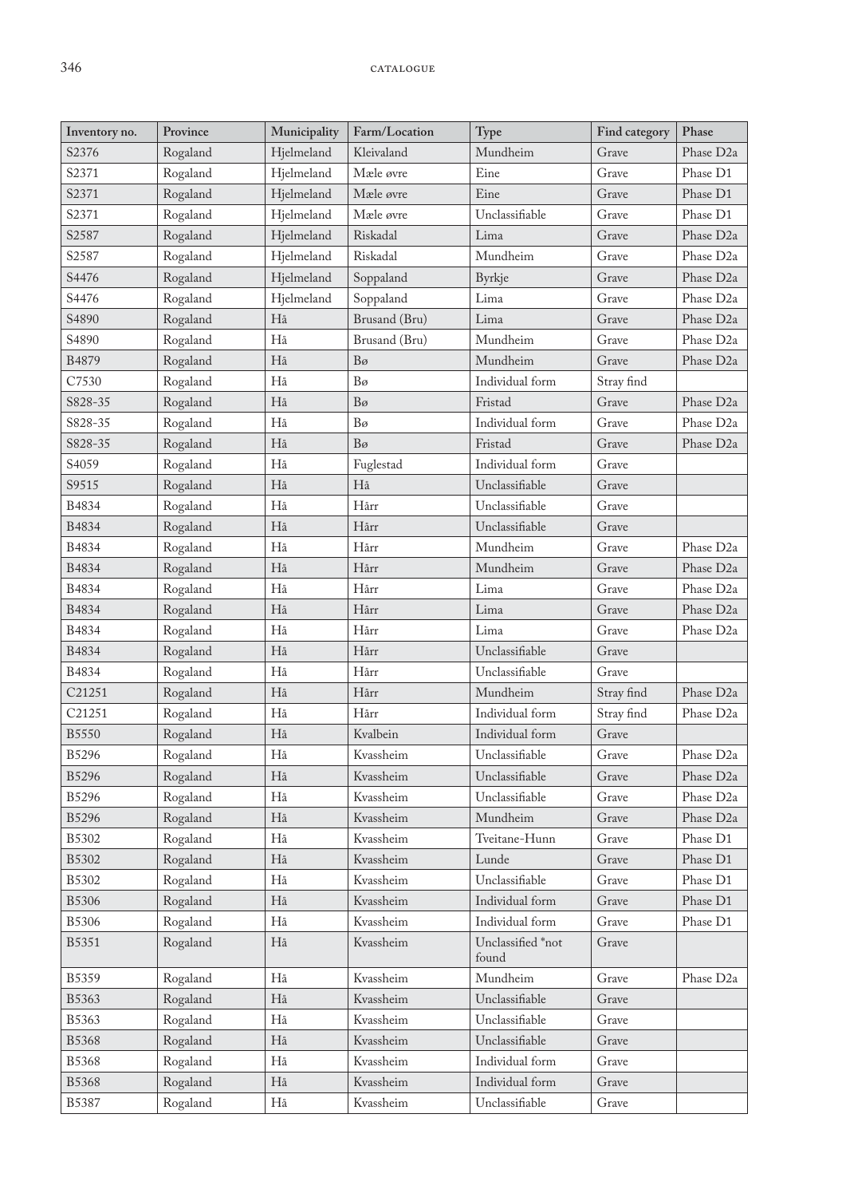| Inventory no. | Province | Municipality | Farm/Location | Type | Find category | Phase |
|---|---|---|---|---|---|---|
| S2376 | Rogaland | Hjelmeland | Kleivaland | Mundheim | Grave | Phase D2a |
| S2371 | Rogaland | Hjelmeland | Mæle øvre | Eine | Grave | Phase D1 |
| S2371 | Rogaland | Hjelmeland | Mæle øvre | Eine | Grave | Phase D1 |
| S2371 | Rogaland | Hjelmeland | Mæle øvre | Unclassifiable | Grave | Phase D1 |
| S2587 | Rogaland | Hjelmeland | Riskadal | Lima | Grave | Phase D2a |
| S2587 | Rogaland | Hjelmeland | Riskadal | Mundheim | Grave | Phase D2a |
| S4476 | Rogaland | Hjelmeland | Soppaland | Byrkje | Grave | Phase D2a |
| S4476 | Rogaland | Hjelmeland | Soppaland | Lima | Grave | Phase D2a |
| S4890 | Rogaland | Hå | Brusand (Bru) | Lima | Grave | Phase D2a |
| S4890 | Rogaland | Hå | Brusand (Bru) | Mundheim | Grave | Phase D2a |
| B4879 | Rogaland | Hå | Bø | Mundheim | Grave | Phase D2a |
| C7530 | Rogaland | Hå | Bø | Individual form | Stray find | |
| S828-35 | Rogaland | Hå | Bø | Fristad | Grave | Phase D2a |
| S828-35 | Rogaland | Hå | Bø | Individual form | Grave | Phase D2a |
| S828-35 | Rogaland | Hå | Bø | Fristad | Grave | Phase D2a |
| S4059 | Rogaland | Hå | Fuglestad | Individual form | Grave | |
| S9515 | Rogaland | Hå | Hå | Unclassifiable | Grave | |
| B4834 | Rogaland | Hå | Hårr | Unclassifiable | Grave | |
| B4834 | Rogaland | Hå | Hårr | Unclassifiable | Grave | |
| B4834 | Rogaland | Hå | Hårr | Mundheim | Grave | Phase D2a |
| B4834 | Rogaland | Hå | Hårr | Mundheim | Grave | Phase D2a |
| B4834 | Rogaland | Hå | Hårr | Lima | Grave | Phase D2a |
| B4834 | Rogaland | Hå | Hårr | Lima | Grave | Phase D2a |
| B4834 | Rogaland | Hå | Hårr | Lima | Grave | Phase D2a |
| B4834 | Rogaland | Hå | Hårr | Unclassifiable | Grave | |
| B4834 | Rogaland | Hå | Hårr | Unclassifiable | Grave | |
| C21251 | Rogaland | Hå | Hårr | Mundheim | Stray find | Phase D2a |
| C21251 | Rogaland | Hå | Hårr | Individual form | Stray find | Phase D2a |
| B5550 | Rogaland | Hå | Kvalbein | Individual form | Grave | |
| B5296 | Rogaland | Hå | Kvassheim | Unclassifiable | Grave | Phase D2a |
| B5296 | Rogaland | Hå | Kvassheim | Unclassifiable | Grave | Phase D2a |
| B5296 | Rogaland | Hå | Kvassheim | Unclassifiable | Grave | Phase D2a |
| B5296 | Rogaland | Hå | Kvassheim | Mundheim | Grave | Phase D2a |
| B5302 | Rogaland | Hå | Kvassheim | Tveitane-Hunn | Grave | Phase D1 |
| B5302 | Rogaland | Hå | Kvassheim | Lunde | Grave | Phase D1 |
| B5302 | Rogaland | Hå | Kvassheim | Unclassifiable | Grave | Phase D1 |
| B5306 | Rogaland | Hå | Kvassheim | Individual form | Grave | Phase D1 |
| B5306 | Rogaland | Hå | Kvassheim | Individual form | Grave | Phase D1 |
| B5351 | Rogaland | Hå | Kvassheim | Unclassified *not found | Grave | |
| B5359 | Rogaland | Hå | Kvassheim | Mundheim | Grave | Phase D2a |
| B5363 | Rogaland | Hå | Kvassheim | Unclassifiable | Grave | |
| B5363 | Rogaland | Hå | Kvassheim | Unclassifiable | Grave | |
| B5368 | Rogaland | Hå | Kvassheim | Unclassifiable | Grave | |
| B5368 | Rogaland | Hå | Kvassheim | Individual form | Grave | |
| B5368 | Rogaland | Hå | Kvassheim | Individual form | Grave | |
| B5387 | Rogaland | Hå | Kvassheim | Unclassifiable | Grave | |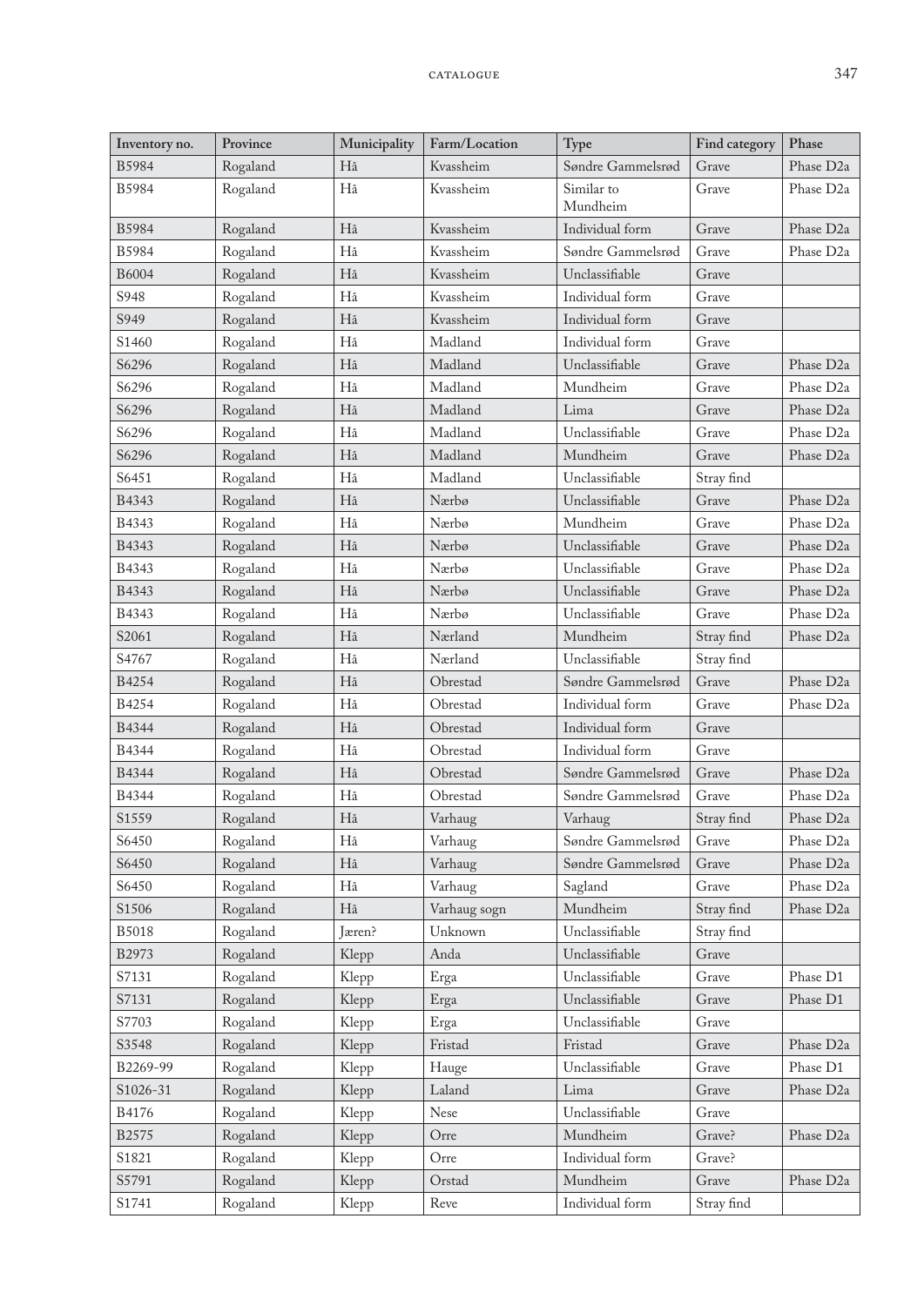| Inventory no. | Province | Municipality | Farm/Location | Type | Find category | Phase |
|---|---|---|---|---|---|---|
| B5984 | Rogaland | Hå | Kvassheim | Søndre Gammelsrød | Grave | Phase D2a |
| B5984 | Rogaland | Hå | Kvassheim | Similar to Mundheim | Grave | Phase D2a |
| B5984 | Rogaland | Hå | Kvassheim | Individual form | Grave | Phase D2a |
| B5984 | Rogaland | Hå | Kvassheim | Søndre Gammelsrød | Grave | Phase D2a |
| B6004 | Rogaland | Hå | Kvassheim | Unclassifiable | Grave | |
| S948 | Rogaland | Hå | Kvassheim | Individual form | Grave | |
| S949 | Rogaland | Hå | Kvassheim | Individual form | Grave | |
| S1460 | Rogaland | Hå | Madland | Individual form | Grave | |
| S6296 | Rogaland | Hå | Madland | Unclassifiable | Grave | Phase D2a |
| S6296 | Rogaland | Hå | Madland | Mundheim | Grave | Phase D2a |
| S6296 | Rogaland | Hå | Madland | Lima | Grave | Phase D2a |
| S6296 | Rogaland | Hå | Madland | Unclassifiable | Grave | Phase D2a |
| S6296 | Rogaland | Hå | Madland | Mundheim | Grave | Phase D2a |
| S6451 | Rogaland | Hå | Madland | Unclassifiable | Stray find | |
| B4343 | Rogaland | Hå | Nærbø | Unclassifiable | Grave | Phase D2a |
| B4343 | Rogaland | Hå | Nærbø | Mundheim | Grave | Phase D2a |
| B4343 | Rogaland | Hå | Nærbø | Unclassifiable | Grave | Phase D2a |
| B4343 | Rogaland | Hå | Nærbø | Unclassifiable | Grave | Phase D2a |
| B4343 | Rogaland | Hå | Nærbø | Unclassifiable | Grave | Phase D2a |
| B4343 | Rogaland | Hå | Nærbø | Unclassifiable | Grave | Phase D2a |
| S2061 | Rogaland | Hå | Nærland | Mundheim | Stray find | Phase D2a |
| S4767 | Rogaland | Hå | Nærland | Unclassifiable | Stray find | |
| B4254 | Rogaland | Hå | Obrestad | Søndre Gammelsrød | Grave | Phase D2a |
| B4254 | Rogaland | Hå | Obrestad | Individual form | Grave | Phase D2a |
| B4344 | Rogaland | Hå | Obrestad | Individual form | Grave | |
| B4344 | Rogaland | Hå | Obrestad | Individual form | Grave | |
| B4344 | Rogaland | Hå | Obrestad | Søndre Gammelsrød | Grave | Phase D2a |
| B4344 | Rogaland | Hå | Obrestad | Søndre Gammelsrød | Grave | Phase D2a |
| S1559 | Rogaland | Hå | Varhaug | Varhaug | Stray find | Phase D2a |
| S6450 | Rogaland | Hå | Varhaug | Søndre Gammelsrød | Grave | Phase D2a |
| S6450 | Rogaland | Hå | Varhaug | Søndre Gammelsrød | Grave | Phase D2a |
| S6450 | Rogaland | Hå | Varhaug | Sagland | Grave | Phase D2a |
| S1506 | Rogaland | Hå | Varhaug sogn | Mundheim | Stray find | Phase D2a |
| B5018 | Rogaland | Jæren? | Unknown | Unclassifiable | Stray find | |
| B2973 | Rogaland | Klepp | Anda | Unclassifiable | Grave | |
| S7131 | Rogaland | Klepp | Erga | Unclassifiable | Grave | Phase D1 |
| S7131 | Rogaland | Klepp | Erga | Unclassifiable | Grave | Phase D1 |
| S7703 | Rogaland | Klepp | Erga | Unclassifiable | Grave | |
| S3548 | Rogaland | Klepp | Fristad | Fristad | Grave | Phase D2a |
| B2269-99 | Rogaland | Klepp | Hauge | Unclassifiable | Grave | Phase D1 |
| S1026-31 | Rogaland | Klepp | Laland | Lima | Grave | Phase D2a |
| B4176 | Rogaland | Klepp | Nese | Unclassifiable | Grave | |
| B2575 | Rogaland | Klepp | Orre | Mundheim | Grave? | Phase D2a |
| S1821 | Rogaland | Klepp | Orre | Individual form | Grave? | |
| S5791 | Rogaland | Klepp | Orstad | Mundheim | Grave | Phase D2a |
| S1741 | Rogaland | Klepp | Reve | Individual form | Stray find | |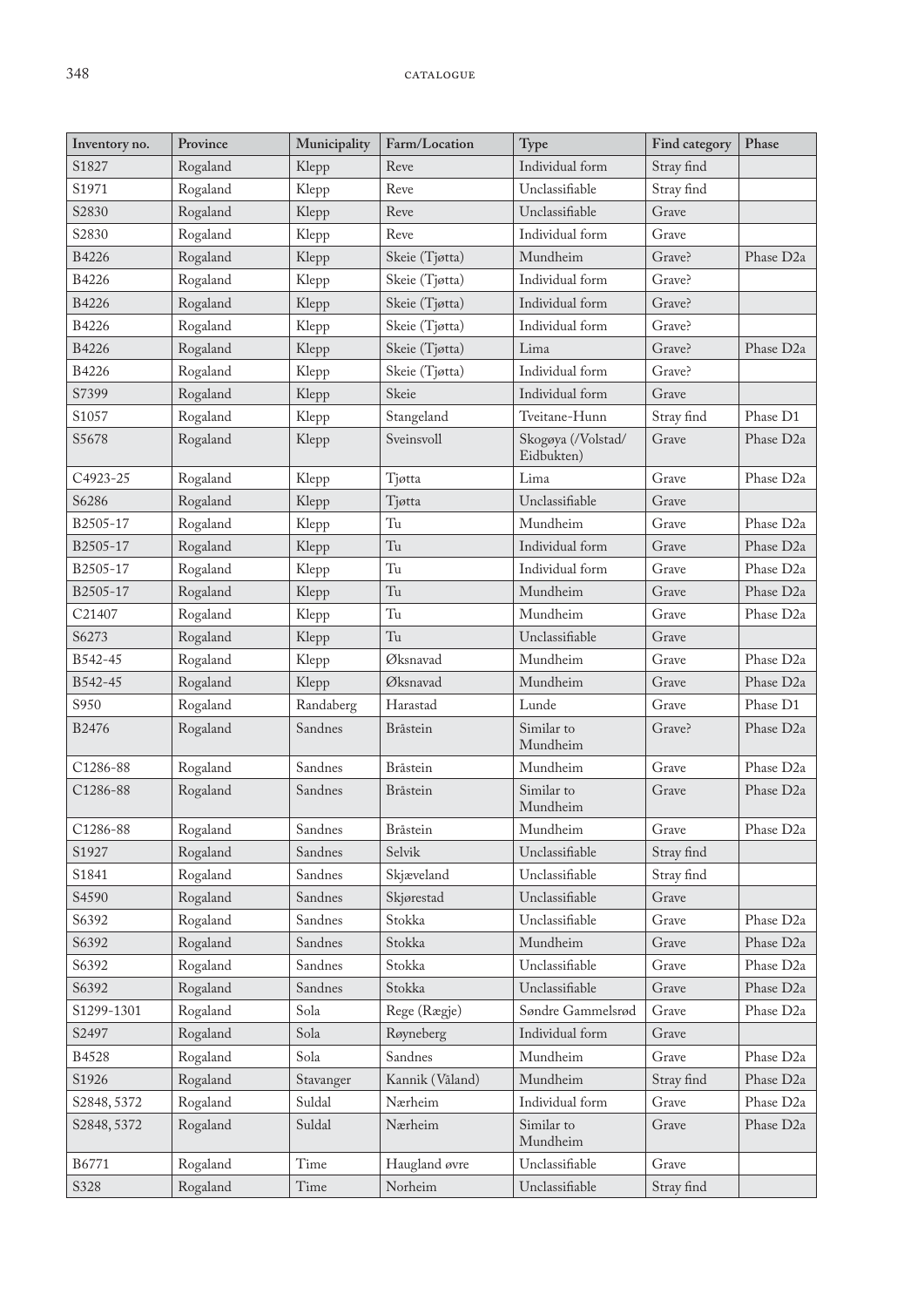| Inventory no. | Province | Municipality | Farm/Location | Type | Find category | Phase |
|---|---|---|---|---|---|---|
| S1827 | Rogaland | Klepp | Reve | Individual form | Stray find | |
| S1971 | Rogaland | Klepp | Reve | Unclassifiable | Stray find | |
| S2830 | Rogaland | Klepp | Reve | Unclassifiable | Grave | |
| S2830 | Rogaland | Klepp | Reve | Individual form | Grave | |
| B4226 | Rogaland | Klepp | Skeie (Tjøtta) | Mundheim | Grave? | Phase D2a |
| B4226 | Rogaland | Klepp | Skeie (Tjøtta) | Individual form | Grave? | |
| B4226 | Rogaland | Klepp | Skeie (Tjøtta) | Individual form | Grave? | |
| B4226 | Rogaland | Klepp | Skeie (Tjøtta) | Individual form | Grave? | |
| B4226 | Rogaland | Klepp | Skeie (Tjøtta) | Lima | Grave? | Phase D2a |
| B4226 | Rogaland | Klepp | Skeie (Tjøtta) | Individual form | Grave? | |
| S7399 | Rogaland | Klepp | Skeie | Individual form | Grave | |
| S1057 | Rogaland | Klepp | Stangeland | Tveitane-Hunn | Stray find | Phase D1 |
| S5678 | Rogaland | Klepp | Sveinsvoll | Skogøya (/Volstad/ Eidbukten) | Grave | Phase D2a |
| C4923-25 | Rogaland | Klepp | Tjøtta | Lima | Grave | Phase D2a |
| S6286 | Rogaland | Klepp | Tjøtta | Unclassifiable | Grave | |
| B2505-17 | Rogaland | Klepp | Tu | Mundheim | Grave | Phase D2a |
| B2505-17 | Rogaland | Klepp | Tu | Individual form | Grave | Phase D2a |
| B2505-17 | Rogaland | Klepp | Tu | Individual form | Grave | Phase D2a |
| B2505-17 | Rogaland | Klepp | Tu | Mundheim | Grave | Phase D2a |
| C21407 | Rogaland | Klepp | Tu | Mundheim | Grave | Phase D2a |
| S6273 | Rogaland | Klepp | Tu | Unclassifiable | Grave | |
| B542-45 | Rogaland | Klepp | Øksnavad | Mundheim | Grave | Phase D2a |
| B542-45 | Rogaland | Klepp | Øksnavad | Mundheim | Grave | Phase D2a |
| S950 | Rogaland | Randaberg | Harastad | Lunde | Grave | Phase D1 |
| B2476 | Rogaland | Sandnes | Bråstein | Similar to Mundheim | Grave? | Phase D2a |
| C1286-88 | Rogaland | Sandnes | Bråstein | Mundheim | Grave | Phase D2a |
| C1286-88 | Rogaland | Sandnes | Bråstein | Similar to Mundheim | Grave | Phase D2a |
| C1286-88 | Rogaland | Sandnes | Bråstein | Mundheim | Grave | Phase D2a |
| S1927 | Rogaland | Sandnes | Selvik | Unclassifiable | Stray find | |
| S1841 | Rogaland | Sandnes | Skjæveland | Unclassifiable | Stray find | |
| S4590 | Rogaland | Sandnes | Skjørestad | Unclassifiable | Grave | |
| S6392 | Rogaland | Sandnes | Stokka | Unclassifiable | Grave | Phase D2a |
| S6392 | Rogaland | Sandnes | Stokka | Mundheim | Grave | Phase D2a |
| S6392 | Rogaland | Sandnes | Stokka | Unclassifiable | Grave | Phase D2a |
| S6392 | Rogaland | Sandnes | Stokka | Unclassifiable | Grave | Phase D2a |
| S1299-1301 | Rogaland | Sola | Rege (Rægje) | Søndre Gammelsrød | Grave | Phase D2a |
| S2497 | Rogaland | Sola | Røyneberg | Individual form | Grave | |
| B4528 | Rogaland | Sola | Sandnes | Mundheim | Grave | Phase D2a |
| S1926 | Rogaland | Stavanger | Kannik (Våland) | Mundheim | Stray find | Phase D2a |
| S2848, 5372 | Rogaland | Suldal | Nærheim | Individual form | Grave | Phase D2a |
| S2848, 5372 | Rogaland | Suldal | Nærheim | Similar to Mundheim | Grave | Phase D2a |
| B6771 | Rogaland | Time | Haugland øvre | Unclassifiable | Grave | |
| S328 | Rogaland | Time | Norheim | Unclassifiable | Stray find | |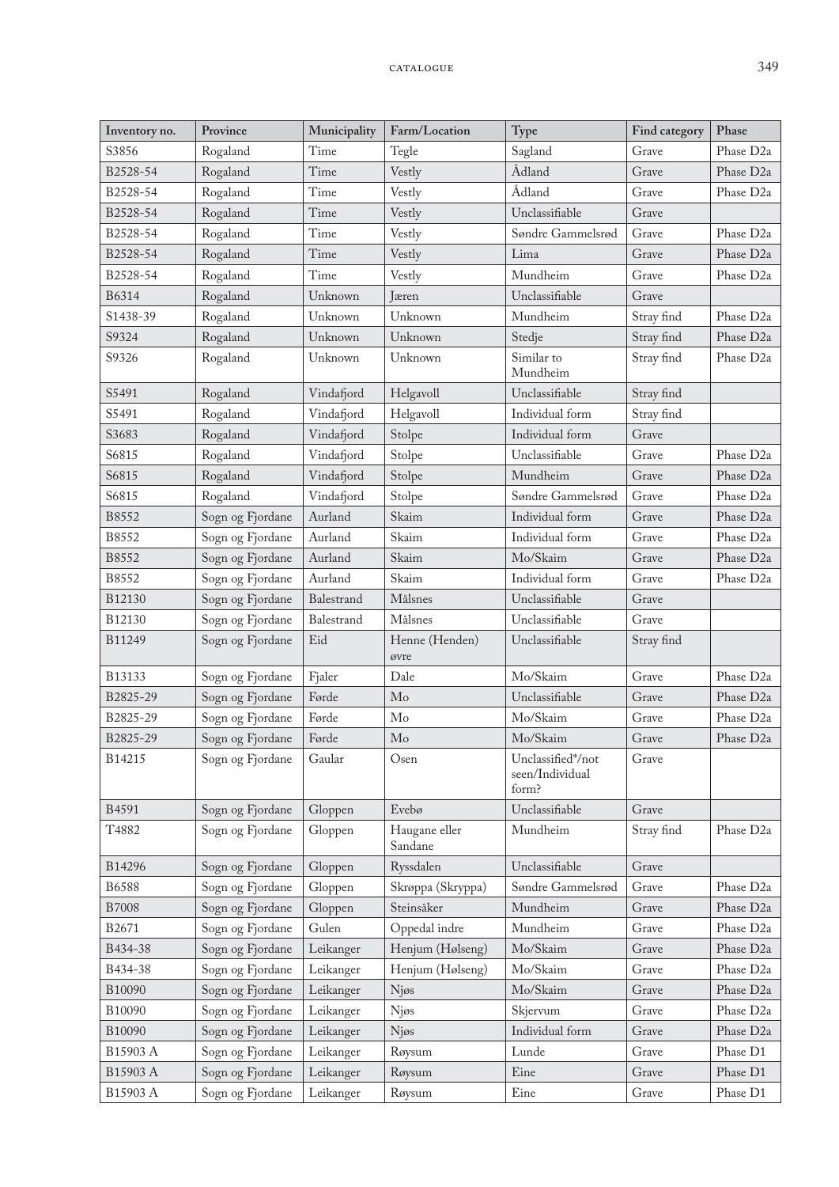| Inventory no. | Province | Municipality | Farm/Location | Type | Find category | Phase |
|---|---|---|---|---|---|---|
| S3856 | Rogaland | Time | Tegle | Sagland | Grave | Phase D2a |
| B2528-54 | Rogaland | Time | Vestly | Ådland | Grave | Phase D2a |
| B2528-54 | Rogaland | Time | Vestly | Ådland | Grave | Phase D2a |
| B2528-54 | Rogaland | Time | Vestly | Unclassifiable | Grave | |
| B2528-54 | Rogaland | Time | Vestly | Søndre Gammelsrød | Grave | Phase D2a |
| B2528-54 | Rogaland | Time | Vestly | Lima | Grave | Phase D2a |
| B2528-54 | Rogaland | Time | Vestly | Mundheim | Grave | Phase D2a |
| B6314 | Rogaland | Unknown | Jæren | Unclassifiable | Grave | |
| S1438-39 | Rogaland | Unknown | Unknown | Mundheim | Stray find | Phase D2a |
| S9324 | Rogaland | Unknown | Unknown | Stedje | Stray find | Phase D2a |
| S9326 | Rogaland | Unknown | Unknown | Similar to Mundheim | Stray find | Phase D2a |
| S5491 | Rogaland | Vindafjord | Helgavoll | Unclassifiable | Stray find | |
| S5491 | Rogaland | Vindafjord | Helgavoll | Individual form | Stray find | |
| S3683 | Rogaland | Vindafjord | Stolpe | Individual form | Grave | |
| S6815 | Rogaland | Vindafjord | Stolpe | Unclassifiable | Grave | Phase D2a |
| S6815 | Rogaland | Vindafjord | Stolpe | Mundheim | Grave | Phase D2a |
| S6815 | Rogaland | Vindafjord | Stolpe | Søndre Gammelsrød | Grave | Phase D2a |
| B8552 | Sogn og Fjordane | Aurland | Skaim | Individual form | Grave | Phase D2a |
| B8552 | Sogn og Fjordane | Aurland | Skaim | Individual form | Grave | Phase D2a |
| B8552 | Sogn og Fjordane | Aurland | Skaim | Mo/Skaim | Grave | Phase D2a |
| B8552 | Sogn og Fjordane | Aurland | Skaim | Individual form | Grave | Phase D2a |
| B12130 | Sogn og Fjordane | Balestrand | Målsnes | Unclassifiable | Grave | |
| B12130 | Sogn og Fjordane | Balestrand | Målsnes | Unclassifiable | Grave | |
| B11249 | Sogn og Fjordane | Eid | Henne (Henden) øvre | Unclassifiable | Stray find | |
| B13133 | Sogn og Fjordane | Fjaler | Dale | Mo/Skaim | Grave | Phase D2a |
| B2825-29 | Sogn og Fjordane | Førde | Mo | Unclassifiable | Grave | Phase D2a |
| B2825-29 | Sogn og Fjordane | Førde | Mo | Mo/Skaim | Grave | Phase D2a |
| B2825-29 | Sogn og Fjordane | Førde | Mo | Mo/Skaim | Grave | Phase D2a |
| B14215 | Sogn og Fjordane | Gaular | Osen | Unclassified*/not seen/Individual form? | Grave | |
| B4591 | Sogn og Fjordane | Gloppen | Evebø | Unclassifiable | Grave | |
| T4882 | Sogn og Fjordane | Gloppen | Haugane eller Sandane | Mundheim | Stray find | Phase D2a |
| B14296 | Sogn og Fjordane | Gloppen | Ryssdalen | Unclassifiable | Grave | |
| B6588 | Sogn og Fjordane | Gloppen | Skrøppa (Skryppa) | Søndre Gammelsrød | Grave | Phase D2a |
| B7008 | Sogn og Fjordane | Gloppen | Steinsåker | Mundheim | Grave | Phase D2a |
| B2671 | Sogn og Fjordane | Gulen | Oppedal indre | Mundheim | Grave | Phase D2a |
| B434-38 | Sogn og Fjordane | Leikanger | Henjum (Hølseng) | Mo/Skaim | Grave | Phase D2a |
| B434-38 | Sogn og Fjordane | Leikanger | Henjum (Hølseng) | Mo/Skaim | Grave | Phase D2a |
| B10090 | Sogn og Fjordane | Leikanger | Njøs | Mo/Skaim | Grave | Phase D2a |
| B10090 | Sogn og Fjordane | Leikanger | Njøs | Skjervum | Grave | Phase D2a |
| B10090 | Sogn og Fjordane | Leikanger | Njøs | Individual form | Grave | Phase D2a |
| B15903 A | Sogn og Fjordane | Leikanger | Røysum | Lunde | Grave | Phase D1 |
| B15903 A | Sogn og Fjordane | Leikanger | Røysum | Eine | Grave | Phase D1 |
| B15903 A | Sogn og Fjordane | Leikanger | Røysum | Eine | Grave | Phase D1 |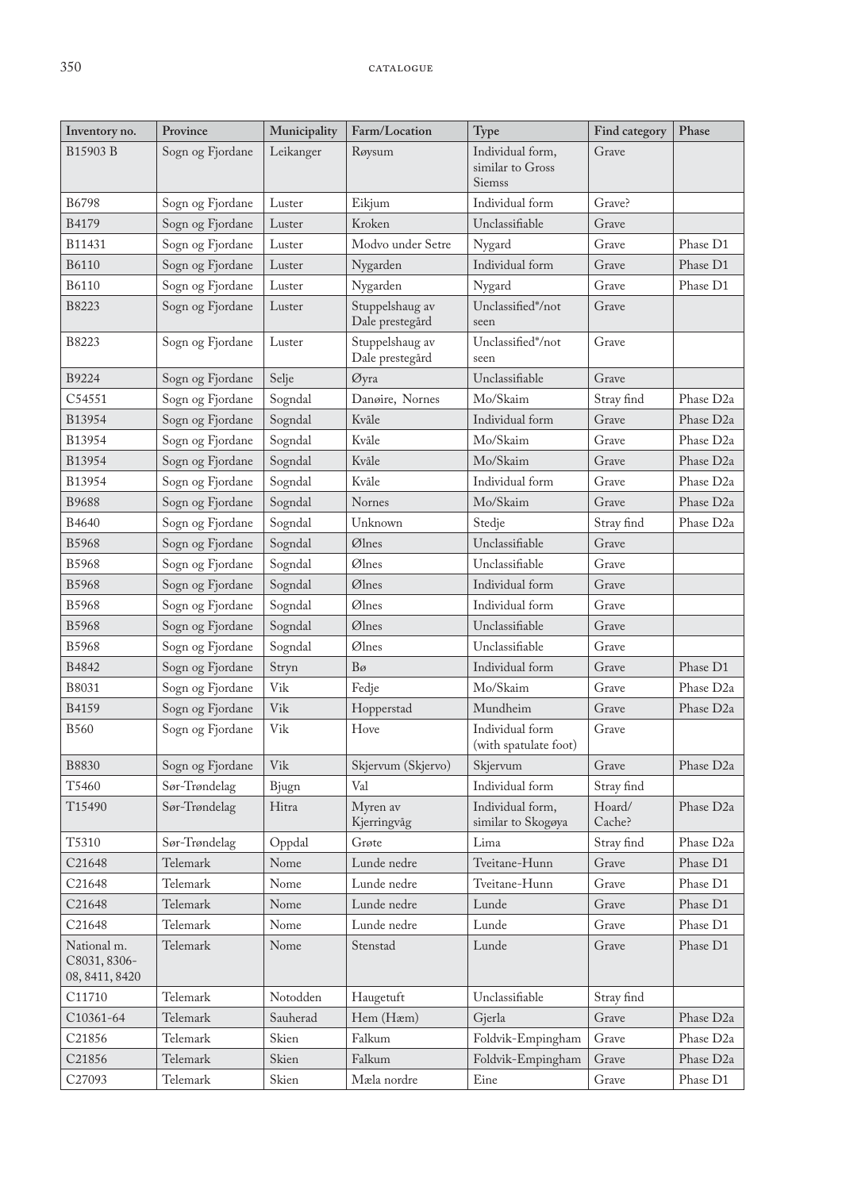| Inventory no. | Province | Municipality | Farm/Location | Type | Find category | Phase |
|---|---|---|---|---|---|---|
| B15903 B | Sogn og Fjordane | Leikanger | Røysum | Individual form, similar to Gross Siemss | Grave | |
| B6798 | Sogn og Fjordane | Luster | Eikjum | Individual form | Grave? | |
| B4179 | Sogn og Fjordane | Luster | Kroken | Unclassifiable | Grave | |
| B11431 | Sogn og Fjordane | Luster | Modvo under Setre | Nygard | Grave | Phase D1 |
| B6110 | Sogn og Fjordane | Luster | Nygarden | Individual form | Grave | Phase D1 |
| B6110 | Sogn og Fjordane | Luster | Nygarden | Nygard | Grave | Phase D1 |
| B8223 | Sogn og Fjordane | Luster | Stuppelshaug av Dale prestegård | Unclassified*/not seen | Grave | |
| B8223 | Sogn og Fjordane | Luster | Stuppelshaug av Dale prestegård | Unclassified*/not seen | Grave | |
| B9224 | Sogn og Fjordane | Selje | Øyra | Unclassifiable | Grave | |
| C54551 | Sogn og Fjordane | Sogndal | Danøire, Nornes | Mo/Skaim | Stray find | Phase D2a |
| B13954 | Sogn og Fjordane | Sogndal | Kvåle | Individual form | Grave | Phase D2a |
| B13954 | Sogn og Fjordane | Sogndal | Kvåle | Mo/Skaim | Grave | Phase D2a |
| B13954 | Sogn og Fjordane | Sogndal | Kvåle | Mo/Skaim | Grave | Phase D2a |
| B13954 | Sogn og Fjordane | Sogndal | Kvåle | Individual form | Grave | Phase D2a |
| B9688 | Sogn og Fjordane | Sogndal | Nornes | Mo/Skaim | Grave | Phase D2a |
| B4640 | Sogn og Fjordane | Sogndal | Unknown | Stedje | Stray find | Phase D2a |
| B5968 | Sogn og Fjordane | Sogndal | Ølnes | Unclassifiable | Grave | |
| B5968 | Sogn og Fjordane | Sogndal | Ølnes | Unclassifiable | Grave | |
| B5968 | Sogn og Fjordane | Sogndal | Ølnes | Individual form | Grave | |
| B5968 | Sogn og Fjordane | Sogndal | Ølnes | Individual form | Grave | |
| B5968 | Sogn og Fjordane | Sogndal | Ølnes | Unclassifiable | Grave | |
| B5968 | Sogn og Fjordane | Sogndal | Ølnes | Unclassifiable | Grave | |
| B4842 | Sogn og Fjordane | Stryn | Bø | Individual form | Grave | Phase D1 |
| B8031 | Sogn og Fjordane | Vik | Fedje | Mo/Skaim | Grave | Phase D2a |
| B4159 | Sogn og Fjordane | Vik | Hopperstad | Mundheim | Grave | Phase D2a |
| B560 | Sogn og Fjordane | Vik | Hove | Individual form (with spatulate foot) | Grave | |
| B8830 | Sogn og Fjordane | Vik | Skjervum (Skjervo) | Skjervum | Grave | Phase D2a |
| T5460 | Sør-Trøndelag | Bjugn | Val | Individual form | Stray find | |
| T15490 | Sør-Trøndelag | Hitra | Myren av Kjerringvåg | Individual form, similar to Skogøya | Hoard/ Cache? | Phase D2a |
| T5310 | Sør-Trøndelag | Oppdal | Grøte | Lima | Stray find | Phase D2a |
| C21648 | Telemark | Nome | Lunde nedre | Tveitane-Hunn | Grave | Phase D1 |
| C21648 | Telemark | Nome | Lunde nedre | Tveitane-Hunn | Grave | Phase D1 |
| C21648 | Telemark | Nome | Lunde nedre | Lunde | Grave | Phase D1 |
| C21648 | Telemark | Nome | Lunde nedre | Lunde | Grave | Phase D1 |
| National m. C8031, 8306-08, 8411, 8420 | Telemark | Nome | Stenstad | Lunde | Grave | Phase D1 |
| C11710 | Telemark | Notodden | Haugetuft | Unclassifiable | Stray find | |
| C10361-64 | Telemark | Sauherad | Hem (Hæm) | Gjerla | Grave | Phase D2a |
| C21856 | Telemark | Skien | Falkum | Foldvik-Empingham | Grave | Phase D2a |
| C21856 | Telemark | Skien | Falkum | Foldvik-Empingham | Grave | Phase D2a |
| C27093 | Telemark | Skien | Mæla nordre | Eine | Grave | Phase D1 |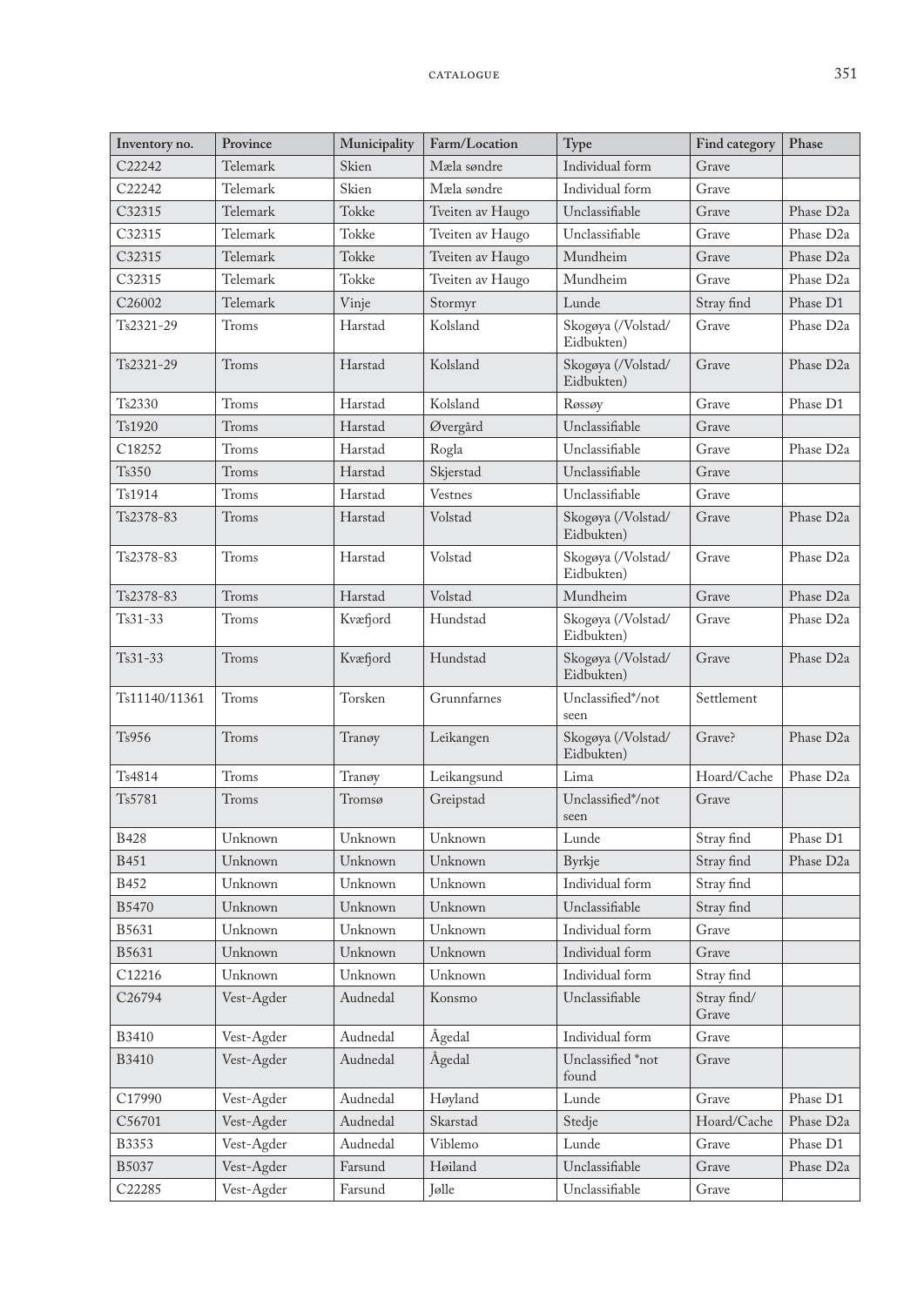| Inventory no. | Province | Municipality | Farm/Location | Type | Find category | Phase |
|---|---|---|---|---|---|---|
| C22242 | Telemark | Skien | Mæla søndre | Individual form | Grave | |
| C22242 | Telemark | Skien | Mæla søndre | Individual form | Grave | |
| C32315 | Telemark | Tokke | Tveiten av Haugo | Unclassifiable | Grave | Phase D2a |
| C32315 | Telemark | Tokke | Tveiten av Haugo | Unclassifiable | Grave | Phase D2a |
| C32315 | Telemark | Tokke | Tveiten av Haugo | Mundheim | Grave | Phase D2a |
| C32315 | Telemark | Tokke | Tveiten av Haugo | Mundheim | Grave | Phase D2a |
| C26002 | Telemark | Vinje | Stormyr | Lunde | Stray find | Phase D1 |
| Ts2321-29 | Troms | Harstad | Kolsland | Skogøya (/Volstad/ Eidbukten) | Grave | Phase D2a |
| Ts2321-29 | Troms | Harstad | Kolsland | Skogøya (/Volstad/ Eidbukten) | Grave | Phase D2a |
| Ts2330 | Troms | Harstad | Kolsland | Røssøy | Grave | Phase D1 |
| Ts1920 | Troms | Harstad | Øvergård | Unclassifiable | Grave | |
| C18252 | Troms | Harstad | Rogla | Unclassifiable | Grave | Phase D2a |
| Ts350 | Troms | Harstad | Skjerstad | Unclassifiable | Grave | |
| Ts1914 | Troms | Harstad | Vestnes | Unclassifiable | Grave | |
| Ts2378-83 | Troms | Harstad | Volstad | Skogøya (/Volstad/ Eidbukten) | Grave | Phase D2a |
| Ts2378-83 | Troms | Harstad | Volstad | Skogøya (/Volstad/ Eidbukten) | Grave | Phase D2a |
| Ts2378-83 | Troms | Harstad | Volstad | Mundheim | Grave | Phase D2a |
| Ts31-33 | Troms | Kvæfjord | Hundstad | Skogøya (/Volstad/ Eidbukten) | Grave | Phase D2a |
| Ts31-33 | Troms | Kvæfjord | Hundstad | Skogøya (/Volstad/ Eidbukten) | Grave | Phase D2a |
| Ts11140/11361 | Troms | Torsken | Grunnfarnes | Unclassified*/not seen | Settlement | |
| Ts956 | Troms | Tranøy | Leikangen | Skogøya (/Volstad/ Eidbukten) | Grave? | Phase D2a |
| Ts4814 | Troms | Tranøy | Leikangsund | Lima | Hoard/Cache | Phase D2a |
| Ts5781 | Troms | Tromsø | Greipstad | Unclassified*/not seen | Grave | |
| B428 | Unknown | Unknown | Unknown | Lunde | Stray find | Phase D1 |
| B451 | Unknown | Unknown | Unknown | Byrkje | Stray find | Phase D2a |
| B452 | Unknown | Unknown | Unknown | Individual form | Stray find | |
| B5470 | Unknown | Unknown | Unknown | Unclassifiable | Stray find | |
| B5631 | Unknown | Unknown | Unknown | Individual form | Grave | |
| B5631 | Unknown | Unknown | Unknown | Individual form | Grave | |
| C12216 | Unknown | Unknown | Unknown | Individual form | Stray find | |
| C26794 | Vest-Agder | Audnedal | Konsmo | Unclassifiable | Stray find/ Grave | |
| B3410 | Vest-Agder | Audnedal | Ågedal | Individual form | Grave | |
| B3410 | Vest-Agder | Audnedal | Ågedal | Unclassified *not found | Grave | |
| C17990 | Vest-Agder | Audnedal | Høyland | Lunde | Grave | Phase D1 |
| C56701 | Vest-Agder | Audnedal | Skarstad | Stedje | Hoard/Cache | Phase D2a |
| B3353 | Vest-Agder | Audnedal | Viblemo | Lunde | Grave | Phase D1 |
| B5037 | Vest-Agder | Farsund | Høiland | Unclassifiable | Grave | Phase D2a |
| C22285 | Vest-Agder | Farsund | Jølle | Unclassifiable | Grave | |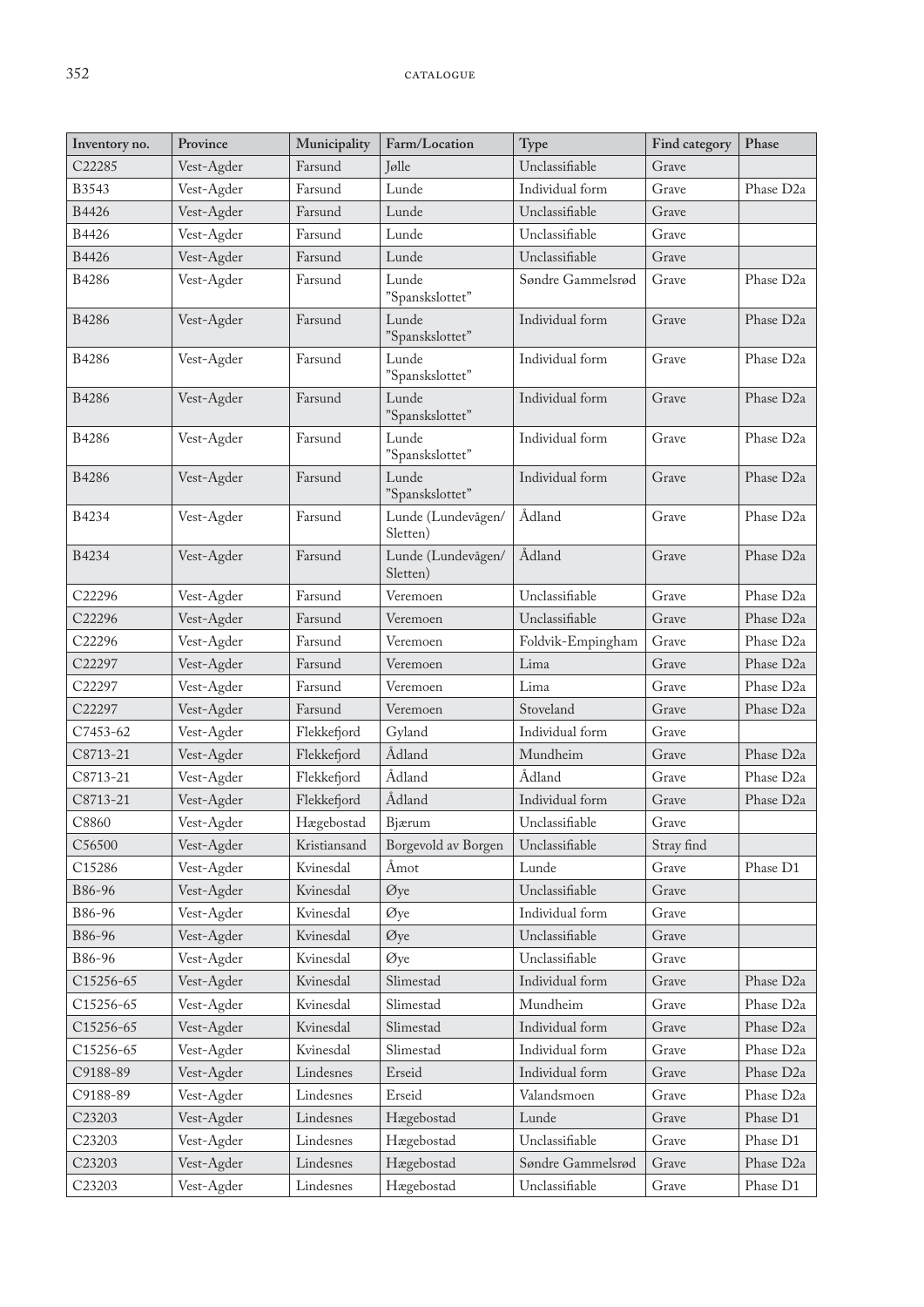| Inventory no. | Province | Municipality | Farm/Location | Type | Find category | Phase |
|---|---|---|---|---|---|---|
| C22285 | Vest-Agder | Farsund | Jølle | Unclassifiable | Grave | |
| B3543 | Vest-Agder | Farsund | Lunde | Individual form | Grave | Phase D2a |
| B4426 | Vest-Agder | Farsund | Lunde | Unclassifiable | Grave | |
| B4426 | Vest-Agder | Farsund | Lunde | Unclassifiable | Grave | |
| B4426 | Vest-Agder | Farsund | Lunde | Unclassifiable | Grave | |
| B4286 | Vest-Agder | Farsund | Lunde "Spanskslottet" | Søndre Gammelsrød | Grave | Phase D2a |
| B4286 | Vest-Agder | Farsund | Lunde "Spanskslottet" | Individual form | Grave | Phase D2a |
| B4286 | Vest-Agder | Farsund | Lunde "Spanskslottet" | Individual form | Grave | Phase D2a |
| B4286 | Vest-Agder | Farsund | Lunde "Spanskslottet" | Individual form | Grave | Phase D2a |
| B4286 | Vest-Agder | Farsund | Lunde "Spanskslottet" | Individual form | Grave | Phase D2a |
| B4286 | Vest-Agder | Farsund | Lunde "Spanskslottet" | Individual form | Grave | Phase D2a |
| B4234 | Vest-Agder | Farsund | Lunde (Lundevågen/ Sletten) | Ådland | Grave | Phase D2a |
| B4234 | Vest-Agder | Farsund | Lunde (Lundevågen/ Sletten) | Ådland | Grave | Phase D2a |
| C22296 | Vest-Agder | Farsund | Veremoen | Unclassifiable | Grave | Phase D2a |
| C22296 | Vest-Agder | Farsund | Veremoen | Unclassifiable | Grave | Phase D2a |
| C22296 | Vest-Agder | Farsund | Veremoen | Foldvik-Empingham | Grave | Phase D2a |
| C22297 | Vest-Agder | Farsund | Veremoen | Lima | Grave | Phase D2a |
| C22297 | Vest-Agder | Farsund | Veremoen | Lima | Grave | Phase D2a |
| C22297 | Vest-Agder | Farsund | Veremoen | Stoveland | Grave | Phase D2a |
| C7453-62 | Vest-Agder | Flekkefjord | Gyland | Individual form | Grave | |
| C8713-21 | Vest-Agder | Flekkefjord | Ådland | Mundheim | Grave | Phase D2a |
| C8713-21 | Vest-Agder | Flekkefjord | Ådland | Ådland | Grave | Phase D2a |
| C8713-21 | Vest-Agder | Flekkefjord | Ådland | Individual form | Grave | Phase D2a |
| C8860 | Vest-Agder | Hægebostad | Bjærum | Unclassifiable | Grave | |
| C56500 | Vest-Agder | Kristiansand | Borgevold av Borgen | Unclassifiable | Stray find | |
| C15286 | Vest-Agder | Kvinesdal | Åmot | Lunde | Grave | Phase D1 |
| B86-96 | Vest-Agder | Kvinesdal | Øye | Unclassifiable | Grave | |
| B86-96 | Vest-Agder | Kvinesdal | Øye | Individual form | Grave | |
| B86-96 | Vest-Agder | Kvinesdal | Øye | Unclassifiable | Grave | |
| B86-96 | Vest-Agder | Kvinesdal | Øye | Unclassifiable | Grave | |
| C15256-65 | Vest-Agder | Kvinesdal | Slimestad | Individual form | Grave | Phase D2a |
| C15256-65 | Vest-Agder | Kvinesdal | Slimestad | Mundheim | Grave | Phase D2a |
| C15256-65 | Vest-Agder | Kvinesdal | Slimestad | Individual form | Grave | Phase D2a |
| C15256-65 | Vest-Agder | Kvinesdal | Slimestad | Individual form | Grave | Phase D2a |
| C9188-89 | Vest-Agder | Lindesnes | Erseid | Individual form | Grave | Phase D2a |
| C9188-89 | Vest-Agder | Lindesnes | Erseid | Valandsmoen | Grave | Phase D2a |
| C23203 | Vest-Agder | Lindesnes | Hægebostad | Lunde | Grave | Phase D1 |
| C23203 | Vest-Agder | Lindesnes | Hægebostad | Unclassifiable | Grave | Phase D1 |
| C23203 | Vest-Agder | Lindesnes | Hægebostad | Søndre Gammelsrød | Grave | Phase D2a |
| C23203 | Vest-Agder | Lindesnes | Hægebostad | Unclassifiable | Grave | Phase D1 |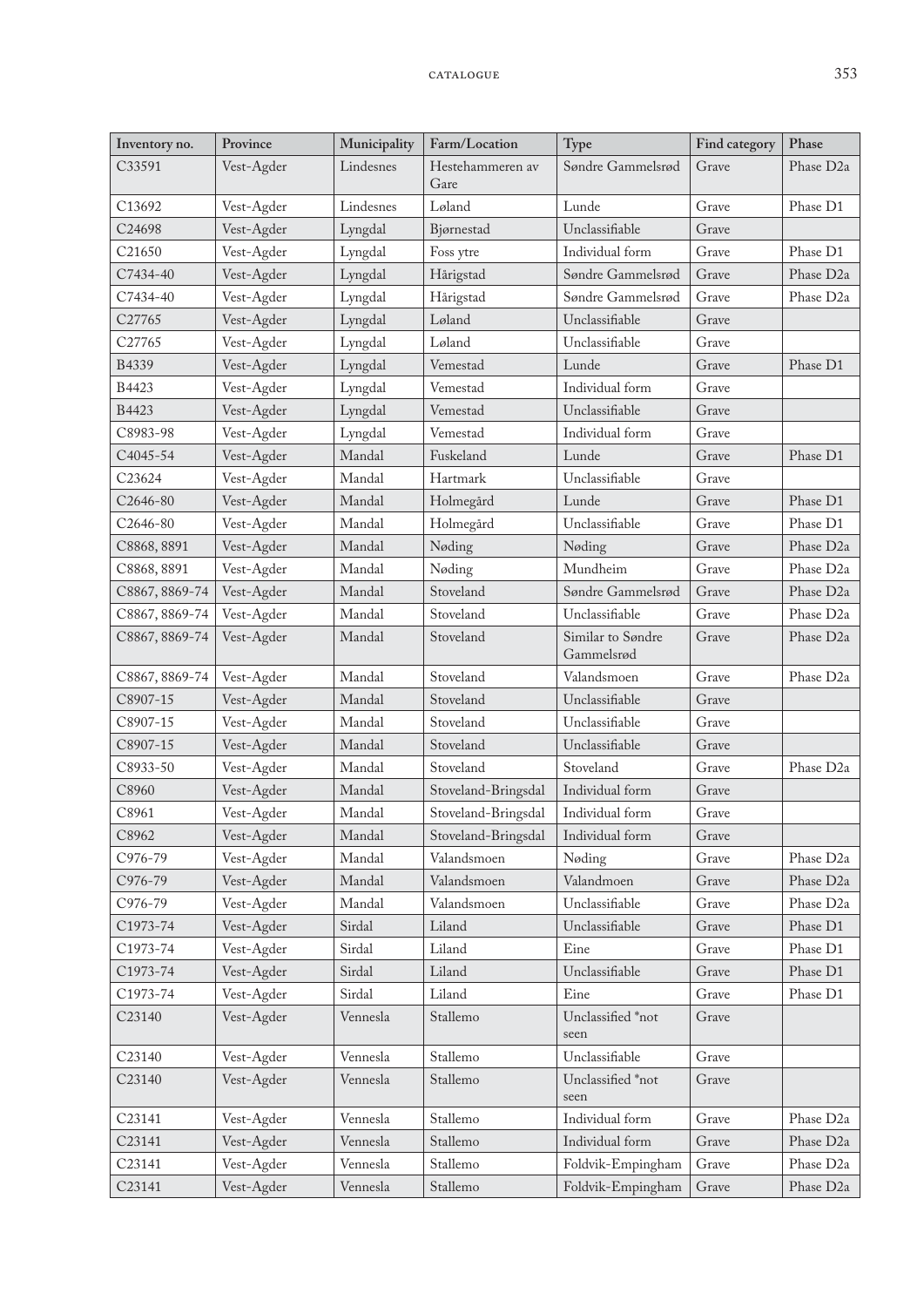| Inventory no. | Province | Municipality | Farm/Location | Type | Find category | Phase |
|---|---|---|---|---|---|---|
| C33591 | Vest-Agder | Lindesnes | Hestehammeren av Gare | Søndre Gammelsrød | Grave | Phase D2a |
| C13692 | Vest-Agder | Lindesnes | Løland | Lunde | Grave | Phase D1 |
| C24698 | Vest-Agder | Lyngdal | Bjørnestad | Unclassifiable | Grave | |
| C21650 | Vest-Agder | Lyngdal | Foss ytre | Individual form | Grave | Phase D1 |
| C7434-40 | Vest-Agder | Lyngdal | Hårigstad | Søndre Gammelsrød | Grave | Phase D2a |
| C7434-40 | Vest-Agder | Lyngdal | Hårigstad | Søndre Gammelsrød | Grave | Phase D2a |
| C27765 | Vest-Agder | Lyngdal | Løland | Unclassifiable | Grave | |
| C27765 | Vest-Agder | Lyngdal | Løland | Unclassifiable | Grave | |
| B4339 | Vest-Agder | Lyngdal | Vemestad | Lunde | Grave | Phase D1 |
| B4423 | Vest-Agder | Lyngdal | Vemestad | Individual form | Grave | |
| B4423 | Vest-Agder | Lyngdal | Vemestad | Unclassifiable | Grave | |
| C8983-98 | Vest-Agder | Lyngdal | Vemestad | Individual form | Grave | |
| C4045-54 | Vest-Agder | Mandal | Fuskeland | Lunde | Grave | Phase D1 |
| C23624 | Vest-Agder | Mandal | Hartmark | Unclassifiable | Grave | |
| C2646-80 | Vest-Agder | Mandal | Holmegård | Lunde | Grave | Phase D1 |
| C2646-80 | Vest-Agder | Mandal | Holmegård | Unclassifiable | Grave | Phase D1 |
| C8868, 8891 | Vest-Agder | Mandal | Nøding | Nøding | Grave | Phase D2a |
| C8868, 8891 | Vest-Agder | Mandal | Nøding | Mundheim | Grave | Phase D2a |
| C8867, 8869-74 | Vest-Agder | Mandal | Stoveland | Søndre Gammelsrød | Grave | Phase D2a |
| C8867, 8869-74 | Vest-Agder | Mandal | Stoveland | Unclassifiable | Grave | Phase D2a |
| C8867, 8869-74 | Vest-Agder | Mandal | Stoveland | Similar to Søndre Gammelsrød | Grave | Phase D2a |
| C8867, 8869-74 | Vest-Agder | Mandal | Stoveland | Valandsmoen | Grave | Phase D2a |
| C8907-15 | Vest-Agder | Mandal | Stoveland | Unclassifiable | Grave | |
| C8907-15 | Vest-Agder | Mandal | Stoveland | Unclassifiable | Grave | |
| C8907-15 | Vest-Agder | Mandal | Stoveland | Unclassifiable | Grave | |
| C8933-50 | Vest-Agder | Mandal | Stoveland | Stoveland | Grave | Phase D2a |
| C8960 | Vest-Agder | Mandal | Stoveland-Bringsdal | Individual form | Grave | |
| C8961 | Vest-Agder | Mandal | Stoveland-Bringsdal | Individual form | Grave | |
| C8962 | Vest-Agder | Mandal | Stoveland-Bringsdal | Individual form | Grave | |
| C976-79 | Vest-Agder | Mandal | Valandsmoen | Nøding | Grave | Phase D2a |
| C976-79 | Vest-Agder | Mandal | Valandsmoen | Valandmoen | Grave | Phase D2a |
| C976-79 | Vest-Agder | Mandal | Valandsmoen | Unclassifiable | Grave | Phase D2a |
| C1973-74 | Vest-Agder | Sirdal | Liland | Unclassifiable | Grave | Phase D1 |
| C1973-74 | Vest-Agder | Sirdal | Liland | Eine | Grave | Phase D1 |
| C1973-74 | Vest-Agder | Sirdal | Liland | Unclassifiable | Grave | Phase D1 |
| C1973-74 | Vest-Agder | Sirdal | Liland | Eine | Grave | Phase D1 |
| C23140 | Vest-Agder | Vennesla | Stallemo | Unclassified *not seen | Grave | |
| C23140 | Vest-Agder | Vennesla | Stallemo | Unclassifiable | Grave | |
| C23140 | Vest-Agder | Vennesla | Stallemo | Unclassified *not seen | Grave | |
| C23141 | Vest-Agder | Vennesla | Stallemo | Individual form | Grave | Phase D2a |
| C23141 | Vest-Agder | Vennesla | Stallemo | Individual form | Grave | Phase D2a |
| C23141 | Vest-Agder | Vennesla | Stallemo | Foldvik-Empingham | Grave | Phase D2a |
| C23141 | Vest-Agder | Vennesla | Stallemo | Foldvik-Empingham | Grave | Phase D2a |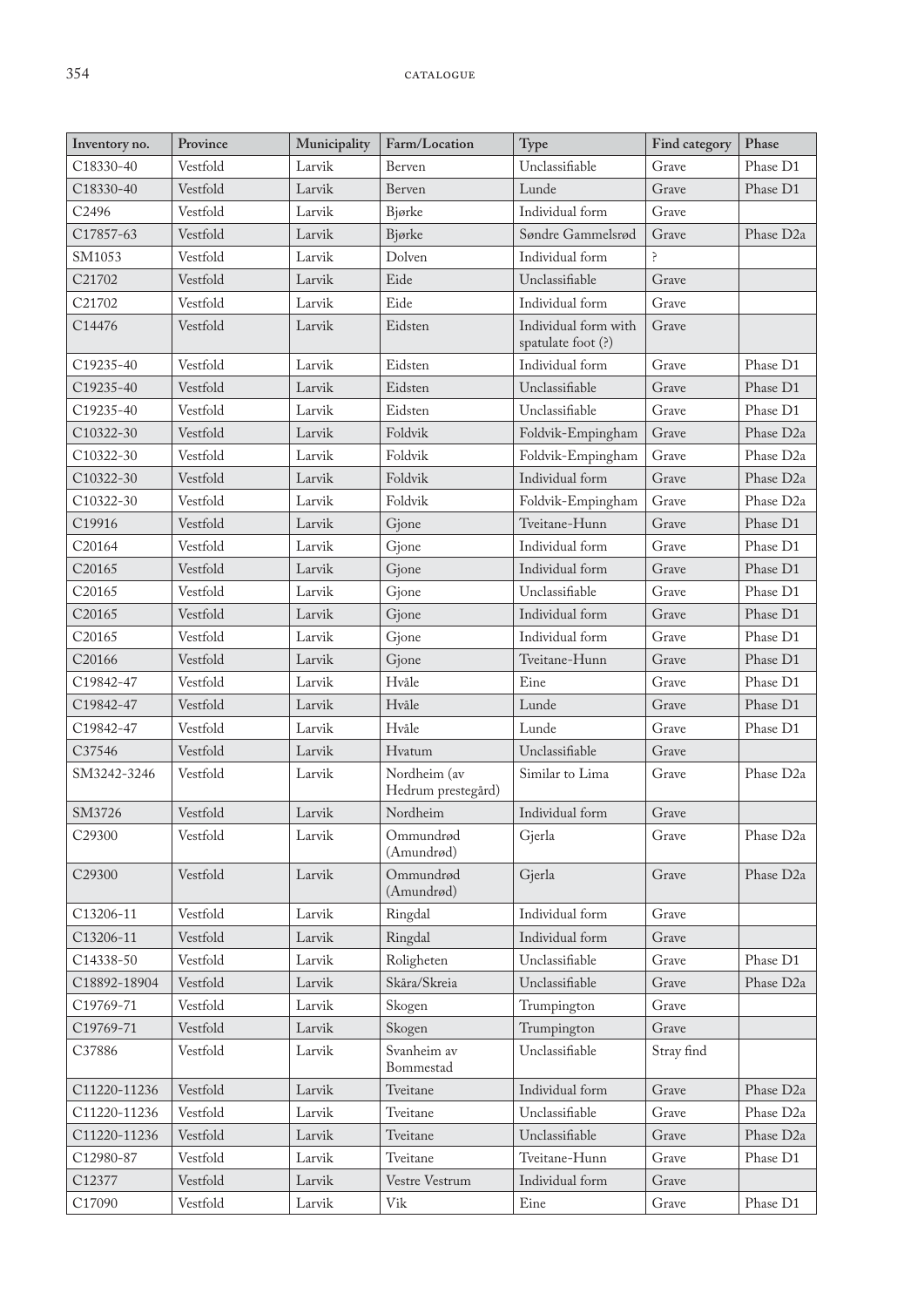| Inventory no. | Province | Municipality | Farm/Location | Type | Find category | Phase |
|---|---|---|---|---|---|---|
| C18330-40 | Vestfold | Larvik | Berven | Unclassifiable | Grave | Phase D1 |
| C18330-40 | Vestfold | Larvik | Berven | Lunde | Grave | Phase D1 |
| C2496 | Vestfold | Larvik | Bjørke | Individual form | Grave | |
| C17857-63 | Vestfold | Larvik | Bjørke | Søndre Gammelsrød | Grave | Phase D2a |
| SM1053 | Vestfold | Larvik | Dolven | Individual form | ? | |
| C21702 | Vestfold | Larvik | Eide | Unclassifiable | Grave | |
| C21702 | Vestfold | Larvik | Eide | Individual form | Grave | |
| C14476 | Vestfold | Larvik | Eidsten | Individual form with spatulate foot (?) | Grave | |
| C19235-40 | Vestfold | Larvik | Eidsten | Individual form | Grave | Phase D1 |
| C19235-40 | Vestfold | Larvik | Eidsten | Unclassifiable | Grave | Phase D1 |
| C19235-40 | Vestfold | Larvik | Eidsten | Unclassifiable | Grave | Phase D1 |
| C10322-30 | Vestfold | Larvik | Foldvik | Foldvik-Empingham | Grave | Phase D2a |
| C10322-30 | Vestfold | Larvik | Foldvik | Foldvik-Empingham | Grave | Phase D2a |
| C10322-30 | Vestfold | Larvik | Foldvik | Individual form | Grave | Phase D2a |
| C10322-30 | Vestfold | Larvik | Foldvik | Foldvik-Empingham | Grave | Phase D2a |
| C19916 | Vestfold | Larvik | Gjone | Tveitane-Hunn | Grave | Phase D1 |
| C20164 | Vestfold | Larvik | Gjone | Individual form | Grave | Phase D1 |
| C20165 | Vestfold | Larvik | Gjone | Individual form | Grave | Phase D1 |
| C20165 | Vestfold | Larvik | Gjone | Unclassifiable | Grave | Phase D1 |
| C20165 | Vestfold | Larvik | Gjone | Individual form | Grave | Phase D1 |
| C20165 | Vestfold | Larvik | Gjone | Individual form | Grave | Phase D1 |
| C20166 | Vestfold | Larvik | Gjone | Tveitane-Hunn | Grave | Phase D1 |
| C19842-47 | Vestfold | Larvik | Hvåle | Eine | Grave | Phase D1 |
| C19842-47 | Vestfold | Larvik | Hvåle | Lunde | Grave | Phase D1 |
| C19842-47 | Vestfold | Larvik | Hvåle | Lunde | Grave | Phase D1 |
| C37546 | Vestfold | Larvik | Hvatum | Unclassifiable | Grave | |
| SM3242-3246 | Vestfold | Larvik | Nordheim (av Hedrum prestegård) | Similar to Lima | Grave | Phase D2a |
| SM3726 | Vestfold | Larvik | Nordheim | Individual form | Grave | |
| C29300 | Vestfold | Larvik | Ommundrød (Amundrød) | Gjerla | Grave | Phase D2a |
| C29300 | Vestfold | Larvik | Ommundrød (Amundrød) | Gjerla | Grave | Phase D2a |
| C13206-11 | Vestfold | Larvik | Ringdal | Individual form | Grave | |
| C13206-11 | Vestfold | Larvik | Ringdal | Individual form | Grave | |
| C14338-50 | Vestfold | Larvik | Roligheten | Unclassifiable | Grave | Phase D1 |
| C18892-18904 | Vestfold | Larvik | Skåra/Skreia | Unclassifiable | Grave | Phase D2a |
| C19769-71 | Vestfold | Larvik | Skogen | Trumpington | Grave | |
| C19769-71 | Vestfold | Larvik | Skogen | Trumpington | Grave | |
| C37886 | Vestfold | Larvik | Svanheim av Bommestad | Unclassifiable | Stray find | |
| C11220-11236 | Vestfold | Larvik | Tveitane | Individual form | Grave | Phase D2a |
| C11220-11236 | Vestfold | Larvik | Tveitane | Unclassifiable | Grave | Phase D2a |
| C11220-11236 | Vestfold | Larvik | Tveitane | Unclassifiable | Grave | Phase D2a |
| C12980-87 | Vestfold | Larvik | Tveitane | Tveitane-Hunn | Grave | Phase D1 |
| C12377 | Vestfold | Larvik | Vestre Vestrum | Individual form | Grave | |
| C17090 | Vestfold | Larvik | Vik | Eine | Grave | Phase D1 |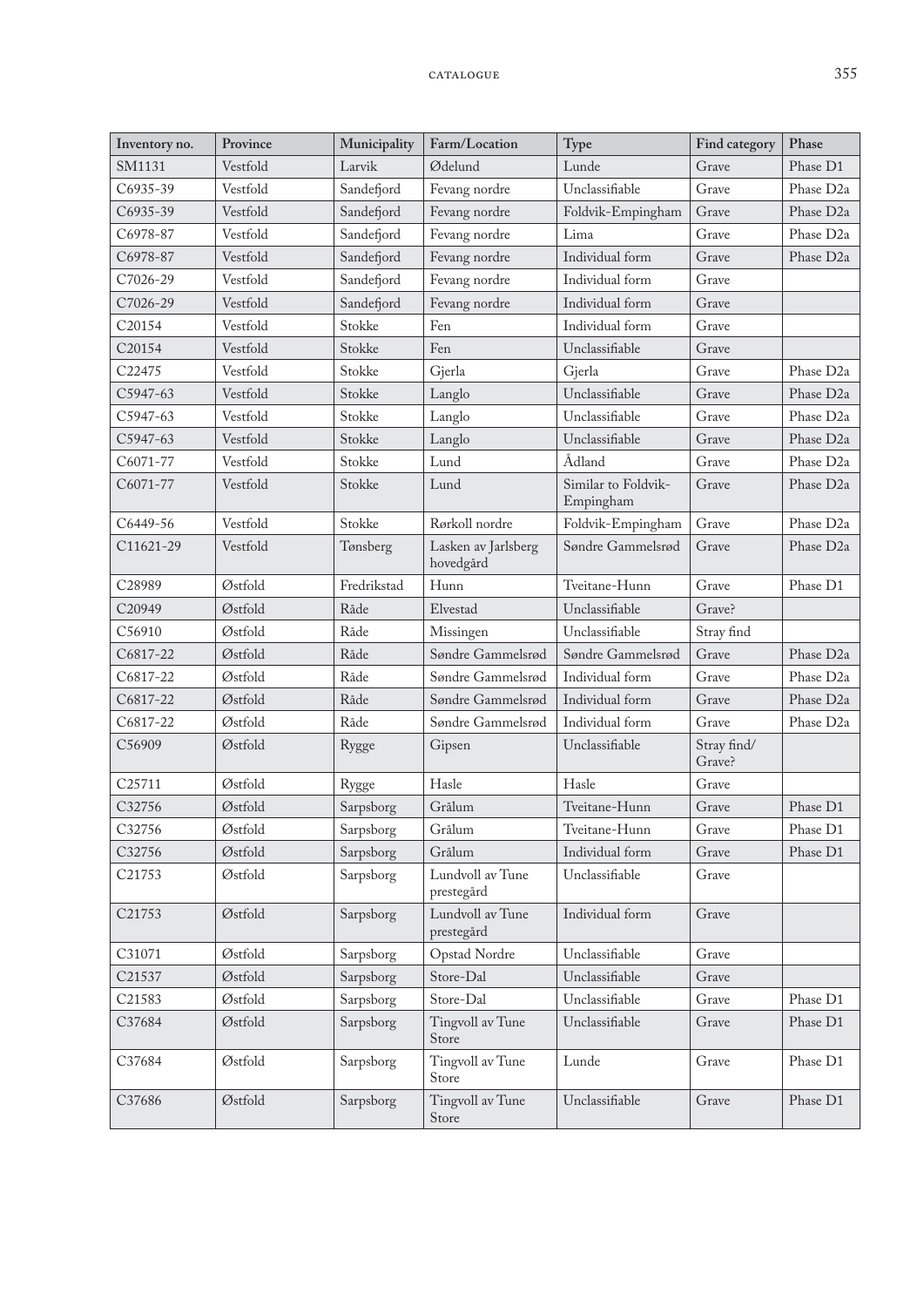| Inventory no. | Province | Municipality | Farm/Location | Type | Find category | Phase |
|---|---|---|---|---|---|---|
| SM1131 | Vestfold | Larvik | Ødelund | Lunde | Grave | Phase D1 |
| C6935-39 | Vestfold | Sandefjord | Fevang nordre | Unclassifiable | Grave | Phase D2a |
| C6935-39 | Vestfold | Sandefjord | Fevang nordre | Foldvik-Empingham | Grave | Phase D2a |
| C6978-87 | Vestfold | Sandefjord | Fevang nordre | Lima | Grave | Phase D2a |
| C6978-87 | Vestfold | Sandefjord | Fevang nordre | Individual form | Grave | Phase D2a |
| C7026-29 | Vestfold | Sandefjord | Fevang nordre | Individual form | Grave | |
| C7026-29 | Vestfold | Sandefjord | Fevang nordre | Individual form | Grave | |
| C20154 | Vestfold | Stokke | Fen | Individual form | Grave | |
| C20154 | Vestfold | Stokke | Fen | Unclassifiable | Grave | |
| C22475 | Vestfold | Stokke | Gjerla | Gjerla | Grave | Phase D2a |
| C5947-63 | Vestfold | Stokke | Langlo | Unclassifiable | Grave | Phase D2a |
| C5947-63 | Vestfold | Stokke | Langlo | Unclassifiable | Grave | Phase D2a |
| C5947-63 | Vestfold | Stokke | Langlo | Unclassifiable | Grave | Phase D2a |
| C6071-77 | Vestfold | Stokke | Lund | Ådland | Grave | Phase D2a |
| C6071-77 | Vestfold | Stokke | Lund | Similar to Foldvik-Empingham | Grave | Phase D2a |
| C6449-56 | Vestfold | Stokke | Rørkoll nordre | Foldvik-Empingham | Grave | Phase D2a |
| C11621-29 | Vestfold | Tønsberg | Lasken av Jarlsberg hovedgård | Søndre Gammelsrød | Grave | Phase D2a |
| C28989 | Østfold | Fredrikstad | Hunn | Tveitane-Hunn | Grave | Phase D1 |
| C20949 | Østfold | Råde | Elvestad | Unclassifiable | Grave? | |
| C56910 | Østfold | Råde | Missingen | Unclassifiable | Stray find | |
| C6817-22 | Østfold | Råde | Søndre Gammelsrød | Søndre Gammelsrød | Grave | Phase D2a |
| C6817-22 | Østfold | Råde | Søndre Gammelsrød | Individual form | Grave | Phase D2a |
| C6817-22 | Østfold | Råde | Søndre Gammelsrød | Individual form | Grave | Phase D2a |
| C6817-22 | Østfold | Råde | Søndre Gammelsrød | Individual form | Grave | Phase D2a |
| C56909 | Østfold | Rygge | Gipsen | Unclassifiable | Stray find/ Grave? | |
| C25711 | Østfold | Rygge | Hasle | Hasle | Grave | |
| C32756 | Østfold | Sarpsborg | Grålum | Tveitane-Hunn | Grave | Phase D1 |
| C32756 | Østfold | Sarpsborg | Grålum | Tveitane-Hunn | Grave | Phase D1 |
| C32756 | Østfold | Sarpsborg | Grålum | Individual form | Grave | Phase D1 |
| C21753 | Østfold | Sarpsborg | Lundvoll av Tune prestegård | Unclassifiable | Grave | |
| C21753 | Østfold | Sarpsborg | Lundvoll av Tune prestegård | Individual form | Grave | |
| C31071 | Østfold | Sarpsborg | Opstad Nordre | Unclassifiable | Grave | |
| C21537 | Østfold | Sarpsborg | Store-Dal | Unclassifiable | Grave | |
| C21583 | Østfold | Sarpsborg | Store-Dal | Unclassifiable | Grave | Phase D1 |
| C37684 | Østfold | Sarpsborg | Tingvoll av Tune Store | Unclassifiable | Grave | Phase D1 |
| C37684 | Østfold | Sarpsborg | Tingvoll av Tune Store | Lunde | Grave | Phase D1 |
| C37686 | Østfold | Sarpsborg | Tingvoll av Tune Store | Unclassifiable | Grave | Phase D1 |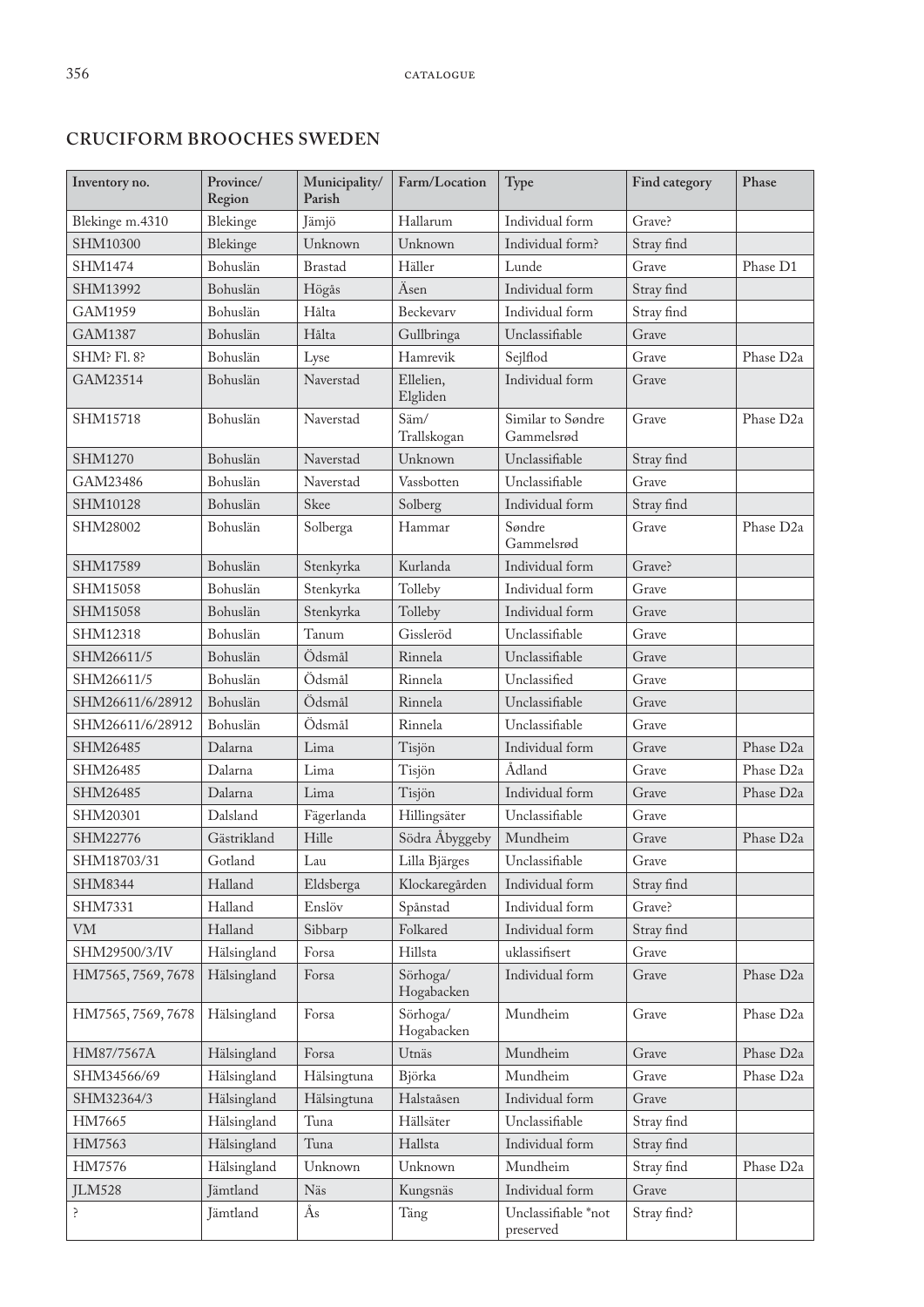## CRUCIFORM BROOCHES SWEDEN

| Inventory no. | Province/ Region | Municipality/ Parish | Farm/Location | Type | Find category | Phase |
|---|---|---|---|---|---|---|
| Blekinge m.4310 | Blekinge | Jämjö | Hallarum | Individual form | Grave? | |
| SHM10300 | Blekinge | Unknown | Unknown | Individual form? | Stray find | |
| SHM1474 | Bohuslän | Brastad | Häller | Lunde | Grave | Phase D1 |
| SHM13992 | Bohuslän | Högås | Äsen | Individual form | Stray find | |
| GAM1959 | Bohuslän | Hälta | Beckevarv | Individual form | Stray find | |
| GAM1387 | Bohuslän | Hälta | Gullbringa | Unclassifiable | Grave | |
| SHM? Fl. 8? | Bohuslän | Lyse | Hamrevik | Sejlflod | Grave | Phase D2a |
| GAM23514 | Bohuslän | Naverstad | Ellelien, Elgliden | Individual form | Grave | |
| SHM15718 | Bohuslän | Naverstad | Säm/ Trallskogan | Similar to Søndre Gammelsrød | Grave | Phase D2a |
| SHM1270 | Bohuslän | Naverstad | Unknown | Unclassifiable | Stray find | |
| GAM23486 | Bohuslän | Naverstad | Vassbotten | Unclassifiable | Grave | |
| SHM10128 | Bohuslän | Skee | Solberg | Individual form | Stray find | |
| SHM28002 | Bohuslän | Solberga | Hammar | Søndre Gammelsrød | Grave | Phase D2a |
| SHM17589 | Bohuslän | Stenkyrka | Kurlanda | Individual form | Grave? | |
| SHM15058 | Bohuslän | Stenkyrka | Tolleby | Individual form | Grave | |
| SHM15058 | Bohuslän | Stenkyrka | Tolleby | Individual form | Grave | |
| SHM12318 | Bohuslän | Tanum | Gissleröd | Unclassifiable | Grave | |
| SHM26611/5 | Bohuslän | Ödsmål | Rinnela | Unclassifiable | Grave | |
| SHM26611/5 | Bohuslän | Ödsmål | Rinnela | Unclassified | Grave | |
| SHM26611/6/28912 | Bohuslän | Ödsmål | Rinnela | Unclassifiable | Grave | |
| SHM26611/6/28912 | Bohuslän | Ödsmål | Rinnela | Unclassifiable | Grave | |
| SHM26485 | Dalarna | Lima | Tisjön | Individual form | Grave | Phase D2a |
| SHM26485 | Dalarna | Lima | Tisjön | Ådland | Grave | Phase D2a |
| SHM26485 | Dalarna | Lima | Tisjön | Individual form | Grave | Phase D2a |
| SHM20301 | Dalsland | Fägerlanda | Hillingsäter | Unclassifiable | Grave | |
| SHM22776 | Gästrikland | Hille | Södra Åbyggeby | Mundheim | Grave | Phase D2a |
| SHM18703/31 | Gotland | Lau | Lilla Bjärges | Unclassifiable | Grave | |
| SHM8344 | Halland | Eldsberga | Klockaregården | Individual form | Stray find | |
| SHM7331 | Halland | Enslöv | Spånstad | Individual form | Grave? | |
| VM | Halland | Sibbarp | Folkared | Individual form | Stray find | |
| SHM29500/3/IV | Hälsingland | Forsa | Hillsta | uklassifisert | Grave | |
| HM7565, 7569, 7678 | Hälsingland | Forsa | Sörhoga/ Hogabacken | Individual form | Grave | Phase D2a |
| HM7565, 7569, 7678 | Hälsingland | Forsa | Sörhoga/ Hogabacken | Mundheim | Grave | Phase D2a |
| HM87/7567A | Hälsingland | Forsa | Utnäs | Mundheim | Grave | Phase D2a |
| SHM34566/69 | Hälsingland | Hälsingtuna | Björka | Mundheim | Grave | Phase D2a |
| SHM32364/3 | Hälsingland | Hälsingtuna | Halstaåsen | Individual form | Grave | |
| HM7665 | Hälsingland | Tuna | Hällsäter | Unclassifiable | Stray find | |
| HM7563 | Hälsingland | Tuna | Hallsta | Individual form | Stray find | |
| HM7576 | Hälsingland | Unknown | Unknown | Mundheim | Stray find | Phase D2a |
| JLM528 | Jämtland | Näs | Kungsnäs | Individual form | Grave | |
| ? | Jämtland | Ås | Täng | Unclassifiable *not preserved | Stray find? | |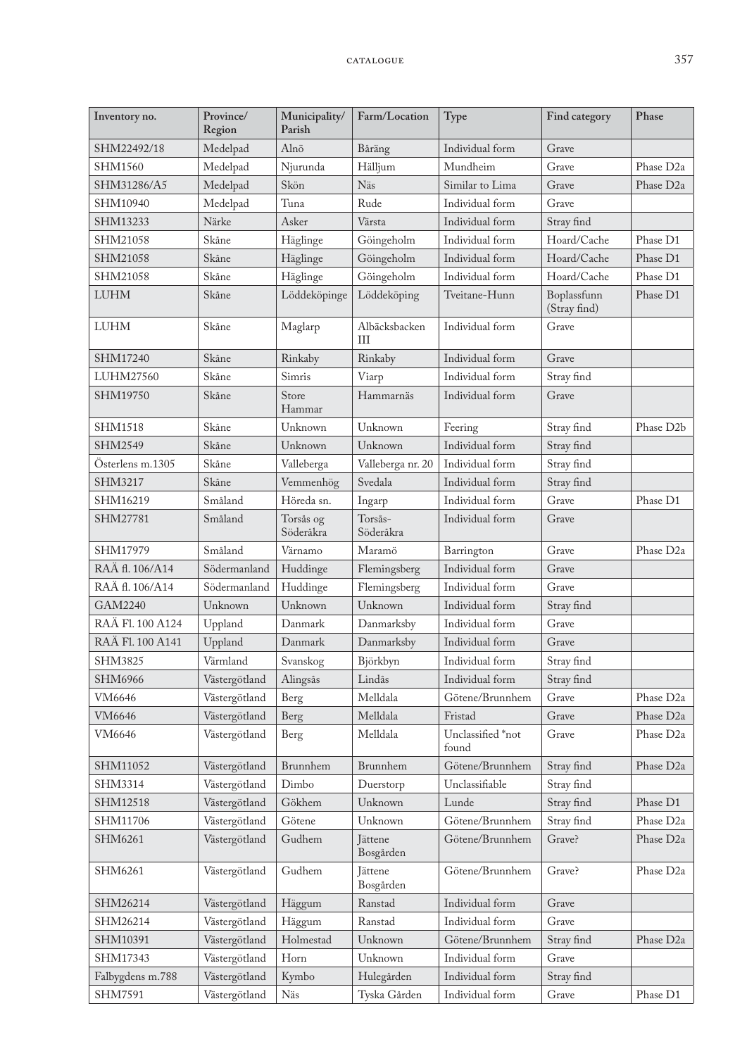| Inventory no. | Province/ Region | Municipality/ Parish | Farm/Location | Type | Find category | Phase |
|---|---|---|---|---|---|---|
| SHM22492/18 | Medelpad | Alnö | Bäräng | Individual form | Grave | |
| SHM1560 | Medelpad | Njurunda | Hälljum | Mundheim | Grave | Phase D2a |
| SHM31286/A5 | Medelpad | Skön | Näs | Similar to Lima | Grave | Phase D2a |
| SHM10940 | Medelpad | Tuna | Rude | Individual form | Grave | |
| SHM13233 | Närke | Asker | Värsta | Individual form | Stray find | |
| SHM21058 | Skåne | Häglinge | Göingeholm | Individual form | Hoard/Cache | Phase D1 |
| SHM21058 | Skåne | Häglinge | Göingeholm | Individual form | Hoard/Cache | Phase D1 |
| SHM21058 | Skåne | Häglinge | Göingeholm | Individual form | Hoard/Cache | Phase D1 |
| LUHM | Skåne | Löddeköpinge | Löddeköping | Tveitane-Hunn | Boplassfunn (Stray find) | Phase D1 |
| LUHM | Skåne | Maglarp | Albäcksbacken III | Individual form | Grave | |
| SHM17240 | Skåne | Rinkaby | Rinkaby | Individual form | Grave | |
| LUHM27560 | Skåne | Simris | Viarp | Individual form | Stray find | |
| SHM19750 | Skåne | Store Hammar | Hammarnäs | Individual form | Grave | |
| SHM1518 | Skåne | Unknown | Unknown | Feering | Stray find | Phase D2b |
| SHM2549 | Skåne | Unknown | Unknown | Individual form | Stray find | |
| Österlens m.1305 | Skåne | Valleberga | Valleberga nr. 20 | Individual form | Stray find | |
| SHM3217 | Skåne | Vemmenhög | Svedala | Individual form | Stray find | |
| SHM16219 | Småland | Höreda sn. | Ingarp | Individual form | Grave | Phase D1 |
| SHM27781 | Småland | Torsås og Söderåkra | Torsås-Söderåkra | Individual form | Grave | |
| SHM17979 | Småland | Värnamo | Maramö | Barrington | Grave | Phase D2a |
| RAÄ fl. 106/A14 | Södermanland | Huddinge | Flemingsberg | Individual form | Grave | |
| RAÄ fl. 106/A14 | Södermanland | Huddinge | Flemingsberg | Individual form | Grave | |
| GAM2240 | Unknown | Unknown | Unknown | Individual form | Stray find | |
| RAÄ Fl. 100 A124 | Uppland | Danmark | Danmarksby | Individual form | Grave | |
| RAÄ Fl. 100 A141 | Uppland | Danmark | Danmarksby | Individual form | Grave | |
| SHM3825 | Värmland | Svanskog | Björkbyn | Individual form | Stray find | |
| SHM6966 | Västergötland | Alingsås | Lindås | Individual form | Stray find | |
| VM6646 | Västergötland | Berg | Melldala | Götene/Brunnhem | Grave | Phase D2a |
| VM6646 | Västergötland | Berg | Melldala | Fristad | Grave | Phase D2a |
| VM6646 | Västergötland | Berg | Melldala | Unclassified *not found | Grave | Phase D2a |
| SHM11052 | Västergötland | Brunnhem | Brunnhem | Götene/Brunnhem | Stray find | Phase D2a |
| SHM3314 | Västergötland | Dimbo | Duerstorp | Unclassifiable | Stray find | |
| SHM12518 | Västergötland | Gökhem | Unknown | Lunde | Stray find | Phase D1 |
| SHM11706 | Västergötland | Götene | Unknown | Götene/Brunnhem | Stray find | Phase D2a |
| SHM6261 | Västergötland | Gudhem | Jättene Bosgården | Götene/Brunnhem | Grave? | Phase D2a |
| SHM6261 | Västergötland | Gudhem | Jättene Bosgården | Götene/Brunnhem | Grave? | Phase D2a |
| SHM26214 | Västergötland | Häggum | Ranstad | Individual form | Grave | |
| SHM26214 | Västergötland | Häggum | Ranstad | Individual form | Grave | |
| SHM10391 | Västergötland | Holmestad | Unknown | Götene/Brunnhem | Stray find | Phase D2a |
| SHM17343 | Västergötland | Horn | Unknown | Individual form | Grave | |
| Falbygdens m.788 | Västergötland | Kymbo | Hulegården | Individual form | Stray find | |
| SHM7591 | Västergötland | Näs | Tyska Gården | Individual form | Grave | Phase D1 |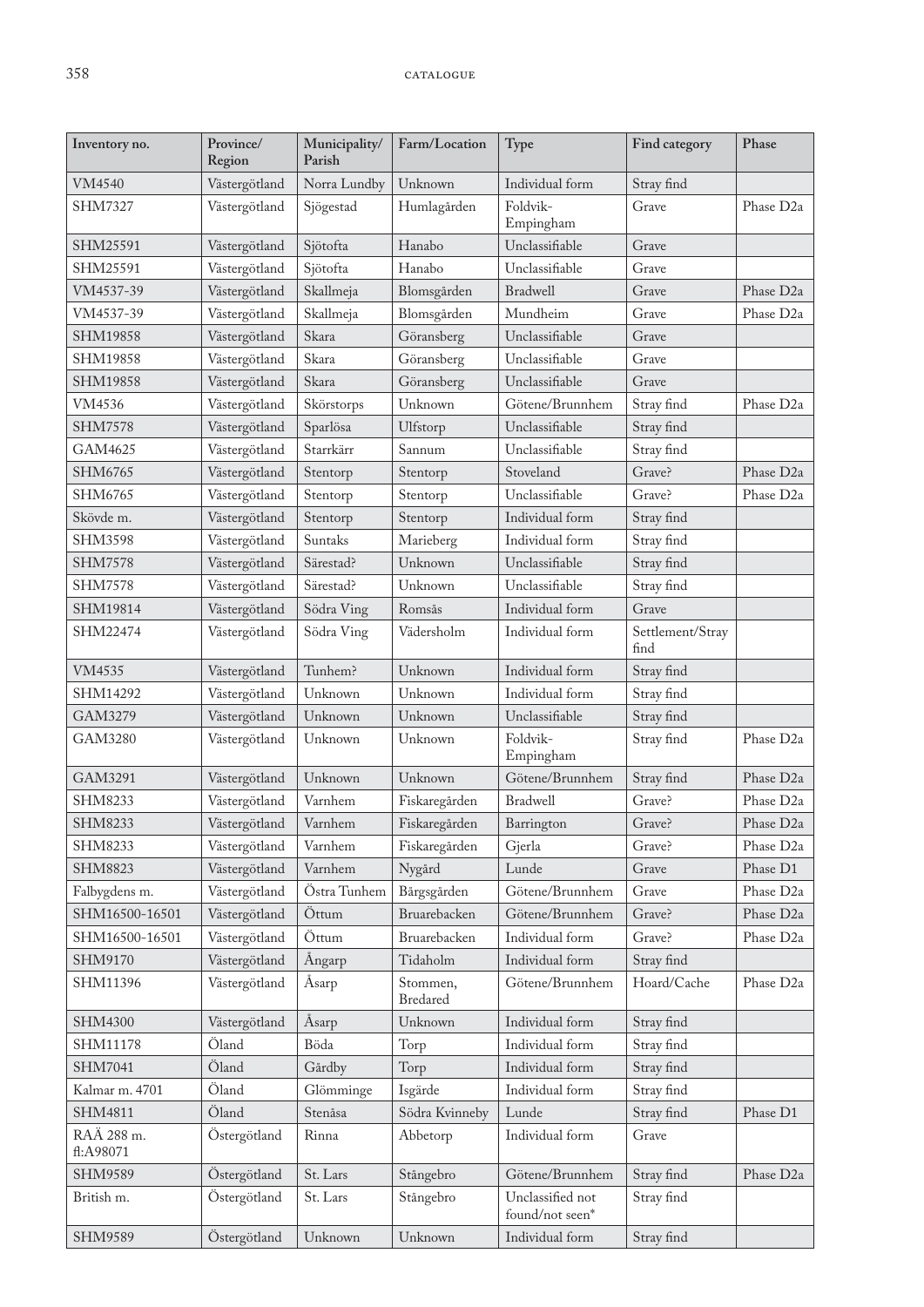| Inventory no. | Province/ Region | Municipality/ Parish | Farm/Location | Type | Find category | Phase |
|---|---|---|---|---|---|---|
| VM4540 | Västergötland | Norra Lundby | Unknown | Individual form | Stray find | |
| SHM7327 | Västergötland | Sjögestad | Humlagården | Foldvik-Empingham | Grave | Phase D2a |
| SHM25591 | Västergötland | Sjötofta | Hanabo | Unclassifiable | Grave | |
| SHM25591 | Västergötland | Sjötofta | Hanabo | Unclassifiable | Grave | |
| VM4537-39 | Västergötland | Skallmeja | Blomsgården | Bradwell | Grave | Phase D2a |
| VM4537-39 | Västergötland | Skallmeja | Blomsgården | Mundheim | Grave | Phase D2a |
| SHM19858 | Västergötland | Skara | Göransberg | Unclassifiable | Grave | |
| SHM19858 | Västergötland | Skara | Göransberg | Unclassifiable | Grave | |
| SHM19858 | Västergötland | Skara | Göransberg | Unclassifiable | Grave | |
| VM4536 | Västergötland | Skörstorps | Unknown | Götene/Brunnhem | Stray find | Phase D2a |
| SHM7578 | Västergötland | Sparlösa | Ulfstorp | Unclassifiable | Stray find | |
| GAM4625 | Västergötland | Starrkärr | Sannum | Unclassifiable | Stray find | |
| SHM6765 | Västergötland | Stentorp | Stentorp | Stoveland | Grave? | Phase D2a |
| SHM6765 | Västergötland | Stentorp | Stentorp | Unclassifiable | Grave? | Phase D2a |
| Skövde m. | Västergötland | Stentorp | Stentorp | Individual form | Stray find | |
| SHM3598 | Västergötland | Suntaks | Marieberg | Individual form | Stray find | |
| SHM7578 | Västergötland | Särestad? | Unknown | Unclassifiable | Stray find | |
| SHM7578 | Västergötland | Särestad? | Unknown | Unclassifiable | Stray find | |
| SHM19814 | Västergötland | Södra Ving | Romsås | Individual form | Grave | |
| SHM22474 | Västergötland | Södra Ving | Vädersholm | Individual form | Settlement/Stray find | |
| VM4535 | Västergötland | Tunhem? | Unknown | Individual form | Stray find | |
| SHM14292 | Västergötland | Unknown | Unknown | Individual form | Stray find | |
| GAM3279 | Västergötland | Unknown | Unknown | Unclassifiable | Stray find | |
| GAM3280 | Västergötland | Unknown | Unknown | Foldvik-Empingham | Stray find | Phase D2a |
| GAM3291 | Västergötland | Unknown | Unknown | Götene/Brunnhem | Stray find | Phase D2a |
| SHM8233 | Västergötland | Varnhem | Fiskaregården | Bradwell | Grave? | Phase D2a |
| SHM8233 | Västergötland | Varnhem | Fiskaregården | Barrington | Grave? | Phase D2a |
| SHM8233 | Västergötland | Varnhem | Fiskaregården | Gjerla | Grave? | Phase D2a |
| SHM8823 | Västergötland | Varnhem | Nygård | Lunde | Grave | Phase D1 |
| Falbygdens m. | Västergötland | Östra Tunhem | Bårgsgården | Götene/Brunnhem | Grave | Phase D2a |
| SHM16500-16501 | Västergötland | Öttum | Bruarebacken | Götene/Brunnhem | Grave? | Phase D2a |
| SHM16500-16501 | Västergötland | Öttum | Bruarebacken | Individual form | Grave? | Phase D2a |
| SHM9170 | Västergötland | Ångarp | Tidaholm | Individual form | Stray find | |
| SHM11396 | Västergötland | Åsarp | Stommen, Bredared | Götene/Brunnhem | Hoard/Cache | Phase D2a |
| SHM4300 | Västergötland | Åsarp | Unknown | Individual form | Stray find | |
| SHM11178 | Öland | Böda | Torp | Individual form | Stray find | |
| SHM7041 | Öland | Gårdby | Torp | Individual form | Stray find | |
| Kalmar m. 4701 | Öland | Glömminge | Isgärde | Individual form | Stray find | |
| SHM4811 | Öland | Stenåsa | Södra Kvinneby | Lunde | Stray find | Phase D1 |
| RAÄ 288 m. fl:A98071 | Östergötland | Rinna | Abbetorp | Individual form | Grave | |
| SHM9589 | Östergötland | St. Lars | Stångebro | Götene/Brunnhem | Stray find | Phase D2a |
| British m. | Östergötland | St. Lars | Stångebro | Unclassified not found/not seen* | Stray find | |
| SHM9589 | Östergötland | Unknown | Unknown | Individual form | Stray find | |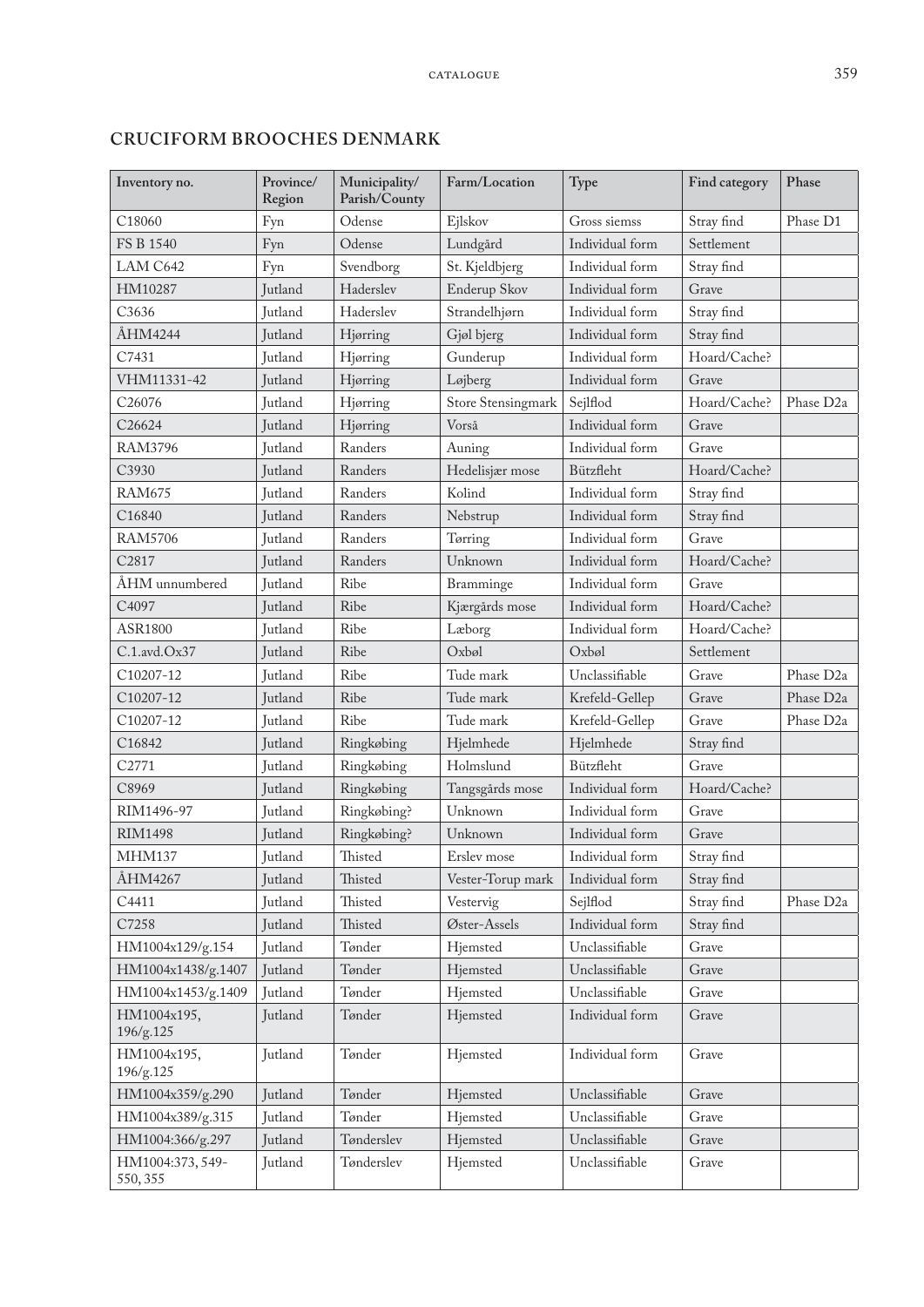## CRUCIFORM BROOCHES DENMARK

| Inventory no. | Province/ Region | Municipality/ Parish/County | Farm/Location | Type | Find category | Phase |
|---|---|---|---|---|---|---|
| C18060 | Fyn | Odense | Ejlskov | Gross siemss | Stray find | Phase D1 |
| FS B 1540 | Fyn | Odense | Lundgård | Individual form | Settlement | |
| LAM C642 | Fyn | Svendborg | St. Kjeldbjerg | Individual form | Stray find | |
| HM10287 | Jutland | Haderslev | Enderup Skov | Individual form | Grave | |
| C3636 | Jutland | Haderslev | Strandelhjørn | Individual form | Stray find | |
| ÅHM4244 | Jutland | Hjørring | Gjøl bjerg | Individual form | Stray find | |
| C7431 | Jutland | Hjørring | Gunderup | Individual form | Hoard/Cache? | |
| VHM11331-42 | Jutland | Hjørring | Løjberg | Individual form | Grave | |
| C26076 | Jutland | Hjørring | Store Stensingmark | Sejlflod | Hoard/Cache? | Phase D2a |
| C26624 | Jutland | Hjørring | Vorså | Individual form | Grave | |
| RAM3796 | Jutland | Randers | Auning | Individual form | Grave | |
| C3930 | Jutland | Randers | Hedelisjær mose | Bützfleht | Hoard/Cache? | |
| RAM675 | Jutland | Randers | Kolind | Individual form | Stray find | |
| C16840 | Jutland | Randers | Nebstrup | Individual form | Stray find | |
| RAM5706 | Jutland | Randers | Tørring | Individual form | Grave | |
| C2817 | Jutland | Randers | Unknown | Individual form | Hoard/Cache? | |
| ÅHM unnumbered | Jutland | Ribe | Bramminge | Individual form | Grave | |
| C4097 | Jutland | Ribe | Kjærgårds mose | Individual form | Hoard/Cache? | |
| ASR1800 | Jutland | Ribe | Læborg | Individual form | Hoard/Cache? | |
| C.1.avd.Ox37 | Jutland | Ribe | Oxbøl | Oxbøl | Settlement | |
| C10207-12 | Jutland | Ribe | Tude mark | Unclassifiable | Grave | Phase D2a |
| C10207-12 | Jutland | Ribe | Tude mark | Krefeld-Gellep | Grave | Phase D2a |
| C10207-12 | Jutland | Ribe | Tude mark | Krefeld-Gellep | Grave | Phase D2a |
| C16842 | Jutland | Ringkøbing | Hjelmhede | Hjelmhede | Stray find | |
| C2771 | Jutland | Ringkøbing | Holmslund | Bützfleht | Grave | |
| C8969 | Jutland | Ringkøbing | Tangsgårds mose | Individual form | Hoard/Cache? | |
| RIM1496-97 | Jutland | Ringkøbing? | Unknown | Individual form | Grave | |
| RIM1498 | Jutland | Ringkøbing? | Unknown | Individual form | Grave | |
| MHM137 | Jutland | Thisted | Erslev mose | Individual form | Stray find | |
| ÅHM4267 | Jutland | Thisted | Vester-Torup mark | Individual form | Stray find | |
| C4411 | Jutland | Thisted | Vestervig | Sejlflod | Stray find | Phase D2a |
| C7258 | Jutland | Thisted | Øster-Assels | Individual form | Stray find | |
| HM1004x129/g.154 | Jutland | Tønder | Hjemsted | Unclassifiable | Grave | |
| HM1004x1438/g.1407 | Jutland | Tønder | Hjemsted | Unclassifiable | Grave | |
| HM1004x1453/g.1409 | Jutland | Tønder | Hjemsted | Unclassifiable | Grave | |
| HM1004x195, 196/g.125 | Jutland | Tønder | Hjemsted | Individual form | Grave | |
| HM1004x195, 196/g.125 | Jutland | Tønder | Hjemsted | Individual form | Grave | |
| HM1004x359/g.290 | Jutland | Tønder | Hjemsted | Unclassifiable | Grave | |
| HM1004x389/g.315 | Jutland | Tønder | Hjemsted | Unclassifiable | Grave | |
| HM1004:366/g.297 | Jutland | Tønderslev | Hjemsted | Unclassifiable | Grave | |
| HM1004:373, 549-550, 355 | Jutland | Tønderslev | Hjemsted | Unclassifiable | Grave | |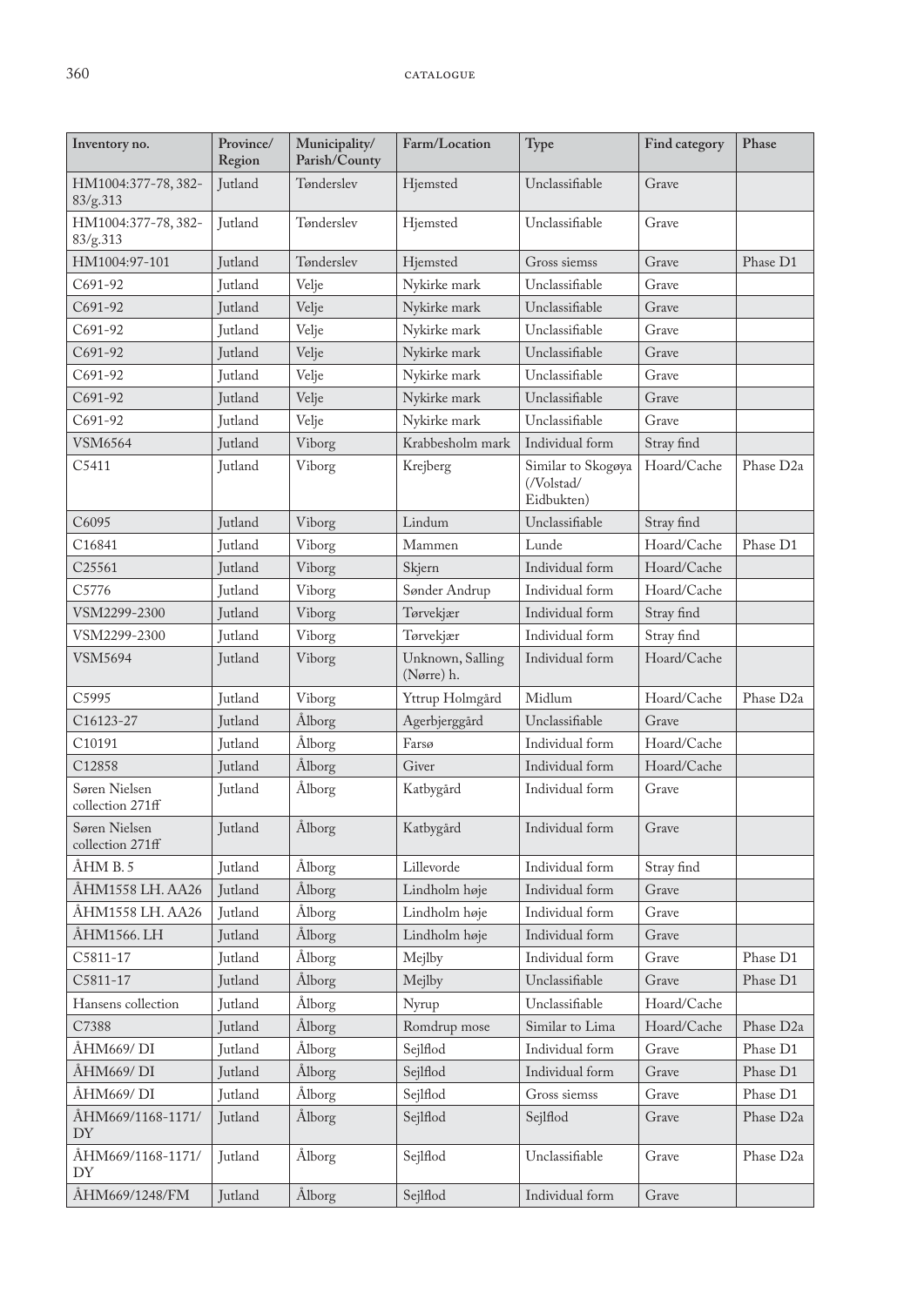| Inventory no. | Province/ Region | Municipality/ Parish/County | Farm/Location | Type | Find category | Phase |
|---|---|---|---|---|---|---|
| HM1004:377-78, 382-83/g.313 | Jutland | Tønderslev | Hjemsted | Unclassifiable | Grave | |
| HM1004:377-78, 382-83/g.313 | Jutland | Tønderslev | Hjemsted | Unclassifiable | Grave | |
| HM1004:97-101 | Jutland | Tønderslev | Hjemsted | Gross siemss | Grave | Phase D1 |
| C691-92 | Jutland | Velje | Nykirke mark | Unclassifiable | Grave | |
| C691-92 | Jutland | Velje | Nykirke mark | Unclassifiable | Grave | |
| C691-92 | Jutland | Velje | Nykirke mark | Unclassifiable | Grave | |
| C691-92 | Jutland | Velje | Nykirke mark | Unclassifiable | Grave | |
| C691-92 | Jutland | Velje | Nykirke mark | Unclassifiable | Grave | |
| C691-92 | Jutland | Velje | Nykirke mark | Unclassifiable | Grave | |
| C691-92 | Jutland | Velje | Nykirke mark | Unclassifiable | Grave | |
| VSM6564 | Jutland | Viborg | Krabbesholm mark | Individual form | Stray find | |
| C5411 | Jutland | Viborg | Krejberg | Similar to Skogøya (/Volstad/ Eidbukten) | Hoard/Cache | Phase D2a |
| C6095 | Jutland | Viborg | Lindum | Unclassifiable | Stray find | |
| C16841 | Jutland | Viborg | Mammen | Lunde | Hoard/Cache | Phase D1 |
| C25561 | Jutland | Viborg | Skjern | Individual form | Hoard/Cache | |
| C5776 | Jutland | Viborg | Sønder Andrup | Individual form | Hoard/Cache | |
| VSM2299-2300 | Jutland | Viborg | Tørvekjær | Individual form | Stray find | |
| VSM2299-2300 | Jutland | Viborg | Tørvekjær | Individual form | Stray find | |
| VSM5694 | Jutland | Viborg | Unknown, Salling (Nørre) h. | Individual form | Hoard/Cache | |
| C5995 | Jutland | Viborg | Yttrup Holmgård | Midlum | Hoard/Cache | Phase D2a |
| C16123-27 | Jutland | Ålborg | Agerbjerggård | Unclassifiable | Grave | |
| C10191 | Jutland | Ålborg | Farsø | Individual form | Hoard/Cache | |
| C12858 | Jutland | Ålborg | Giver | Individual form | Hoard/Cache | |
| Søren Nielsen collection 271ff | Jutland | Ålborg | Katbygård | Individual form | Grave | |
| Søren Nielsen collection 271ff | Jutland | Ålborg | Katbygård | Individual form | Grave | |
| ÅHM B. 5 | Jutland | Ålborg | Lillevorde | Individual form | Stray find | |
| ÅHM1558 LH. AA26 | Jutland | Ålborg | Lindholm høje | Individual form | Grave | |
| ÅHM1558 LH. AA26 | Jutland | Ålborg | Lindholm høje | Individual form | Grave | |
| ÅHM1566. LH | Jutland | Ålborg | Lindholm høje | Individual form | Grave | |
| C5811-17 | Jutland | Ålborg | Mejlby | Individual form | Grave | Phase D1 |
| C5811-17 | Jutland | Ålborg | Mejlby | Unclassifiable | Grave | Phase D1 |
| Hansens collection | Jutland | Ålborg | Nyrup | Unclassifiable | Hoard/Cache | |
| C7388 | Jutland | Ålborg | Romdrup mose | Similar to Lima | Hoard/Cache | Phase D2a |
| ÅHM669/ DI | Jutland | Ålborg | Sejlflod | Individual form | Grave | Phase D1 |
| ÅHM669/ DI | Jutland | Ålborg | Sejlflod | Individual form | Grave | Phase D1 |
| ÅHM669/ DI | Jutland | Ålborg | Sejlflod | Gross siemss | Grave | Phase D1 |
| ÅHM669/1168-1171/ DY | Jutland | Ålborg | Sejlflod | Sejlflod | Grave | Phase D2a |
| ÅHM669/1168-1171/ DY | Jutland | Ålborg | Sejlflod | Unclassifiable | Grave | Phase D2a |
| ÅHM669/1248/FM | Jutland | Ålborg | Sejlflod | Individual form | Grave | |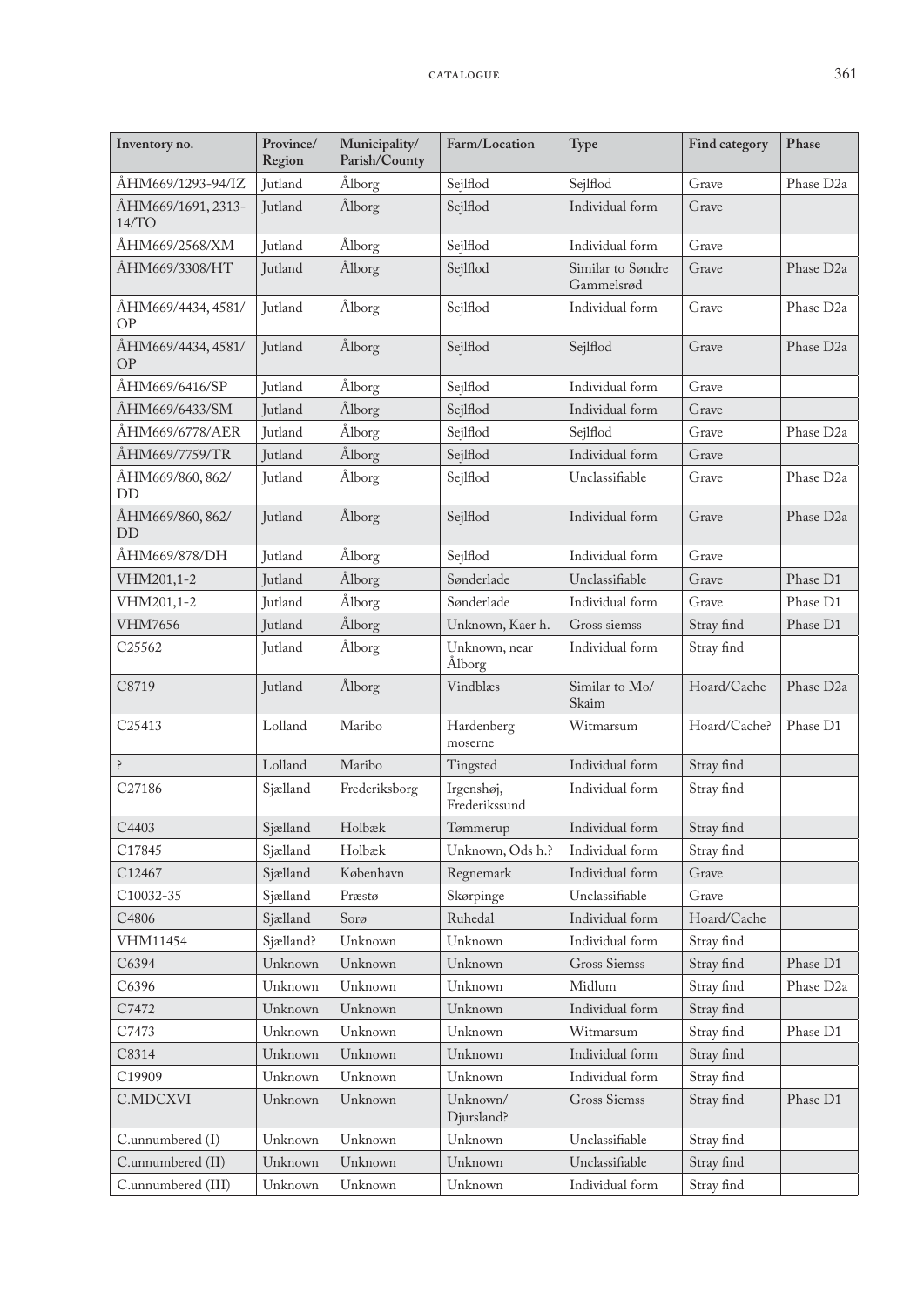| Inventory no. | Province/ Region | Municipality/ Parish/County | Farm/Location | Type | Find category | Phase |
|---|---|---|---|---|---|---|
| ÅHM669/1293-94/IZ | Jutland | Ålborg | Sejlflod | Sejlflod | Grave | Phase D2a |
| ÅHM669/1691, 2313-14/TO | Jutland | Ålborg | Sejlflod | Individual form | Grave | |
| ÅHM669/2568/XM | Jutland | Ålborg | Sejlflod | Individual form | Grave | |
| ÅHM669/3308/HT | Jutland | Ålborg | Sejlflod | Similar to Søndre Gammelsrød | Grave | Phase D2a |
| ÅHM669/4434, 4581/OP | Jutland | Ålborg | Sejlflod | Individual form | Grave | Phase D2a |
| ÅHM669/4434, 4581/OP | Jutland | Ålborg | Sejlflod | Sejlflod | Grave | Phase D2a |
| ÅHM669/6416/SP | Jutland | Ålborg | Sejlflod | Individual form | Grave | |
| ÅHM669/6433/SM | Jutland | Ålborg | Sejlflod | Individual form | Grave | |
| ÅHM669/6778/AER | Jutland | Ålborg | Sejlflod | Sejlflod | Grave | Phase D2a |
| ÅHM669/7759/TR | Jutland | Ålborg | Sejlflod | Individual form | Grave | |
| ÅHM669/860, 862/DD | Jutland | Ålborg | Sejlflod | Unclassifiable | Grave | Phase D2a |
| ÅHM669/860, 862/DD | Jutland | Ålborg | Sejlflod | Individual form | Grave | Phase D2a |
| ÅHM669/878/DH | Jutland | Ålborg | Sejlflod | Individual form | Grave | |
| VHM201,1-2 | Jutland | Ålborg | Sønderlade | Unclassifiable | Grave | Phase D1 |
| VHM201,1-2 | Jutland | Ålborg | Sønderlade | Individual form | Grave | Phase D1 |
| VHM7656 | Jutland | Ålborg | Unknown, Kaer h. | Gross siemss | Stray find | Phase D1 |
| C25562 | Jutland | Ålborg | Unknown, near Ålborg | Individual form | Stray find | |
| C8719 | Jutland | Ålborg | Vindblæs | Similar to Mo/ Skaim | Hoard/Cache | Phase D2a |
| C25413 | Lolland | Maribo | Hardenberg moserne | Witmarsum | Hoard/Cache? | Phase D1 |
| ? | Lolland | Maribo | Tingsted | Individual form | Stray find | |
| C27186 | Sjælland | Frederiksborg | Irgenshøj, Frederikssund | Individual form | Stray find | |
| C4403 | Sjælland | Holbæk | Tømmerup | Individual form | Stray find | |
| C17845 | Sjælland | Holbæk | Unknown, Ods h.? | Individual form | Stray find | |
| C12467 | Sjælland | København | Regnemark | Individual form | Grave | |
| C10032-35 | Sjælland | Præstø | Skørpinge | Unclassifiable | Grave | |
| C4806 | Sjælland | Sorø | Ruhedal | Individual form | Hoard/Cache | |
| VHM11454 | Sjælland? | Unknown | Unknown | Individual form | Stray find | |
| C6394 | Unknown | Unknown | Unknown | Gross Siemss | Stray find | Phase D1 |
| C6396 | Unknown | Unknown | Unknown | Midlum | Stray find | Phase D2a |
| C7472 | Unknown | Unknown | Unknown | Individual form | Stray find | |
| C7473 | Unknown | Unknown | Unknown | Witmarsum | Stray find | Phase D1 |
| C8314 | Unknown | Unknown | Unknown | Individual form | Stray find | |
| C19909 | Unknown | Unknown | Unknown | Individual form | Stray find | |
| C.MDCXVI | Unknown | Unknown | Unknown/ Djursland? | Gross Siemss | Stray find | Phase D1 |
| C.unnumbered (I) | Unknown | Unknown | Unknown | Unclassifiable | Stray find | |
| C.unnumbered (II) | Unknown | Unknown | Unknown | Unclassifiable | Stray find | |
| C.unnumbered (III) | Unknown | Unknown | Unknown | Individual form | Stray find | |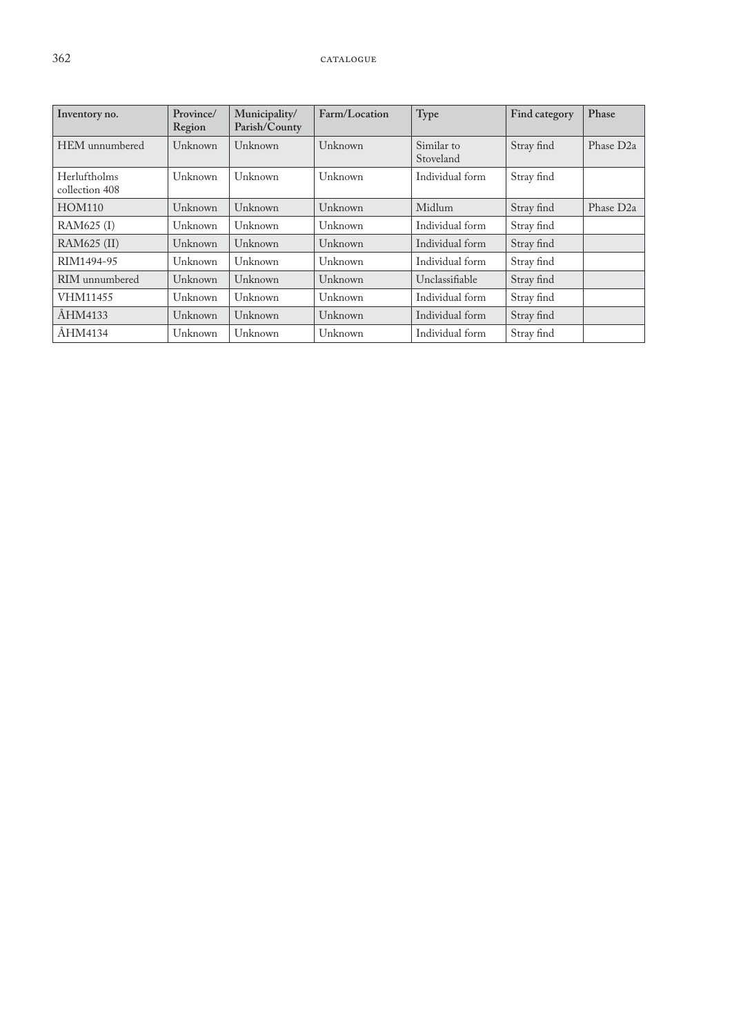| Inventory no. | Province/ Region | Municipality/ Parish/County | Farm/Location | Type | Find category | Phase |
|---|---|---|---|---|---|---|
| HEM unnumbered | Unknown | Unknown | Unknown | Similar to Stoveland | Stray find | Phase D2a |
| Herluftholms collection 408 | Unknown | Unknown | Unknown | Individual form | Stray find | |
| HOM110 | Unknown | Unknown | Unknown | Midlum | Stray find | Phase D2a |
| RAM625 (I) | Unknown | Unknown | Unknown | Individual form | Stray find | |
| RAM625 (II) | Unknown | Unknown | Unknown | Individual form | Stray find | |
| RIM1494-95 | Unknown | Unknown | Unknown | Individual form | Stray find | |
| RIM unnumbered | Unknown | Unknown | Unknown | Unclassifiable | Stray find | |
| VHM11455 | Unknown | Unknown | Unknown | Individual form | Stray find | |
| ÅHM4133 | Unknown | Unknown | Unknown | Individual form | Stray find | |
| ÅHM4134 | Unknown | Unknown | Unknown | Individual form | Stray find | |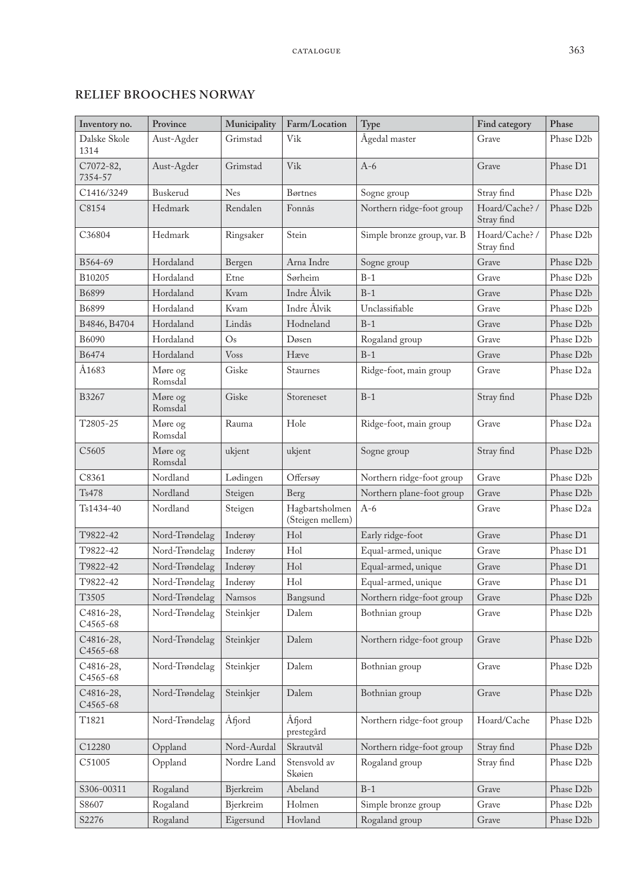## RELIEF BROOCHES NORWAY

| Inventory no. | Province | Municipality | Farm/Location | Type | Find category | Phase |
|---|---|---|---|---|---|---|
| Dalske Skole 1314 | Aust-Agder | Grimstad | Vik | Ågedal master | Grave | Phase D2b |
| C7072-82, 7354-57 | Aust-Agder | Grimstad | Vik | A-6 | Grave | Phase D1 |
| C1416/3249 | Buskerud | Nes | Børtnes | Sogne group | Stray find | Phase D2b |
| C8154 | Hedmark | Rendalen | Fonnås | Northern ridge-foot group | Hoard/Cache? / Stray find | Phase D2b |
| C36804 | Hedmark | Ringsaker | Stein | Simple bronze group, var. B | Hoard/Cache? / Stray find | Phase D2b |
| B564-69 | Hordaland | Bergen | Arna Indre | Sogne group | Grave | Phase D2b |
| B10205 | Hordaland | Etne | Sørheim | B-1 | Grave | Phase D2b |
| B6899 | Hordaland | Kvam | Indre Ålvik | B-1 | Grave | Phase D2b |
| B6899 | Hordaland | Kvam | Indre Ålvik | Unclassifiable | Grave | Phase D2b |
| B4846, B4704 | Hordaland | Lindås | Hodneland | B-1 | Grave | Phase D2b |
| B6090 | Hordaland | Os | Døsen | Rogaland group | Grave | Phase D2b |
| B6474 | Hordaland | Voss | Hæve | B-1 | Grave | Phase D2b |
| Å1683 | Møre og Romsdal | Giske | Staurnes | Ridge-foot, main group | Grave | Phase D2a |
| B3267 | Møre og Romsdal | Giske | Storeneset | B-1 | Stray find | Phase D2b |
| T2805-25 | Møre og Romsdal | Rauma | Hole | Ridge-foot, main group | Grave | Phase D2a |
| C5605 | Møre og Romsdal | ukjent | ukjent | Sogne group | Stray find | Phase D2b |
| C8361 | Nordland | Lødingen | Offersøy | Northern ridge-foot group | Grave | Phase D2b |
| Ts478 | Nordland | Steigen | Berg | Northern plane-foot group | Grave | Phase D2b |
| Ts1434-40 | Nordland | Steigen | Hagbartsholmen (Steigen mellem) | A-6 | Grave | Phase D2a |
| T9822-42 | Nord-Trøndelag | Inderøy | Hol | Early ridge-foot | Grave | Phase D1 |
| T9822-42 | Nord-Trøndelag | Inderøy | Hol | Equal-armed, unique | Grave | Phase D1 |
| T9822-42 | Nord-Trøndelag | Inderøy | Hol | Equal-armed, unique | Grave | Phase D1 |
| T9822-42 | Nord-Trøndelag | Inderøy | Hol | Equal-armed, unique | Grave | Phase D1 |
| T3505 | Nord-Trøndelag | Namsos | Bangsund | Northern ridge-foot group | Grave | Phase D2b |
| C4816-28, C4565-68 | Nord-Trøndelag | Steinkjer | Dalem | Bothnian group | Grave | Phase D2b |
| C4816-28, C4565-68 | Nord-Trøndelag | Steinkjer | Dalem | Northern ridge-foot group | Grave | Phase D2b |
| C4816-28, C4565-68 | Nord-Trøndelag | Steinkjer | Dalem | Bothnian group | Grave | Phase D2b |
| C4816-28, C4565-68 | Nord-Trøndelag | Steinkjer | Dalem | Bothnian group | Grave | Phase D2b |
| T1821 | Nord-Trøndelag | Åfjord | Åfjord prestegård | Northern ridge-foot group | Hoard/Cache | Phase D2b |
| C12280 | Oppland | Nord-Aurdal | Skrautvål | Northern ridge-foot group | Stray find | Phase D2b |
| C51005 | Oppland | Nordre Land | Stensvold av Skøien | Rogaland group | Stray find | Phase D2b |
| S306-00311 | Rogaland | Bjerkreim | Abeland | B-1 | Grave | Phase D2b |
| S8607 | Rogaland | Bjerkreim | Holmen | Simple bronze group | Grave | Phase D2b |
| S2276 | Rogaland | Eigersund | Hovland | Rogaland group | Grave | Phase D2b |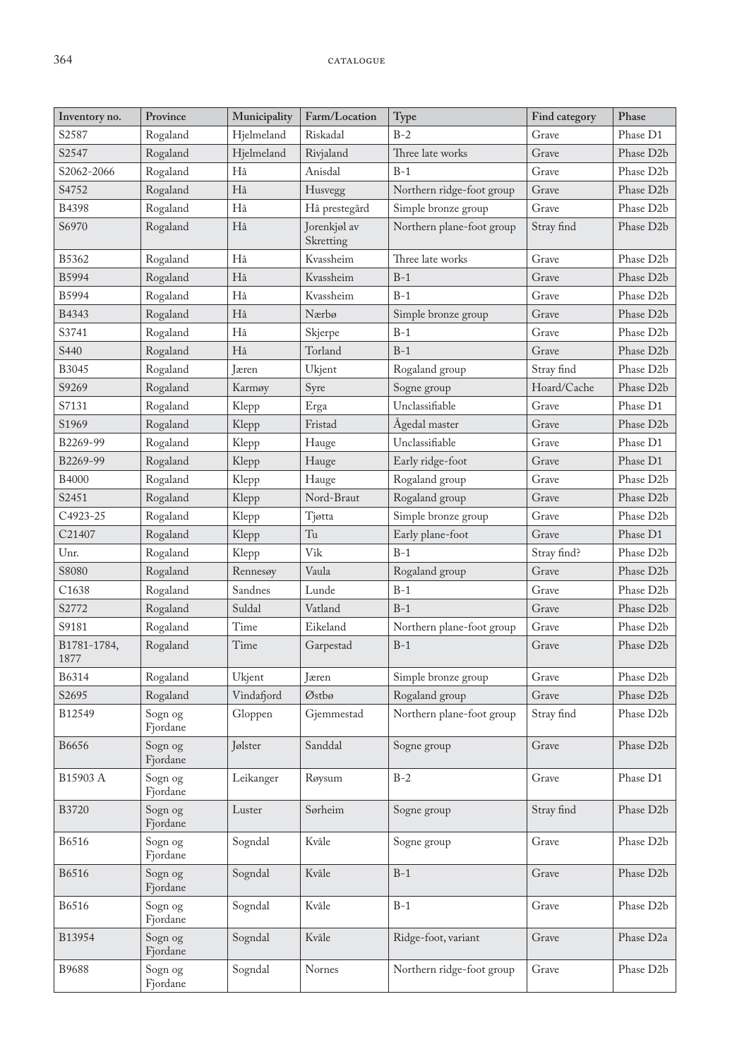| Inventory no. | Province | Municipality | Farm/Location | Type | Find category | Phase |
|---|---|---|---|---|---|---|
| S2587 | Rogaland | Hjelmeland | Riskadal | B-2 | Grave | Phase D1 |
| S2547 | Rogaland | Hjelmeland | Rivjaland | Three late works | Grave | Phase D2b |
| S2062-2066 | Rogaland | Hå | Anisdal | B-1 | Grave | Phase D2b |
| S4752 | Rogaland | Hå | Husvegg | Northern ridge-foot group | Grave | Phase D2b |
| B4398 | Rogaland | Hå | Hå prestegård | Simple bronze group | Grave | Phase D2b |
| S6970 | Rogaland | Hå | Jorenkjøl av Skretting | Northern plane-foot group | Stray find | Phase D2b |
| B5362 | Rogaland | Hå | Kvassheim | Three late works | Grave | Phase D2b |
| B5994 | Rogaland | Hå | Kvassheim | B-1 | Grave | Phase D2b |
| B5994 | Rogaland | Hå | Kvassheim | B-1 | Grave | Phase D2b |
| B4343 | Rogaland | Hå | Nærbø | Simple bronze group | Grave | Phase D2b |
| S3741 | Rogaland | Hå | Skjerpe | B-1 | Grave | Phase D2b |
| S440 | Rogaland | Hå | Torland | B-1 | Grave | Phase D2b |
| B3045 | Rogaland | Jæren | Ukjent | Rogaland group | Stray find | Phase D2b |
| S9269 | Rogaland | Karmøy | Syre | Sogne group | Hoard/Cache | Phase D2b |
| S7131 | Rogaland | Klepp | Erga | Unclassifiable | Grave | Phase D1 |
| S1969 | Rogaland | Klepp | Fristad | Ågedal master | Grave | Phase D2b |
| B2269-99 | Rogaland | Klepp | Hauge | Unclassifiable | Grave | Phase D1 |
| B2269-99 | Rogaland | Klepp | Hauge | Early ridge-foot | Grave | Phase D1 |
| B4000 | Rogaland | Klepp | Hauge | Rogaland group | Grave | Phase D2b |
| S2451 | Rogaland | Klepp | Nord-Braut | Rogaland group | Grave | Phase D2b |
| C4923-25 | Rogaland | Klepp | Tjøtta | Simple bronze group | Grave | Phase D2b |
| C21407 | Rogaland | Klepp | Tu | Early plane-foot | Grave | Phase D1 |
| Unr. | Rogaland | Klepp | Vik | B-1 | Stray find? | Phase D2b |
| S8080 | Rogaland | Rennesøy | Vaula | Rogaland group | Grave | Phase D2b |
| C1638 | Rogaland | Sandnes | Lunde | B-1 | Grave | Phase D2b |
| S2772 | Rogaland | Suldal | Vatland | B-1 | Grave | Phase D2b |
| S9181 | Rogaland | Time | Eikeland | Northern plane-foot group | Grave | Phase D2b |
| B1781-1784, 1877 | Rogaland | Time | Garpestad | B-1 | Grave | Phase D2b |
| B6314 | Rogaland | Ukjent | Jæren | Simple bronze group | Grave | Phase D2b |
| S2695 | Rogaland | Vindafjord | Østbø | Rogaland group | Grave | Phase D2b |
| B12549 | Sogn og Fjordane | Gloppen | Gjemmestad | Northern plane-foot group | Stray find | Phase D2b |
| B6656 | Sogn og Fjordane | Jølster | Sanddal | Sogne group | Grave | Phase D2b |
| B15903 A | Sogn og Fjordane | Leikanger | Røysum | B-2 | Grave | Phase D1 |
| B3720 | Sogn og Fjordane | Luster | Sørheim | Sogne group | Stray find | Phase D2b |
| B6516 | Sogn og Fjordane | Sogndal | Kvåle | Sogne group | Grave | Phase D2b |
| B6516 | Sogn og Fjordane | Sogndal | Kvåle | B-1 | Grave | Phase D2b |
| B6516 | Sogn og Fjordane | Sogndal | Kvåle | B-1 | Grave | Phase D2b |
| B13954 | Sogn og Fjordane | Sogndal | Kvåle | Ridge-foot, variant | Grave | Phase D2a |
| B9688 | Sogn og Fjordane | Sogndal | Nornes | Northern ridge-foot group | Grave | Phase D2b |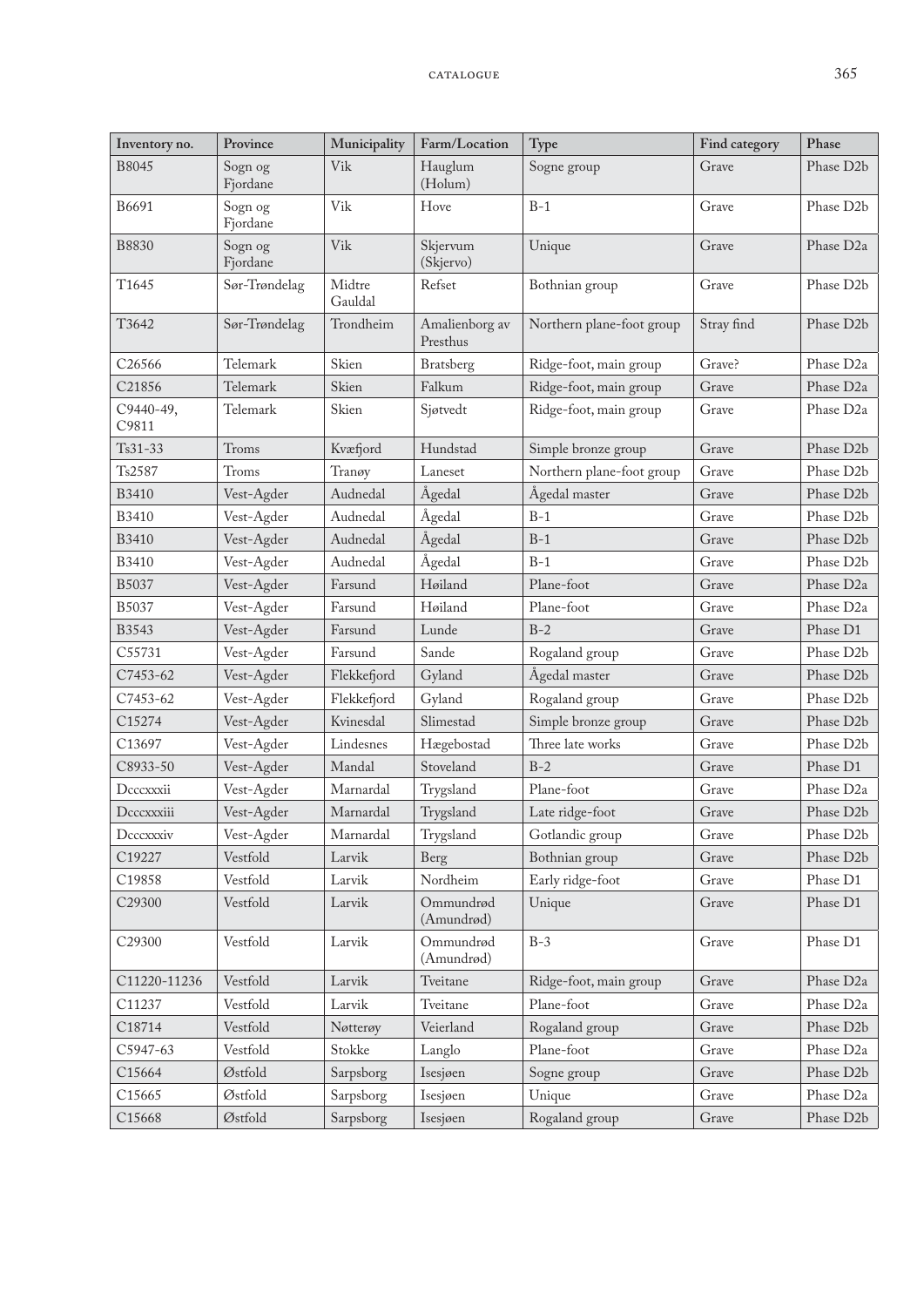| Inventory no. | Province | Municipality | Farm/Location | Type | Find category | Phase |
|---|---|---|---|---|---|---|
| B8045 | Sogn og Fjordane | Vik | Hauglum (Holum) | Sogne group | Grave | Phase D2b |
| B6691 | Sogn og Fjordane | Vik | Hove | B-1 | Grave | Phase D2b |
| B8830 | Sogn og Fjordane | Vik | Skjervum (Skjervo) | Unique | Grave | Phase D2a |
| T1645 | Sør-Trøndelag | Midtre Gauldal | Refset | Bothnian group | Grave | Phase D2b |
| T3642 | Sør-Trøndelag | Trondheim | Amalienborg av Presthus | Northern plane-foot group | Stray find | Phase D2b |
| C26566 | Telemark | Skien | Bratsberg | Ridge-foot, main group | Grave? | Phase D2a |
| C21856 | Telemark | Skien | Falkum | Ridge-foot, main group | Grave | Phase D2a |
| C9440-49, C9811 | Telemark | Skien | Sjøtvedt | Ridge-foot, main group | Grave | Phase D2a |
| Ts31-33 | Troms | Kvæfjord | Hundstad | Simple bronze group | Grave | Phase D2b |
| Ts2587 | Troms | Tranøy | Laneset | Northern plane-foot group | Grave | Phase D2b |
| B3410 | Vest-Agder | Audnedal | Ågedal | Ågedal master | Grave | Phase D2b |
| B3410 | Vest-Agder | Audnedal | Ågedal | B-1 | Grave | Phase D2b |
| B3410 | Vest-Agder | Audnedal | Ågedal | B-1 | Grave | Phase D2b |
| B3410 | Vest-Agder | Audnedal | Ågedal | B-1 | Grave | Phase D2b |
| B5037 | Vest-Agder | Farsund | Høiland | Plane-foot | Grave | Phase D2a |
| B5037 | Vest-Agder | Farsund | Høiland | Plane-foot | Grave | Phase D2a |
| B3543 | Vest-Agder | Farsund | Lunde | B-2 | Grave | Phase D1 |
| C55731 | Vest-Agder | Farsund | Sande | Rogaland group | Grave | Phase D2b |
| C7453-62 | Vest-Agder | Flekkefjord | Gyland | Ågedal master | Grave | Phase D2b |
| C7453-62 | Vest-Agder | Flekkefjord | Gyland | Rogaland group | Grave | Phase D2b |
| C15274 | Vest-Agder | Kvinesdal | Slimestad | Simple bronze group | Grave | Phase D2b |
| C13697 | Vest-Agder | Lindesnes | Hægebostad | Three late works | Grave | Phase D2b |
| C8933-50 | Vest-Agder | Mandal | Stoveland | B-2 | Grave | Phase D1 |
| Dcccxxxii | Vest-Agder | Marnardal | Trygsland | Plane-foot | Grave | Phase D2a |
| Dcccxxxiii | Vest-Agder | Marnardal | Trygsland | Late ridge-foot | Grave | Phase D2b |
| Dcccxxxiv | Vest-Agder | Marnardal | Trygsland | Gotlandic group | Grave | Phase D2b |
| C19227 | Vestfold | Larvik | Berg | Bothnian group | Grave | Phase D2b |
| C19858 | Vestfold | Larvik | Nordheim | Early ridge-foot | Grave | Phase D1 |
| C29300 | Vestfold | Larvik | Ommundrød (Amundrød) | Unique | Grave | Phase D1 |
| C29300 | Vestfold | Larvik | Ommundrød (Amundrød) | B-3 | Grave | Phase D1 |
| C11220-11236 | Vestfold | Larvik | Tveitane | Ridge-foot, main group | Grave | Phase D2a |
| C11237 | Vestfold | Larvik | Tveitane | Plane-foot | Grave | Phase D2a |
| C18714 | Vestfold | Nøtterøy | Veierland | Rogaland group | Grave | Phase D2b |
| C5947-63 | Vestfold | Stokke | Langlo | Plane-foot | Grave | Phase D2a |
| C15664 | Østfold | Sarpsborg | Isesjøen | Sogne group | Grave | Phase D2b |
| C15665 | Østfold | Sarpsborg | Isesjøen | Unique | Grave | Phase D2a |
| C15668 | Østfold | Sarpsborg | Isesjøen | Rogaland group | Grave | Phase D2b |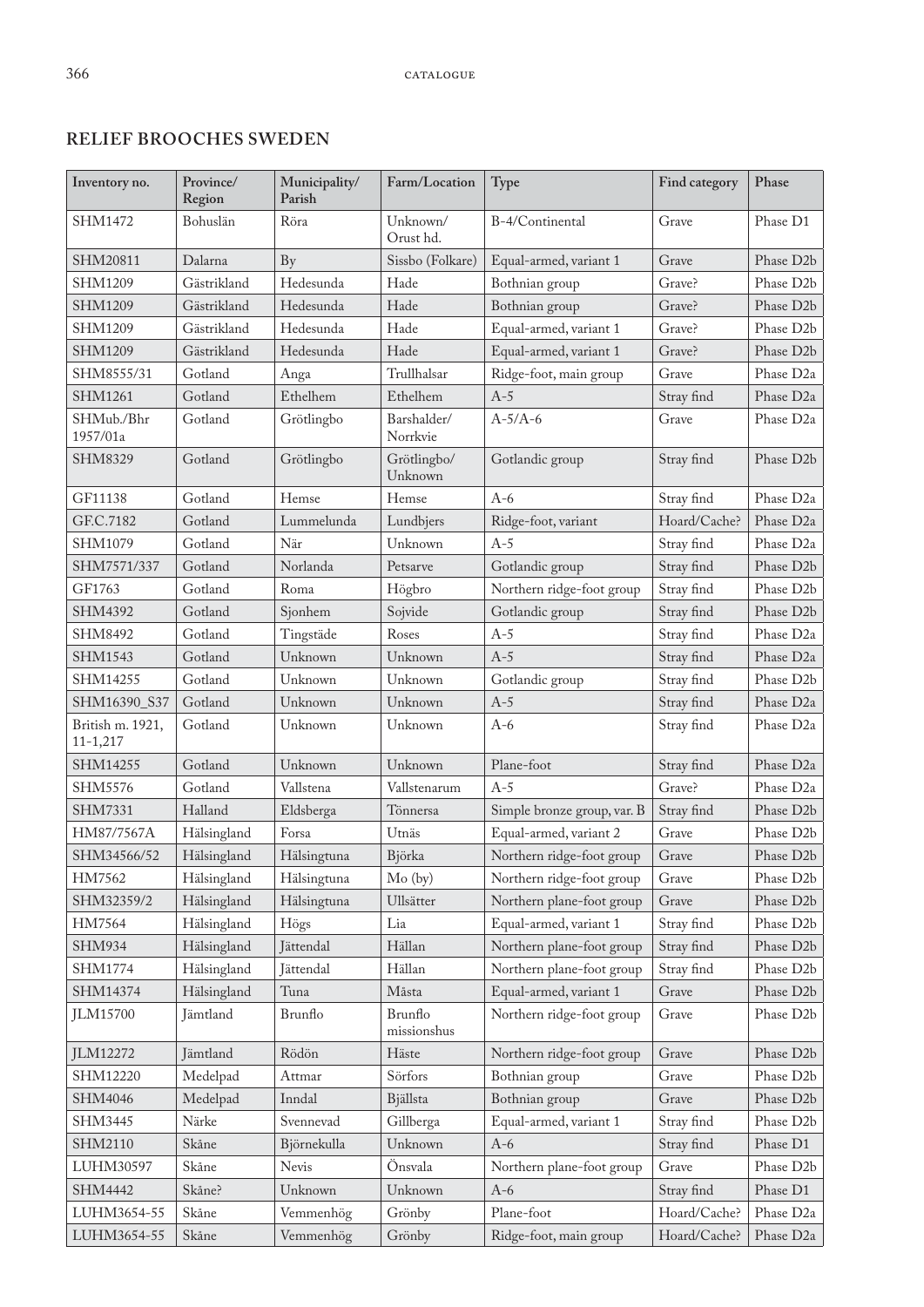## RELIEF BROOCHES SWEDEN

| Inventory no. | Province/ Region | Municipality/ Parish | Farm/Location | Type | Find category | Phase |
|---|---|---|---|---|---|---|
| SHM1472 | Bohuslän | Röra | Unknown/ Orust hd. | B-4/Continental | Grave | Phase D1 |
| SHM20811 | Dalarna | By | Sissbo (Folkare) | Equal-armed, variant 1 | Grave | Phase D2b |
| SHM1209 | Gästrikland | Hedesunda | Hade | Bothnian group | Grave? | Phase D2b |
| SHM1209 | Gästrikland | Hedesunda | Hade | Bothnian group | Grave? | Phase D2b |
| SHM1209 | Gästrikland | Hedesunda | Hade | Equal-armed, variant 1 | Grave? | Phase D2b |
| SHM1209 | Gästrikland | Hedesunda | Hade | Equal-armed, variant 1 | Grave? | Phase D2b |
| SHM8555/31 | Gotland | Anga | Trullhalsar | Ridge-foot, main group | Grave | Phase D2a |
| SHM1261 | Gotland | Ethelhem | Ethelhem | A-5 | Stray find | Phase D2a |
| SHMub./Bhr 1957/01a | Gotland | Grötlingbo | Barshalder/ Norrkvie | A-5/A-6 | Grave | Phase D2a |
| SHM8329 | Gotland | Grötlingbo | Grötlingbo/ Unknown | Gotlandic group | Stray find | Phase D2b |
| GF11138 | Gotland | Hemse | Hemse | A-6 | Stray find | Phase D2a |
| GF.C.7182 | Gotland | Lummelunda | Lundbjers | Ridge-foot, variant | Hoard/Cache? | Phase D2a |
| SHM1079 | Gotland | När | Unknown | A-5 | Stray find | Phase D2a |
| SHM7571/337 | Gotland | Norlanda | Petsarve | Gotlandic group | Stray find | Phase D2b |
| GF1763 | Gotland | Roma | Högbro | Northern ridge-foot group | Stray find | Phase D2b |
| SHM4392 | Gotland | Sjonhem | Sojvide | Gotlandic group | Stray find | Phase D2b |
| SHM8492 | Gotland | Tingstäde | Roses | A-5 | Stray find | Phase D2a |
| SHM1543 | Gotland | Unknown | Unknown | A-5 | Stray find | Phase D2a |
| SHM14255 | Gotland | Unknown | Unknown | Gotlandic group | Stray find | Phase D2b |
| SHM16390_S37 | Gotland | Unknown | Unknown | A-5 | Stray find | Phase D2a |
| British m. 1921, 11-1,217 | Gotland | Unknown | Unknown | A-6 | Stray find | Phase D2a |
| SHM14255 | Gotland | Unknown | Unknown | Plane-foot | Stray find | Phase D2a |
| SHM5576 | Gotland | Vallstena | Vallstenarum | A-5 | Grave? | Phase D2a |
| SHM7331 | Halland | Eldsberga | Tönnersa | Simple bronze group, var. B | Stray find | Phase D2b |
| HM87/7567A | Hälsingland | Forsa | Utnäs | Equal-armed, variant 2 | Grave | Phase D2b |
| SHM34566/52 | Hälsingland | Hälsingtuna | Björka | Northern ridge-foot group | Grave | Phase D2b |
| HM7562 | Hälsingland | Hälsingtuna | Mo (by) | Northern ridge-foot group | Grave | Phase D2b |
| SHM32359/2 | Hälsingland | Hälsingtuna | Ullsätter | Northern plane-foot group | Grave | Phase D2b |
| HM7564 | Hälsingland | Högs | Lia | Equal-armed, variant 1 | Stray find | Phase D2b |
| SHM934 | Hälsingland | Jättendal | Hällan | Northern plane-foot group | Stray find | Phase D2b |
| SHM1774 | Hälsingland | Jättendal | Hällan | Northern plane-foot group | Stray find | Phase D2b |
| SHM14374 | Hälsingland | Tuna | Måsta | Equal-armed, variant 1 | Grave | Phase D2b |
| JLM15700 | Jämtland | Brunflo | Brunflo missionshus | Northern ridge-foot group | Grave | Phase D2b |
| JLM12272 | Jämtland | Rödön | Häste | Northern ridge-foot group | Grave | Phase D2b |
| SHM12220 | Medelpad | Attmar | Sörfors | Bothnian group | Grave | Phase D2b |
| SHM4046 | Medelpad | Inndal | Bjällsta | Bothnian group | Grave | Phase D2b |
| SHM3445 | Närke | Svennevad | Gillberga | Equal-armed, variant 1 | Stray find | Phase D2b |
| SHM2110 | Skåne | Björnekulla | Unknown | A-6 | Stray find | Phase D1 |
| LUHM30597 | Skåne | Nevis | Önsvala | Northern plane-foot group | Grave | Phase D2b |
| SHM4442 | Skåne? | Unknown | Unknown | A-6 | Stray find | Phase D1 |
| LUHM3654-55 | Skåne | Vemmenhög | Grönby | Plane-foot | Hoard/Cache? | Phase D2a |
| LUHM3654-55 | Skåne | Vemmenhög | Grönby | Ridge-foot, main group | Hoard/Cache? | Phase D2a |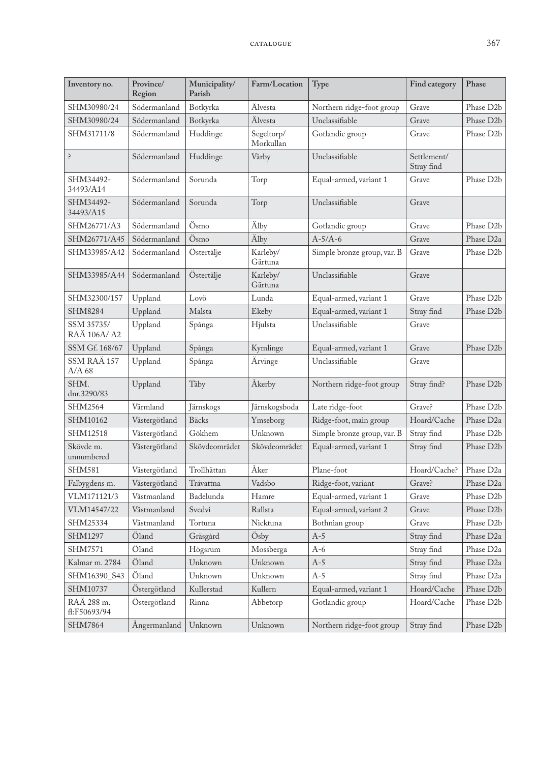| Inventory no. | Province/ Region | Municipality/ Parish | Farm/Location | Type | Find category | Phase |
|---|---|---|---|---|---|---|
| SHM30980/24 | Södermanland | Botkyrka | Älvesta | Northern ridge-foot group | Grave | Phase D2b |
| SHM30980/24 | Södermanland | Botkyrka | Älvesta | Unclassifiable | Grave | Phase D2b |
| SHM31711/8 | Södermanland | Huddinge | Segeltorp/ Morkullan | Gotlandic group | Grave | Phase D2b |
| ? | Södermanland | Huddinge | Vårby | Unclassifiable | Settlement/ Stray find | |
| SHM34492-34493/A14 | Södermanland | Sorunda | Torp | Equal-armed, variant 1 | Grave | Phase D2b |
| SHM34492-34493/A15 | Södermanland | Sorunda | Torp | Unclassifiable | Grave | |
| SHM26771/A3 | Södermanland | Ösmo | Älby | Gotlandic group | Grave | Phase D2b |
| SHM26771/A45 | Södermanland | Ösmo | Älby | A-5/A-6 | Grave | Phase D2a |
| SHM33985/A42 | Södermanland | Östertälje | Karleby/ Gärtuna | Simple bronze group, var. B | Grave | Phase D2b |
| SHM33985/A44 | Södermanland | Östertälje | Karleby/ Gärtuna | Unclassifiable | Grave | |
| SHM32300/157 | Uppland | Lovö | Lunda | Equal-armed, variant 1 | Grave | Phase D2b |
| SHM8284 | Uppland | Malsta | Ekeby | Equal-armed, variant 1 | Stray find | Phase D2b |
| SSM 35735/ RAÄ 106A/ A2 | Uppland | Spånga | Hjulsta | Unclassifiable | Grave | |
| SSM Gf. 168/67 | Uppland | Spånga | Kymlinge | Equal-armed, variant 1 | Grave | Phase D2b |
| SSM RAÄ 157 A/A 68 | Uppland | Spånga | Ärvinge | Unclassifiable | Grave | |
| SHM. dnr.3290/83 | Uppland | Täby | Åkerby | Northern ridge-foot group | Stray find? | Phase D2b |
| SHM2564 | Värmland | Järnskogs | Järnskogsboda | Late ridge-foot | Grave? | Phase D2b |
| SHM10162 | Västergötland | Bäcks | Ymseborg | Ridge-foot, main group | Hoard/Cache | Phase D2a |
| SHM12518 | Västergötland | Gökhem | Unknown | Simple bronze group, var. B | Stray find | Phase D2b |
| Skövde m. unnumbered | Västergötland | Skövdeområdet | Skövdeområdet | Equal-armed, variant 1 | Stray find | Phase D2b |
| SHM581 | Västergötland | Trollhättan | Åker | Plane-foot | Hoard/Cache? | Phase D2a |
| Falbygdens m. | Västergötland | Trävattna | Vadsbo | Ridge-foot, variant | Grave? | Phase D2a |
| VLM171121/3 | Västmanland | Badelunda | Hamre | Equal-armed, variant 1 | Grave | Phase D2b |
| VLM14547/22 | Västmanland | Svedvi | Rallsta | Equal-armed, variant 2 | Grave | Phase D2b |
| SHM25334 | Västmanland | Tortuna | Nicktuna | Bothnian group | Grave | Phase D2b |
| SHM1297 | Öland | Gräsgård | Ösby | A-5 | Stray find | Phase D2a |
| SHM7571 | Öland | Högsrum | Mossberga | A-6 | Stray find | Phase D2a |
| Kalmar m. 2784 | Öland | Unknown | Unknown | A-5 | Stray find | Phase D2a |
| SHM16390_S43 | Öland | Unknown | Unknown | A-5 | Stray find | Phase D2a |
| SHM10737 | Östergötland | Kullerstad | Kullern | Equal-armed, variant 1 | Hoard/Cache | Phase D2b |
| RAÄ 288 m. fl:F50693/94 | Östergötland | Rinna | Abbetorp | Gotlandic group | Hoard/Cache | Phase D2b |
| SHM7864 | Ångermanland | Unknown | Unknown | Northern ridge-foot group | Stray find | Phase D2b |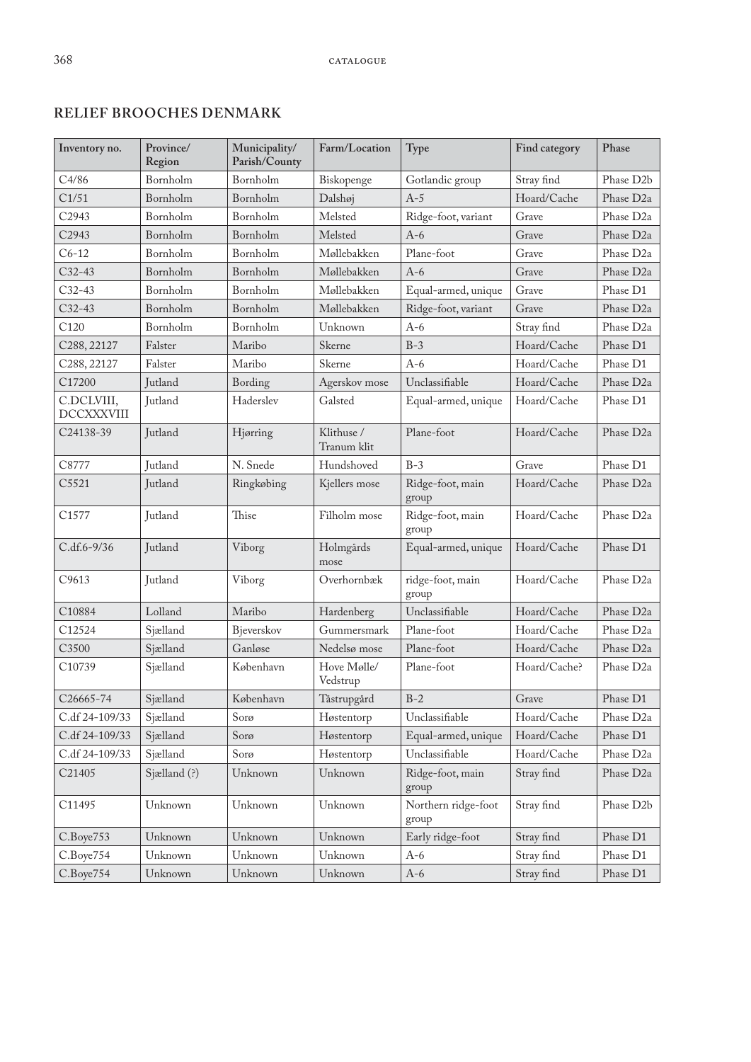## RELIEF BROOCHES DENMARK

| Inventory no. | Province/ Region | Municipality/ Parish/County | Farm/Location | Type | Find category | Phase |
|---|---|---|---|---|---|---|
| C4/86 | Bornholm | Bornholm | Biskopenge | Gotlandic group | Stray find | Phase D2b |
| C1/51 | Bornholm | Bornholm | Dalshøj | A-5 | Hoard/Cache | Phase D2a |
| C2943 | Bornholm | Bornholm | Melsted | Ridge-foot, variant | Grave | Phase D2a |
| C2943 | Bornholm | Bornholm | Melsted | A-6 | Grave | Phase D2a |
| C6-12 | Bornholm | Bornholm | Møllebakken | Plane-foot | Grave | Phase D2a |
| C32-43 | Bornholm | Bornholm | Møllebakken | A-6 | Grave | Phase D2a |
| C32-43 | Bornholm | Bornholm | Møllebakken | Equal-armed, unique | Grave | Phase D1 |
| C32-43 | Bornholm | Bornholm | Møllebakken | Ridge-foot, variant | Grave | Phase D2a |
| C120 | Bornholm | Bornholm | Unknown | A-6 | Stray find | Phase D2a |
| C288, 22127 | Falster | Maribo | Skerne | B-3 | Hoard/Cache | Phase D1 |
| C288, 22127 | Falster | Maribo | Skerne | A-6 | Hoard/Cache | Phase D1 |
| C17200 | Jutland | Bording | Agerskov mose | Unclassifiable | Hoard/Cache | Phase D2a |
| C.DCLVIII, DCCXXXVIII | Jutland | Haderslev | Galsted | Equal-armed, unique | Hoard/Cache | Phase D1 |
| C24138-39 | Jutland | Hjørring | Klithuse / Tranum klit | Plane-foot | Hoard/Cache | Phase D2a |
| C8777 | Jutland | N. Snede | Hundshoved | B-3 | Grave | Phase D1 |
| C5521 | Jutland | Ringkøbing | Kjellers mose | Ridge-foot, main group | Hoard/Cache | Phase D2a |
| C1577 | Jutland | Thise | Filholm mose | Ridge-foot, main group | Hoard/Cache | Phase D2a |
| C.df.6-9/36 | Jutland | Viborg | Holmgårds mose | Equal-armed, unique | Hoard/Cache | Phase D1 |
| C9613 | Jutland | Viborg | Overhornbæk | ridge-foot, main group | Hoard/Cache | Phase D2a |
| C10884 | Lolland | Maribo | Hardenberg | Unclassifiable | Hoard/Cache | Phase D2a |
| C12524 | Sjælland | Bjeverskov | Gummersmark | Plane-foot | Hoard/Cache | Phase D2a |
| C3500 | Sjælland | Ganløse | Nedelsø mose | Plane-foot | Hoard/Cache | Phase D2a |
| C10739 | Sjælland | København | Hove Mølle/ Vedstrup | Plane-foot | Hoard/Cache? | Phase D2a |
| C26665-74 | Sjælland | København | Tåstrupgård | B-2 | Grave | Phase D1 |
| C.df 24-109/33 | Sjælland | Sorø | Høstentorp | Unclassifiable | Hoard/Cache | Phase D2a |
| C.df 24-109/33 | Sjælland | Sorø | Høstentorp | Equal-armed, unique | Hoard/Cache | Phase D1 |
| C.df 24-109/33 | Sjælland | Sorø | Høstentorp | Unclassifiable | Hoard/Cache | Phase D2a |
| C21405 | Sjælland (?) | Unknown | Unknown | Ridge-foot, main group | Stray find | Phase D2a |
| C11495 | Unknown | Unknown | Unknown | Northern ridge-foot group | Stray find | Phase D2b |
| C.Boye753 | Unknown | Unknown | Unknown | Early ridge-foot | Stray find | Phase D1 |
| C.Boye754 | Unknown | Unknown | Unknown | A-6 | Stray find | Phase D1 |
| C.Boye754 | Unknown | Unknown | Unknown | A-6 | Stray find | Phase D1 |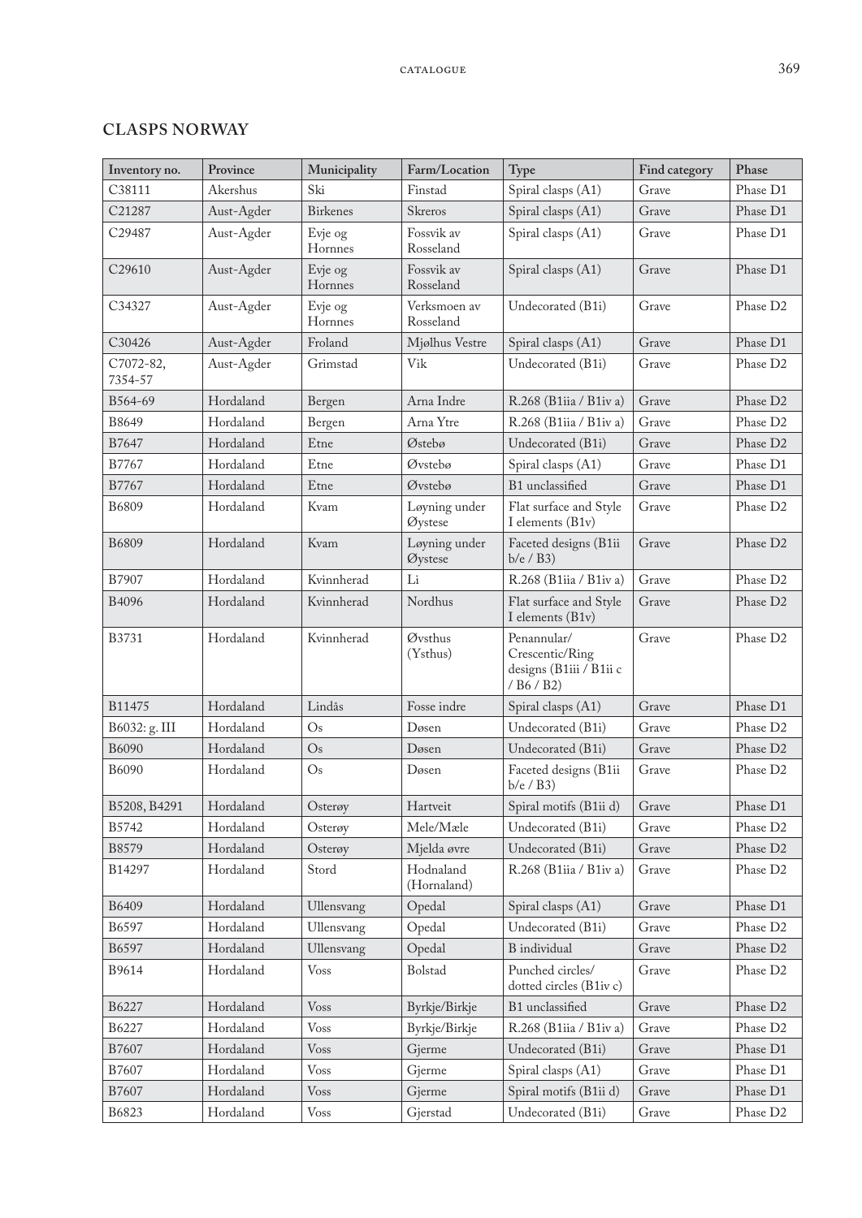## CLASPS NORWAY

| Inventory no. | Province | Municipality | Farm/Location | Type | Find category | Phase |
|---|---|---|---|---|---|---|
| C38111 | Akershus | Ski | Finstad | Spiral clasps (A1) | Grave | Phase D1 |
| C21287 | Aust-Agder | Birkenes | Skreros | Spiral clasps (A1) | Grave | Phase D1 |
| C29487 | Aust-Agder | Evje og Hornnes | Fossvik av Rosseland | Spiral clasps (A1) | Grave | Phase D1 |
| C29610 | Aust-Agder | Evje og Hornnes | Fossvik av Rosseland | Spiral clasps (A1) | Grave | Phase D1 |
| C34327 | Aust-Agder | Evje og Hornnes | Verksmoen av Rosseland | Undecorated (B1i) | Grave | Phase D2 |
| C30426 | Aust-Agder | Froland | Mjølhus Vestre | Spiral clasps (A1) | Grave | Phase D1 |
| C7072-82, 7354-57 | Aust-Agder | Grimstad | Vik | Undecorated (B1i) | Grave | Phase D2 |
| B564-69 | Hordaland | Bergen | Arna Indre | R.268 (B1iia / B1iv a) | Grave | Phase D2 |
| B8649 | Hordaland | Bergen | Arna Ytre | R.268 (B1iia / B1iv a) | Grave | Phase D2 |
| B7647 | Hordaland | Etne | Østebø | Undecorated (B1i) | Grave | Phase D2 |
| B7767 | Hordaland | Etne | Øvstebø | Spiral clasps (A1) | Grave | Phase D1 |
| B7767 | Hordaland | Etne | Øvstebø | B1 unclassified | Grave | Phase D1 |
| B6809 | Hordaland | Kvam | Løyning under Øystese | Flat surface and Style I elements (B1v) | Grave | Phase D2 |
| B6809 | Hordaland | Kvam | Løyning under Øystese | Faceted designs (B1ii b/e / B3) | Grave | Phase D2 |
| B7907 | Hordaland | Kvinnherad | Li | R.268 (B1iia / B1iv a) | Grave | Phase D2 |
| B4096 | Hordaland | Kvinnherad | Nordhus | Flat surface and Style I elements (B1v) | Grave | Phase D2 |
| B3731 | Hordaland | Kvinnherad | Øvsthus (Ysthus) | Penannular/ Crescentic/Ring designs (B1iii / B1ii c / B6 / B2) | Grave | Phase D2 |
| B11475 | Hordaland | Lindås | Fosse indre | Spiral clasps (A1) | Grave | Phase D1 |
| B6032: g. III | Hordaland | Os | Døsen | Undecorated (B1i) | Grave | Phase D2 |
| B6090 | Hordaland | Os | Døsen | Undecorated (B1i) | Grave | Phase D2 |
| B6090 | Hordaland | Os | Døsen | Faceted designs (B1ii b/e / B3) | Grave | Phase D2 |
| B5208, B4291 | Hordaland | Osterøy | Hartveit | Spiral motifs (B1ii d) | Grave | Phase D1 |
| B5742 | Hordaland | Osterøy | Mele/Mæle | Undecorated (B1i) | Grave | Phase D2 |
| B8579 | Hordaland | Osterøy | Mjelda øvre | Undecorated (B1i) | Grave | Phase D2 |
| B14297 | Hordaland | Stord | Hodnaland (Hornaland) | R.268 (B1iia / B1iv a) | Grave | Phase D2 |
| B6409 | Hordaland | Ullensvang | Opedal | Spiral clasps (A1) | Grave | Phase D1 |
| B6597 | Hordaland | Ullensvang | Opedal | Undecorated (B1i) | Grave | Phase D2 |
| B6597 | Hordaland | Ullensvang | Opedal | B individual | Grave | Phase D2 |
| B9614 | Hordaland | Voss | Bolstad | Punched circles/ dotted circles (B1iv c) | Grave | Phase D2 |
| B6227 | Hordaland | Voss | Byrkje/Birkje | B1 unclassified | Grave | Phase D2 |
| B6227 | Hordaland | Voss | Byrkje/Birkje | R.268 (B1iia / B1iv a) | Grave | Phase D2 |
| B7607 | Hordaland | Voss | Gjerme | Undecorated (B1i) | Grave | Phase D1 |
| B7607 | Hordaland | Voss | Gjerme | Spiral clasps (A1) | Grave | Phase D1 |
| B7607 | Hordaland | Voss | Gjerme | Spiral motifs (B1ii d) | Grave | Phase D1 |
| B6823 | Hordaland | Voss | Gjerstad | Undecorated (B1i) | Grave | Phase D2 |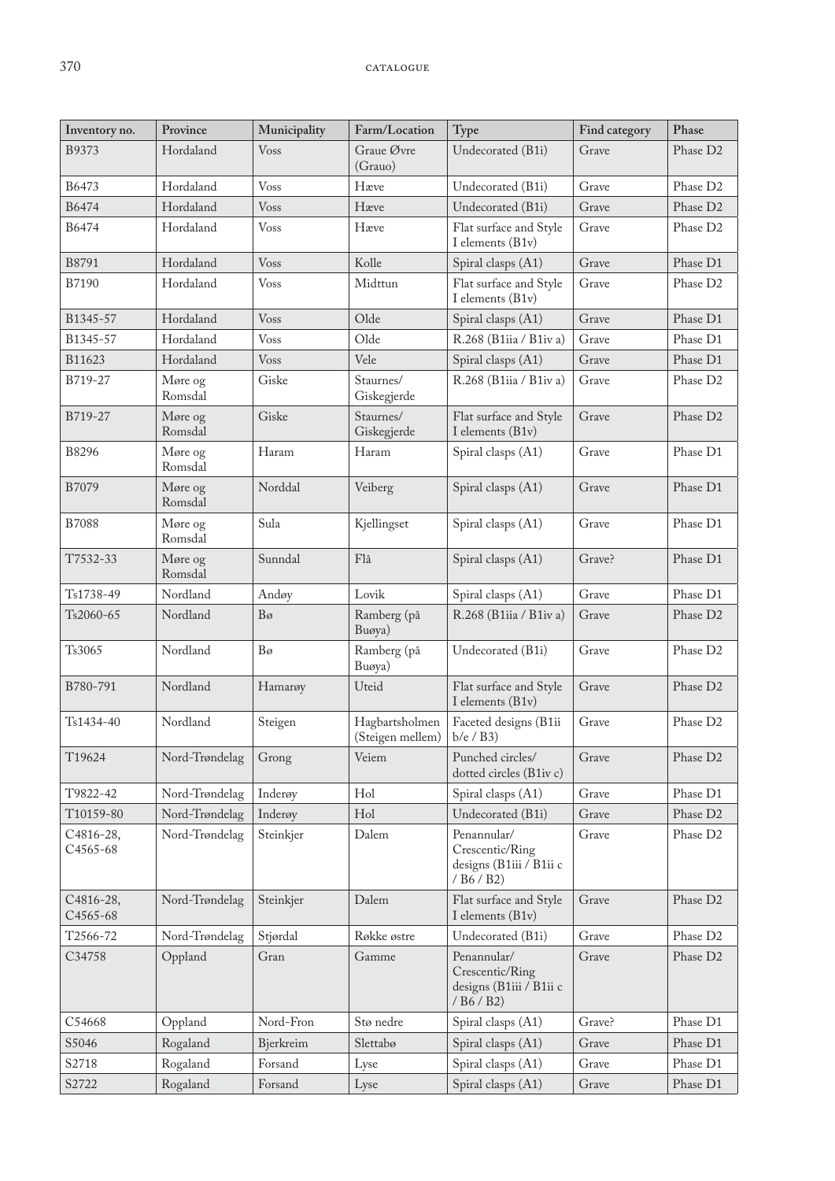| Inventory no. | Province | Municipality | Farm/Location | Type | Find category | Phase |
|---|---|---|---|---|---|---|
| B9373 | Hordaland | Voss | Graue Øvre (Grauo) | Undecorated (B1i) | Grave | Phase D2 |
| B6473 | Hordaland | Voss | Hæve | Undecorated (B1i) | Grave | Phase D2 |
| B6474 | Hordaland | Voss | Hæve | Undecorated (B1i) | Grave | Phase D2 |
| B6474 | Hordaland | Voss | Hæve | Flat surface and Style I elements (B1v) | Grave | Phase D2 |
| B8791 | Hordaland | Voss | Kolle | Spiral clasps (A1) | Grave | Phase D1 |
| B7190 | Hordaland | Voss | Midttun | Flat surface and Style I elements (B1v) | Grave | Phase D2 |
| B1345-57 | Hordaland | Voss | Olde | Spiral clasps (A1) | Grave | Phase D1 |
| B1345-57 | Hordaland | Voss | Olde | R.268 (B1iia / B1iv a) | Grave | Phase D1 |
| B11623 | Hordaland | Voss | Vele | Spiral clasps (A1) | Grave | Phase D1 |
| B719-27 | Møre og Romsdal | Giske | Staurnes/ Giskegjerde | R.268 (B1iia / B1iv a) | Grave | Phase D2 |
| B719-27 | Møre og Romsdal | Giske | Staurnes/ Giskegjerde | Flat surface and Style I elements (B1v) | Grave | Phase D2 |
| B8296 | Møre og Romsdal | Haram | Haram | Spiral clasps (A1) | Grave | Phase D1 |
| B7079 | Møre og Romsdal | Norddal | Veiberg | Spiral clasps (A1) | Grave | Phase D1 |
| B7088 | Møre og Romsdal | Sula | Kjellingset | Spiral clasps (A1) | Grave | Phase D1 |
| T7532-33 | Møre og Romsdal | Sunndal | Flå | Spiral clasps (A1) | Grave? | Phase D1 |
| Ts1738-49 | Nordland | Andøy | Lovik | Spiral clasps (A1) | Grave | Phase D1 |
| Ts2060-65 | Nordland | Bø | Ramberg (på Buøya) | R.268 (B1iia / B1iv a) | Grave | Phase D2 |
| Ts3065 | Nordland | Bø | Ramberg (på Buøya) | Undecorated (B1i) | Grave | Phase D2 |
| B780-791 | Nordland | Hamarøy | Uteid | Flat surface and Style I elements (B1v) | Grave | Phase D2 |
| Ts1434-40 | Nordland | Steigen | Hagbartsholmen (Steigen mellem) | Faceted designs (B1ii b/e / B3) | Grave | Phase D2 |
| T19624 | Nord-Trøndelag | Grong | Veiem | Punched circles/ dotted circles (B1iv c) | Grave | Phase D2 |
| T9822-42 | Nord-Trøndelag | Inderøy | Hol | Spiral clasps (A1) | Grave | Phase D1 |
| T10159-80 | Nord-Trøndelag | Inderøy | Hol | Undecorated (B1i) | Grave | Phase D2 |
| C4816-28, C4565-68 | Nord-Trøndelag | Steinkjer | Dalem | Penannular/ Crescentic/Ring designs (B1iii / B1ii c / B6 / B2) | Grave | Phase D2 |
| C4816-28, C4565-68 | Nord-Trøndelag | Steinkjer | Dalem | Flat surface and Style I elements (B1v) | Grave | Phase D2 |
| T2566-72 | Nord-Trøndelag | Stjørdal | Røkke østre | Undecorated (B1i) | Grave | Phase D2 |
| C34758 | Oppland | Gran | Gamme | Penannular/ Crescentic/Ring designs (B1iii / B1ii c / B6 / B2) | Grave | Phase D2 |
| C54668 | Oppland | Nord-Fron | Stø nedre | Spiral clasps (A1) | Grave? | Phase D1 |
| S5046 | Rogaland | Bjerkreim | Slettabø | Spiral clasps (A1) | Grave | Phase D1 |
| S2718 | Rogaland | Forsand | Lyse | Spiral clasps (A1) | Grave | Phase D1 |
| S2722 | Rogaland | Forsand | Lyse | Spiral clasps (A1) | Grave | Phase D1 |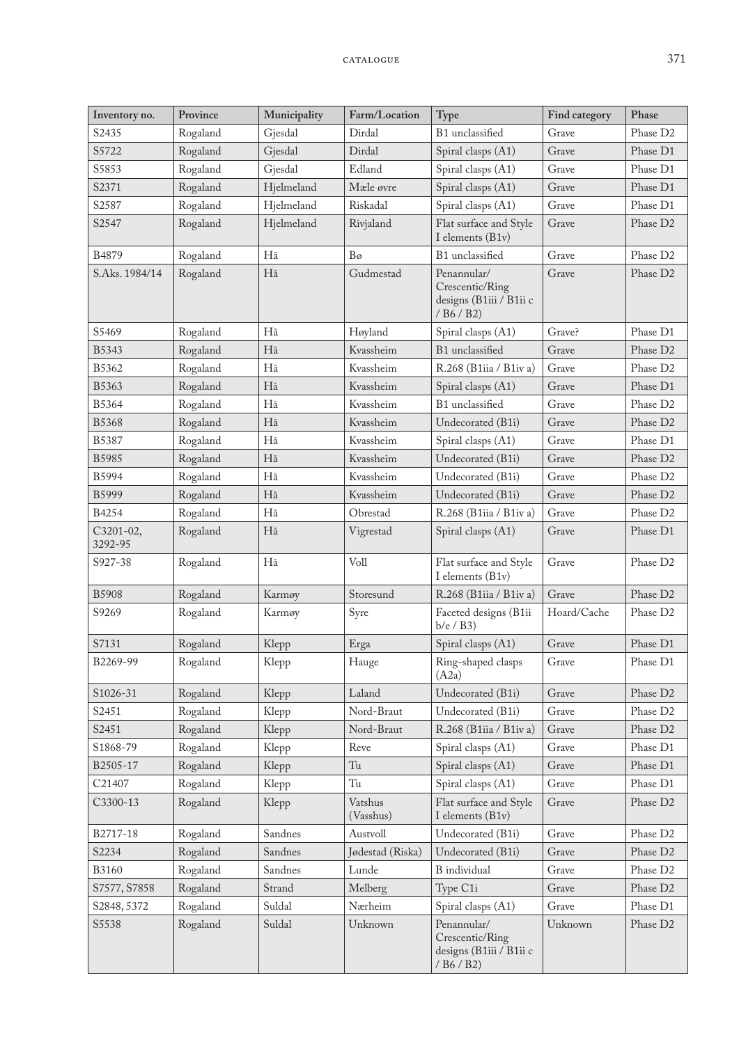| Inventory no. | Province | Municipality | Farm/Location | Type | Find category | Phase |
|---|---|---|---|---|---|---|
| S2435 | Rogaland | Gjesdal | Dirdal | B1 unclassified | Grave | Phase D2 |
| S5722 | Rogaland | Gjesdal | Dirdal | Spiral clasps (A1) | Grave | Phase D1 |
| S5853 | Rogaland | Gjesdal | Edland | Spiral clasps (A1) | Grave | Phase D1 |
| S2371 | Rogaland | Hjelmeland | Mæle øvre | Spiral clasps (A1) | Grave | Phase D1 |
| S2587 | Rogaland | Hjelmeland | Riskadal | Spiral clasps (A1) | Grave | Phase D1 |
| S2547 | Rogaland | Hjelmeland | Rivjaland | Flat surface and Style I elements (B1v) | Grave | Phase D2 |
| B4879 | Rogaland | Hå | Bø | B1 unclassified | Grave | Phase D2 |
| S.Aks. 1984/14 | Rogaland | Hå | Gudmestad | Penannular/ Crescentic/Ring designs (B1iii / B1ii c / B6 / B2) | Grave | Phase D2 |
| S5469 | Rogaland | Hå | Høyland | Spiral clasps (A1) | Grave? | Phase D1 |
| B5343 | Rogaland | Hå | Kvassheim | B1 unclassified | Grave | Phase D2 |
| B5362 | Rogaland | Hå | Kvassheim | R.268 (B1iia / B1iv a) | Grave | Phase D2 |
| B5363 | Rogaland | Hå | Kvassheim | Spiral clasps (A1) | Grave | Phase D1 |
| B5364 | Rogaland | Hå | Kvassheim | B1 unclassified | Grave | Phase D2 |
| B5368 | Rogaland | Hå | Kvassheim | Undecorated (B1i) | Grave | Phase D2 |
| B5387 | Rogaland | Hå | Kvassheim | Spiral clasps (A1) | Grave | Phase D1 |
| B5985 | Rogaland | Hå | Kvassheim | Undecorated (B1i) | Grave | Phase D2 |
| B5994 | Rogaland | Hå | Kvassheim | Undecorated (B1i) | Grave | Phase D2 |
| B5999 | Rogaland | Hå | Kvassheim | Undecorated (B1i) | Grave | Phase D2 |
| B4254 | Rogaland | Hå | Obrestad | R.268 (B1iia / B1iv a) | Grave | Phase D2 |
| C3201-02, 3292-95 | Rogaland | Hå | Vigrestad | Spiral clasps (A1) | Grave | Phase D1 |
| S927-38 | Rogaland | Hå | Voll | Flat surface and Style I elements (B1v) | Grave | Phase D2 |
| B5908 | Rogaland | Karmøy | Storesund | R.268 (B1iia / B1iv a) | Grave | Phase D2 |
| S9269 | Rogaland | Karmøy | Syre | Faceted designs (B1ii b/e / B3) | Hoard/Cache | Phase D2 |
| S7131 | Rogaland | Klepp | Erga | Spiral clasps (A1) | Grave | Phase D1 |
| B2269-99 | Rogaland | Klepp | Hauge | Ring-shaped clasps (A2a) | Grave | Phase D1 |
| S1026-31 | Rogaland | Klepp | Laland | Undecorated (B1i) | Grave | Phase D2 |
| S2451 | Rogaland | Klepp | Nord-Braut | Undecorated (B1i) | Grave | Phase D2 |
| S2451 | Rogaland | Klepp | Nord-Braut | R.268 (B1iia / B1iv a) | Grave | Phase D2 |
| S1868-79 | Rogaland | Klepp | Reve | Spiral clasps (A1) | Grave | Phase D1 |
| B2505-17 | Rogaland | Klepp | Tu | Spiral clasps (A1) | Grave | Phase D1 |
| C21407 | Rogaland | Klepp | Tu | Spiral clasps (A1) | Grave | Phase D1 |
| C3300-13 | Rogaland | Klepp | Vatshus (Vasshus) | Flat surface and Style I elements (B1v) | Grave | Phase D2 |
| B2717-18 | Rogaland | Sandnes | Austvoll | Undecorated (B1i) | Grave | Phase D2 |
| S2234 | Rogaland | Sandnes | Jødestad (Riska) | Undecorated (B1i) | Grave | Phase D2 |
| B3160 | Rogaland | Sandnes | Lunde | B individual | Grave | Phase D2 |
| S7577, S7858 | Rogaland | Strand | Melberg | Type C1i | Grave | Phase D2 |
| S2848, 5372 | Rogaland | Suldal | Nærheim | Spiral clasps (A1) | Grave | Phase D1 |
| S5538 | Rogaland | Suldal | Unknown | Penannular/ Crescentic/Ring designs (B1iii / B1ii c / B6 / B2) | Unknown | Phase D2 |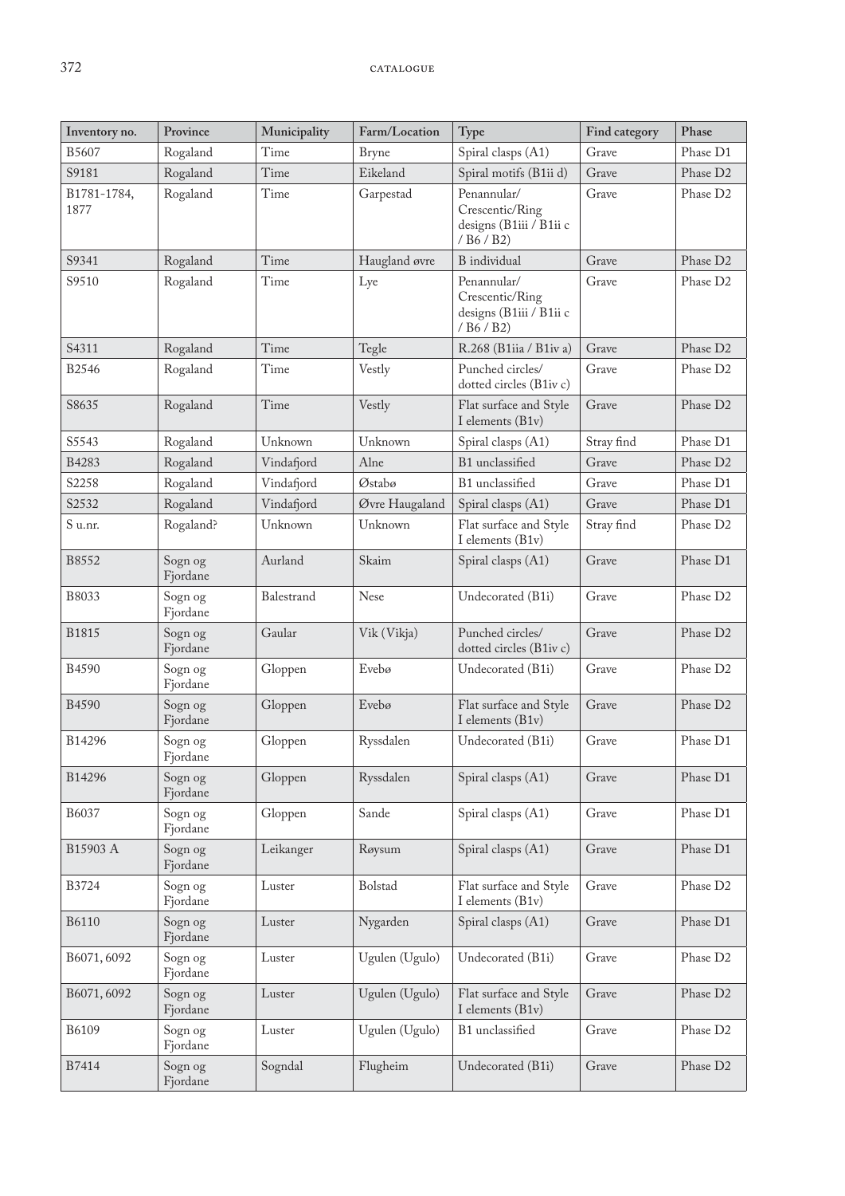| Inventory no. | Province | Municipality | Farm/Location | Type | Find category | Phase |
|---|---|---|---|---|---|---|
| B5607 | Rogaland | Time | Bryne | Spiral clasps (A1) | Grave | Phase D1 |
| S9181 | Rogaland | Time | Eikeland | Spiral motifs (B1ii d) | Grave | Phase D2 |
| B1781-1784, 1877 | Rogaland | Time | Garpestad | Penannular/ Crescentic/Ring designs (B1iii / B1ii c / B6 / B2) | Grave | Phase D2 |
| S9341 | Rogaland | Time | Haugland øvre | B individual | Grave | Phase D2 |
| S9510 | Rogaland | Time | Lye | Penannular/ Crescentic/Ring designs (B1iii / B1ii c / B6 / B2) | Grave | Phase D2 |
| S4311 | Rogaland | Time | Tegle | R.268 (B1iia / B1iv a) | Grave | Phase D2 |
| B2546 | Rogaland | Time | Vestly | Punched circles/ dotted circles (B1iv c) | Grave | Phase D2 |
| S8635 | Rogaland | Time | Vestly | Flat surface and Style I elements (B1v) | Grave | Phase D2 |
| S5543 | Rogaland | Unknown | Unknown | Spiral clasps (A1) | Stray find | Phase D1 |
| B4283 | Rogaland | Vindafjord | Alne | B1 unclassified | Grave | Phase D2 |
| S2258 | Rogaland | Vindafjord | Østabø | B1 unclassified | Grave | Phase D1 |
| S2532 | Rogaland | Vindafjord | Øvre Haugaland | Spiral clasps (A1) | Grave | Phase D1 |
| S u.nr. | Rogaland? | Unknown | Unknown | Flat surface and Style I elements (B1v) | Stray find | Phase D2 |
| B8552 | Sogn og Fjordane | Aurland | Skaim | Spiral clasps (A1) | Grave | Phase D1 |
| B8033 | Sogn og Fjordane | Balestrand | Nese | Undecorated (B1i) | Grave | Phase D2 |
| B1815 | Sogn og Fjordane | Gaular | Vik (Vikja) | Punched circles/ dotted circles (B1iv c) | Grave | Phase D2 |
| B4590 | Sogn og Fjordane | Gloppen | Evebø | Undecorated (B1i) | Grave | Phase D2 |
| B4590 | Sogn og Fjordane | Gloppen | Evebø | Flat surface and Style I elements (B1v) | Grave | Phase D2 |
| B14296 | Sogn og Fjordane | Gloppen | Ryssdalen | Undecorated (B1i) | Grave | Phase D1 |
| B14296 | Sogn og Fjordane | Gloppen | Ryssdalen | Spiral clasps (A1) | Grave | Phase D1 |
| B6037 | Sogn og Fjordane | Gloppen | Sande | Spiral clasps (A1) | Grave | Phase D1 |
| B15903 A | Sogn og Fjordane | Leikanger | Røysum | Spiral clasps (A1) | Grave | Phase D1 |
| B3724 | Sogn og Fjordane | Luster | Bolstad | Flat surface and Style I elements (B1v) | Grave | Phase D2 |
| B6110 | Sogn og Fjordane | Luster | Nygarden | Spiral clasps (A1) | Grave | Phase D1 |
| B6071, 6092 | Sogn og Fjordane | Luster | Ugulen (Ugulo) | Undecorated (B1i) | Grave | Phase D2 |
| B6071, 6092 | Sogn og Fjordane | Luster | Ugulen (Ugulo) | Flat surface and Style I elements (B1v) | Grave | Phase D2 |
| B6109 | Sogn og Fjordane | Luster | Ugulen (Ugulo) | B1 unclassified | Grave | Phase D2 |
| B7414 | Sogn og Fjordane | Sogndal | Flugheim | Undecorated (B1i) | Grave | Phase D2 |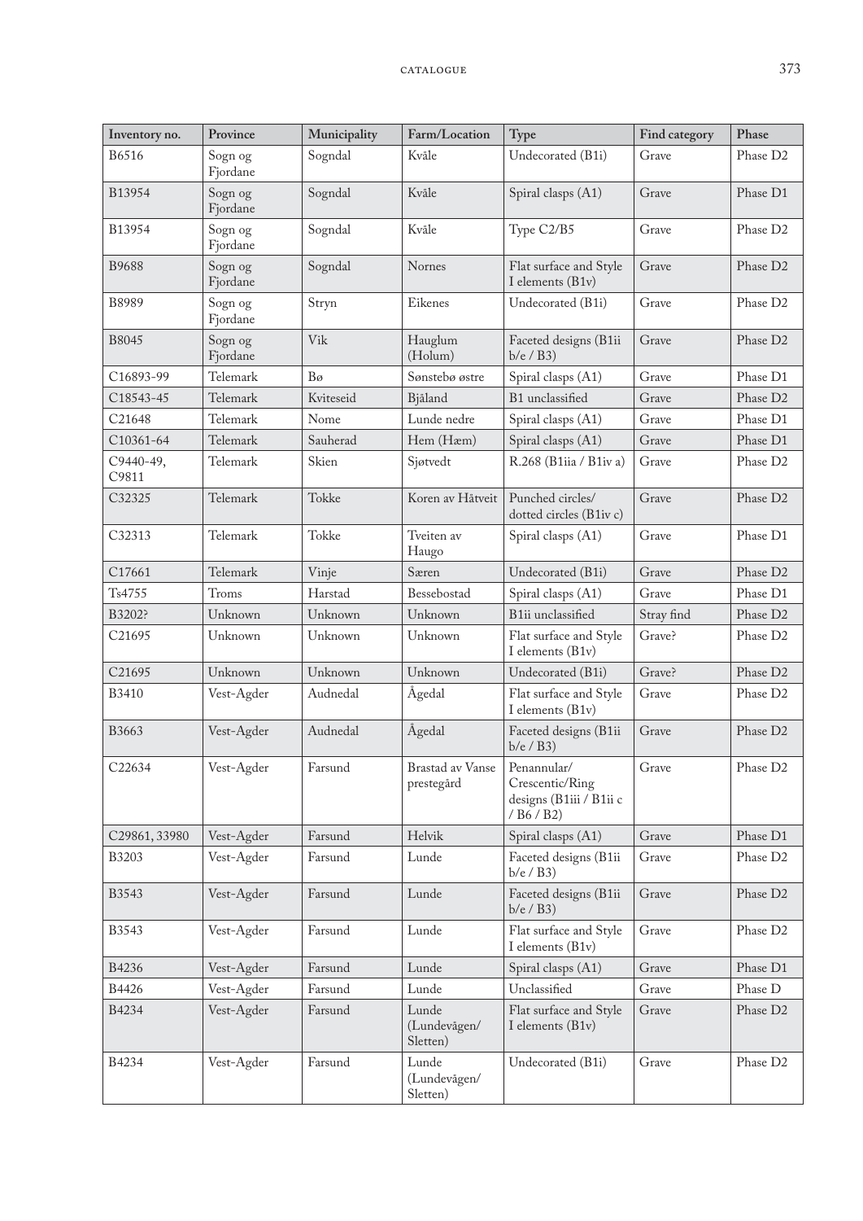| Inventory no. | Province | Municipality | Farm/Location | Type | Find category | Phase |
|---|---|---|---|---|---|---|
| B6516 | Sogn og Fjordane | Sogndal | Kvåle | Undecorated (B1i) | Grave | Phase D2 |
| B13954 | Sogn og Fjordane | Sogndal | Kvåle | Spiral clasps (A1) | Grave | Phase D1 |
| B13954 | Sogn og Fjordane | Sogndal | Kvåle | Type C2/B5 | Grave | Phase D2 |
| B9688 | Sogn og Fjordane | Sogndal | Nornes | Flat surface and Style I elements (B1v) | Grave | Phase D2 |
| B8989 | Sogn og Fjordane | Stryn | Eikenes | Undecorated (B1i) | Grave | Phase D2 |
| B8045 | Sogn og Fjordane | Vik | Hauglum (Holum) | Faceted designs (B1ii b/e / B3) | Grave | Phase D2 |
| C16893-99 | Telemark | Bø | Sønstebø østre | Spiral clasps (A1) | Grave | Phase D1 |
| C18543-45 | Telemark | Kviteseid | Bjåland | B1 unclassified | Grave | Phase D2 |
| C21648 | Telemark | Nome | Lunde nedre | Spiral clasps (A1) | Grave | Phase D1 |
| C10361-64 | Telemark | Sauherad | Hem (Hæm) | Spiral clasps (A1) | Grave | Phase D1 |
| C9440-49, C9811 | Telemark | Skien | Sjøtvedt | R.268 (B1iia / B1iv a) | Grave | Phase D2 |
| C32325 | Telemark | Tokke | Koren av Håtveit | Punched circles/ dotted circles (B1iv c) | Grave | Phase D2 |
| C32313 | Telemark | Tokke | Tveiten av Haugo | Spiral clasps (A1) | Grave | Phase D1 |
| C17661 | Telemark | Vinje | Særen | Undecorated (B1i) | Grave | Phase D2 |
| Ts4755 | Troms | Harstad | Bessebostad | Spiral clasps (A1) | Grave | Phase D1 |
| B3202? | Unknown | Unknown | Unknown | B1ii unclassified | Stray find | Phase D2 |
| C21695 | Unknown | Unknown | Unknown | Flat surface and Style I elements (B1v) | Grave? | Phase D2 |
| C21695 | Unknown | Unknown | Unknown | Undecorated (B1i) | Grave? | Phase D2 |
| B3410 | Vest-Agder | Audnedal | Ågedal | Flat surface and Style I elements (B1v) | Grave | Phase D2 |
| B3663 | Vest-Agder | Audnedal | Ågedal | Faceted designs (B1ii b/e / B3) | Grave | Phase D2 |
| C22634 | Vest-Agder | Farsund | Brastad av Vanse prestegård | Penannular/ Crescentic/Ring designs (B1iii / B1ii c / B6 / B2) | Grave | Phase D2 |
| C29861, 33980 | Vest-Agder | Farsund | Helvik | Spiral clasps (A1) | Grave | Phase D1 |
| B3203 | Vest-Agder | Farsund | Lunde | Faceted designs (B1ii b/e / B3) | Grave | Phase D2 |
| B3543 | Vest-Agder | Farsund | Lunde | Faceted designs (B1ii b/e / B3) | Grave | Phase D2 |
| B3543 | Vest-Agder | Farsund | Lunde | Flat surface and Style I elements (B1v) | Grave | Phase D2 |
| B4236 | Vest-Agder | Farsund | Lunde | Spiral clasps (A1) | Grave | Phase D1 |
| B4426 | Vest-Agder | Farsund | Lunde | Unclassified | Grave | Phase D |
| B4234 | Vest-Agder | Farsund | Lunde (Lundevågen/ Sletten) | Flat surface and Style I elements (B1v) | Grave | Phase D2 |
| B4234 | Vest-Agder | Farsund | Lunde (Lundevågen/ Sletten) | Undecorated (B1i) | Grave | Phase D2 |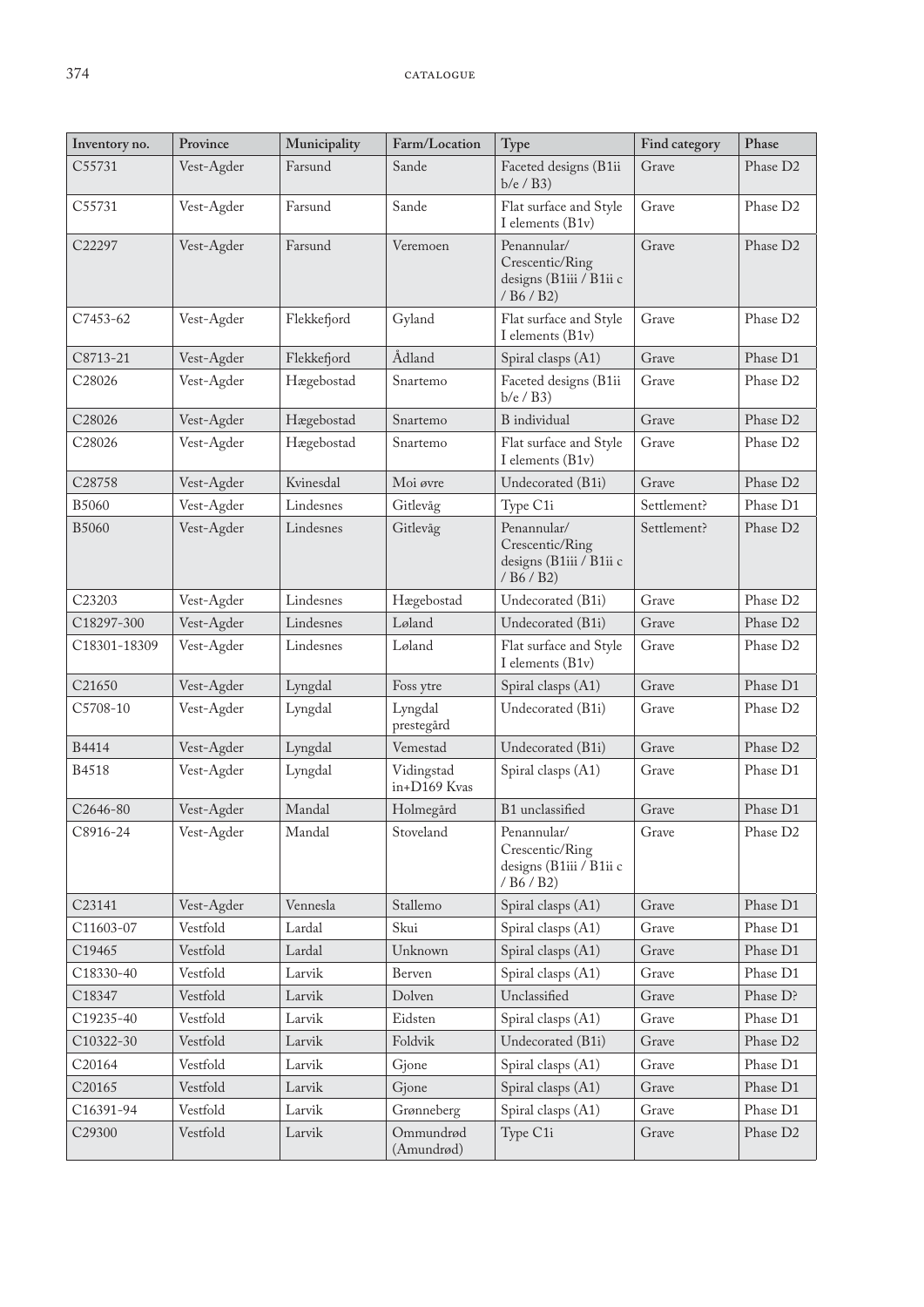| Inventory no. | Province | Municipality | Farm/Location | Type | Find category | Phase |
|---|---|---|---|---|---|---|
| C55731 | Vest-Agder | Farsund | Sande | Faceted designs (B1ii b/e / B3) | Grave | Phase D2 |
| C55731 | Vest-Agder | Farsund | Sande | Flat surface and Style I elements (B1v) | Grave | Phase D2 |
| C22297 | Vest-Agder | Farsund | Veremoen | Penannular/ Crescentic/Ring designs (B1iii / B1ii c / B6 / B2) | Grave | Phase D2 |
| C7453-62 | Vest-Agder | Flekkefjord | Gyland | Flat surface and Style I elements (B1v) | Grave | Phase D2 |
| C8713-21 | Vest-Agder | Flekkefjord | Ådland | Spiral clasps (A1) | Grave | Phase D1 |
| C28026 | Vest-Agder | Hægebostad | Snartemo | Faceted designs (B1ii b/e / B3) | Grave | Phase D2 |
| C28026 | Vest-Agder | Hægebostad | Snartemo | B individual | Grave | Phase D2 |
| C28026 | Vest-Agder | Hægebostad | Snartemo | Flat surface and Style I elements (B1v) | Grave | Phase D2 |
| C28758 | Vest-Agder | Kvinesdal | Moi øvre | Undecorated (B1i) | Grave | Phase D2 |
| B5060 | Vest-Agder | Lindesnes | Gitlevåg | Type C1i | Settlement? | Phase D1 |
| B5060 | Vest-Agder | Lindesnes | Gitlevåg | Penannular/ Crescentic/Ring designs (B1iii / B1ii c / B6 / B2) | Settlement? | Phase D2 |
| C23203 | Vest-Agder | Lindesnes | Hægebostad | Undecorated (B1i) | Grave | Phase D2 |
| C18297-300 | Vest-Agder | Lindesnes | Løland | Undecorated (B1i) | Grave | Phase D2 |
| C18301-18309 | Vest-Agder | Lindesnes | Løland | Flat surface and Style I elements (B1v) | Grave | Phase D2 |
| C21650 | Vest-Agder | Lyngdal | Foss ytre | Spiral clasps (A1) | Grave | Phase D1 |
| C5708-10 | Vest-Agder | Lyngdal | Lyngdal prestegård | Undecorated (B1i) | Grave | Phase D2 |
| B4414 | Vest-Agder | Lyngdal | Vemestad | Undecorated (B1i) | Grave | Phase D2 |
| B4518 | Vest-Agder | Lyngdal | Vidingstad in+D169 Kvas | Spiral clasps (A1) | Grave | Phase D1 |
| C2646-80 | Vest-Agder | Mandal | Holmegård | B1 unclassified | Grave | Phase D1 |
| C8916-24 | Vest-Agder | Mandal | Stoveland | Penannular/ Crescentic/Ring designs (B1iii / B1ii c / B6 / B2) | Grave | Phase D2 |
| C23141 | Vest-Agder | Vennesla | Stallemo | Spiral clasps (A1) | Grave | Phase D1 |
| C11603-07 | Vestfold | Lardal | Skui | Spiral clasps (A1) | Grave | Phase D1 |
| C19465 | Vestfold | Lardal | Unknown | Spiral clasps (A1) | Grave | Phase D1 |
| C18330-40 | Vestfold | Larvik | Berven | Spiral clasps (A1) | Grave | Phase D1 |
| C18347 | Vestfold | Larvik | Dolven | Unclassified | Grave | Phase D? |
| C19235-40 | Vestfold | Larvik | Eidsten | Spiral clasps (A1) | Grave | Phase D1 |
| C10322-30 | Vestfold | Larvik | Foldvik | Undecorated (B1i) | Grave | Phase D2 |
| C20164 | Vestfold | Larvik | Gjone | Spiral clasps (A1) | Grave | Phase D1 |
| C20165 | Vestfold | Larvik | Gjone | Spiral clasps (A1) | Grave | Phase D1 |
| C16391-94 | Vestfold | Larvik | Grønneberg | Spiral clasps (A1) | Grave | Phase D1 |
| C29300 | Vestfold | Larvik | Ommundrød (Amundrød) | Type C1i | Grave | Phase D2 |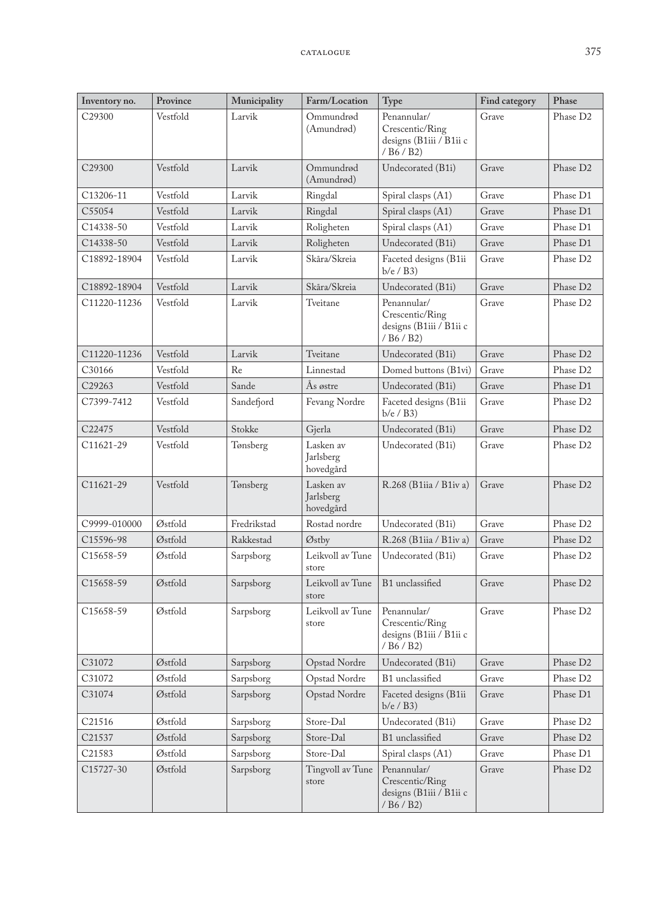| Inventory no. | Province | Municipality | Farm/Location | Type | Find category | Phase |
|---|---|---|---|---|---|---|
| C29300 | Vestfold | Larvik | Ommundrød (Amundrød) | Penannular/ Crescentic/Ring designs (B1iii / B1ii c / B6 / B2) | Grave | Phase D2 |
| C29300 | Vestfold | Larvik | Ommundrød (Amundrød) | Undecorated (B1i) | Grave | Phase D2 |
| C13206-11 | Vestfold | Larvik | Ringdal | Spiral clasps (A1) | Grave | Phase D1 |
| C55054 | Vestfold | Larvik | Ringdal | Spiral clasps (A1) | Grave | Phase D1 |
| C14338-50 | Vestfold | Larvik | Roligheten | Spiral clasps (A1) | Grave | Phase D1 |
| C14338-50 | Vestfold | Larvik | Roligheten | Undecorated (B1i) | Grave | Phase D1 |
| C18892-18904 | Vestfold | Larvik | Skåra/Skreia | Faceted designs (B1ii b/e / B3) | Grave | Phase D2 |
| C18892-18904 | Vestfold | Larvik | Skåra/Skreia | Undecorated (B1i) | Grave | Phase D2 |
| C11220-11236 | Vestfold | Larvik | Tveitane | Penannular/ Crescentic/Ring designs (B1iii / B1ii c / B6 / B2) | Grave | Phase D2 |
| C11220-11236 | Vestfold | Larvik | Tveitane | Undecorated (B1i) | Grave | Phase D2 |
| C30166 | Vestfold | Re | Linnestad | Domed buttons (B1vi) | Grave | Phase D2 |
| C29263 | Vestfold | Sande | Ås østre | Undecorated (B1i) | Grave | Phase D1 |
| C7399-7412 | Vestfold | Sandefjord | Fevang Nordre | Faceted designs (B1ii b/e / B3) | Grave | Phase D2 |
| C22475 | Vestfold | Stokke | Gjerla | Undecorated (B1i) | Grave | Phase D2 |
| C11621-29 | Vestfold | Tønsberg | Lasken av Jarlsberg hovedgård | Undecorated (B1i) | Grave | Phase D2 |
| C11621-29 | Vestfold | Tønsberg | Lasken av Jarlsberg hovedgård | R.268 (B1iia / B1iv a) | Grave | Phase D2 |
| C9999-010000 | Østfold | Fredrikstad | Rostad nordre | Undecorated (B1i) | Grave | Phase D2 |
| C15596-98 | Østfold | Rakkestad | Østby | R.268 (B1iia / B1iv a) | Grave | Phase D2 |
| C15658-59 | Østfold | Sarpsborg | Leikvoll av Tune store | Undecorated (B1i) | Grave | Phase D2 |
| C15658-59 | Østfold | Sarpsborg | Leikvoll av Tune store | B1 unclassified | Grave | Phase D2 |
| C15658-59 | Østfold | Sarpsborg | Leikvoll av Tune store | Penannular/ Crescentic/Ring designs (B1iii / B1ii c / B6 / B2) | Grave | Phase D2 |
| C31072 | Østfold | Sarpsborg | Opstad Nordre | Undecorated (B1i) | Grave | Phase D2 |
| C31072 | Østfold | Sarpsborg | Opstad Nordre | B1 unclassified | Grave | Phase D2 |
| C31074 | Østfold | Sarpsborg | Opstad Nordre | Faceted designs (B1ii b/e / B3) | Grave | Phase D1 |
| C21516 | Østfold | Sarpsborg | Store-Dal | Undecorated (B1i) | Grave | Phase D2 |
| C21537 | Østfold | Sarpsborg | Store-Dal | B1 unclassified | Grave | Phase D2 |
| C21583 | Østfold | Sarpsborg | Store-Dal | Spiral clasps (A1) | Grave | Phase D1 |
| C15727-30 | Østfold | Sarpsborg | Tingvoll av Tune store | Penannular/ Crescentic/Ring designs (B1iii / B1ii c / B6 / B2) | Grave | Phase D2 |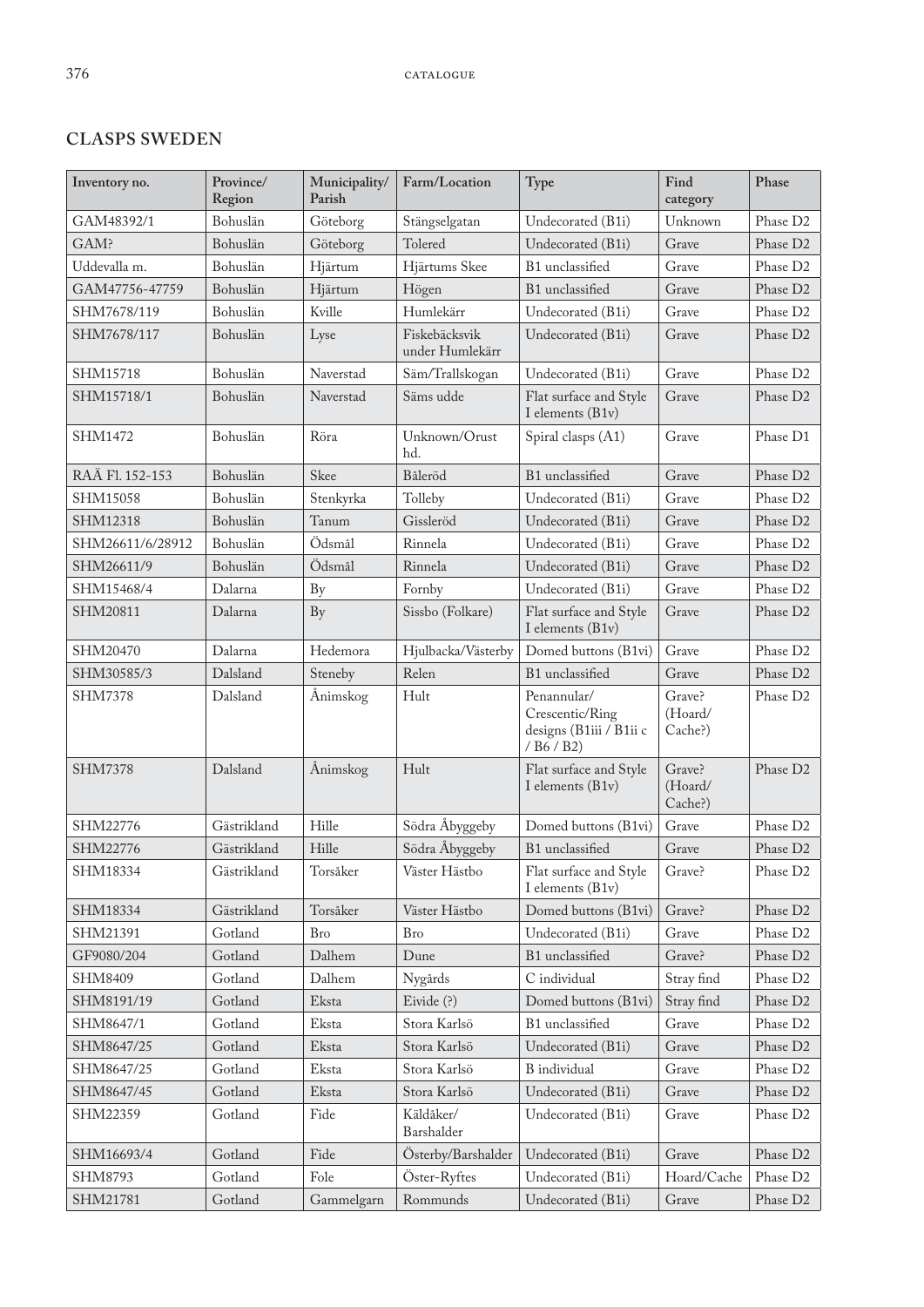## CLASPS SWEDEN

| Inventory no. | Province/ Region | Municipality/ Parish | Farm/Location | Type | Find category | Phase |
|---|---|---|---|---|---|---|
| GAM48392/1 | Bohuslän | Göteborg | Stängselgatan | Undecorated (B1i) | Unknown | Phase D2 |
| GAM? | Bohuslän | Göteborg | Tolered | Undecorated (B1i) | Grave | Phase D2 |
| Uddevalla m. | Bohuslän | Hjärtum | Hjärtums Skee | B1 unclassified | Grave | Phase D2 |
| GAM47756-47759 | Bohuslän | Hjärtum | Högen | B1 unclassified | Grave | Phase D2 |
| SHM7678/119 | Bohuslän | Kville | Humlekärr | Undecorated (B1i) | Grave | Phase D2 |
| SHM7678/117 | Bohuslän | Lyse | Fiskebäcksvik under Humlekärr | Undecorated (B1i) | Grave | Phase D2 |
| SHM15718 | Bohuslän | Naverstad | Säm/Trallskogan | Undecorated (B1i) | Grave | Phase D2 |
| SHM15718/1 | Bohuslän | Naverstad | Säms udde | Flat surface and Style I elements (B1v) | Grave | Phase D2 |
| SHM1472 | Bohuslän | Röra | Unknown/Orust hd. | Spiral clasps (A1) | Grave | Phase D1 |
| RAÄ Fl. 152-153 | Bohuslän | Skee | Båleröd | B1 unclassified | Grave | Phase D2 |
| SHM15058 | Bohuslän | Stenkyrka | Tolleby | Undecorated (B1i) | Grave | Phase D2 |
| SHM12318 | Bohuslän | Tanum | Gissleröd | Undecorated (B1i) | Grave | Phase D2 |
| SHM26611/6/28912 | Bohuslän | Ödsmål | Rinnela | Undecorated (B1i) | Grave | Phase D2 |
| SHM26611/9 | Bohuslän | Ödsmål | Rinnela | Undecorated (B1i) | Grave | Phase D2 |
| SHM15468/4 | Dalarna | By | Fornby | Undecorated (B1i) | Grave | Phase D2 |
| SHM20811 | Dalarna | By | Sissbo (Folkare) | Flat surface and Style I elements (B1v) | Grave | Phase D2 |
| SHM20470 | Dalarna | Hedemora | Hjulbacka/Västerby | Domed buttons (B1vi) | Grave | Phase D2 |
| SHM30585/3 | Dalsland | Steneby | Relen | B1 unclassified | Grave | Phase D2 |
| SHM7378 | Dalsland | Ånimskog | Hult | Penannular/ Crescentic/Ring designs (B1iii / B1ii c / B6 / B2) | Grave? (Hoard/ Cache?) | Phase D2 |
| SHM7378 | Dalsland | Ånimskog | Hult | Flat surface and Style I elements (B1v) | Grave? (Hoard/ Cache?) | Phase D2 |
| SHM22776 | Gästrikland | Hille | Södra Åbyggeby | Domed buttons (B1vi) | Grave | Phase D2 |
| SHM22776 | Gästrikland | Hille | Södra Åbyggeby | B1 unclassified | Grave | Phase D2 |
| SHM18334 | Gästrikland | Torsåker | Väster Hästbo | Flat surface and Style I elements (B1v) | Grave? | Phase D2 |
| SHM18334 | Gästrikland | Torsåker | Väster Hästbo | Domed buttons (B1vi) | Grave? | Phase D2 |
| SHM21391 | Gotland | Bro | Bro | Undecorated (B1i) | Grave | Phase D2 |
| GF9080/204 | Gotland | Dalhem | Dune | B1 unclassified | Grave? | Phase D2 |
| SHM8409 | Gotland | Dalhem | Nygårds | C individual | Stray find | Phase D2 |
| SHM8191/19 | Gotland | Eksta | Eivide (?) | Domed buttons (B1vi) | Stray find | Phase D2 |
| SHM8647/1 | Gotland | Eksta | Stora Karlsö | B1 unclassified | Grave | Phase D2 |
| SHM8647/25 | Gotland | Eksta | Stora Karlsö | Undecorated (B1i) | Grave | Phase D2 |
| SHM8647/25 | Gotland | Eksta | Stora Karlsö | B individual | Grave | Phase D2 |
| SHM8647/45 | Gotland | Eksta | Stora Karlsö | Undecorated (B1i) | Grave | Phase D2 |
| SHM22359 | Gotland | Fide | Käldåker/ Barshalder | Undecorated (B1i) | Grave | Phase D2 |
| SHM16693/4 | Gotland | Fide | Österby/Barshalder | Undecorated (B1i) | Grave | Phase D2 |
| SHM8793 | Gotland | Fole | Öster-Ryftes | Undecorated (B1i) | Hoard/Cache | Phase D2 |
| SHM21781 | Gotland | Gammelgarn | Rommunds | Undecorated (B1i) | Grave | Phase D2 |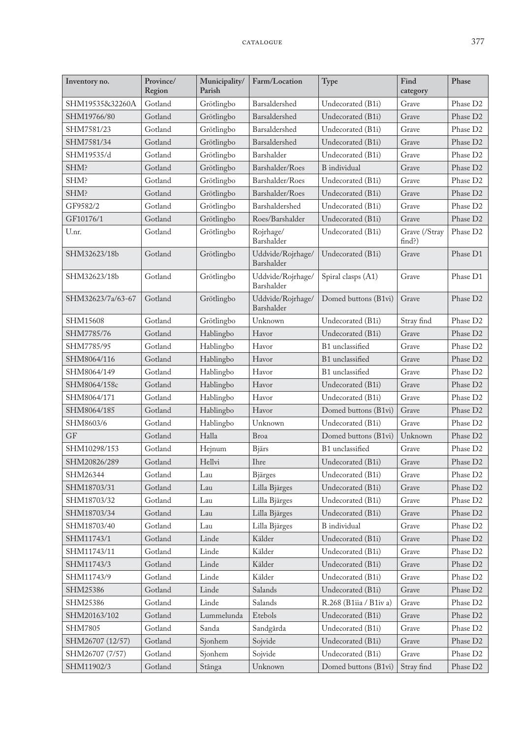| Inventory no. | Province/ Region | Municipality/ Parish | Farm/Location | Type | Find category | Phase |
|---|---|---|---|---|---|---|
| SHM19535&32260A | Gotland | Grötlingbo | Barsaldershed | Undecorated (B1i) | Grave | Phase D2 |
| SHM19766/80 | Gotland | Grötlingbo | Barsaldershed | Undecorated (B1i) | Grave | Phase D2 |
| SHM7581/23 | Gotland | Grötlingbo | Barsaldershed | Undecorated (B1i) | Grave | Phase D2 |
| SHM7581/34 | Gotland | Grötlingbo | Barsaldershed | Undecorated (B1i) | Grave | Phase D2 |
| SHM19535/d | Gotland | Grötlingbo | Barshalder | Undecorated (B1i) | Grave | Phase D2 |
| SHM? | Gotland | Grötlingbo | Barshalder/Roes | B individual | Grave | Phase D2 |
| SHM? | Gotland | Grötlingbo | Barshalder/Roes | Undecorated (B1i) | Grave | Phase D2 |
| SHM? | Gotland | Grötlingbo | Barshalder/Roes | Undecorated (B1i) | Grave | Phase D2 |
| GF9582/2 | Gotland | Grötlingbo | Barshaldershed | Undecorated (B1i) | Grave | Phase D2 |
| GF10176/1 | Gotland | Grötlingbo | Roes/Barshalder | Undecorated (B1i) | Grave | Phase D2 |
| U.nr. | Gotland | Grötlingbo | Rojrhage/ Barshalder | Undecorated (B1i) | Grave (/Stray find?) | Phase D2 |
| SHM32623/18b | Gotland | Grötlingbo | Uddvide/Rojrhage/ Barshalder | Undecorated (B1i) | Grave | Phase D1 |
| SHM32623/18b | Gotland | Grötlingbo | Uddvide/Rojrhage/ Barshalder | Spiral clasps (A1) | Grave | Phase D1 |
| SHM32623/7a/63-67 | Gotland | Grötlingbo | Uddvide/Rojrhage/ Barshalder | Domed buttons (B1vi) | Grave | Phase D2 |
| SHM15608 | Gotland | Grötlingbo | Unknown | Undecorated (B1i) | Stray find | Phase D2 |
| SHM7785/76 | Gotland | Hablingbo | Havor | Undecorated (B1i) | Grave | Phase D2 |
| SHM7785/95 | Gotland | Hablingbo | Havor | B1 unclassified | Grave | Phase D2 |
| SHM8064/116 | Gotland | Hablingbo | Havor | B1 unclassified | Grave | Phase D2 |
| SHM8064/149 | Gotland | Hablingbo | Havor | B1 unclassified | Grave | Phase D2 |
| SHM8064/158c | Gotland | Hablingbo | Havor | Undecorated (B1i) | Grave | Phase D2 |
| SHM8064/171 | Gotland | Hablingbo | Havor | Undecorated (B1i) | Grave | Phase D2 |
| SHM8064/185 | Gotland | Hablingbo | Havor | Domed buttons (B1vi) | Grave | Phase D2 |
| SHM8603/6 | Gotland | Hablingbo | Unknown | Undecorated (B1i) | Grave | Phase D2 |
| GF | Gotland | Halla | Broa | Domed buttons (B1vi) | Unknown | Phase D2 |
| SHM10298/153 | Gotland | Hejnum | Bjärs | B1 unclassified | Grave | Phase D2 |
| SHM20826/289 | Gotland | Hellvi | Ihre | Undecorated (B1i) | Grave | Phase D2 |
| SHM26344 | Gotland | Lau | Bjärges | Undecorated (B1i) | Grave | Phase D2 |
| SHM18703/31 | Gotland | Lau | Lilla Bjärges | Undecorated (B1i) | Grave | Phase D2 |
| SHM18703/32 | Gotland | Lau | Lilla Bjärges | Undecorated (B1i) | Grave | Phase D2 |
| SHM18703/34 | Gotland | Lau | Lilla Bjärges | Undecorated (B1i) | Grave | Phase D2 |
| SHM18703/40 | Gotland | Lau | Lilla Bjärges | B individual | Grave | Phase D2 |
| SHM11743/1 | Gotland | Linde | Kälder | Undecorated (B1i) | Grave | Phase D2 |
| SHM11743/11 | Gotland | Linde | Kälder | Undecorated (B1i) | Grave | Phase D2 |
| SHM11743/3 | Gotland | Linde | Kälder | Undecorated (B1i) | Grave | Phase D2 |
| SHM11743/9 | Gotland | Linde | Kälder | Undecorated (B1i) | Grave | Phase D2 |
| SHM25386 | Gotland | Linde | Salands | Undecorated (B1i) | Grave | Phase D2 |
| SHM25386 | Gotland | Linde | Salands | R.268 (B1iia / B1iv a) | Grave | Phase D2 |
| SHM20163/102 | Gotland | Lummelunda | Etebols | Undecorated (B1i) | Grave | Phase D2 |
| SHM7805 | Gotland | Sanda | Sandgärda | Undecorated (B1i) | Grave | Phase D2 |
| SHM26707 (12/57) | Gotland | Sjonhem | Sojvide | Undecorated (B1i) | Grave | Phase D2 |
| SHM26707 (7/57) | Gotland | Sjonhem | Sojvide | Undecorated (B1i) | Grave | Phase D2 |
| SHM11902/3 | Gotland | Stånga | Unknown | Domed buttons (B1vi) | Stray find | Phase D2 |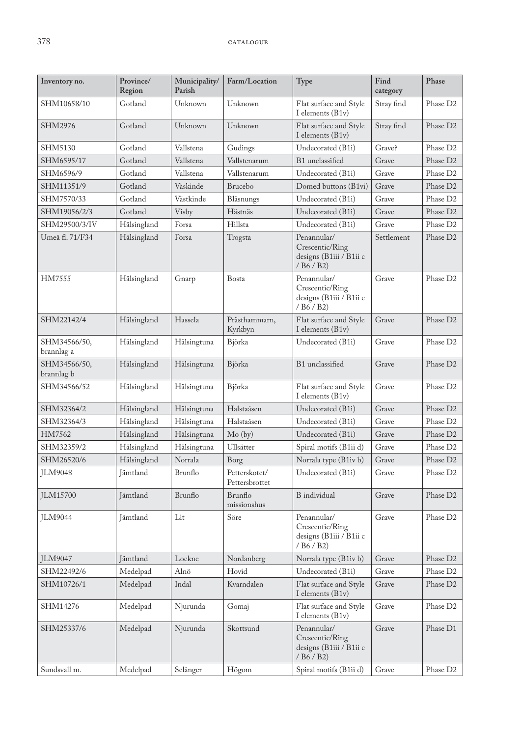| Inventory no. | Province/ Region | Municipality/ Parish | Farm/Location | Type | Find category | Phase |
|---|---|---|---|---|---|---|
| SHM10658/10 | Gotland | Unknown | Unknown | Flat surface and Style I elements (B1v) | Stray find | Phase D2 |
| SHM2976 | Gotland | Unknown | Unknown | Flat surface and Style I elements (B1v) | Stray find | Phase D2 |
| SHM5130 | Gotland | Vallstena | Gudings | Undecorated (B1i) | Grave? | Phase D2 |
| SHM6595/17 | Gotland | Vallstena | Vallstenarum | B1 unclassified | Grave | Phase D2 |
| SHM6596/9 | Gotland | Vallstena | Vallstenarum | Undecorated (B1i) | Grave | Phase D2 |
| SHM11351/9 | Gotland | Väskinde | Brucebo | Domed buttons (B1vi) | Grave | Phase D2 |
| SHM7570/33 | Gotland | Västkinde | Bläsnungs | Undecorated (B1i) | Grave | Phase D2 |
| SHM19056/2/3 | Gotland | Visby | Hästnäs | Undecorated (B1i) | Grave | Phase D2 |
| SHM29500/3/IV | Hälsingland | Forsa | Hillsta | Undecorated (B1i) | Grave | Phase D2 |
| Umeå fl. 71/F34 | Hälsingland | Forsa | Trogsta | Penannular/ Crescentic/Ring designs (B1iii / B1ii c / B6 / B2) | Settlement | Phase D2 |
| HM7555 | Hälsingland | Gnarp | Bosta | Penannular/ Crescentic/Ring designs (B1iii / B1ii c / B6 / B2) | Grave | Phase D2 |
| SHM22142/4 | Hälsingland | Hassela | Prästhammarn, Kyrkbyn | Flat surface and Style I elements (B1v) | Grave | Phase D2 |
| SHM34566/50, brannlag a | Hälsingland | Hälsingtuna | Björka | Undecorated (B1i) | Grave | Phase D2 |
| SHM34566/50, brannlag b | Hälsingland | Hälsingtuna | Björka | B1 unclassified | Grave | Phase D2 |
| SHM34566/52 | Hälsingland | Hälsingtuna | Björka | Flat surface and Style I elements (B1v) | Grave | Phase D2 |
| SHM32364/2 | Hälsingland | Hälsingtuna | Halstaåsen | Undecorated (B1i) | Grave | Phase D2 |
| SHM32364/3 | Hälsingland | Hälsingtuna | Halstaåsen | Undecorated (B1i) | Grave | Phase D2 |
| HM7562 | Hälsingland | Hälsingtuna | Mo (by) | Undecorated (B1i) | Grave | Phase D2 |
| SHM32359/2 | Hälsingland | Hälsingtuna | Ullsätter | Spiral motifs (B1ii d) | Grave | Phase D2 |
| SHM26520/6 | Hälsingland | Norrala | Borg | Norrala type (B1iv b) | Grave | Phase D2 |
| JLM9048 | Jämtland | Brunflo | Petterskotet/ Pettersbrottet | Undecorated (B1i) | Grave | Phase D2 |
| JLM15700 | Jämtland | Brunflo | Brunflo missionshus | B individual | Grave | Phase D2 |
| JLM9044 | Jämtland | Lit | Söre | Penannular/ Crescentic/Ring designs (B1iii / B1ii c / B6 / B2) | Grave | Phase D2 |
| JLM9047 | Jämtland | Lockne | Nordanberg | Norrala type (B1iv b) | Grave | Phase D2 |
| SHM22492/6 | Medelpad | Alnö | Hovid | Undecorated (B1i) | Grave | Phase D2 |
| SHM10726/1 | Medelpad | Indal | Kvarndalen | Flat surface and Style I elements (B1v) | Grave | Phase D2 |
| SHM14276 | Medelpad | Njurunda | Gomaj | Flat surface and Style I elements (B1v) | Grave | Phase D2 |
| SHM25337/6 | Medelpad | Njurunda | Skottsund | Penannular/ Crescentic/Ring designs (B1iii / B1ii c / B6 / B2) | Grave | Phase D1 |
| Sundsvall m. | Medelpad | Selånger | Högom | Spiral motifs (B1ii d) | Grave | Phase D2 |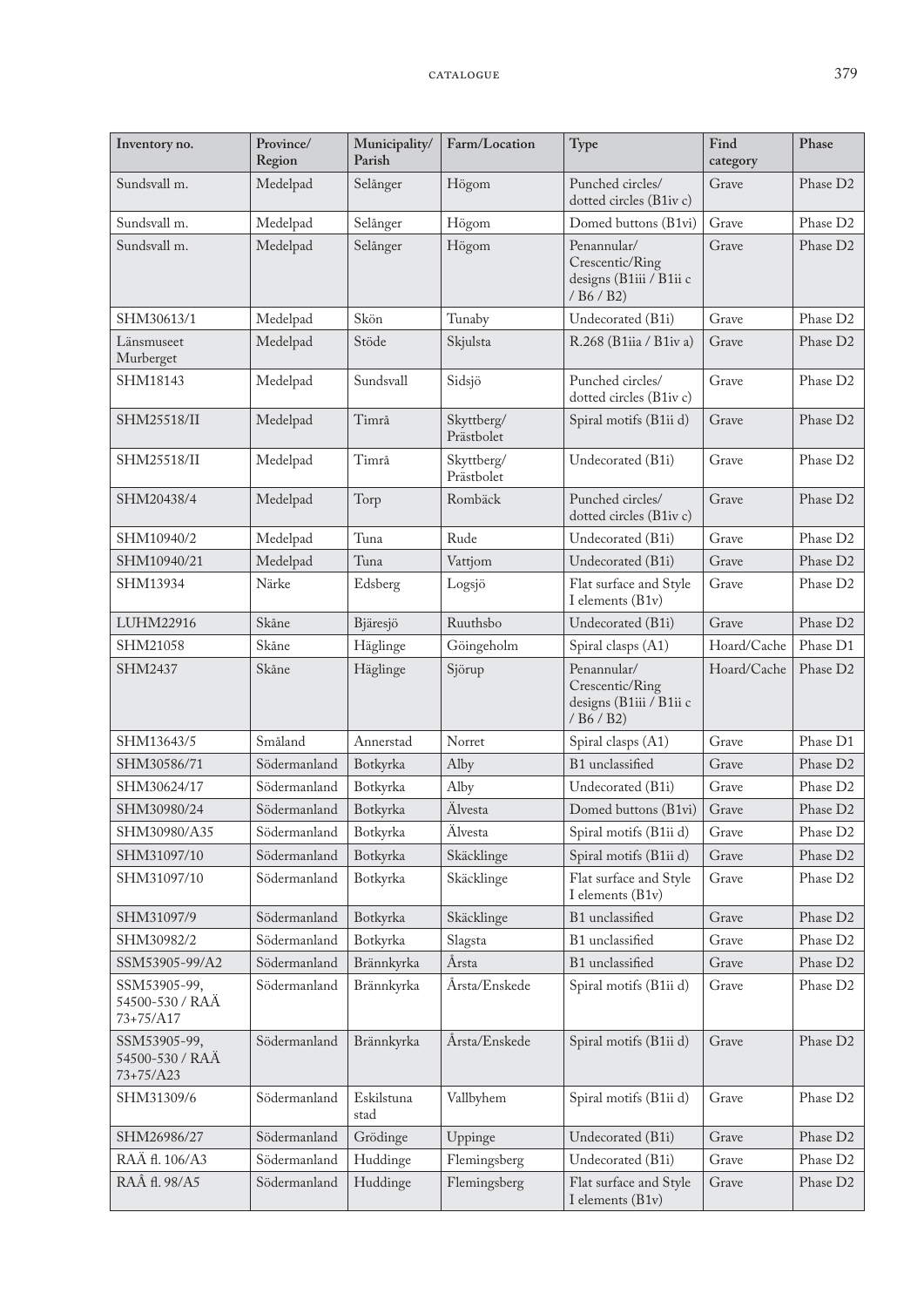| Inventory no. | Province/ Region | Municipality/ Parish | Farm/Location | Type | Find category | Phase |
|---|---|---|---|---|---|---|
| Sundsvall m. | Medelpad | Selånger | Högom | Punched circles/ dotted circles (B1iv c) | Grave | Phase D2 |
| Sundsvall m. | Medelpad | Selånger | Högom | Domed buttons (B1vi) | Grave | Phase D2 |
| Sundsvall m. | Medelpad | Selånger | Högom | Penannular/ Crescentic/Ring designs (B1iii / B1ii c / B6 / B2) | Grave | Phase D2 |
| SHM30613/1 | Medelpad | Skön | Tunaby | Undecorated (B1i) | Grave | Phase D2 |
| Länsmuseet Murberget | Medelpad | Stöde | Skjulsta | R.268 (B1iia / B1iv a) | Grave | Phase D2 |
| SHM18143 | Medelpad | Sundsvall | Sidsjö | Punched circles/ dotted circles (B1iv c) | Grave | Phase D2 |
| SHM25518/II | Medelpad | Timrå | Skyttberg/ Prästbolet | Spiral motifs (B1ii d) | Grave | Phase D2 |
| SHM25518/II | Medelpad | Timrå | Skyttberg/ Prästbolet | Undecorated (B1i) | Grave | Phase D2 |
| SHM20438/4 | Medelpad | Torp | Rombäck | Punched circles/ dotted circles (B1iv c) | Grave | Phase D2 |
| SHM10940/2 | Medelpad | Tuna | Rude | Undecorated (B1i) | Grave | Phase D2 |
| SHM10940/21 | Medelpad | Tuna | Vattjom | Undecorated (B1i) | Grave | Phase D2 |
| SHM13934 | Närke | Edsberg | Logsjö | Flat surface and Style I elements (B1v) | Grave | Phase D2 |
| LUHM22916 | Skåne | Bjäresjö | Ruuthsbo | Undecorated (B1i) | Grave | Phase D2 |
| SHM21058 | Skåne | Häglinge | Göingeholm | Spiral clasps (A1) | Hoard/Cache | Phase D1 |
| SHM2437 | Skåne | Häglinge | Sjörup | Penannular/ Crescentic/Ring designs (B1iii / B1ii c / B6 / B2) | Hoard/Cache | Phase D2 |
| SHM13643/5 | Småland | Annerstad | Norret | Spiral clasps (A1) | Grave | Phase D1 |
| SHM30586/71 | Södermanland | Botkyrka | Alby | B1 unclassified | Grave | Phase D2 |
| SHM30624/17 | Södermanland | Botkyrka | Alby | Undecorated (B1i) | Grave | Phase D2 |
| SHM30980/24 | Södermanland | Botkyrka | Älvesta | Domed buttons (B1vi) | Grave | Phase D2 |
| SHM30980/A35 | Södermanland | Botkyrka | Älvesta | Spiral motifs (B1ii d) | Grave | Phase D2 |
| SHM31097/10 | Södermanland | Botkyrka | Skäcklinge | Spiral motifs (B1ii d) | Grave | Phase D2 |
| SHM31097/10 | Södermanland | Botkyrka | Skäcklinge | Flat surface and Style I elements (B1v) | Grave | Phase D2 |
| SHM31097/9 | Södermanland | Botkyrka | Skäcklinge | B1 unclassified | Grave | Phase D2 |
| SHM30982/2 | Södermanland | Botkyrka | Slagsta | B1 unclassified | Grave | Phase D2 |
| SSM53905-99/A2 | Södermanland | Brännkyrka | Årsta | B1 unclassified | Grave | Phase D2 |
| SSM53905-99, 54500-530 / RAÄ 73+75/A17 | Södermanland | Brännkyrka | Årsta/Enskede | Spiral motifs (B1ii d) | Grave | Phase D2 |
| SSM53905-99, 54500-530 / RAÄ 73+75/A23 | Södermanland | Brännkyrka | Årsta/Enskede | Spiral motifs (B1ii d) | Grave | Phase D2 |
| SHM31309/6 | Södermanland | Eskilstuna stad | Vallbyhem | Spiral motifs (B1ii d) | Grave | Phase D2 |
| SHM26986/27 | Södermanland | Grödinge | Uppinge | Undecorated (B1i) | Grave | Phase D2 |
| RAÄ fl. 106/A3 | Södermanland | Huddinge | Flemingsberg | Undecorated (B1i) | Grave | Phase D2 |
| RAÂ fl. 98/A5 | Södermanland | Huddinge | Flemingsberg | Flat surface and Style I elements (B1v) | Grave | Phase D2 |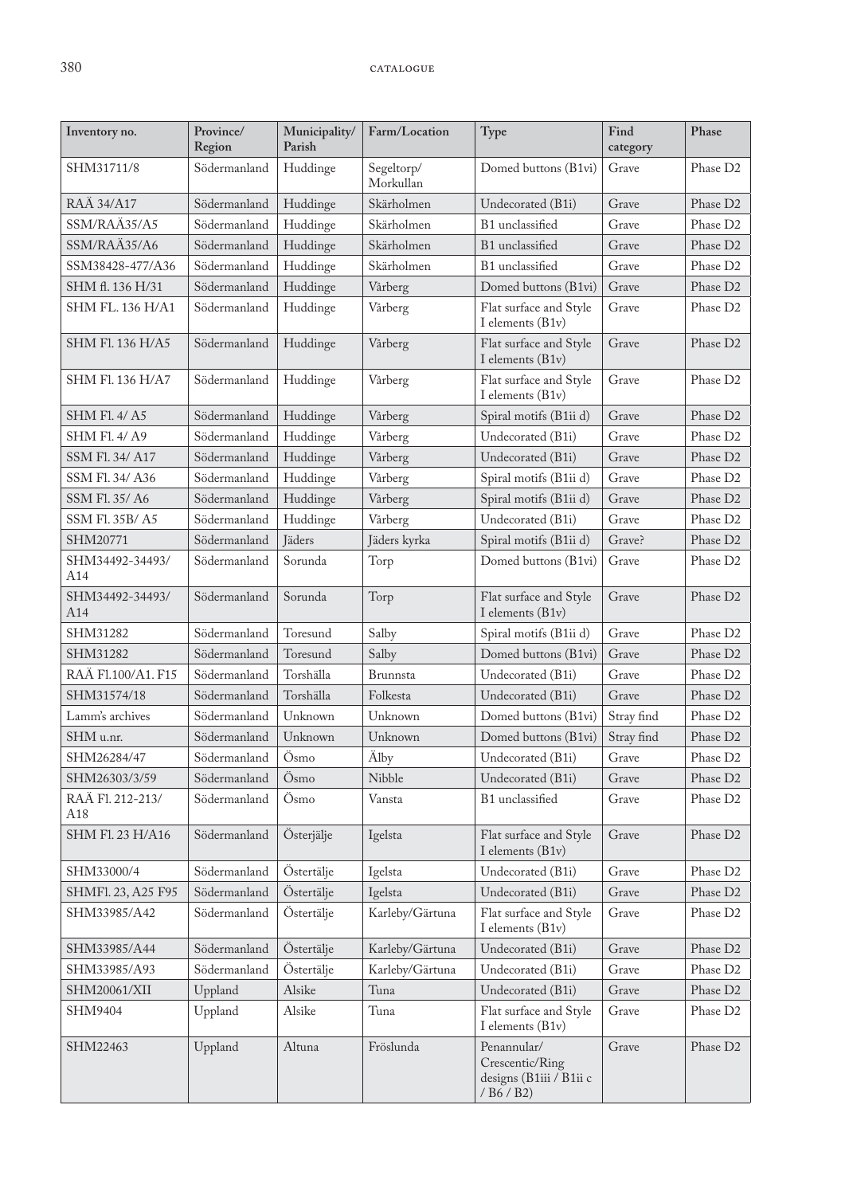| Inventory no. | Province/ Region | Municipality/ Parish | Farm/Location | Type | Find category | Phase |
|---|---|---|---|---|---|---|
| SHM31711/8 | Södermanland | Huddinge | Segeltorp/ Morkullan | Domed buttons (B1vi) | Grave | Phase D2 |
| RAÄ 34/A17 | Södermanland | Huddinge | Skärholmen | Undecorated (B1i) | Grave | Phase D2 |
| SSM/RAÄ35/A5 | Södermanland | Huddinge | Skärholmen | B1 unclassified | Grave | Phase D2 |
| SSM/RAÄ35/A6 | Södermanland | Huddinge | Skärholmen | B1 unclassified | Grave | Phase D2 |
| SSM38428-477/A36 | Södermanland | Huddinge | Skärholmen | B1 unclassified | Grave | Phase D2 |
| SHM fl. 136 H/31 | Södermanland | Huddinge | Vårberg | Domed buttons (B1vi) | Grave | Phase D2 |
| SHM FL. 136 H/A1 | Södermanland | Huddinge | Vårberg | Flat surface and Style I elements (B1v) | Grave | Phase D2 |
| SHM Fl. 136 H/A5 | Södermanland | Huddinge | Vårberg | Flat surface and Style I elements (B1v) | Grave | Phase D2 |
| SHM Fl. 136 H/A7 | Södermanland | Huddinge | Vårberg | Flat surface and Style I elements (B1v) | Grave | Phase D2 |
| SHM Fl. 4/ A5 | Södermanland | Huddinge | Vårberg | Spiral motifs (B1ii d) | Grave | Phase D2 |
| SHM Fl. 4/ A9 | Södermanland | Huddinge | Vårberg | Undecorated (B1i) | Grave | Phase D2 |
| SSM Fl. 34/ A17 | Södermanland | Huddinge | Vårberg | Undecorated (B1i) | Grave | Phase D2 |
| SSM Fl. 34/ A36 | Södermanland | Huddinge | Vårberg | Spiral motifs (B1ii d) | Grave | Phase D2 |
| SSM Fl. 35/ A6 | Södermanland | Huddinge | Vårberg | Spiral motifs (B1ii d) | Grave | Phase D2 |
| SSM Fl. 35B/ A5 | Södermanland | Huddinge | Vårberg | Undecorated (B1i) | Grave | Phase D2 |
| SHM20771 | Södermanland | Jäders | Jäders kyrka | Spiral motifs (B1ii d) | Grave? | Phase D2 |
| SHM34492-34493/ A14 | Södermanland | Sorunda | Torp | Domed buttons (B1vi) | Grave | Phase D2 |
| SHM34492-34493/ A14 | Södermanland | Sorunda | Torp | Flat surface and Style I elements (B1v) | Grave | Phase D2 |
| SHM31282 | Södermanland | Toresund | Salby | Spiral motifs (B1ii d) | Grave | Phase D2 |
| SHM31282 | Södermanland | Toresund | Salby | Domed buttons (B1vi) | Grave | Phase D2 |
| RAÄ Fl.100/A1. F15 | Södermanland | Torshälla | Brunnsta | Undecorated (B1i) | Grave | Phase D2 |
| SHM31574/18 | Södermanland | Torshälla | Folkesta | Undecorated (B1i) | Grave | Phase D2 |
| Lamm's archives | Södermanland | Unknown | Unknown | Domed buttons (B1vi) | Stray find | Phase D2 |
| SHM u.nr. | Södermanland | Unknown | Unknown | Domed buttons (B1vi) | Stray find | Phase D2 |
| SHM26284/47 | Södermanland | Ösmo | Älby | Undecorated (B1i) | Grave | Phase D2 |
| SHM26303/3/59 | Södermanland | Ösmo | Nibble | Undecorated (B1i) | Grave | Phase D2 |
| RAÄ Fl. 212-213/ A18 | Södermanland | Ösmo | Vansta | B1 unclassified | Grave | Phase D2 |
| SHM Fl. 23 H/A16 | Södermanland | Österjälje | Igelsta | Flat surface and Style I elements (B1v) | Grave | Phase D2 |
| SHM33000/4 | Södermanland | Östertälje | Igelsta | Undecorated (B1i) | Grave | Phase D2 |
| SHMFl. 23, A25 F95 | Södermanland | Östertälje | Igelsta | Undecorated (B1i) | Grave | Phase D2 |
| SHM33985/A42 | Södermanland | Östertälje | Karleby/Gärtuna | Flat surface and Style I elements (B1v) | Grave | Phase D2 |
| SHM33985/A44 | Södermanland | Östertälje | Karleby/Gärtuna | Undecorated (B1i) | Grave | Phase D2 |
| SHM33985/A93 | Södermanland | Östertälje | Karleby/Gärtuna | Undecorated (B1i) | Grave | Phase D2 |
| SHM20061/XII | Uppland | Alsike | Tuna | Undecorated (B1i) | Grave | Phase D2 |
| SHM9404 | Uppland | Alsike | Tuna | Flat surface and Style I elements (B1v) | Grave | Phase D2 |
| SHM22463 | Uppland | Altuna | Fröslunda | Penannular/ Crescentic/Ring designs (B1iii / B1ii c / B6 / B2) | Grave | Phase D2 |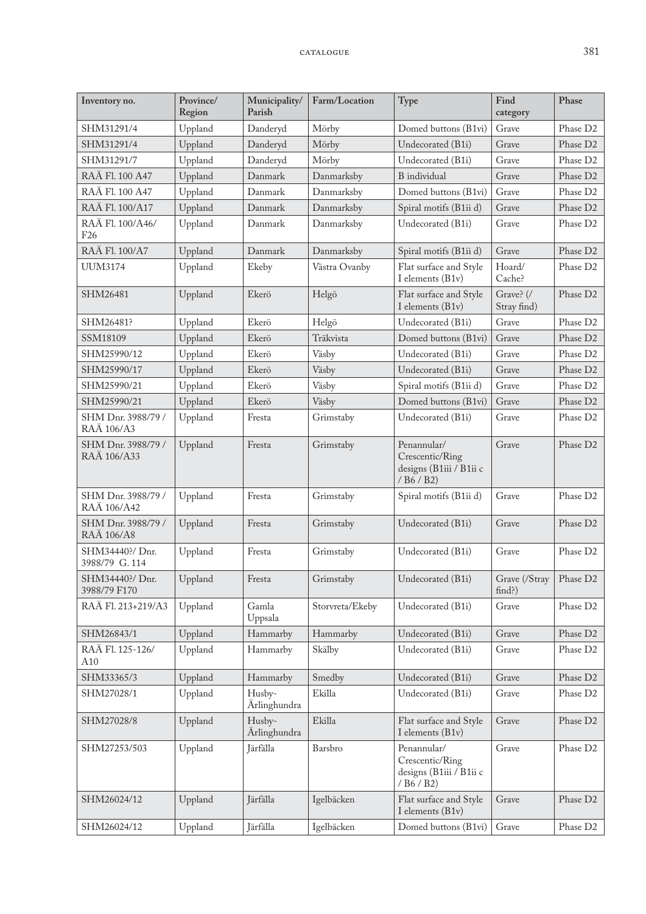| Inventory no. | Province/ Region | Municipality/ Parish | Farm/Location | Type | Find category | Phase |
|---|---|---|---|---|---|---|
| SHM31291/4 | Uppland | Danderyd | Mörby | Domed buttons (B1vi) | Grave | Phase D2 |
| SHM31291/4 | Uppland | Danderyd | Mörby | Undecorated (B1i) | Grave | Phase D2 |
| SHM31291/7 | Uppland | Danderyd | Mörby | Undecorated (B1i) | Grave | Phase D2 |
| RAÄ Fl. 100 A47 | Uppland | Danmark | Danmarksby | B individual | Grave | Phase D2 |
| RAÄ Fl. 100 A47 | Uppland | Danmark | Danmarksby | Domed buttons (B1vi) | Grave | Phase D2 |
| RAÄ Fl. 100/A17 | Uppland | Danmark | Danmarksby | Spiral motifs (B1ii d) | Grave | Phase D2 |
| RAÄ Fl. 100/A46/ F26 | Uppland | Danmark | Danmarksby | Undecorated (B1i) | Grave | Phase D2 |
| RAÄ Fl. 100/A7 | Uppland | Danmark | Danmarksby | Spiral motifs (B1ii d) | Grave | Phase D2 |
| UUM3174 | Uppland | Ekeby | Västra Ovanby | Flat surface and Style I elements (B1v) | Hoard/ Cache? | Phase D2 |
| SHM26481 | Uppland | Ekerö | Helgö | Flat surface and Style I elements (B1v) | Grave? (/ Stray find) | Phase D2 |
| SHM26481? | Uppland | Ekerö | Helgö | Undecorated (B1i) | Grave | Phase D2 |
| SSM18109 | Uppland | Ekerö | Träkvista | Domed buttons (B1vi) | Grave | Phase D2 |
| SHM25990/12 | Uppland | Ekerö | Väsby | Undecorated (B1i) | Grave | Phase D2 |
| SHM25990/17 | Uppland | Ekerö | Väsby | Undecorated (B1i) | Grave | Phase D2 |
| SHM25990/21 | Uppland | Ekerö | Väsby | Spiral motifs (B1ii d) | Grave | Phase D2 |
| SHM25990/21 | Uppland | Ekerö | Väsby | Domed buttons (B1vi) | Grave | Phase D2 |
| SHM Dnr. 3988/79 / RAÄ 106/A3 | Uppland | Fresta | Grimstaby | Undecorated (B1i) | Grave | Phase D2 |
| SHM Dnr. 3988/79 / RAÄ 106/A33 | Uppland | Fresta | Grimstaby | Penannular/ Crescentic/Ring designs (B1iii / B1ii c / B6 / B2) | Grave | Phase D2 |
| SHM Dnr. 3988/79 / RAÄ 106/A42 | Uppland | Fresta | Grimstaby | Spiral motifs (B1ii d) | Grave | Phase D2 |
| SHM Dnr. 3988/79 / RAÄ 106/A8 | Uppland | Fresta | Grimstaby | Undecorated (B1i) | Grave | Phase D2 |
| SHM34440?/ Dnr. 3988/79 G. 114 | Uppland | Fresta | Grimstaby | Undecorated (B1i) | Grave | Phase D2 |
| SHM34440?/ Dnr. 3988/79 F170 | Uppland | Fresta | Grimstaby | Undecorated (B1i) | Grave (/Stray find?) | Phase D2 |
| RAÄ Fl. 213+219/A3 | Uppland | Gamla Uppsala | Storvreta/Ekeby | Undecorated (B1i) | Grave | Phase D2 |
| SHM26843/1 | Uppland | Hammarby | Hammarby | Undecorated (B1i) | Grave | Phase D2 |
| RAÄ Fl. 125-126/ A10 | Uppland | Hammarby | Skälby | Undecorated (B1i) | Grave | Phase D2 |
| SHM33365/3 | Uppland | Hammarby | Smedby | Undecorated (B1i) | Grave | Phase D2 |
| SHM27028/1 | Uppland | Husby-Ärlinghundra | Ekilla | Undecorated (B1i) | Grave | Phase D2 |
| SHM27028/8 | Uppland | Husby-Ärlinghundra | Ekilla | Flat surface and Style I elements (B1v) | Grave | Phase D2 |
| SHM27253/503 | Uppland | Järfälla | Barsbro | Penannular/ Crescentic/Ring designs (B1iii / B1ii c / B6 / B2) | Grave | Phase D2 |
| SHM26024/12 | Uppland | Järfälla | Igelbäcken | Flat surface and Style I elements (B1v) | Grave | Phase D2 |
| SHM26024/12 | Uppland | Järfälla | Igelbäcken | Domed buttons (B1vi) | Grave | Phase D2 |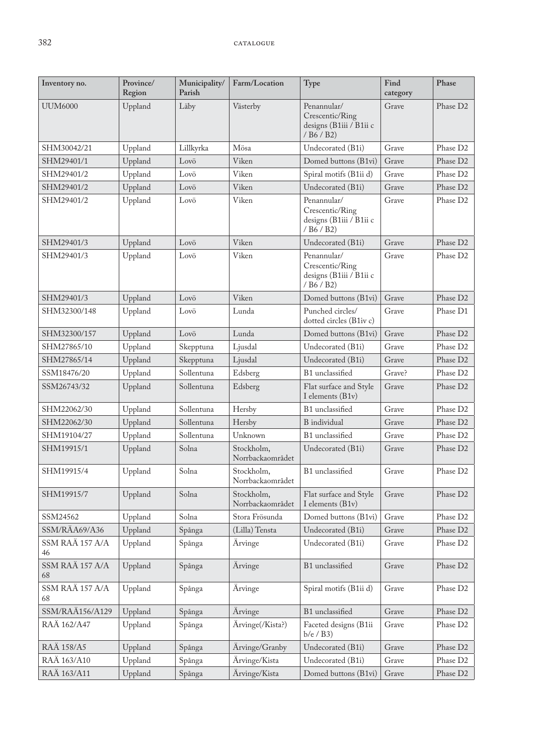| Inventory no. | Province/ Region | Municipality/ Parish | Farm/Location | Type | Find category | Phase |
|---|---|---|---|---|---|---|
| UUM6000 | Uppland | Läby | Västerby | Penannular/ Crescentic/Ring designs (B1iii / B1ii c / B6 / B2) | Grave | Phase D2 |
| SHM30042/21 | Uppland | Lillkyrka | Mösa | Undecorated (B1i) | Grave | Phase D2 |
| SHM29401/1 | Uppland | Lovö | Viken | Domed buttons (B1vi) | Grave | Phase D2 |
| SHM29401/2 | Uppland | Lovö | Viken | Spiral motifs (B1ii d) | Grave | Phase D2 |
| SHM29401/2 | Uppland | Lovö | Viken | Undecorated (B1i) | Grave | Phase D2 |
| SHM29401/2 | Uppland | Lovö | Viken | Penannular/ Crescentic/Ring designs (B1iii / B1ii c / B6 / B2) | Grave | Phase D2 |
| SHM29401/3 | Uppland | Lovö | Viken | Undecorated (B1i) | Grave | Phase D2 |
| SHM29401/3 | Uppland | Lovö | Viken | Penannular/ Crescentic/Ring designs (B1iii / B1ii c / B6 / B2) | Grave | Phase D2 |
| SHM29401/3 | Uppland | Lovö | Viken | Domed buttons (B1vi) | Grave | Phase D2 |
| SHM32300/148 | Uppland | Lovö | Lunda | Punched circles/ dotted circles (B1iv c) | Grave | Phase D1 |
| SHM32300/157 | Uppland | Lovö | Lunda | Domed buttons (B1vi) | Grave | Phase D2 |
| SHM27865/10 | Uppland | Skepptuna | Ljusdal | Undecorated (B1i) | Grave | Phase D2 |
| SHM27865/14 | Uppland | Skepptuna | Ljusdal | Undecorated (B1i) | Grave | Phase D2 |
| SSM18476/20 | Uppland | Sollentuna | Edsberg | B1 unclassified | Grave? | Phase D2 |
| SSM26743/32 | Uppland | Sollentuna | Edsberg | Flat surface and Style I elements (B1v) | Grave | Phase D2 |
| SHM22062/30 | Uppland | Sollentuna | Hersby | B1 unclassified | Grave | Phase D2 |
| SHM22062/30 | Uppland | Sollentuna | Hersby | B individual | Grave | Phase D2 |
| SHM19104/27 | Uppland | Sollentuna | Unknown | B1 unclassified | Grave | Phase D2 |
| SHM19915/1 | Uppland | Solna | Stockholm, Norrbackaområdet | Undecorated (B1i) | Grave | Phase D2 |
| SHM19915/4 | Uppland | Solna | Stockholm, Norrbackaområdet | B1 unclassified | Grave | Phase D2 |
| SHM19915/7 | Uppland | Solna | Stockholm, Norrbackaområdet | Flat surface and Style I elements (B1v) | Grave | Phase D2 |
| SSM24562 | Uppland | Solna | Stora Frösunda | Domed buttons (B1vi) | Grave | Phase D2 |
| SSM/RÄA69/A36 | Uppland | Spånga | (Lilla) Tensta | Undecorated (B1i) | Grave | Phase D2 |
| SSM RAÄ 157 A/A 46 | Uppland | Spånga | Ärvinge | Undecorated (B1i) | Grave | Phase D2 |
| SSM RAÄ 157 A/A 68 | Uppland | Spånga | Ärvinge | B1 unclassified | Grave | Phase D2 |
| SSM RAÄ 157 A/A 68 | Uppland | Spånga | Ärvinge | Spiral motifs (B1ii d) | Grave | Phase D2 |
| SSM/RAÄ156/A129 | Uppland | Spånga | Ärvinge | B1 unclassified | Grave | Phase D2 |
| RAÄ 162/A47 | Uppland | Spånga | Ärvinge(/Kista?) | Faceted designs (B1ii b/e / B3) | Grave | Phase D2 |
| RAÄ 158/A5 | Uppland | Spånga | Ärvinge/Granby | Undecorated (B1i) | Grave | Phase D2 |
| RAÄ 163/A10 | Uppland | Spånga | Ärvinge/Kista | Undecorated (B1i) | Grave | Phase D2 |
| RAÄ 163/A11 | Uppland | Spånga | Ärvinge/Kista | Domed buttons (B1vi) | Grave | Phase D2 |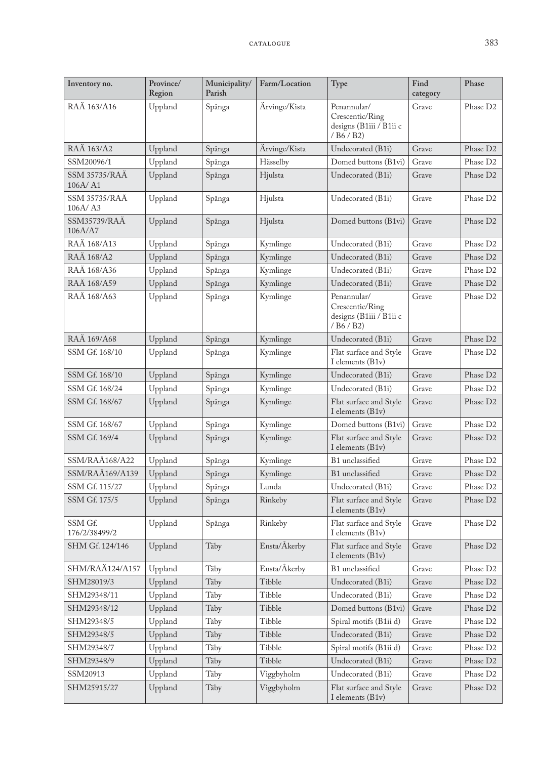| Inventory no. | Province/ Region | Municipality/ Parish | Farm/Location | Type | Find category | Phase |
|---|---|---|---|---|---|---|
| RAÄ 163/A16 | Uppland | Spånga | Ärvinge/Kista | Penannular/ Crescentic/Ring designs (B1iii / B1ii c / B6 / B2) | Grave | Phase D2 |
| RAÄ 163/A2 | Uppland | Spånga | Ärvinge/Kista | Undecorated (B1i) | Grave | Phase D2 |
| SSM20096/1 | Uppland | Spånga | Hässelby | Domed buttons (B1vi) | Grave | Phase D2 |
| SSM 35735/RAÄ 106A/ A1 | Uppland | Spånga | Hjulsta | Undecorated (B1i) | Grave | Phase D2 |
| SSM 35735/RAÄ 106A/ A3 | Uppland | Spånga | Hjulsta | Undecorated (B1i) | Grave | Phase D2 |
| SSM35739/RAÄ 106A/A7 | Uppland | Spånga | Hjulsta | Domed buttons (B1vi) | Grave | Phase D2 |
| RAÄ 168/A13 | Uppland | Spånga | Kymlinge | Undecorated (B1i) | Grave | Phase D2 |
| RAÄ 168/A2 | Uppland | Spånga | Kymlinge | Undecorated (B1i) | Grave | Phase D2 |
| RAÄ 168/A36 | Uppland | Spånga | Kymlinge | Undecorated (B1i) | Grave | Phase D2 |
| RAÄ 168/A59 | Uppland | Spånga | Kymlinge | Undecorated (B1i) | Grave | Phase D2 |
| RAÄ 168/A63 | Uppland | Spånga | Kymlinge | Penannular/ Crescentic/Ring designs (B1iii / B1ii c / B6 / B2) | Grave | Phase D2 |
| RAÄ 169/A68 | Uppland | Spånga | Kymlinge | Undecorated (B1i) | Grave | Phase D2 |
| SSM Gf. 168/10 | Uppland | Spånga | Kymlinge | Flat surface and Style I elements (B1v) | Grave | Phase D2 |
| SSM Gf. 168/10 | Uppland | Spånga | Kymlinge | Undecorated (B1i) | Grave | Phase D2 |
| SSM Gf. 168/24 | Uppland | Spånga | Kymlinge | Undecorated (B1i) | Grave | Phase D2 |
| SSM Gf. 168/67 | Uppland | Spånga | Kymlinge | Flat surface and Style I elements (B1v) | Grave | Phase D2 |
| SSM Gf. 168/67 | Uppland | Spånga | Kymlinge | Domed buttons (B1vi) | Grave | Phase D2 |
| SSM Gf. 169/4 | Uppland | Spånga | Kymlinge | Flat surface and Style I elements (B1v) | Grave | Phase D2 |
| SSM/RAÄ168/A22 | Uppland | Spånga | Kymlinge | B1 unclassified | Grave | Phase D2 |
| SSM/RAÄ169/A139 | Uppland | Spånga | Kymlinge | B1 unclassified | Grave | Phase D2 |
| SSM Gf. 115/27 | Uppland | Spånga | Lunda | Undecorated (B1i) | Grave | Phase D2 |
| SSM Gf. 175/5 | Uppland | Spånga | Rinkeby | Flat surface and Style I elements (B1v) | Grave | Phase D2 |
| SSM Gf. 176/2/38499/2 | Uppland | Spånga | Rinkeby | Flat surface and Style I elements (B1v) | Grave | Phase D2 |
| SHM Gf. 124/146 | Uppland | Täby | Ensta/Åkerby | Flat surface and Style I elements (B1v) | Grave | Phase D2 |
| SHM/RAÄ124/A157 | Uppland | Täby | Ensta/Åkerby | B1 unclassified | Grave | Phase D2 |
| SHM28019/3 | Uppland | Täby | Tibble | Undecorated (B1i) | Grave | Phase D2 |
| SHM29348/11 | Uppland | Täby | Tibble | Undecorated (B1i) | Grave | Phase D2 |
| SHM29348/12 | Uppland | Täby | Tibble | Domed buttons (B1vi) | Grave | Phase D2 |
| SHM29348/5 | Uppland | Täby | Tibble | Spiral motifs (B1ii d) | Grave | Phase D2 |
| SHM29348/5 | Uppland | Täby | Tibble | Undecorated (B1i) | Grave | Phase D2 |
| SHM29348/7 | Uppland | Täby | Tibble | Spiral motifs (B1ii d) | Grave | Phase D2 |
| SHM29348/9 | Uppland | Täby | Tibble | Undecorated (B1i) | Grave | Phase D2 |
| SSM20913 | Uppland | Täby | Viggbyholm | Undecorated (B1i) | Grave | Phase D2 |
| SHM25915/27 | Uppland | Täby | Viggbyholm | Flat surface and Style I elements (B1v) | Grave | Phase D2 |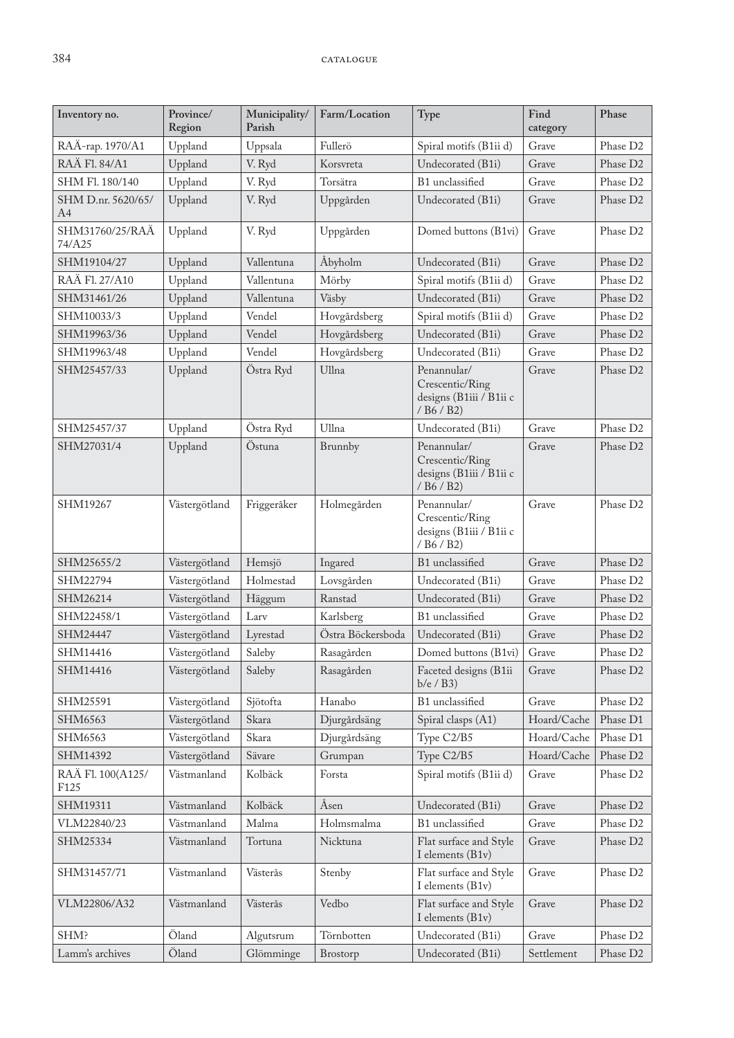| Inventory no. | Province/ Region | Municipality/ Parish | Farm/Location | Type | Find category | Phase |
|---|---|---|---|---|---|---|
| RAÄ-rap. 1970/A1 | Uppland | Uppsala | Fullerö | Spiral motifs (B1ii d) | Grave | Phase D2 |
| RAÄ Fl. 84/A1 | Uppland | V. Ryd | Korsvreta | Undecorated (B1i) | Grave | Phase D2 |
| SHM Fl. 180/140 | Uppland | V. Ryd | Torsätra | B1 unclassified | Grave | Phase D2 |
| SHM D.nr. 5620/65/ A4 | Uppland | V. Ryd | Uppgården | Undecorated (B1i) | Grave | Phase D2 |
| SHM31760/25/RAÄ 74/A25 | Uppland | V. Ryd | Uppgården | Domed buttons (B1vi) | Grave | Phase D2 |
| SHM19104/27 | Uppland | Vallentuna | Åbyholm | Undecorated (B1i) | Grave | Phase D2 |
| RAÄ Fl. 27/A10 | Uppland | Vallentuna | Mörby | Spiral motifs (B1ii d) | Grave | Phase D2 |
| SHM31461/26 | Uppland | Vallentuna | Väsby | Undecorated (B1i) | Grave | Phase D2 |
| SHM10033/3 | Uppland | Vendel | Hovgårdsberg | Spiral motifs (B1ii d) | Grave | Phase D2 |
| SHM19963/36 | Uppland | Vendel | Hovgårdsberg | Undecorated (B1i) | Grave | Phase D2 |
| SHM19963/48 | Uppland | Vendel | Hovgårdsberg | Undecorated (B1i) | Grave | Phase D2 |
| SHM25457/33 | Uppland | Östra Ryd | Ullna | Penannular/ Crescentic/Ring designs (B1iii / B1ii c / B6 / B2) | Grave | Phase D2 |
| SHM25457/37 | Uppland | Östra Ryd | Ullna | Undecorated (B1i) | Grave | Phase D2 |
| SHM27031/4 | Uppland | Östuna | Brunnby | Penannular/ Crescentic/Ring designs (B1iii / B1ii c / B6 / B2) | Grave | Phase D2 |
| SHM19267 | Västergötland | Friggeråker | Holmegården | Penannular/ Crescentic/Ring designs (B1iii / B1ii c / B6 / B2) | Grave | Phase D2 |
| SHM25655/2 | Västergötland | Hemsjö | Ingared | B1 unclassified | Grave | Phase D2 |
| SHM22794 | Västergötland | Holmestad | Lovsgården | Undecorated (B1i) | Grave | Phase D2 |
| SHM26214 | Västergötland | Häggum | Ranstad | Undecorated (B1i) | Grave | Phase D2 |
| SHM22458/1 | Västergötland | Larv | Karlsberg | B1 unclassified | Grave | Phase D2 |
| SHM24447 | Västergötland | Lyrestad | Östra Böckersboda | Undecorated (B1i) | Grave | Phase D2 |
| SHM14416 | Västergötland | Saleby | Rasagården | Domed buttons (B1vi) | Grave | Phase D2 |
| SHM14416 | Västergötland | Saleby | Rasagården | Faceted designs (B1ii b/e / B3) | Grave | Phase D2 |
| SHM25591 | Västergötland | Sjötofta | Hanabo | B1 unclassified | Grave | Phase D2 |
| SHM6563 | Västergötland | Skara | Djurgårdsäng | Spiral clasps (A1) | Hoard/Cache | Phase D1 |
| SHM6563 | Västergötland | Skara | Djurgårdsäng | Type C2/B5 | Hoard/Cache | Phase D1 |
| SHM14392 | Västergötland | Sävare | Grumpan | Type C2/B5 | Hoard/Cache | Phase D2 |
| RAÄ Fl. 100(A125/ F125 | Västmanland | Kolbäck | Forsta | Spiral motifs (B1ii d) | Grave | Phase D2 |
| SHM19311 | Västmanland | Kolbäck | Åsen | Undecorated (B1i) | Grave | Phase D2 |
| VLM22840/23 | Västmanland | Malma | Holmsmalma | B1 unclassified | Grave | Phase D2 |
| SHM25334 | Västmanland | Tortuna | Nicktuna | Flat surface and Style I elements (B1v) | Grave | Phase D2 |
| SHM31457/71 | Västmanland | Västerås | Stenby | Flat surface and Style I elements (B1v) | Grave | Phase D2 |
| VLM22806/A32 | Västmanland | Västerås | Vedbo | Flat surface and Style I elements (B1v) | Grave | Phase D2 |
| SHM? | Öland | Algutsrum | Törnbotten | Undecorated (B1i) | Grave | Phase D2 |
| Lamm's archives | Öland | Glömminge | Brostorp | Undecorated (B1i) | Settlement | Phase D2 |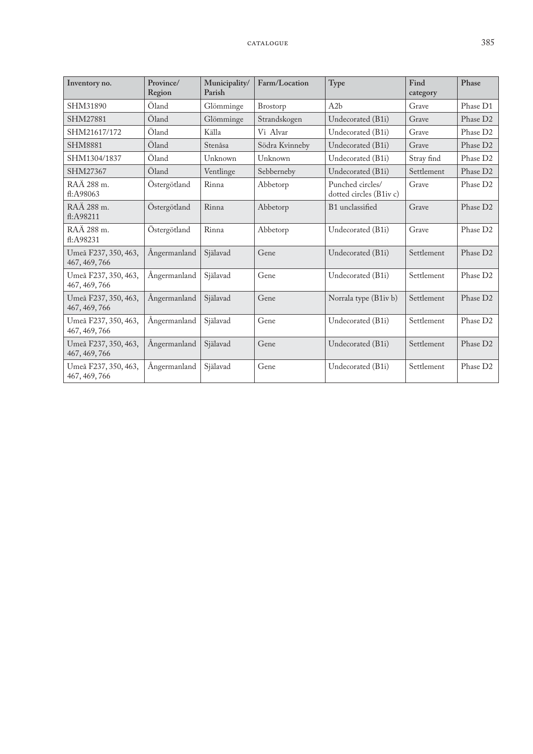| Inventory no. | Province/ Region | Municipality/ Parish | Farm/Location | Type | Find category | Phase |
|---|---|---|---|---|---|---|
| SHM31890 | Öland | Glömminge | Brostorp | A2b | Grave | Phase D1 |
| SHM27881 | Öland | Glömminge | Strandskogen | Undecorated (B1i) | Grave | Phase D2 |
| SHM21617/172 | Öland | Källa | Vi Alvar | Undecorated (B1i) | Grave | Phase D2 |
| SHM8881 | Öland | Stenåsa | Södra Kvinneby | Undecorated (B1i) | Grave | Phase D2 |
| SHM1304/1837 | Öland | Unknown | Unknown | Undecorated (B1i) | Stray find | Phase D2 |
| SHM27367 | Öland | Ventlinge | Sebberneby | Undecorated (B1i) | Settlement | Phase D2 |
| RAÄ 288 m. fl:A98063 | Östergötland | Rinna | Abbetorp | Punched circles/ dotted circles (B1iv c) | Grave | Phase D2 |
| RAÄ 288 m. fl:A98211 | Östergötland | Rinna | Abbetorp | B1 unclassified | Grave | Phase D2 |
| RAÄ 288 m. fl:A98231 | Östergötland | Rinna | Abbetorp | Undecorated (B1i) | Grave | Phase D2 |
| Umeå F237, 350, 463, 467, 469, 766 | Ångermanland | Själavad | Gene | Undecorated (B1i) | Settlement | Phase D2 |
| Umeå F237, 350, 463, 467, 469, 766 | Ångermanland | Själavad | Gene | Undecorated (B1i) | Settlement | Phase D2 |
| Umeå F237, 350, 463, 467, 469, 766 | Ångermanland | Själavad | Gene | Norrala type (B1iv b) | Settlement | Phase D2 |
| Umeå F237, 350, 463, 467, 469, 766 | Ångermanland | Själavad | Gene | Undecorated (B1i) | Settlement | Phase D2 |
| Umeå F237, 350, 463, 467, 469, 766 | Ångermanland | Själavad | Gene | Undecorated (B1i) | Settlement | Phase D2 |
| Umeå F237, 350, 463, 467, 469, 766 | Ångermanland | Själavad | Gene | Undecorated (B1i) | Settlement | Phase D2 |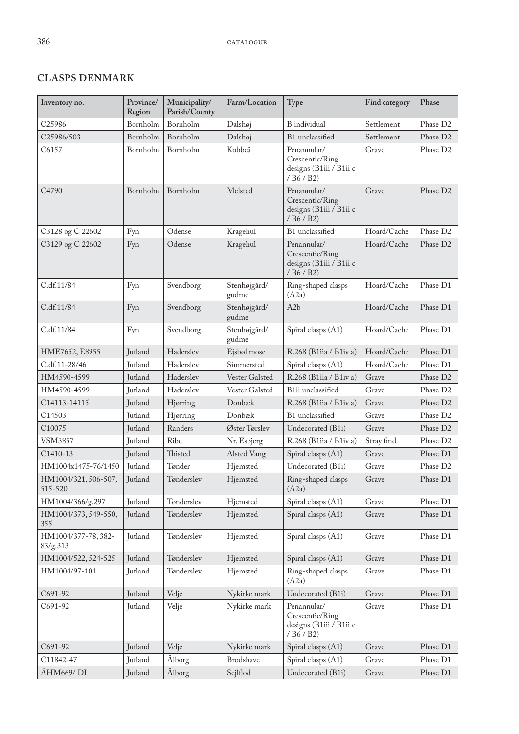## CLASPS DENMARK

| Inventory no. | Province/ Region | Municipality/ Parish/County | Farm/Location | Type | Find category | Phase |
|---|---|---|---|---|---|---|
| C25986 | Bornholm | Bornholm | Dalshøj | B individual | Settlement | Phase D2 |
| C25986/503 | Bornholm | Bornholm | Dalshøj | B1 unclassified | Settlement | Phase D2 |
| C6157 | Bornholm | Bornholm | Kobbeå | Penannular/ Crescentic/Ring designs (B1iii / B1ii c / B6 / B2) | Grave | Phase D2 |
| C4790 | Bornholm | Bornholm | Melsted | Penannular/ Crescentic/Ring designs (B1iii / B1ii c / B6 / B2) | Grave | Phase D2 |
| C3128 og C 22602 | Fyn | Odense | Kragehul | B1 unclassified | Hoard/Cache | Phase D2 |
| C3129 og C 22602 | Fyn | Odense | Kragehul | Penannular/ Crescentic/Ring designs (B1iii / B1ii c / B6 / B2) | Hoard/Cache | Phase D2 |
| C.df.11/84 | Fyn | Svendborg | Stenhøjgård/ gudme | Ring-shaped clasps (A2a) | Hoard/Cache | Phase D1 |
| C.df.11/84 | Fyn | Svendborg | Stenhøjgård/ gudme | A2b | Hoard/Cache | Phase D1 |
| C.df.11/84 | Fyn | Svendborg | Stenhøjgård/ gudme | Spiral clasps (A1) | Hoard/Cache | Phase D1 |
| HME7652, E8955 | Jutland | Haderslev | Ejsbøl mose | R.268 (B1iia / B1iv a) | Hoard/Cache | Phase D1 |
| C.df.11-28/46 | Jutland | Haderslev | Simmersted | Spiral clasps (A1) | Hoard/Cache | Phase D1 |
| HM4590-4599 | Jutland | Haderslev | Vester Galsted | R.268 (B1iia / B1iv a) | Grave | Phase D2 |
| HM4590-4599 | Jutland | Haderslev | Vester Galsted | B1ii unclassified | Grave | Phase D2 |
| C14113-14115 | Jutland | Hjørring | Donbæk | R.268 (B1iia / B1iv a) | Grave | Phase D2 |
| C14503 | Jutland | Hjørring | Donbæk | B1 unclassified | Grave | Phase D2 |
| C10075 | Jutland | Randers | Øster Tørslev | Undecorated (B1i) | Grave | Phase D2 |
| VSM3857 | Jutland | Ribe | Nr. Esbjerg | R.268 (B1iia / B1iv a) | Stray find | Phase D2 |
| C1410-13 | Jutland | Thisted | Alsted Vang | Spiral clasps (A1) | Grave | Phase D1 |
| HM1004x1475-76/1450 | Jutland | Tønder | Hjemsted | Undecorated (B1i) | Grave | Phase D2 |
| HM1004/321, 506-507, 515-520 | Jutland | Tønderslev | Hjemsted | Ring-shaped clasps (A2a) | Grave | Phase D1 |
| HM1004/366/g.297 | Jutland | Tønderslev | Hjemsted | Spiral clasps (A1) | Grave | Phase D1 |
| HM1004/373, 549-550, 355 | Jutland | Tønderslev | Hjemsted | Spiral clasps (A1) | Grave | Phase D1 |
| HM1004/377-78, 382-83/g.313 | Jutland | Tønderslev | Hjemsted | Spiral clasps (A1) | Grave | Phase D1 |
| HM1004/522, 524-525 | Jutland | Tønderslev | Hjemsted | Spiral clasps (A1) | Grave | Phase D1 |
| HM1004/97-101 | Jutland | Tønderslev | Hjemsted | Ring-shaped clasps (A2a) | Grave | Phase D1 |
| C691-92 | Jutland | Velje | Nykirke mark | Undecorated (B1i) | Grave | Phase D1 |
| C691-92 | Jutland | Velje | Nykirke mark | Penannular/ Crescentic/Ring designs (B1iii / B1ii c / B6 / B2) | Grave | Phase D1 |
| C691-92 | Jutland | Velje | Nykirke mark | Spiral clasps (A1) | Grave | Phase D1 |
| C11842-47 | Jutland | Ålborg | Brodshave | Spiral clasps (A1) | Grave | Phase D1 |
| ÅHM669/ DI | Jutland | Ålborg | Sejlflod | Undecorated (B1i) | Grave | Phase D1 |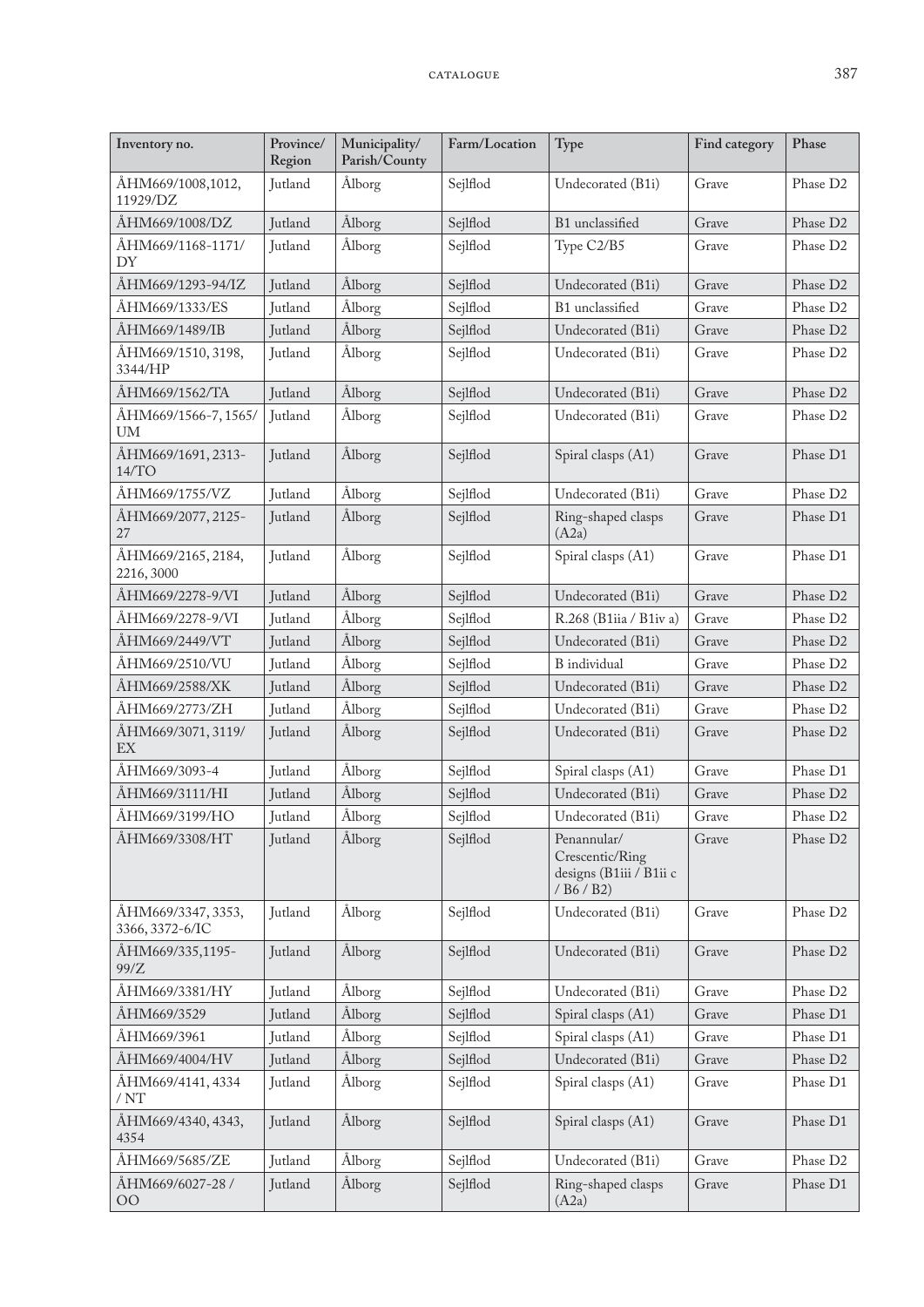| Inventory no. | Province/ Region | Municipality/ Parish/County | Farm/Location | Type | Find category | Phase |
|---|---|---|---|---|---|---|
| ÅHM669/1008,1012, 11929/DZ | Jutland | Ålborg | Sejlflod | Undecorated (B1i) | Grave | Phase D2 |
| ÅHM669/1008/DZ | Jutland | Ålborg | Sejlflod | B1 unclassified | Grave | Phase D2 |
| ÅHM669/1168-1171/ DY | Jutland | Ålborg | Sejlflod | Type C2/B5 | Grave | Phase D2 |
| ÅHM669/1293-94/IZ | Jutland | Ålborg | Sejlflod | Undecorated (B1i) | Grave | Phase D2 |
| ÅHM669/1333/ES | Jutland | Ålborg | Sejlflod | B1 unclassified | Grave | Phase D2 |
| ÅHM669/1489/IB | Jutland | Ålborg | Sejlflod | Undecorated (B1i) | Grave | Phase D2 |
| ÅHM669/1510, 3198, 3344/HP | Jutland | Ålborg | Sejlflod | Undecorated (B1i) | Grave | Phase D2 |
| ÅHM669/1562/TA | Jutland | Ålborg | Sejlflod | Undecorated (B1i) | Grave | Phase D2 |
| ÅHM669/1566-7, 1565/ UM | Jutland | Ålborg | Sejlflod | Undecorated (B1i) | Grave | Phase D2 |
| ÅHM669/1691, 2313-14/TO | Jutland | Ålborg | Sejlflod | Spiral clasps (A1) | Grave | Phase D1 |
| ÅHM669/1755/VZ | Jutland | Ålborg | Sejlflod | Undecorated (B1i) | Grave | Phase D2 |
| ÅHM669/2077, 2125-27 | Jutland | Ålborg | Sejlflod | Ring-shaped clasps (A2a) | Grave | Phase D1 |
| ÅHM669/2165, 2184, 2216, 3000 | Jutland | Ålborg | Sejlflod | Spiral clasps (A1) | Grave | Phase D1 |
| ÅHM669/2278-9/VI | Jutland | Ålborg | Sejlflod | Undecorated (B1i) | Grave | Phase D2 |
| ÅHM669/2278-9/VI | Jutland | Ålborg | Sejlflod | R.268 (B1iia / B1iv a) | Grave | Phase D2 |
| ÅHM669/2449/VT | Jutland | Ålborg | Sejlflod | Undecorated (B1i) | Grave | Phase D2 |
| ÅHM669/2510/VU | Jutland | Ålborg | Sejlflod | B individual | Grave | Phase D2 |
| ÅHM669/2588/XK | Jutland | Ålborg | Sejlflod | Undecorated (B1i) | Grave | Phase D2 |
| ÅHM669/2773/ZH | Jutland | Ålborg | Sejlflod | Undecorated (B1i) | Grave | Phase D2 |
| ÅHM669/3071, 3119/ EX | Jutland | Ålborg | Sejlflod | Undecorated (B1i) | Grave | Phase D2 |
| ÅHM669/3093-4 | Jutland | Ålborg | Sejlflod | Spiral clasps (A1) | Grave | Phase D1 |
| ÅHM669/3111/HI | Jutland | Ålborg | Sejlflod | Undecorated (B1i) | Grave | Phase D2 |
| ÅHM669/3199/HO | Jutland | Ålborg | Sejlflod | Undecorated (B1i) | Grave | Phase D2 |
| ÅHM669/3308/HT | Jutland | Ålborg | Sejlflod | Penannular/ Crescentic/Ring designs (B1iii / B1ii c / B6 / B2) | Grave | Phase D2 |
| ÅHM669/3347, 3353, 3366, 3372-6/IC | Jutland | Ålborg | Sejlflod | Undecorated (B1i) | Grave | Phase D2 |
| ÅHM669/335,1195-99/Z | Jutland | Ålborg | Sejlflod | Undecorated (B1i) | Grave | Phase D2 |
| ÅHM669/3381/HY | Jutland | Ålborg | Sejlflod | Undecorated (B1i) | Grave | Phase D2 |
| ÅHM669/3529 | Jutland | Ålborg | Sejlflod | Spiral clasps (A1) | Grave | Phase D1 |
| ÅHM669/3961 | Jutland | Ålborg | Sejlflod | Spiral clasps (A1) | Grave | Phase D1 |
| ÅHM669/4004/HV | Jutland | Ålborg | Sejlflod | Undecorated (B1i) | Grave | Phase D2 |
| ÅHM669/4141, 4334 / NT | Jutland | Ålborg | Sejlflod | Spiral clasps (A1) | Grave | Phase D1 |
| ÅHM669/4340, 4343, 4354 | Jutland | Ålborg | Sejlflod | Spiral clasps (A1) | Grave | Phase D1 |
| ÅHM669/5685/ZE | Jutland | Ålborg | Sejlflod | Undecorated (B1i) | Grave | Phase D2 |
| ÅHM669/6027-28 / OO | Jutland | Ålborg | Sejlflod | Ring-shaped clasps (A2a) | Grave | Phase D1 |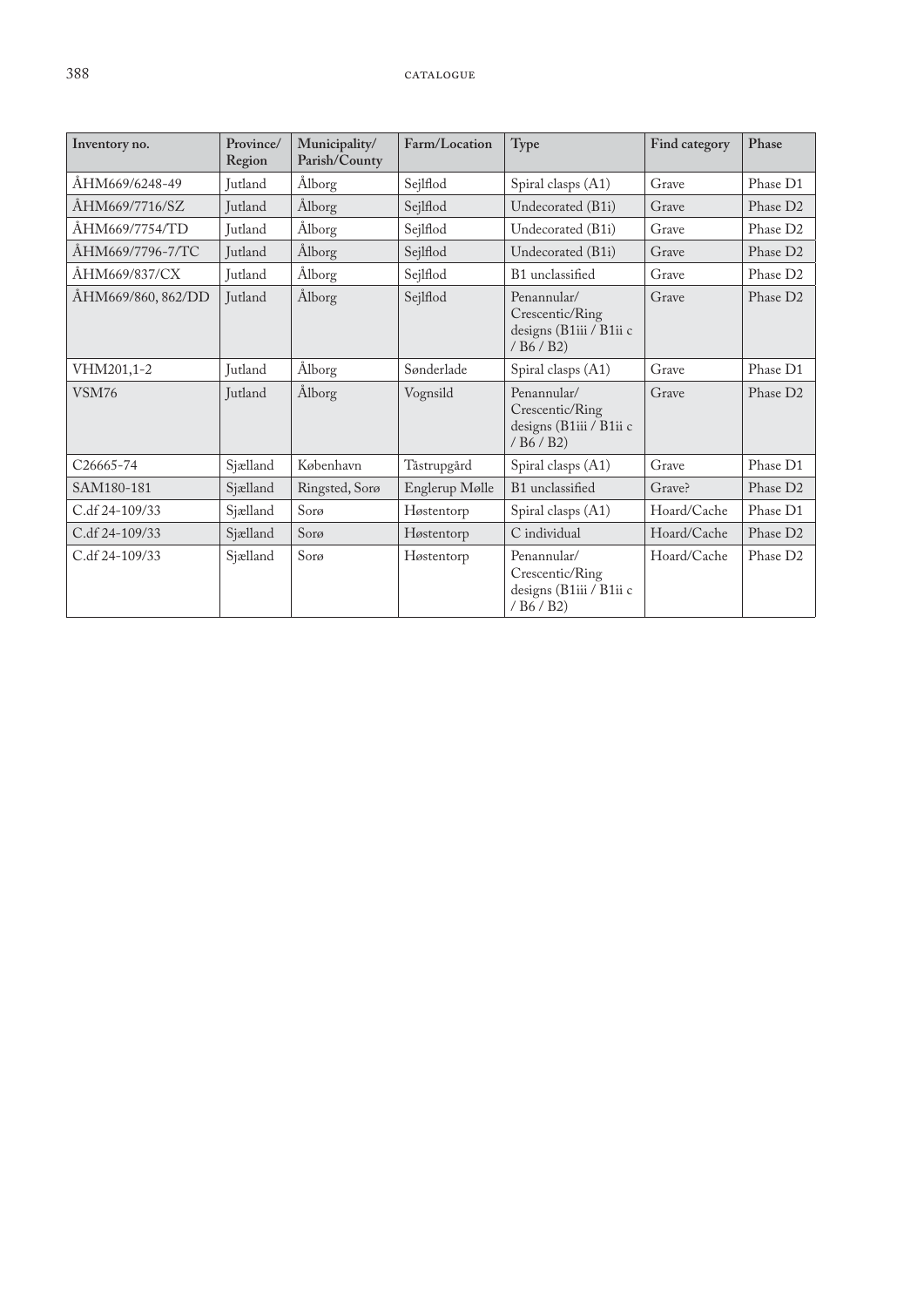| Inventory no. | Province/ Region | Municipality/ Parish/County | Farm/Location | Type | Find category | Phase |
|---|---|---|---|---|---|---|
| ÅHM669/6248-49 | Jutland | Ålborg | Sejlflod | Spiral clasps (A1) | Grave | Phase D1 |
| ÅHM669/7716/SZ | Jutland | Ålborg | Sejlflod | Undecorated (B1i) | Grave | Phase D2 |
| ÅHM669/7754/TD | Jutland | Ålborg | Sejlflod | Undecorated (B1i) | Grave | Phase D2 |
| ÅHM669/7796-7/TC | Jutland | Ålborg | Sejlflod | Undecorated (B1i) | Grave | Phase D2 |
| ÅHM669/837/CX | Jutland | Ålborg | Sejlflod | B1 unclassified | Grave | Phase D2 |
| ÅHM669/860, 862/DD | Jutland | Ålborg | Sejlflod | Penannular/ Crescentic/Ring designs (B1iii / B1ii c / B6 / B2) | Grave | Phase D2 |
| VHM201,1-2 | Jutland | Ålborg | Sønderlade | Spiral clasps (A1) | Grave | Phase D1 |
| VSM76 | Jutland | Ålborg | Vognsild | Penannular/ Crescentic/Ring designs (B1iii / B1ii c / B6 / B2) | Grave | Phase D2 |
| C26665-74 | Sjælland | København | Tåstrupgård | Spiral clasps (A1) | Grave | Phase D1 |
| SAM180-181 | Sjælland | Ringsted, Sorø | Englerup Mølle | B1 unclassified | Grave? | Phase D2 |
| C.df 24-109/33 | Sjælland | Sorø | Høstentorp | Spiral clasps (A1) | Hoard/Cache | Phase D1 |
| C.df 24-109/33 | Sjælland | Sorø | Høstentorp | C individual | Hoard/Cache | Phase D2 |
| C.df 24-109/33 | Sjælland | Sorø | Høstentorp | Penannular/ Crescentic/Ring designs (B1iii / B1ii c / B6 / B2) | Hoard/Cache | Phase D2 |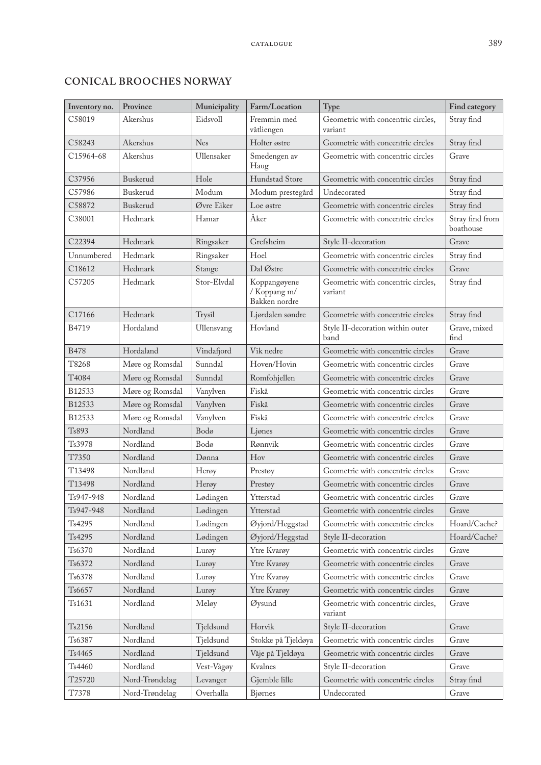## CONICAL BROOCHES NORWAY

| Inventory no. | Province | Municipality | Farm/Location | Type | Find category |
|---|---|---|---|---|---|
| C58019 | Akershus | Eidsvoll | Fremmin med våtliengen | Geometric with concentric circles, variant | Stray find |
| C58243 | Akershus | Nes | Holter østre | Geometric with concentric circles | Stray find |
| C15964-68 | Akershus | Ullensaker | Smedengen av Haug | Geometric with concentric circles | Grave |
| C37956 | Buskerud | Hole | Hundstad Store | Geometric with concentric circles | Stray find |
| C57986 | Buskerud | Modum | Modum prestegård | Undecorated | Stray find |
| C58872 | Buskerud | Øvre Eiker | Loe østre | Geometric with concentric circles | Stray find |
| C38001 | Hedmark | Hamar | Åker | Geometric with concentric circles | Stray find from boathouse |
| C22394 | Hedmark | Ringsaker | Grefsheim | Style II-decoration | Grave |
| Unnumbered | Hedmark | Ringsaker | Hoel | Geometric with concentric circles | Stray find |
| C18612 | Hedmark | Stange | Dal Østre | Geometric with concentric circles | Grave |
| C57205 | Hedmark | Stor-Elvdal | Koppangøyene / Koppang m/ Bakken nordre | Geometric with concentric circles, variant | Stray find |
| C17166 | Hedmark | Trysil | Ljørdalen søndre | Geometric with concentric circles | Stray find |
| B4719 | Hordaland | Ullensvang | Hovland | Style II-decoration within outer band | Grave, mixed find |
| B478 | Hordaland | Vindafjord | Vik nedre | Geometric with concentric circles | Grave |
| T8268 | Møre og Romsdal | Sunndal | Hoven/Hovin | Geometric with concentric circles | Grave |
| T4084 | Møre og Romsdal | Sunndal | Romfohjellen | Geometric with concentric circles | Grave |
| B12533 | Møre og Romsdal | Vanylven | Fiskå | Geometric with concentric circles | Grave |
| B12533 | Møre og Romsdal | Vanylven | Fiskå | Geometric with concentric circles | Grave |
| B12533 | Møre og Romsdal | Vanylven | Fiskå | Geometric with concentric circles | Grave |
| Ts893 | Nordland | Bodø | Ljønes | Geometric with concentric circles | Grave |
| Ts3978 | Nordland | Bodø | Rønnvik | Geometric with concentric circles | Grave |
| T7350 | Nordland | Dønna | Hov | Geometric with concentric circles | Grave |
| T13498 | Nordland | Herøy | Prestøy | Geometric with concentric circles | Grave |
| T13498 | Nordland | Herøy | Prestøy | Geometric with concentric circles | Grave |
| Ts947-948 | Nordland | Lødingen | Ytterstad | Geometric with concentric circles | Grave |
| Ts947-948 | Nordland | Lødingen | Ytterstad | Geometric with concentric circles | Grave |
| Ts4295 | Nordland | Lødingen | Øyjord/Heggstad | Geometric with concentric circles | Hoard/Cache? |
| Ts4295 | Nordland | Lødingen | Øyjord/Heggstad | Style II-decoration | Hoard/Cache? |
| Ts6370 | Nordland | Lurøy | Ytre Kvarøy | Geometric with concentric circles | Grave |
| Ts6372 | Nordland | Lurøy | Ytre Kvarøy | Geometric with concentric circles | Grave |
| Ts6378 | Nordland | Lurøy | Ytre Kvarøy | Geometric with concentric circles | Grave |
| Ts6657 | Nordland | Lurøy | Ytre Kvarøy | Geometric with concentric circles | Grave |
| Ts1631 | Nordland | Meløy | Øysund | Geometric with concentric circles, variant | Grave |
| Ts2156 | Nordland | Tjeldsund | Horvik | Style II-decoration | Grave |
| Ts6387 | Nordland | Tjeldsund | Stokke på Tjeldøya | Geometric with concentric circles | Grave |
| Ts4465 | Nordland | Tjeldsund | Våje på Tjeldøya | Geometric with concentric circles | Grave |
| Ts4460 | Nordland | Vest-Vågøy | Kvalnes | Style II-decoration | Grave |
| T25720 | Nord-Trøndelag | Levanger | Gjemble lille | Geometric with concentric circles | Stray find |
| T7378 | Nord-Trøndelag | Overhalla | Bjørnes | Undecorated | Grave |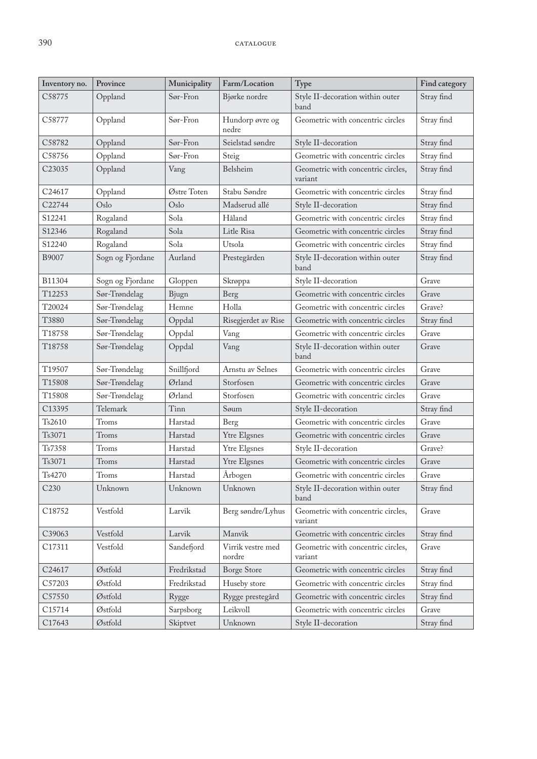| Inventory no. | Province | Municipality | Farm/Location | Type | Find category |
|---|---|---|---|---|---|
| C58775 | Oppland | Sør-Fron | Bjørke nordre | Style II-decoration within outer band | Stray find |
| C58777 | Oppland | Sør-Fron | Hundorp øvre og nedre | Geometric with concentric circles | Stray find |
| C58782 | Oppland | Sør-Fron | Seielstad søndre | Style II-decoration | Stray find |
| C58756 | Oppland | Sør-Fron | Steig | Geometric with concentric circles | Stray find |
| C23035 | Oppland | Vang | Belsheim | Geometric with concentric circles, variant | Stray find |
| C24617 | Oppland | Østre Toten | Stabu Søndre | Geometric with concentric circles | Stray find |
| C22744 | Oslo | Oslo | Madserud allé | Style II-decoration | Stray find |
| S12241 | Rogaland | Sola | Håland | Geometric with concentric circles | Stray find |
| S12346 | Rogaland | Sola | Litle Risa | Geometric with concentric circles | Stray find |
| S12240 | Rogaland | Sola | Utsola | Geometric with concentric circles | Stray find |
| B9007 | Sogn og Fjordane | Aurland | Prestegården | Style II-decoration within outer band | Stray find |
| B11304 | Sogn og Fjordane | Gloppen | Skrøppa | Style II-decoration | Grave |
| T12253 | Sør-Trøndelag | Bjugn | Berg | Geometric with concentric circles | Grave |
| T20024 | Sør-Trøndelag | Hemne | Holla | Geometric with concentric circles | Grave? |
| T3880 | Sør-Trøndelag | Oppdal | Risegjerdet av Rise | Geometric with concentric circles | Stray find |
| T18758 | Sør-Trøndelag | Oppdal | Vang | Geometric with concentric circles | Grave |
| T18758 | Sør-Trøndelag | Oppdal | Vang | Style II-decoration within outer band | Grave |
| T19507 | Sør-Trøndelag | Snillfjord | Arnstu av Selnes | Geometric with concentric circles | Grave |
| T15808 | Sør-Trøndelag | Ørland | Storfosen | Geometric with concentric circles | Grave |
| T15808 | Sør-Trøndelag | Ørland | Storfosen | Geometric with concentric circles | Grave |
| C13395 | Telemark | Tinn | Søum | Style II-decoration | Stray find |
| Ts2610 | Troms | Harstad | Berg | Geometric with concentric circles | Grave |
| Ts3071 | Troms | Harstad | Ytre Elgsnes | Geometric with concentric circles | Grave |
| Ts7358 | Troms | Harstad | Ytre Elgsnes | Style II-decoration | Grave? |
| Ts3071 | Troms | Harstad | Ytre Elgsnes | Geometric with concentric circles | Grave |
| Ts4270 | Troms | Harstad | Årbogen | Geometric with concentric circles | Grave |
| C230 | Unknown | Unknown | Unknown | Style II-decoration within outer band | Stray find |
| C18752 | Vestfold | Larvik | Berg søndre/Lyhus | Geometric with concentric circles, variant | Grave |
| C39063 | Vestfold | Larvik | Manvik | Geometric with concentric circles | Stray find |
| C17311 | Vestfold | Sandefjord | Virrik vestre med nordre | Geometric with concentric circles, variant | Grave |
| C24617 | Østfold | Fredrikstad | Borge Store | Geometric with concentric circles | Stray find |
| C57203 | Østfold | Fredrikstad | Huseby store | Geometric with concentric circles | Stray find |
| C57550 | Østfold | Rygge | Rygge prestegård | Geometric with concentric circles | Stray find |
| C15714 | Østfold | Sarpsborg | Leikvoll | Geometric with concentric circles | Grave |
| C17643 | Østfold | Skiptvet | Unknown | Style II-decoration | Stray find |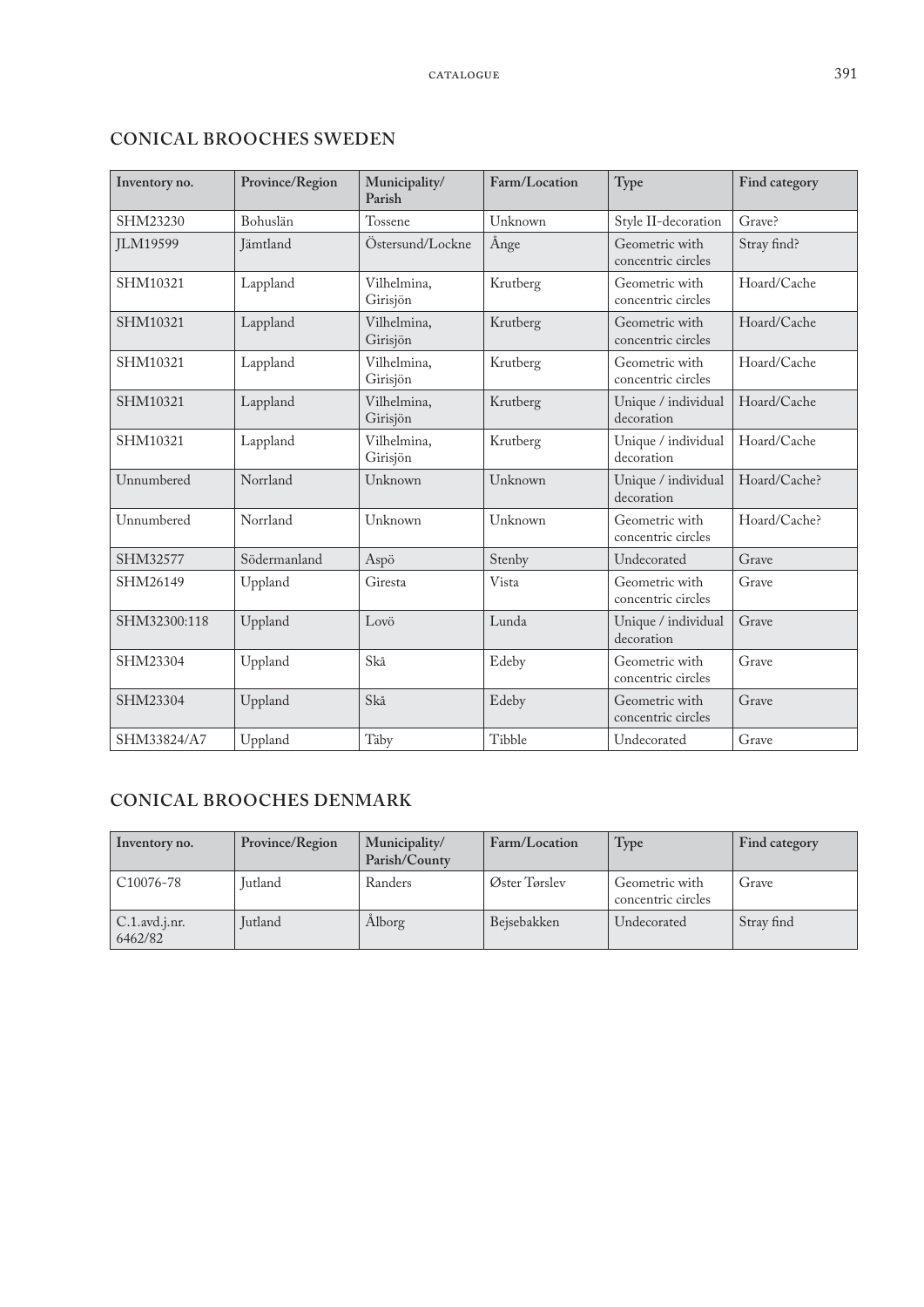## CONICAL BROOCHES SWEDEN

| Inventory no. | Province/Region | Municipality/ Parish | Farm/Location | Type | Find category |
|---|---|---|---|---|---|
| SHM23230 | Bohuslän | Tossene | Unknown | Style II-decoration | Grave? |
| JLM19599 | Jämtland | Östersund/Lockne | Ånge | Geometric with concentric circles | Stray find? |
| SHM10321 | Lappland | Vilhelmina, Girisjön | Krutberg | Geometric with concentric circles | Hoard/Cache |
| SHM10321 | Lappland | Vilhelmina, Girisjön | Krutberg | Geometric with concentric circles | Hoard/Cache |
| SHM10321 | Lappland | Vilhelmina, Girisjön | Krutberg | Geometric with concentric circles | Hoard/Cache |
| SHM10321 | Lappland | Vilhelmina, Girisjön | Krutberg | Unique / individual decoration | Hoard/Cache |
| SHM10321 | Lappland | Vilhelmina, Girisjön | Krutberg | Unique / individual decoration | Hoard/Cache |
| Unnumbered | Norrland | Unknown | Unknown | Unique / individual decoration | Hoard/Cache? |
| Unnumbered | Norrland | Unknown | Unknown | Geometric with concentric circles | Hoard/Cache? |
| SHM32577 | Södermanland | Aspö | Stenby | Undecorated | Grave |
| SHM26149 | Uppland | Giresta | Vista | Geometric with concentric circles | Grave |
| SHM32300:118 | Uppland | Lovö | Lunda | Unique / individual decoration | Grave |
| SHM23304 | Uppland | Skå | Edeby | Geometric with concentric circles | Grave |
| SHM23304 | Uppland | Skå | Edeby | Geometric with concentric circles | Grave |
| SHM33824/A7 | Uppland | Täby | Tibble | Undecorated | Grave |

## CONICAL BROOCHES DENMARK

| Inventory no. | Province/Region | Municipality/ Parish/County | Farm/Location | Type | Find category |
|---|---|---|---|---|---|
| C10076-78 | Jutland | Randers | Øster Tørslev | Geometric with concentric circles | Grave |
| C.1.avd.j.nr. 6462/82 | Jutland | Ålborg | Bejsebakken | Undecorated | Stray find |